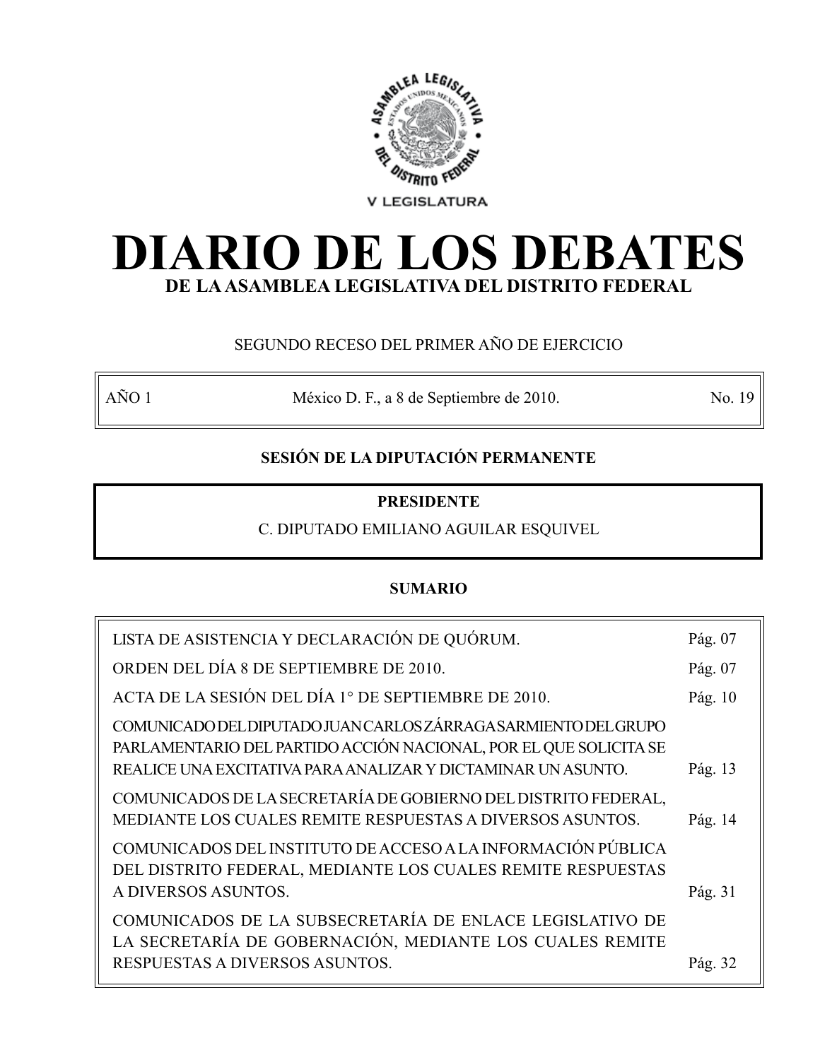ASAMBLEA LEGISLATIVA DEL DISTRITO FEDERAL

ESTADOS UNIDOS MEXICANOS

V LEGISLATURA

# DIARIO DE LOS DEBATES

## DE LA ASAMBLEA LEGISLATIVA DEL DISTRITO FEDERAL

SEGUNDO RECESO DEL PRIMER AÑO DE EJERCICIO

| AÑO 1 | México D. F., a 8 de Septiembre de 2010. | No. 19 |
|---|---|---|

**SESIÓN DE LA DIPUTACIÓN PERMANENTE**

**PRESIDENTE**

C. DIPUTADO EMILIANO AGUILAR ESQUIVEL

**SUMARIO**

| | |
|---|---|
| LISTA DE ASISTENCIA Y DECLARACIÓN DE QUÓRUM. | Pág. 07 |
| ORDEN DEL DÍA 8 DE SEPTIEMBRE DE 2010. | Pág. 07 |
| ACTA DE LA SESIÓN DEL DÍA 1° DE SEPTIEMBRE DE 2010. | Pág. 10 |
| COMUNICADO DEL DIPUTADO JUAN CARLOS ZÁRRAGA SARMIENTO DEL GRUPO PARLAMENTARIO DEL PARTIDO ACCIÓN NACIONAL, POR EL QUE SOLICITA SE REALICE UNA EXCITATIVA PARA ANALIZAR Y DICTAMINAR UN ASUNTO. | Pág. 13 |
| COMUNICADOS DE LA SECRETARÍA DE GOBIERNO DEL DISTRITO FEDERAL, MEDIANTE LOS CUALES REMITE RESPUESTAS A DIVERSOS ASUNTOS. | Pág. 14 |
| COMUNICADOS DEL INSTITUTO DE ACCESO A LA INFORMACIÓN PÚBLICA DEL DISTRITO FEDERAL, MEDIANTE LOS CUALES REMITE RESPUESTAS A DIVERSOS ASUNTOS. | Pág. 31 |
| COMUNICADOS DE LA SUBSECRETARÍA DE ENLACE LEGISLATIVO DE LA SECRETARÍA DE GOBERNACIÓN, MEDIANTE LOS CUALES REMITE RESPUESTAS A DIVERSOS ASUNTOS. | Pág. 32 |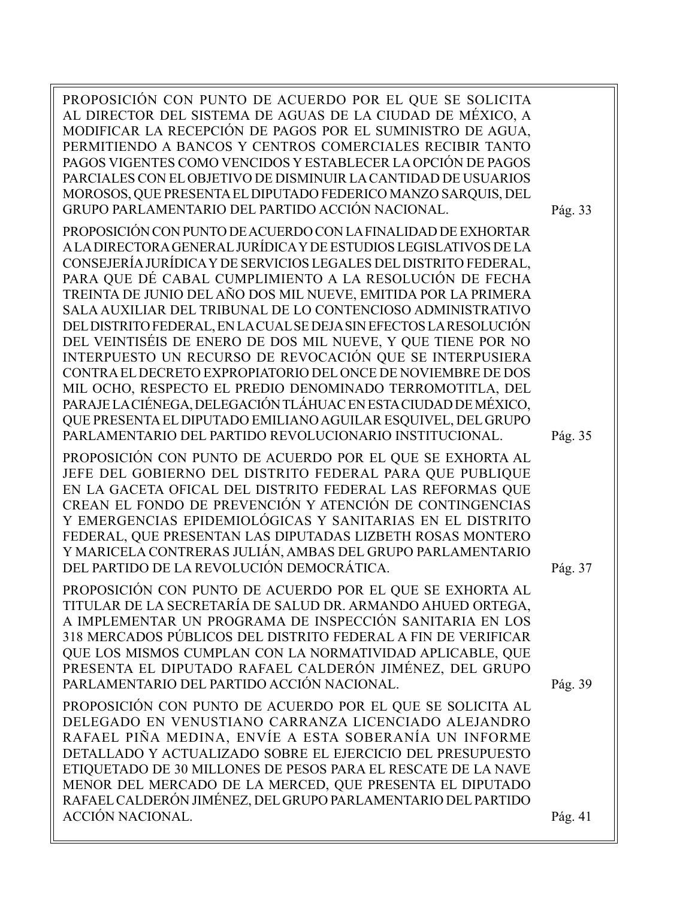PROPOSICIÓN CON PUNTO DE ACUERDO POR EL QUE SE SOLICITA AL DIRECTOR DEL SISTEMA DE AGUAS DE LA CIUDAD DE MÉXICO, A MODIFICAR LA RECEPCIÓN DE PAGOS POR EL SUMINISTRO DE AGUA, PERMITIENDO A BANCOS Y CENTROS COMERCIALES RECIBIR TANTO PAGOS VIGENTES COMO VENCIDOS Y ESTABLECER LA OPCIÓN DE PAGOS PARCIALES CON EL OBJETIVO DE DISMINUIR LA CANTIDAD DE USUARIOS MOROSOS, QUE PRESENTA EL DIPUTADO FEDERICO MANZO SARQUIS, DEL GRUPO PARLAMENTARIO DEL PARTIDO ACCIÓN NACIONAL. Pág. 33

PROPOSICIÓN CON PUNTO DE ACUERDO CON LA FINALIDAD DE EXHORTAR A LA DIRECTORA GENERAL JURÍDICA Y DE ESTUDIOS LEGISLATIVOS DE LA CONSEJERÍA JURÍDICA Y DE SERVICIOS LEGALES DEL DISTRITO FEDERAL, PARA QUE DÉ CABAL CUMPLIMIENTO A LA RESOLUCIÓN DE FECHA TREINTA DE JUNIO DEL AÑO DOS MIL NUEVE, EMITIDA POR LA PRIMERA SALA AUXILIAR DEL TRIBUNAL DE LO CONTENCIOSO ADMINISTRATIVO DEL DISTRITO FEDERAL, EN LA CUAL SE DEJA SIN EFECTOS LA RESOLUCIÓN DEL VEINTISÉIS DE ENERO DE DOS MIL NUEVE, Y QUE TIENE POR NO INTERPUESTO UN RECURSO DE REVOCACIÓN QUE SE INTERPUSIERA CONTRA EL DECRETO EXPROPIATORIO DEL ONCE DE NOVIEMBRE DE DOS MIL OCHO, RESPECTO EL PREDIO DENOMINADO TERROMOTITLA, DEL PARAJE LA CIÉNEGA, DELEGACIÓN TLÁHUAC EN ESTA CIUDAD DE MÉXICO, QUE PRESENTA EL DIPUTADO EMILIANO AGUILAR ESQUIVEL, DEL GRUPO PARLAMENTARIO DEL PARTIDO REVOLUCIONARIO INSTITUCIONAL. Pág. 35

PROPOSICIÓN CON PUNTO DE ACUERDO POR EL QUE SE EXHORTA AL JEFE DEL GOBIERNO DEL DISTRITO FEDERAL PARA QUE PUBLIQUE EN LA GACETA OFICAL DEL DISTRITO FEDERAL LAS REFORMAS QUE CREAN EL FONDO DE PREVENCIÓN Y ATENCIÓN DE CONTINGENCIAS Y EMERGENCIAS EPIDEMIOLÓGICAS Y SANITARIAS EN EL DISTRITO FEDERAL, QUE PRESENTAN LAS DIPUTADAS LIZBETH ROSAS MONTERO Y MARICELA CONTRERAS JULIÁN, AMBAS DEL GRUPO PARLAMENTARIO DEL PARTIDO DE LA REVOLUCIÓN DEMOCRÁTICA. Pág. 37

PROPOSICIÓN CON PUNTO DE ACUERDO POR EL QUE SE EXHORTA AL TITULAR DE LA SECRETARÍA DE SALUD DR. ARMANDO AHUED ORTEGA, A IMPLEMENTAR UN PROGRAMA DE INSPECCIÓN SANITARIA EN LOS 318 MERCADOS PÚBLICOS DEL DISTRITO FEDERAL A FIN DE VERIFICAR QUE LOS MISMOS CUMPLAN CON LA NORMATIVIDAD APLICABLE, QUE PRESENTA EL DIPUTADO RAFAEL CALDERÓN JIMÉNEZ, DEL GRUPO PARLAMENTARIO DEL PARTIDO ACCIÓN NACIONAL. Pág. 39

PROPOSICIÓN CON PUNTO DE ACUERDO POR EL QUE SE SOLICITA AL DELEGADO EN VENUSTIANO CARRANZA LICENCIADO ALEJANDRO RAFAEL PIÑA MEDINA, ENVÍE A ESTA SOBERANÍA UN INFORME DETALLADO Y ACTUALIZADO SOBRE EL EJERCICIO DEL PRESUPUESTO ETIQUETADO DE 30 MILLONES DE PESOS PARA EL RESCATE DE LA NAVE MENOR DEL MERCADO DE LA MERCED, QUE PRESENTA EL DIPUTADO RAFAEL CALDERÓN JIMÉNEZ, DEL GRUPO PARLAMENTARIO DEL PARTIDO ACCIÓN NACIONAL. Pág. 41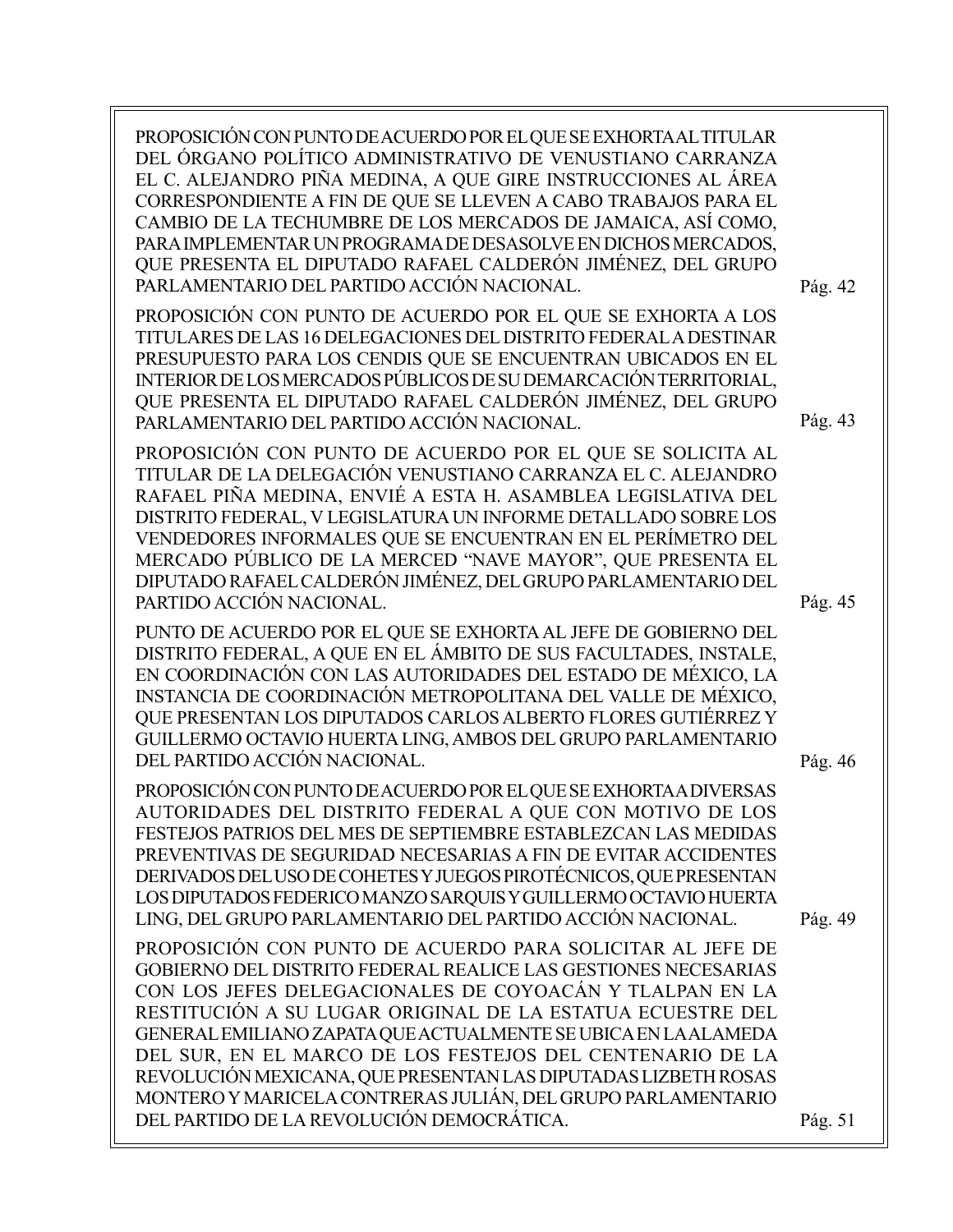PROPOSICIÓN CON PUNTO DE ACUERDO POR EL QUE SE EXHORTA AL TITULAR DEL ÓRGANO POLÍTICO ADMINISTRATIVO DE VENUSTIANO CARRANZA EL C. ALEJANDRO PIÑA MEDINA, A QUE GIRE INSTRUCCIONES AL ÁREA CORRESPONDIENTE A FIN DE QUE SE LLEVEN A CABO TRABAJOS PARA EL CAMBIO DE LA TECHUMBRE DE LOS MERCADOS DE JAMAICA, ASÍ COMO, PARA IMPLEMENTAR UN PROGRAMA DE DESASOLVE EN DICHOS MERCADOS, QUE PRESENTA EL DIPUTADO RAFAEL CALDERÓN JIMÉNEZ, DEL GRUPO PARLAMENTARIO DEL PARTIDO ACCIÓN NACIONAL. Pág. 42

PROPOSICIÓN CON PUNTO DE ACUERDO POR EL QUE SE EXHORTA A LOS TITULARES DE LAS 16 DELEGACIONES DEL DISTRITO FEDERAL A DESTINAR PRESUPUESTO PARA LOS CENDIS QUE SE ENCUENTRAN UBICADOS EN EL INTERIOR DE LOS MERCADOS PÚBLICOS DE SU DEMARCACIÓN TERRITORIAL, QUE PRESENTA EL DIPUTADO RAFAEL CALDERÓN JIMÉNEZ, DEL GRUPO PARLAMENTARIO DEL PARTIDO ACCIÓN NACIONAL. Pág. 43

PROPOSICIÓN CON PUNTO DE ACUERDO POR EL QUE SE SOLICITA AL TITULAR DE LA DELEGACIÓN VENUSTIANO CARRANZA EL C. ALEJANDRO RAFAEL PIÑA MEDINA, ENVIÉ A ESTA H. ASAMBLEA LEGISLATIVA DEL DISTRITO FEDERAL, V LEGISLATURA UN INFORME DETALLADO SOBRE LOS VENDEDORES INFORMALES QUE SE ENCUENTRAN EN EL PERÍMETRO DEL MERCADO PÚBLICO DE LA MERCED "NAVE MAYOR", QUE PRESENTA EL DIPUTADO RAFAEL CALDERÓN JIMÉNEZ, DEL GRUPO PARLAMENTARIO DEL PARTIDO ACCIÓN NACIONAL. Pág. 45

PUNTO DE ACUERDO POR EL QUE SE EXHORTA AL JEFE DE GOBIERNO DEL DISTRITO FEDERAL, A QUE EN EL ÁMBITO DE SUS FACULTADES, INSTALE, EN COORDINACIÓN CON LAS AUTORIDADES DEL ESTADO DE MÉXICO, LA INSTANCIA DE COORDINACIÓN METROPOLITANA DEL VALLE DE MÉXICO, QUE PRESENTAN LOS DIPUTADOS CARLOS ALBERTO FLORES GUTIÉRREZ Y GUILLERMO OCTAVIO HUERTA LING, AMBOS DEL GRUPO PARLAMENTARIO DEL PARTIDO ACCIÓN NACIONAL. Pág. 46

PROPOSICIÓN CON PUNTO DE ACUERDO POR EL QUE SE EXHORTA A DIVERSAS AUTORIDADES DEL DISTRITO FEDERAL A QUE CON MOTIVO DE LOS FESTEJOS PATRIOS DEL MES DE SEPTIEMBRE ESTABLEZCAN LAS MEDIDAS PREVENTIVAS DE SEGURIDAD NECESARIAS A FIN DE EVITAR ACCIDENTES DERIVADOS DEL USO DE COHETES Y JUEGOS PIROTÉCNICOS, QUE PRESENTAN LOS DIPUTADOS FEDERICO MANZO SARQUIS Y GUILLERMO OCTAVIO HUERTA LING, DEL GRUPO PARLAMENTARIO DEL PARTIDO ACCIÓN NACIONAL. Pág. 49

PROPOSICIÓN CON PUNTO DE ACUERDO PARA SOLICITAR AL JEFE DE GOBIERNO DEL DISTRITO FEDERAL REALICE LAS GESTIONES NECESARIAS CON LOS JEFES DELEGACIONALES DE COYOACÁN Y TLALPAN EN LA RESTITUCIÓN A SU LUGAR ORIGINAL DE LA ESTATUA ECUESTRE DEL GENERAL EMILIANO ZAPATA QUE ACTUALMENTE SE UBICA EN LA ALAMEDA DEL SUR, EN EL MARCO DE LOS FESTEJOS DEL CENTENARIO DE LA REVOLUCIÓN MEXICANA, QUE PRESENTAN LAS DIPUTADAS LIZBETH ROSAS MONTERO Y MARICELA CONTRERAS JULIÁN, DEL GRUPO PARLAMENTARIO DEL PARTIDO DE LA REVOLUCIÓN DEMOCRÁTICA. Pág. 51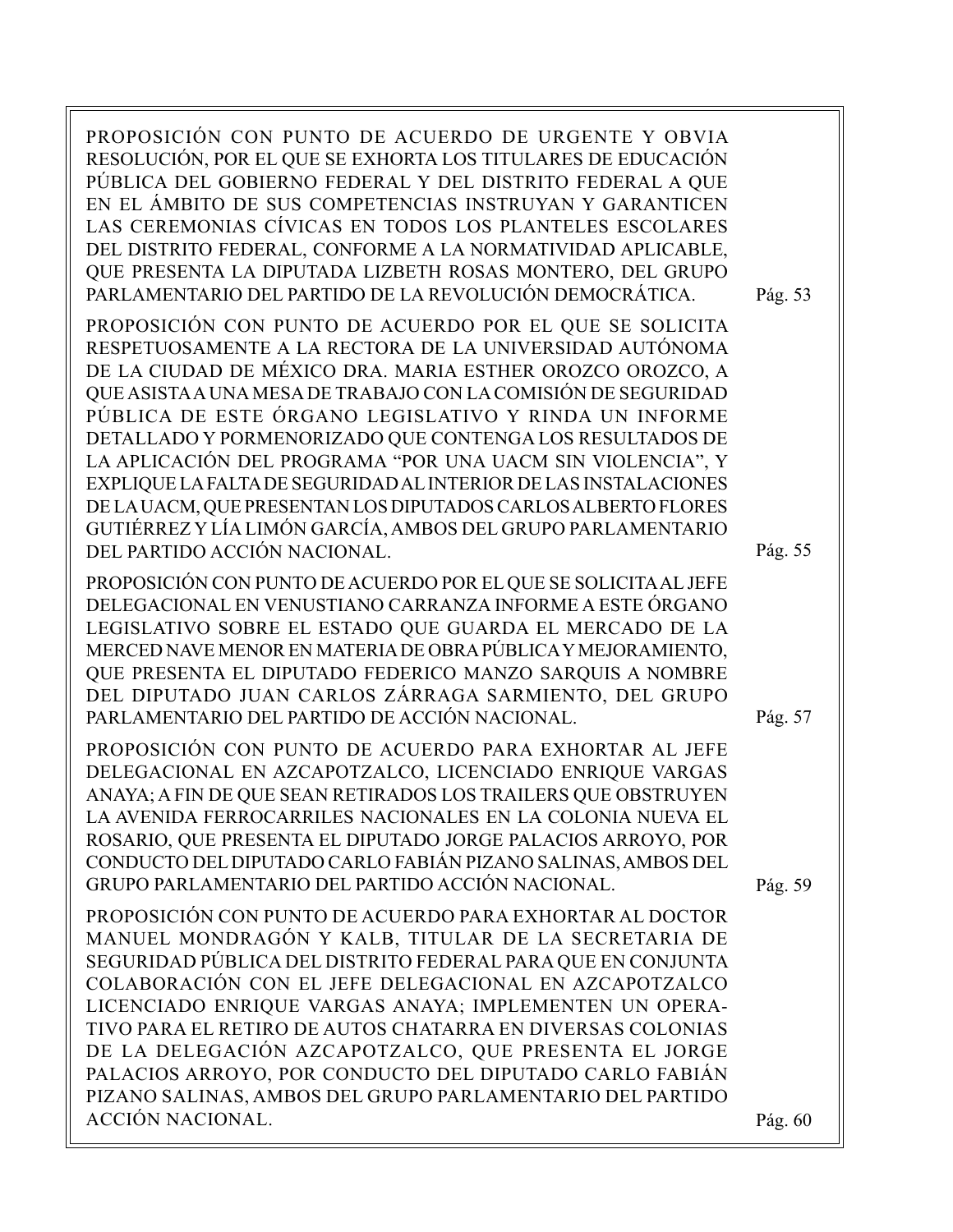PROPOSICIÓN CON PUNTO DE ACUERDO DE URGENTE Y OBVIA RESOLUCIÓN, POR EL QUE SE EXHORTA LOS TITULARES DE EDUCACIÓN PÚBLICA DEL GOBIERNO FEDERAL Y DEL DISTRITO FEDERAL A QUE EN EL ÁMBITO DE SUS COMPETENCIAS INSTRUYAN Y GARANTICEN LAS CEREMONIAS CÍVICAS EN TODOS LOS PLANTELES ESCOLARES DEL DISTRITO FEDERAL, CONFORME A LA NORMATIVIDAD APLICABLE, QUE PRESENTA LA DIPUTADA LIZBETH ROSAS MONTERO, DEL GRUPO PARLAMENTARIO DEL PARTIDO DE LA REVOLUCIÓN DEMOCRÁTICA. Pág. 53

PROPOSICIÓN CON PUNTO DE ACUERDO POR EL QUE SE SOLICITA RESPETUOSAMENTE A LA RECTORA DE LA UNIVERSIDAD AUTÓNOMA DE LA CIUDAD DE MÉXICO DRA. MARIA ESTHER OROZCO OROZCO, A QUE ASISTA A UNA MESA DE TRABAJO CON LA COMISIÓN DE SEGURIDAD PÚBLICA DE ESTE ÓRGANO LEGISLATIVO Y RINDA UN INFORME DETALLADO Y PORMENORIZADO QUE CONTENGA LOS RESULTADOS DE LA APLICACIÓN DEL PROGRAMA “POR UNA UACM SIN VIOLENCIA”, Y EXPLIQUE LA FALTA DE SEGURIDAD AL INTERIOR DE LAS INSTALACIONES DE LA UACM, QUE PRESENTAN LOS DIPUTADOS CARLOS ALBERTO FLORES GUTIÉRREZ Y LÍA LIMÓN GARCÍA, AMBOS DEL GRUPO PARLAMENTARIO DEL PARTIDO ACCIÓN NACIONAL. Pág. 55

PROPOSICIÓN CON PUNTO DE ACUERDO POR EL QUE SE SOLICITA AL JEFE DELEGACIONAL EN VENUSTIANO CARRANZA INFORME A ESTE ÓRGANO LEGISLATIVO SOBRE EL ESTADO QUE GUARDA EL MERCADO DE LA MERCED NAVE MENOR EN MATERIA DE OBRA PÚBLICA Y MEJORAMIENTO, QUE PRESENTA EL DIPUTADO FEDERICO MANZO SARQUIS A NOMBRE DEL DIPUTADO JUAN CARLOS ZÁRRAGA SARMIENTO, DEL GRUPO PARLAMENTARIO DEL PARTIDO DE ACCIÓN NACIONAL. Pág. 57

PROPOSICIÓN CON PUNTO DE ACUERDO PARA EXHORTAR AL JEFE DELEGACIONAL EN AZCAPOTZALCO, LICENCIADO ENRIQUE VARGAS ANAYA; A FIN DE QUE SEAN RETIRADOS LOS TRAILERS QUE OBSTRUYEN LA AVENIDA FERROCARRILES NACIONALES EN LA COLONIA NUEVA EL ROSARIO, QUE PRESENTA EL DIPUTADO JORGE PALACIOS ARROYO, POR CONDUCTO DEL DIPUTADO CARLO FABIÁN PIZANO SALINAS, AMBOS DEL GRUPO PARLAMENTARIO DEL PARTIDO ACCIÓN NACIONAL. Pág. 59

PROPOSICIÓN CON PUNTO DE ACUERDO PARA EXHORTAR AL DOCTOR MANUEL MONDRAGÓN Y KALB, TITULAR DE LA SECRETARIA DE SEGURIDAD PÚBLICA DEL DISTRITO FEDERAL PARA QUE EN CONJUNTA COLABORACIÓN CON EL JEFE DELEGACIONAL EN AZCAPOTZALCO LICENCIADO ENRIQUE VARGAS ANAYA; IMPLEMENTEN UN OPERATIVO PARA EL RETIRO DE AUTOS CHATARRA EN DIVERSAS COLONIAS DE LA DELEGACIÓN AZCAPOTZALCO, QUE PRESENTA EL JORGE PALACIOS ARROYO, POR CONDUCTO DEL DIPUTADO CARLO FABIÁN PIZANO SALINAS, AMBOS DEL GRUPO PARLAMENTARIO DEL PARTIDO ACCIÓN NACIONAL. Pág. 60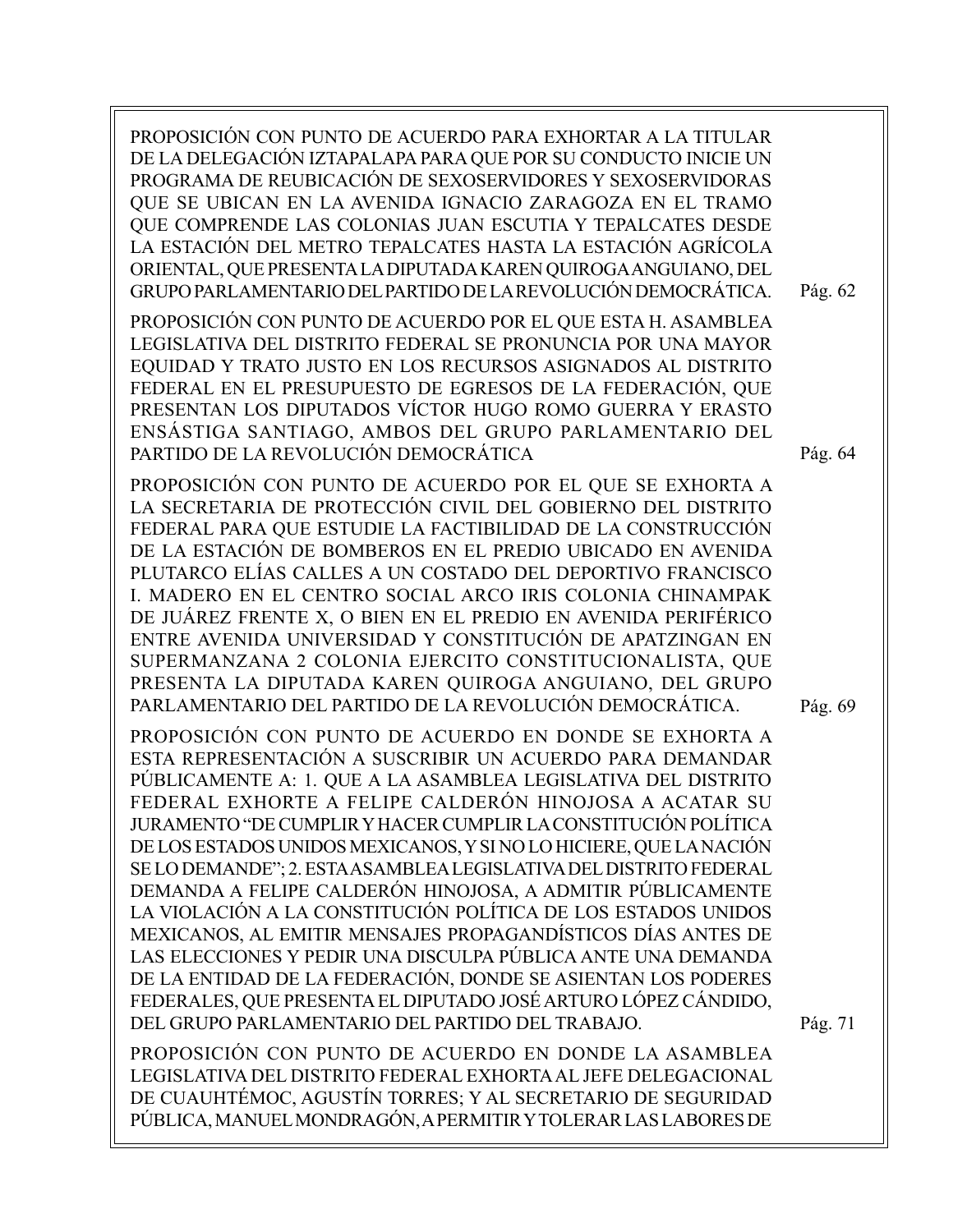PROPOSICIÓN CON PUNTO DE ACUERDO PARA EXHORTAR A LA TITULAR DE LA DELEGACIÓN IZTAPALAPA PARA QUE POR SU CONDUCTO INICIE UN PROGRAMA DE REUBICACIÓN DE SEXOSERVIDORES Y SEXOSERVIDORAS QUE SE UBICAN EN LA AVENIDA IGNACIO ZARAGOZA EN EL TRAMO QUE COMPRENDE LAS COLONIAS JUAN ESCUTIA Y TEPALCATES DESDE LA ESTACIÓN DEL METRO TEPALCATES HASTA LA ESTACIÓN AGRÍCOLA ORIENTAL, QUE PRESENTA LA DIPUTADA KAREN QUIROGA ANGUIANO, DEL GRUPO PARLAMENTARIO DEL PARTIDO DE LA REVOLUCIÓN DEMOCRÁTICA. Pág. 62

PROPOSICIÓN CON PUNTO DE ACUERDO POR EL QUE ESTA H. ASAMBLEA LEGISLATIVA DEL DISTRITO FEDERAL SE PRONUNCIA POR UNA MAYOR EQUIDAD Y TRATO JUSTO EN LOS RECURSOS ASIGNADOS AL DISTRITO FEDERAL EN EL PRESUPUESTO DE EGRESOS DE LA FEDERACIÓN, QUE PRESENTAN LOS DIPUTADOS VÍCTOR HUGO ROMO GUERRA Y ERASTO ENSÁSTIGA SANTIAGO, AMBOS DEL GRUPO PARLAMENTARIO DEL PARTIDO DE LA REVOLUCIÓN DEMOCRÁTICA Pág. 64

PROPOSICIÓN CON PUNTO DE ACUERDO POR EL QUE SE EXHORTA A LA SECRETARIA DE PROTECCIÓN CIVIL DEL GOBIERNO DEL DISTRITO FEDERAL PARA QUE ESTUDIE LA FACTIBILIDAD DE LA CONSTRUCCIÓN DE LA ESTACIÓN DE BOMBEROS EN EL PREDIO UBICADO EN AVENIDA PLUTARCO ELÍAS CALLES A UN COSTADO DEL DEPORTIVO FRANCISCO I. MADERO EN EL CENTRO SOCIAL ARCO IRIS COLONIA CHINAMPAK DE JUÁREZ FRENTE X, O BIEN EN EL PREDIO EN AVENIDA PERIFÉRICO ENTRE AVENIDA UNIVERSIDAD Y CONSTITUCIÓN DE APATZINGAN EN SUPERMANZANA 2 COLONIA EJERCITO CONSTITUCIONALISTA, QUE PRESENTA LA DIPUTADA KAREN QUIROGA ANGUIANO, DEL GRUPO PARLAMENTARIO DEL PARTIDO DE LA REVOLUCIÓN DEMOCRÁTICA. Pág. 69

PROPOSICIÓN CON PUNTO DE ACUERDO EN DONDE SE EXHORTA A ESTA REPRESENTACIÓN A SUSCRIBIR UN ACUERDO PARA DEMANDAR PÚBLICAMENTE A: 1. QUE A LA ASAMBLEA LEGISLATIVA DEL DISTRITO FEDERAL EXHORTE A FELIPE CALDERÓN HINOJOSA A ACATAR SU JURAMENTO "DE CUMPLIR Y HACER CUMPLIR LA CONSTITUCIÓN POLÍTICA DE LOS ESTADOS UNIDOS MEXICANOS, Y SI NO LO HICIERE, QUE LA NACIÓN SE LO DEMANDE"; 2. ESTA ASAMBLEA LEGISLATIVA DEL DISTRITO FEDERAL DEMANDA A FELIPE CALDERÓN HINOJOSA, A ADMITIR PÚBLICAMENTE LA VIOLACIÓN A LA CONSTITUCIÓN POLÍTICA DE LOS ESTADOS UNIDOS MEXICANOS, AL EMITIR MENSAJES PROPAGANDÍSTICOS DÍAS ANTES DE LAS ELECCIONES Y PEDIR UNA DISCULPA PÚBLICA ANTE UNA DEMANDA DE LA ENTIDAD DE LA FEDERACIÓN, DONDE SE ASIENTAN LOS PODERES FEDERALES, QUE PRESENTA EL DIPUTADO JOSÉ ARTURO LÓPEZ CÁNDIDO, DEL GRUPO PARLAMENTARIO DEL PARTIDO DEL TRABAJO. Pág. 71

PROPOSICIÓN CON PUNTO DE ACUERDO EN DONDE LA ASAMBLEA LEGISLATIVA DEL DISTRITO FEDERAL EXHORTA AL JEFE DELEGACIONAL DE CUAUHTÉMOC, AGUSTÍN TORRES; Y AL SECRETARIO DE SEGURIDAD PÚBLICA, MANUEL MONDRAGÓN, A PERMITIR Y TOLERAR LAS LABORES DE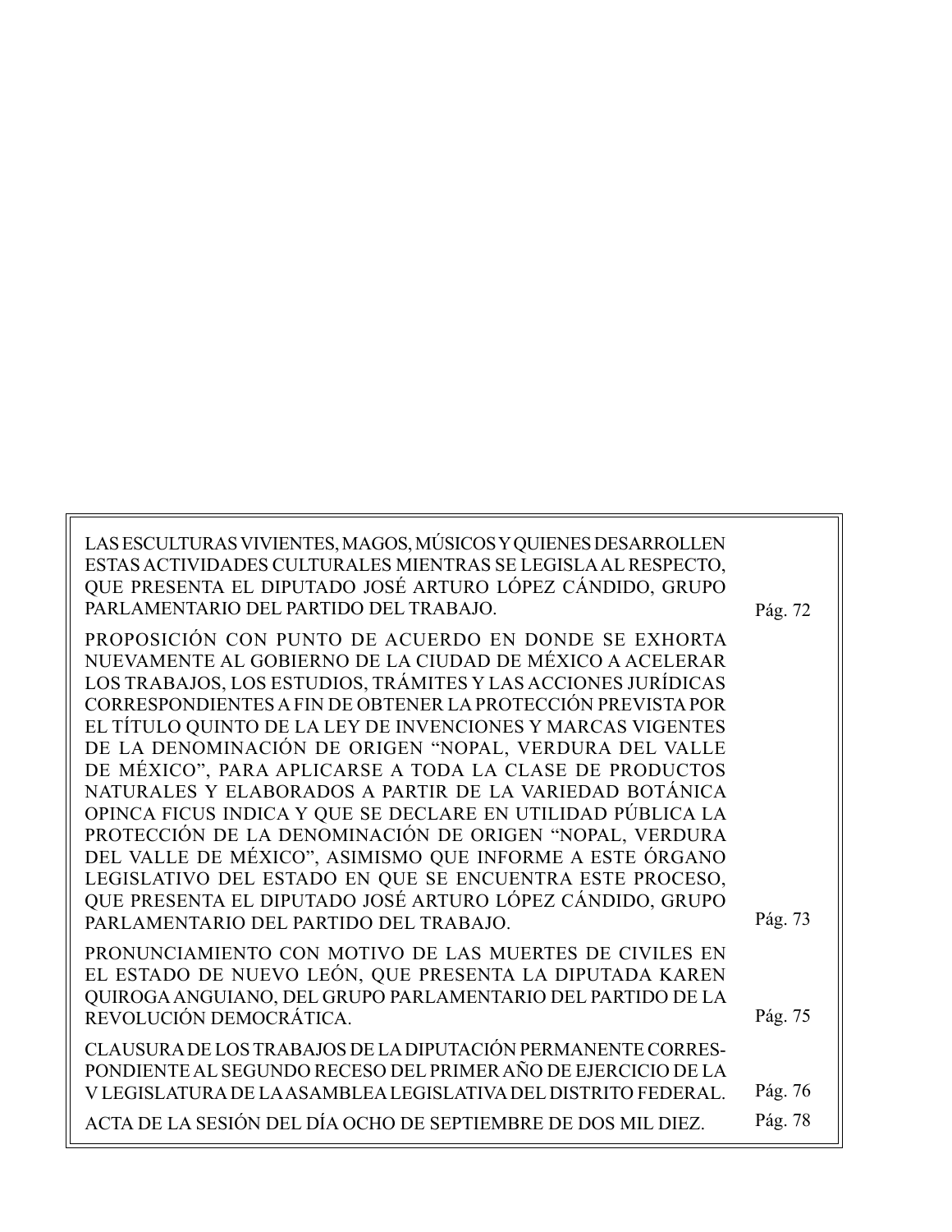LAS ESCULTURAS VIVIENTES, MAGOS, MÚSICOS Y QUIENES DESARROLLEN ESTAS ACTIVIDADES CULTURALES MIENTRAS SE LEGISLA AL RESPECTO, QUE PRESENTA EL DIPUTADO JOSÉ ARTURO LÓPEZ CÁNDIDO, GRUPO PARLAMENTARIO DEL PARTIDO DEL TRABAJO. Pág. 72

PROPOSICIÓN CON PUNTO DE ACUERDO EN DONDE SE EXHORTA NUEVAMENTE AL GOBIERNO DE LA CIUDAD DE MÉXICO A ACELERAR LOS TRABAJOS, LOS ESTUDIOS, TRÁMITES Y LAS ACCIONES JURÍDICAS CORRESPONDIENTES A FIN DE OBTENER LA PROTECCIÓN PREVISTA POR EL TÍTULO QUINTO DE LA LEY DE INVENCIONES Y MARCAS VIGENTES DE LA DENOMINACIÓN DE ORIGEN "NOPAL, VERDURA DEL VALLE DE MÉXICO", PARA APLICARSE A TODA LA CLASE DE PRODUCTOS NATURALES Y ELABORADOS A PARTIR DE LA VARIEDAD BOTÁNICA OPINCA FICUS INDICA Y QUE SE DECLARE EN UTILIDAD PÚBLICA LA PROTECCIÓN DE LA DENOMINACIÓN DE ORIGEN "NOPAL, VERDURA DEL VALLE DE MÉXICO", ASIMISMO QUE INFORME A ESTE ÓRGANO LEGISLATIVO DEL ESTADO EN QUE SE ENCUENTRA ESTE PROCESO, QUE PRESENTA EL DIPUTADO JOSÉ ARTURO LÓPEZ CÁNDIDO, GRUPO PARLAMENTARIO DEL PARTIDO DEL TRABAJO. Pág. 73

PRONUNCIAMIENTO CON MOTIVO DE LAS MUERTES DE CIVILES EN EL ESTADO DE NUEVO LEÓN, QUE PRESENTA LA DIPUTADA KAREN QUIROGA ANGUIANO, DEL GRUPO PARLAMENTARIO DEL PARTIDO DE LA REVOLUCIÓN DEMOCRÁTICA. Pág. 75

CLAUSURA DE LOS TRABAJOS DE LA DIPUTACIÓN PERMANENTE CORRESPONDIENTE AL SEGUNDO RECESO DEL PRIMER AÑO DE EJERCICIO DE LA V LEGISLATURA DE LA ASAMBLEA LEGISLATIVA DEL DISTRITO FEDERAL. Pág. 76

ACTA DE LA SESIÓN DEL DÍA OCHO DE SEPTIEMBRE DE DOS MIL DIEZ. Pág. 78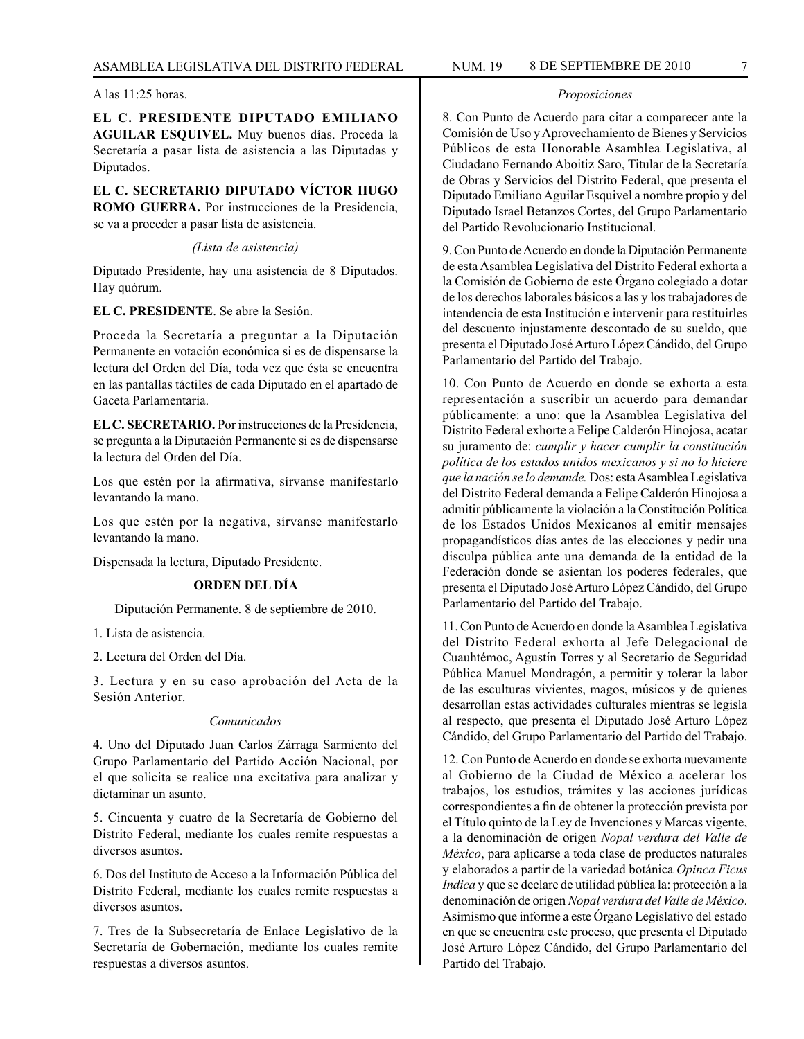A las 11:25 horas.

**EL C. PRESIDENTE DIPUTADO EMILIANO AGUILAR ESQUIVEL.** Muy buenos días. Proceda la Secretaría a pasar lista de asistencia a las Diputadas y Diputados.

**EL C. SECRETARIO DIPUTADO VÍCTOR HUGO ROMO GUERRA.** Por instrucciones de la Presidencia, se va a proceder a pasar lista de asistencia.

*(Lista de asistencia)*

Diputado Presidente, hay una asistencia de 8 Diputados. Hay quórum.

**EL C. PRESIDENTE**. Se abre la Sesión.

Proceda la Secretaría a preguntar a la Diputación Permanente en votación económica si es de dispensarse la lectura del Orden del Día, toda vez que ésta se encuentra en las pantallas táctiles de cada Diputado en el apartado de Gaceta Parlamentaria.

**EL C. SECRETARIO.** Por instrucciones de la Presidencia, se pregunta a la Diputación Permanente si es de dispensarse la lectura del Orden del Día.

Los que estén por la afirmativa, sírvanse manifestarlo levantando la mano.

Los que estén por la negativa, sírvanse manifestarlo levantando la mano.

Dispensada la lectura, Diputado Presidente.

## ORDEN DEL DÍA

Diputación Permanente. 8 de septiembre de 2010.

1. Lista de asistencia.

2. Lectura del Orden del Día.

3. Lectura y en su caso aprobación del Acta de la Sesión Anterior.

*Comunicados*

4. Uno del Diputado Juan Carlos Zárraga Sarmiento del Grupo Parlamentario del Partido Acción Nacional, por el que solicita se realice una excitativa para analizar y dictaminar un asunto.

5. Cincuenta y cuatro de la Secretaría de Gobierno del Distrito Federal, mediante los cuales remite respuestas a diversos asuntos.

6. Dos del Instituto de Acceso a la Información Pública del Distrito Federal, mediante los cuales remite respuestas a diversos asuntos.

7. Tres de la Subsecretaría de Enlace Legislativo de la Secretaría de Gobernación, mediante los cuales remite respuestas a diversos asuntos.

*Proposiciones*

8. Con Punto de Acuerdo para citar a comparecer ante la Comisión de Uso y Aprovechamiento de Bienes y Servicios Públicos de esta Honorable Asamblea Legislativa, al Ciudadano Fernando Aboitiz Saro, Titular de la Secretaría de Obras y Servicios del Distrito Federal, que presenta el Diputado Emiliano Aguilar Esquivel a nombre propio y del Diputado Israel Betanzos Cortes, del Grupo Parlamentario del Partido Revolucionario Institucional.

9. Con Punto de Acuerdo en donde la Diputación Permanente de esta Asamblea Legislativa del Distrito Federal exhorta a la Comisión de Gobierno de este Órgano colegiado a dotar de los derechos laborales básicos a las y los trabajadores de intendencia de esta Institución e intervenir para restituirles del descuento injustamente descontado de su sueldo, que presenta el Diputado José Arturo López Cándido, del Grupo Parlamentario del Partido del Trabajo.

10. Con Punto de Acuerdo en donde se exhorta a esta representación a suscribir un acuerdo para demandar públicamente: a uno: que la Asamblea Legislativa del Distrito Federal exhorte a Felipe Calderón Hinojosa, acatar su juramento de: *cumplir y hacer cumplir la constitución política de los estados unidos mexicanos y si no lo hiciere que la nación se lo demande.* Dos: esta Asamblea Legislativa del Distrito Federal demanda a Felipe Calderón Hinojosa a admitir públicamente la violación a la Constitución Política de los Estados Unidos Mexicanos al emitir mensajes propagandísticos días antes de las elecciones y pedir una disculpa pública ante una demanda de la entidad de la Federación donde se asientan los poderes federales, que presenta el Diputado José Arturo López Cándido, del Grupo Parlamentario del Partido del Trabajo.

11. Con Punto de Acuerdo en donde la Asamblea Legislativa del Distrito Federal exhorta al Jefe Delegacional de Cuauhtémoc, Agustín Torres y al Secretario de Seguridad Pública Manuel Mondragón, a permitir y tolerar la labor de las esculturas vivientes, magos, músicos y de quienes desarrollan estas actividades culturales mientras se legisla al respecto, que presenta el Diputado José Arturo López Cándido, del Grupo Parlamentario del Partido del Trabajo.

12. Con Punto de Acuerdo en donde se exhorta nuevamente al Gobierno de la Ciudad de México a acelerar los trabajos, los estudios, trámites y las acciones jurídicas correspondientes a fin de obtener la protección prevista por el Título quinto de la Ley de Invenciones y Marcas vigente, a la denominación de origen *Nopal verdura del Valle de México*, para aplicarse a toda clase de productos naturales y elaborados a partir de la variedad botánica *Opinca Ficus Indica* y que se declare de utilidad pública la: protección a la denominación de origen *Nopal verdura del Valle de México*. Asimismo que informe a este Órgano Legislativo del estado en que se encuentra este proceso, que presenta el Diputado José Arturo López Cándido, del Grupo Parlamentario del Partido del Trabajo.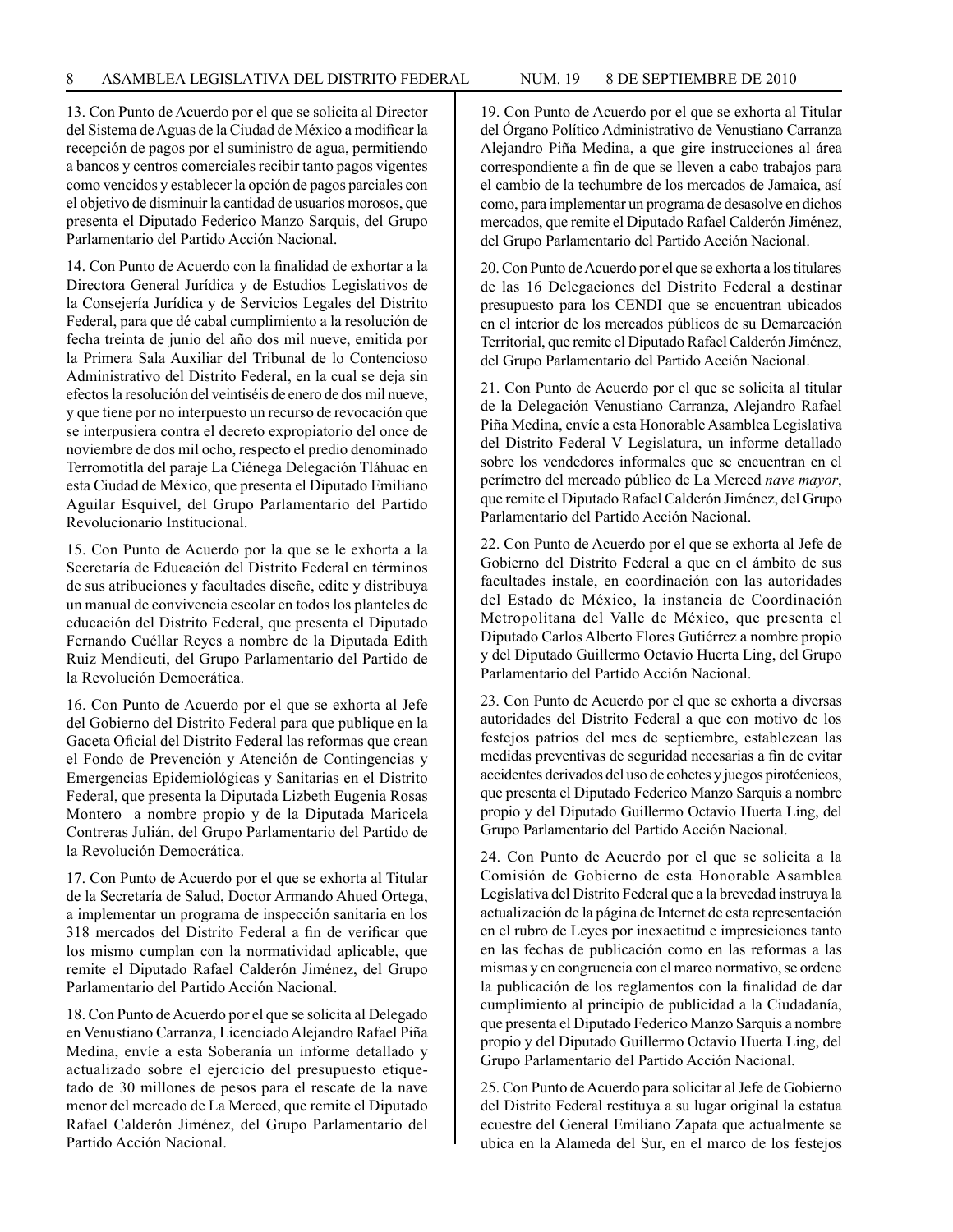13. Con Punto de Acuerdo por el que se solicita al Director del Sistema de Aguas de la Ciudad de México a modificar la recepción de pagos por el suministro de agua, permitiendo a bancos y centros comerciales recibir tanto pagos vigentes como vencidos y establecer la opción de pagos parciales con el objetivo de disminuir la cantidad de usuarios morosos, que presenta el Diputado Federico Manzo Sarquis, del Grupo Parlamentario del Partido Acción Nacional.

14. Con Punto de Acuerdo con la finalidad de exhortar a la Directora General Jurídica y de Estudios Legislativos de la Consejería Jurídica y de Servicios Legales del Distrito Federal, para que dé cabal cumplimiento a la resolución de fecha treinta de junio del año dos mil nueve, emitida por la Primera Sala Auxiliar del Tribunal de lo Contencioso Administrativo del Distrito Federal, en la cual se deja sin efectos la resolución del veintiséis de enero de dos mil nueve, y que tiene por no interpuesto un recurso de revocación que se interpusiera contra el decreto expropiatorio del once de noviembre de dos mil ocho, respecto el predio denominado Terromotitla del paraje La Ciénega Delegación Tláhuac en esta Ciudad de México, que presenta el Diputado Emiliano Aguilar Esquivel, del Grupo Parlamentario del Partido Revolucionario Institucional.

15. Con Punto de Acuerdo por la que se le exhorta a la Secretaría de Educación del Distrito Federal en términos de sus atribuciones y facultades diseñe, edite y distribuya un manual de convivencia escolar en todos los planteles de educación del Distrito Federal, que presenta el Diputado Fernando Cuéllar Reyes a nombre de la Diputada Edith Ruiz Mendicuti, del Grupo Parlamentario del Partido de la Revolución Democrática.

16. Con Punto de Acuerdo por el que se exhorta al Jefe del Gobierno del Distrito Federal para que publique en la Gaceta Oficial del Distrito Federal las reformas que crean el Fondo de Prevención y Atención de Contingencias y Emergencias Epidemiológicas y Sanitarias en el Distrito Federal, que presenta la Diputada Lizbeth Eugenia Rosas Montero a nombre propio y de la Diputada Maricela Contreras Julián, del Grupo Parlamentario del Partido de la Revolución Democrática.

17. Con Punto de Acuerdo por el que se exhorta al Titular de la Secretaría de Salud, Doctor Armando Ahued Ortega, a implementar un programa de inspección sanitaria en los 318 mercados del Distrito Federal a fin de verificar que los mismo cumplan con la normatividad aplicable, que remite el Diputado Rafael Calderón Jiménez, del Grupo Parlamentario del Partido Acción Nacional.

18. Con Punto de Acuerdo por el que se solicita al Delegado en Venustiano Carranza, Licenciado Alejandro Rafael Piña Medina, envíe a esta Soberanía un informe detallado y actualizado sobre el ejercicio del presupuesto etiquetado de 30 millones de pesos para el rescate de la nave menor del mercado de La Merced, que remite el Diputado Rafael Calderón Jiménez, del Grupo Parlamentario del Partido Acción Nacional.

19. Con Punto de Acuerdo por el que se exhorta al Titular del Órgano Político Administrativo de Venustiano Carranza Alejandro Piña Medina, a que gire instrucciones al área correspondiente a fin de que se lleven a cabo trabajos para el cambio de la techumbre de los mercados de Jamaica, así como, para implementar un programa de desasolve en dichos mercados, que remite el Diputado Rafael Calderón Jiménez, del Grupo Parlamentario del Partido Acción Nacional.

20. Con Punto de Acuerdo por el que se exhorta a los titulares de las 16 Delegaciones del Distrito Federal a destinar presupuesto para los CENDI que se encuentran ubicados en el interior de los mercados públicos de su Demarcación Territorial, que remite el Diputado Rafael Calderón Jiménez, del Grupo Parlamentario del Partido Acción Nacional.

21. Con Punto de Acuerdo por el que se solicita al titular de la Delegación Venustiano Carranza, Alejandro Rafael Piña Medina, envíe a esta Honorable Asamblea Legislativa del Distrito Federal V Legislatura, un informe detallado sobre los vendedores informales que se encuentran en el perímetro del mercado público de La Merced *nave mayor*, que remite el Diputado Rafael Calderón Jiménez, del Grupo Parlamentario del Partido Acción Nacional.

22. Con Punto de Acuerdo por el que se exhorta al Jefe de Gobierno del Distrito Federal a que en el ámbito de sus facultades instale, en coordinación con las autoridades del Estado de México, la instancia de Coordinación Metropolitana del Valle de México, que presenta el Diputado Carlos Alberto Flores Gutiérrez a nombre propio y del Diputado Guillermo Octavio Huerta Ling, del Grupo Parlamentario del Partido Acción Nacional.

23. Con Punto de Acuerdo por el que se exhorta a diversas autoridades del Distrito Federal a que con motivo de los festejos patrios del mes de septiembre, establezcan las medidas preventivas de seguridad necesarias a fin de evitar accidentes derivados del uso de cohetes y juegos pirotécnicos, que presenta el Diputado Federico Manzo Sarquis a nombre propio y del Diputado Guillermo Octavio Huerta Ling, del Grupo Parlamentario del Partido Acción Nacional.

24. Con Punto de Acuerdo por el que se solicita a la Comisión de Gobierno de esta Honorable Asamblea Legislativa del Distrito Federal que a la brevedad instruya la actualización de la página de Internet de esta representación en el rubro de Leyes por inexactitud e impresiciones tanto en las fechas de publicación como en las reformas a las mismas y en congruencia con el marco normativo, se ordene la publicación de los reglamentos con la finalidad de dar cumplimiento al principio de publicidad a la Ciudadanía, que presenta el Diputado Federico Manzo Sarquis a nombre propio y del Diputado Guillermo Octavio Huerta Ling, del Grupo Parlamentario del Partido Acción Nacional.

25. Con Punto de Acuerdo para solicitar al Jefe de Gobierno del Distrito Federal restituya a su lugar original la estatua ecuestre del General Emiliano Zapata que actualmente se ubica en la Alameda del Sur, en el marco de los festejos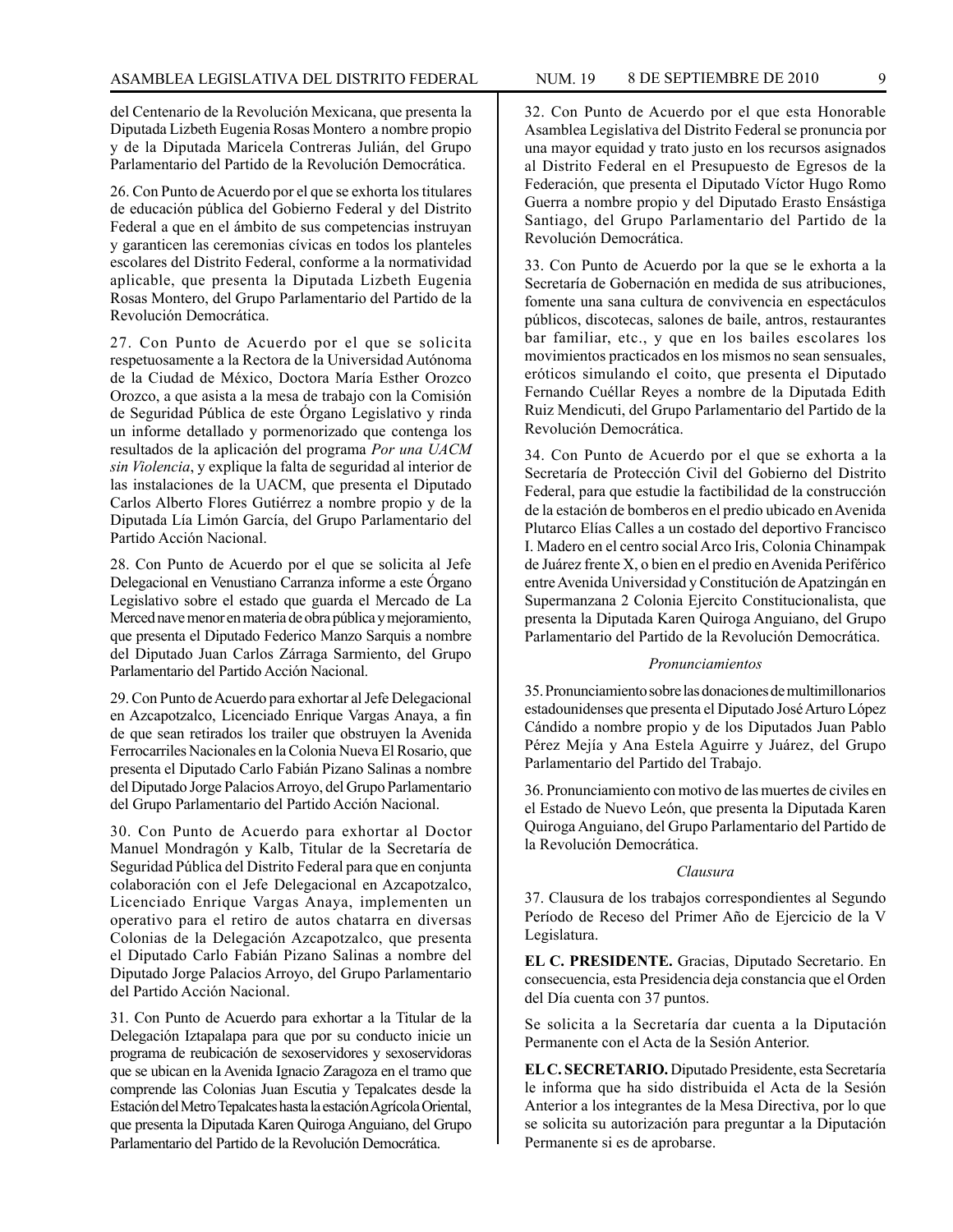del Centenario de la Revolución Mexicana, que presenta la Diputada Lizbeth Eugenia Rosas Montero a nombre propio y de la Diputada Maricela Contreras Julián, del Grupo Parlamentario del Partido de la Revolución Democrática.

26. Con Punto de Acuerdo por el que se exhorta los titulares de educación pública del Gobierno Federal y del Distrito Federal a que en el ámbito de sus competencias instruyan y garanticen las ceremonias cívicas en todos los planteles escolares del Distrito Federal, conforme a la normatividad aplicable, que presenta la Diputada Lizbeth Eugenia Rosas Montero, del Grupo Parlamentario del Partido de la Revolución Democrática.

27. Con Punto de Acuerdo por el que se solicita respetuosamente a la Rectora de la Universidad Autónoma de la Ciudad de México, Doctora María Esther Orozco Orozco, a que asista a la mesa de trabajo con la Comisión de Seguridad Pública de este Órgano Legislativo y rinda un informe detallado y pormenorizado que contenga los resultados de la aplicación del programa *Por una UACM sin Violencia*, y explique la falta de seguridad al interior de las instalaciones de la UACM, que presenta el Diputado Carlos Alberto Flores Gutiérrez a nombre propio y de la Diputada Lía Limón García, del Grupo Parlamentario del Partido Acción Nacional.

28. Con Punto de Acuerdo por el que se solicita al Jefe Delegacional en Venustiano Carranza informe a este Órgano Legislativo sobre el estado que guarda el Mercado de La Merced nave menor en materia de obra pública y mejoramiento, que presenta el Diputado Federico Manzo Sarquis a nombre del Diputado Juan Carlos Zárraga Sarmiento, del Grupo Parlamentario del Partido Acción Nacional.

29. Con Punto de Acuerdo para exhortar al Jefe Delegacional en Azcapotzalco, Licenciado Enrique Vargas Anaya, a fin de que sean retirados los trailer que obstruyen la Avenida Ferrocarriles Nacionales en la Colonia Nueva El Rosario, que presenta el Diputado Carlo Fabián Pizano Salinas a nombre del Diputado Jorge Palacios Arroyo, del Grupo Parlamentario del Grupo Parlamentario del Partido Acción Nacional.

30. Con Punto de Acuerdo para exhortar al Doctor Manuel Mondragón y Kalb, Titular de la Secretaría de Seguridad Pública del Distrito Federal para que en conjunta colaboración con el Jefe Delegacional en Azcapotzalco, Licenciado Enrique Vargas Anaya, implementen un operativo para el retiro de autos chatarra en diversas Colonias de la Delegación Azcapotzalco, que presenta el Diputado Carlo Fabián Pizano Salinas a nombre del Diputado Jorge Palacios Arroyo, del Grupo Parlamentario del Partido Acción Nacional.

31. Con Punto de Acuerdo para exhortar a la Titular de la Delegación Iztapalapa para que por su conducto inicie un programa de reubicación de sexoservidores y sexoservidoras que se ubican en la Avenida Ignacio Zaragoza en el tramo que comprende las Colonias Juan Escutia y Tepalcates desde la Estación del Metro Tepalcates hasta la estación Agrícola Oriental, que presenta la Diputada Karen Quiroga Anguiano, del Grupo Parlamentario del Partido de la Revolución Democrática.

32. Con Punto de Acuerdo por el que esta Honorable Asamblea Legislativa del Distrito Federal se pronuncia por una mayor equidad y trato justo en los recursos asignados al Distrito Federal en el Presupuesto de Egresos de la Federación, que presenta el Diputado Víctor Hugo Romo Guerra a nombre propio y del Diputado Erasto Ensástiga Santiago, del Grupo Parlamentario del Partido de la Revolución Democrática.

33. Con Punto de Acuerdo por la que se le exhorta a la Secretaría de Gobernación en medida de sus atribuciones, fomente una sana cultura de convivencia en espectáculos públicos, discotecas, salones de baile, antros, restaurantes bar familiar, etc., y que en los bailes escolares los movimientos practicados en los mismos no sean sensuales, eróticos simulando el coito, que presenta el Diputado Fernando Cuéllar Reyes a nombre de la Diputada Edith Ruiz Mendicuti, del Grupo Parlamentario del Partido de la Revolución Democrática.

34. Con Punto de Acuerdo por el que se exhorta a la Secretaría de Protección Civil del Gobierno del Distrito Federal, para que estudie la factibilidad de la construcción de la estación de bomberos en el predio ubicado en Avenida Plutarco Elías Calles a un costado del deportivo Francisco I. Madero en el centro social Arco Iris, Colonia Chinampak de Juárez frente X, o bien en el predio en Avenida Periférico entre Avenida Universidad y Constitución de Apatzingán en Supermanzana 2 Colonia Ejercito Constitucionalista, que presenta la Diputada Karen Quiroga Anguiano, del Grupo Parlamentario del Partido de la Revolución Democrática.

*Pronunciamientos*

35. Pronunciamiento sobre las donaciones de multimillonarios estadounidenses que presenta el Diputado José Arturo López Cándido a nombre propio y de los Diputados Juan Pablo Pérez Mejía y Ana Estela Aguirre y Juárez, del Grupo Parlamentario del Partido del Trabajo.

36. Pronunciamiento con motivo de las muertes de civiles en el Estado de Nuevo León, que presenta la Diputada Karen Quiroga Anguiano, del Grupo Parlamentario del Partido de la Revolución Democrática.

*Clausura*

37. Clausura de los trabajos correspondientes al Segundo Período de Receso del Primer Año de Ejercicio de la V Legislatura.

**EL C. PRESIDENTE.** Gracias, Diputado Secretario. En consecuencia, esta Presidencia deja constancia que el Orden del Día cuenta con 37 puntos.

Se solicita a la Secretaría dar cuenta a la Diputación Permanente con el Acta de la Sesión Anterior.

**EL C. SECRETARIO.** Diputado Presidente, esta Secretaría le informa que ha sido distribuida el Acta de la Sesión Anterior a los integrantes de la Mesa Directiva, por lo que se solicita su autorización para preguntar a la Diputación Permanente si es de aprobarse.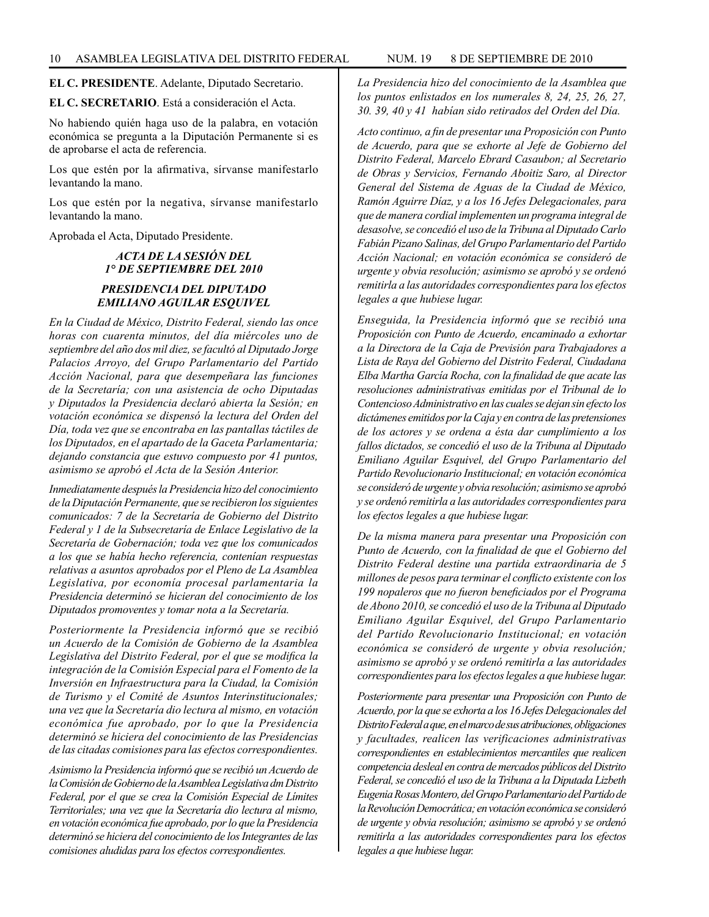**EL C. PRESIDENTE**. Adelante, Diputado Secretario.

**EL C. SECRETARIO**. Está a consideración el Acta.

No habiendo quién haga uso de la palabra, en votación económica se pregunta a la Diputación Permanente si es de aprobarse el acta de referencia.

Los que estén por la afirmativa, sírvanse manifestarlo levantando la mano.

Los que estén por la negativa, sírvanse manifestarlo levantando la mano.

Aprobada el Acta, Diputado Presidente.

***ACTA DE LA SESIÓN DEL 1° DE SEPTIEMBRE DEL 2010***

***PRESIDENCIA DEL DIPUTADO EMILIANO AGUILAR ESQUIVEL***

*En la Ciudad de México, Distrito Federal, siendo las once horas con cuarenta minutos, del día miércoles uno de septiembre del año dos mil diez, se facultó al Diputado Jorge Palacios Arroyo, del Grupo Parlamentario del Partido Acción Nacional, para que desempeñara las funciones de la Secretaría; con una asistencia de ocho Diputadas y Diputados la Presidencia declaró abierta la Sesión; en votación económica se dispensó la lectura del Orden del Día, toda vez que se encontraba en las pantallas táctiles de los Diputados, en el apartado de la Gaceta Parlamentaria; dejando constancia que estuvo compuesto por 41 puntos, asimismo se aprobó el Acta de la Sesión Anterior.*

*Inmediatamente después la Presidencia hizo del conocimiento de la Diputación Permanente, que se recibieron los siguientes comunicados: 7 de la Secretaría de Gobierno del Distrito Federal y 1 de la Subsecretaría de Enlace Legislativo de la Secretaría de Gobernación; toda vez que los comunicados a los que se había hecho referencia, contenían respuestas relativas a asuntos aprobados por el Pleno de La Asamblea Legislativa, por economía procesal parlamentaria la Presidencia determinó se hicieran del conocimiento de los Diputados promoventes y tomar nota a la Secretaría.*

*Posteriormente la Presidencia informó que se recibió un Acuerdo de la Comisión de Gobierno de la Asamblea Legislativa del Distrito Federal, por el que se modifica la integración de la Comisión Especial para el Fomento de la Inversión en Infraestructura para la Ciudad, la Comisión de Turismo y el Comité de Asuntos Interinstitucionales; una vez que la Secretaría dio lectura al mismo, en votación económica fue aprobado, por lo que la Presidencia determinó se hiciera del conocimiento de las Presidencias de las citadas comisiones para las efectos correspondientes.*

*Asimismo la Presidencia informó que se recibió un Acuerdo de la Comisión de Gobierno de la Asamblea Legislativa dm Distrito Federal, por el que se crea la Comisión Especial de Límites Territoriales; una vez que la Secretaría dio lectura al mismo, en votación económica fue aprobado, por lo que la Presidencia determinó se hiciera del conocimiento de los Integrantes de las comisiones aludidas para los efectos correspondientes.*

*La Presidencia hizo del conocimiento de la Asamblea que los puntos enlistados en los numerales 8, 24, 25, 26, 27, 30. 39, 40 y 41 habían sido retirados del Orden del Día.*

*Acto continuo, a fin de presentar una Proposición con Punto de Acuerdo, para que se exhorte al Jefe de Gobierno del Distrito Federal, Marcelo Ebrard Casaubon; al Secretario de Obras y Servicios, Fernando Aboitiz Saro, al Director General del Sistema de Aguas de la Ciudad de México, Ramón Aguirre Díaz, y a los 16 Jefes Delegacionales, para que de manera cordial implementen un programa integral de desasolve, se concedió el uso de la Tribuna al Diputado Carlo Fabián Pizano Salinas, del Grupo Parlamentario del Partido Acción Nacional; en votación económica se consideró de urgente y obvia resolución; asimismo se aprobó y se ordenó remitirla a las autoridades correspondientes para los efectos legales a que hubiese lugar.*

*Enseguida, la Presidencia informó que se recibió una Proposición con Punto de Acuerdo, encaminado a exhortar a la Directora de la Caja de Previsión para Trabajadores a Lista de Raya del Gobierno del Distrito Federal, Ciudadana Elba Martha García Rocha, con la finalidad de que acate las resoluciones administrativas emitidas por el Tribunal de lo Contencioso Administrativo en las cuales se dejan sin efecto los dictámenes emitidos por la Caja y en contra de las pretensiones de los actores y se ordena a ésta dar cumplimiento a los fallos dictados, se concedió el uso de la Tribuna al Diputado Emiliano Aguilar Esquivel, del Grupo Parlamentario del Partido Revolucionario Institucional; en votación económica se consideró de urgente y obvia resolución; asimismo se aprobó y se ordenó remitirla a las autoridades correspondientes para los efectos legales a que hubiese lugar.*

*De la misma manera para presentar una Proposición con Punto de Acuerdo, con la finalidad de que el Gobierno del Distrito Federal destine una partida extraordinaria de 5 millones de pesos para terminar el conflicto existente con los 199 nopaleros que no fueron beneficiados por el Programa de Abono 2010, se concedió el uso de la Tribuna al Diputado Emiliano Aguilar Esquivel, del Grupo Parlamentario del Partido Revolucionario Institucional; en votación económica se consideró de urgente y obvia resolución; asimismo se aprobó y se ordenó remitirla a las autoridades correspondientes para los efectos legales a que hubiese lugar.*

*Posteriormente para presentar una Proposición con Punto de Acuerdo, por la que se exhorta a los 16 Jefes Delegacionales del Distrito Federal a que, en el marco de sus atribuciones, obligaciones y facultades, realicen las verificaciones administrativas correspondientes en establecimientos mercantiles que realicen competencia desleal en contra de mercados públicos del Distrito Federal, se concedió el uso de la Tribuna a la Diputada Lizbeth Eugenia Rosas Montero, del Grupo Parlamentario del Partido de la Revolución Democrática; en votación económica se consideró de urgente y obvia resolución; asimismo se aprobó y se ordenó remitirla a las autoridades correspondientes para los efectos legales a que hubiese lugar.*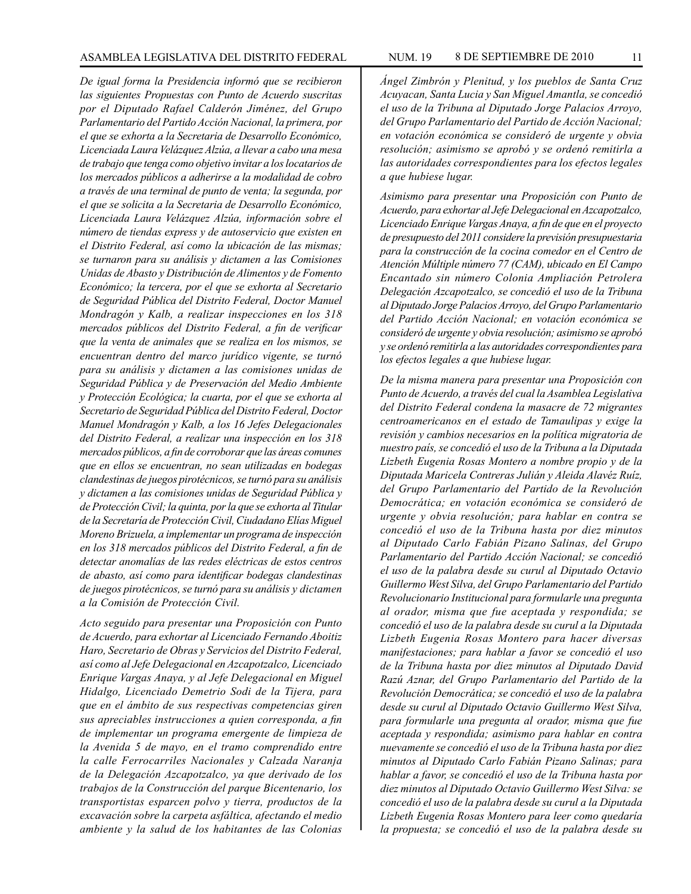*De igual forma la Presidencia informó que se recibieron las siguientes Propuestas con Punto de Acuerdo suscritas por el Diputado Rafael Calderón Jiménez, del Grupo Parlamentario del Partido Acción Nacional, la primera, por el que se exhorta a la Secretaria de Desarrollo Económico, Licenciada Laura Velázquez Alzúa, a llevar a cabo una mesa de trabajo que tenga como objetivo invitar a los locatarios de los mercados públicos a adherirse a la modalidad de cobro a través de una terminal de punto de venta; la segunda, por el que se solicita a la Secretaria de Desarrollo Económico, Licenciada Laura Velázquez Alzúa, información sobre el número de tiendas express y de autoservicio que existen en el Distrito Federal, así como la ubicación de las mismas; se turnaron para su análisis y dictamen a las Comisiones Unidas de Abasto y Distribución de Alimentos y de Fomento Económico; la tercera, por el que se exhorta al Secretario de Seguridad Pública del Distrito Federal, Doctor Manuel Mondragón y Kalb, a realizar inspecciones en los 318 mercados públicos del Distrito Federal, a fin de verificar que la venta de animales que se realiza en los mismos, se encuentran dentro del marco jurídico vigente, se turnó para su análisis y dictamen a las comisiones unidas de Seguridad Pública y de Preservación del Medio Ambiente y Protección Ecológica; la cuarta, por el que se exhorta al Secretario de Seguridad Pública del Distrito Federal, Doctor Manuel Mondragón y Kalb, a los 16 Jefes Delegacionales del Distrito Federal, a realizar una inspección en los 318 mercados públicos, a fin de corroborar que las áreas comunes que en ellos se encuentran, no sean utilizadas en bodegas clandestinas de juegos pirotécnicos, se turnó para su análisis y dictamen a las comisiones unidas de Seguridad Pública y de Protección Civil; la quinta, por la que se exhorta al Titular de la Secretaría de Protección Civil, Ciudadano Elías Miguel Moreno Brizuela, a implementar un programa de inspección en los 318 mercados públicos del Distrito Federal, a fin de detectar anomalías de las redes eléctricas de estos centros de abasto, así como para identificar bodegas clandestinas de juegos pirotécnicos, se turnó para su análisis y dictamen a la Comisión de Protección Civil.*

*Acto seguido para presentar una Proposición con Punto de Acuerdo, para exhortar al Licenciado Fernando Aboitiz Haro, Secretario de Obras y Servicios del Distrito Federal, así como al Jefe Delegacional en Azcapotzalco, Licenciado Enrique Vargas Anaya, y al Jefe Delegacional en Miguel Hidalgo, Licenciado Demetrio Sodi de la Tijera, para que en el ámbito de sus respectivas competencias giren sus apreciables instrucciones a quien corresponda, a fin de implementar un programa emergente de limpieza de la Avenida 5 de mayo, en el tramo comprendido entre la calle Ferrocarriles Nacionales y Calzada Naranja de la Delegación Azcapotzalco, ya que derivado de los trabajos de la Construcción del parque Bicentenario, los transportistas esparcen polvo y tierra, productos de la excavación sobre la carpeta asfáltica, afectando el medio ambiente y la salud de los habitantes de las Colonias Ángel Zimbrón y Plenitud, y los pueblos de Santa Cruz Acuyacan, Santa Lucia y San Miguel Amantla, se concedió el uso de la Tribuna al Diputado Jorge Palacios Arroyo, del Grupo Parlamentario del Partido de Acción Nacional; en votación económica se consideró de urgente y obvia resolución; asimismo se aprobó y se ordenó remitirla a las autoridades correspondientes para los efectos legales a que hubiese lugar.*

*Asimismo para presentar una Proposición con Punto de Acuerdo, para exhortar al Jefe Delegacional en Azcapotzalco, Licenciado Enrique Vargas Anaya, a fin de que en el proyecto de presupuesto del 2011 considere la previsión presupuestaria para la construcción de la cocina comedor en el Centro de Atención Múltiple número 77 (CAM), ubicado en El Campo Encantado sin número Colonia Ampliación Petrolera Delegación Azcapotzalco, se concedió el uso de la Tribuna al Diputado Jorge Palacios Arroyo, del Grupo Parlamentario del Partido Acción Nacional; en votación económica se consideró de urgente y obvia resolución; asimismo se aprobó y se ordenó remitirla a las autoridades correspondientes para los efectos legales a que hubiese lugar.*

*De la misma manera para presentar una Proposición con Punto de Acuerdo, a través del cual la Asamblea Legislativa del Distrito Federal condena la masacre de 72 migrantes centroamericanos en el estado de Tamaulipas y exige la revisión y cambios necesarios en la política migratoria de nuestro país, se concedió el uso de la Tribuna a la Diputada Lizbeth Eugenia Rosas Montero a nombre propio y de la Diputada Maricela Contreras Julián y Aleida Alavéz Ruíz, del Grupo Parlamentario del Partido de la Revolución Democrática; en votación económica se consideró de urgente y obvia resolución; para hablar en contra se concedió el uso de la Tribuna hasta por diez minutos al Diputado Carlo Fabián Pizano Salinas, del Grupo Parlamentario del Partido Acción Nacional; se concedió el uso de la palabra desde su curul al Diputado Octavio Guillermo West Silva, del Grupo Parlamentario del Partido Revolucionario Institucional para formularle una pregunta al orador, misma que fue aceptada y respondida; se concedió el uso de la palabra desde su curul a la Diputada Lizbeth Eugenia Rosas Montero para hacer diversas manifestaciones; para hablar a favor se concedió el uso de la Tribuna hasta por diez minutos al Diputado David Razú Aznar, del Grupo Parlamentario del Partido de la Revolución Democrática; se concedió el uso de la palabra desde su curul al Diputado Octavio Guillermo West Silva, para formularle una pregunta al orador, misma que fue aceptada y respondida; asimismo para hablar en contra nuevamente se concedió el uso de la Tribuna hasta por diez minutos al Diputado Carlo Fabián Pizano Salinas; para hablar a favor, se concedió el uso de la Tribuna hasta por diez minutos al Diputado Octavio Guillermo West Silva: se concedió el uso de la palabra desde su curul a la Diputada Lizbeth Eugenia Rosas Montero para leer como quedaría la propuesta; se concedió el uso de la palabra desde su*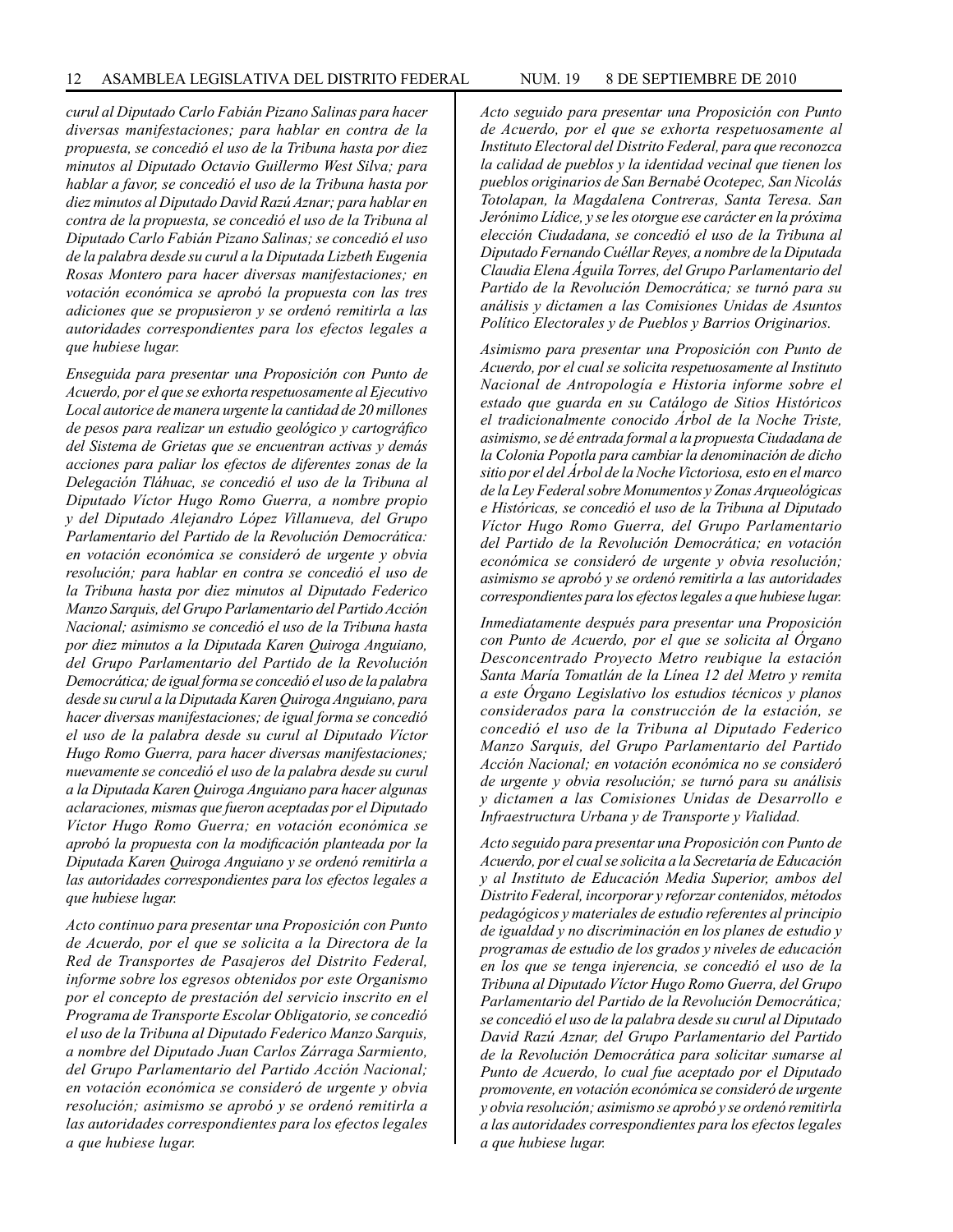*curul al Diputado Carlo Fabián Pizano Salinas para hacer diversas manifestaciones; para hablar en contra de la propuesta, se concedió el uso de la Tribuna hasta por diez minutos al Diputado Octavio Guillermo West Silva; para hablar a favor, se concedió el uso de la Tribuna hasta por diez minutos al Diputado David Razú Aznar; para hablar en contra de la propuesta, se concedió el uso de la Tribuna al Diputado Carlo Fabián Pizano Salinas; se concedió el uso de la palabra desde su curul a la Diputada Lizbeth Eugenia Rosas Montero para hacer diversas manifestaciones; en votación económica se aprobó la propuesta con las tres adiciones que se propusieron y se ordenó remitirla a las autoridades correspondientes para los efectos legales a que hubiese lugar.*

*Enseguida para presentar una Proposición con Punto de Acuerdo, por el que se exhorta respetuosamente al Ejecutivo Local autorice de manera urgente la cantidad de 20 millones de pesos para realizar un estudio geológico y cartográfico del Sistema de Grietas que se encuentran activas y demás acciones para paliar los efectos de diferentes zonas de la Delegación Tláhuac, se concedió el uso de la Tribuna al Diputado Víctor Hugo Romo Guerra, a nombre propio y del Diputado Alejandro López Villanueva, del Grupo Parlamentario del Partido de la Revolución Democrática: en votación económica se consideró de urgente y obvia resolución; para hablar en contra se concedió el uso de la Tribuna hasta por diez minutos al Diputado Federico Manzo Sarquis, del Grupo Parlamentario del Partido Acción Nacional; asimismo se concedió el uso de la Tribuna hasta por diez minutos a la Diputada Karen Quiroga Anguiano, del Grupo Parlamentario del Partido de la Revolución Democrática; de igual forma se concedió el uso de la palabra desde su curul a la Diputada Karen Quiroga Anguiano, para hacer diversas manifestaciones; de igual forma se concedió el uso de la palabra desde su curul al Diputado Víctor Hugo Romo Guerra, para hacer diversas manifestaciones; nuevamente se concedió el uso de la palabra desde su curul a la Diputada Karen Quiroga Anguiano para hacer algunas aclaraciones, mismas que fueron aceptadas por el Diputado Víctor Hugo Romo Guerra; en votación económica se aprobó la propuesta con la modificación planteada por la Diputada Karen Quiroga Anguiano y se ordenó remitirla a las autoridades correspondientes para los efectos legales a que hubiese lugar.*

*Acto continuo para presentar una Proposición con Punto de Acuerdo, por el que se solicita a la Directora de la Red de Transportes de Pasajeros del Distrito Federal, informe sobre los egresos obtenidos por este Organismo por el concepto de prestación del servicio inscrito en el Programa de Transporte Escolar Obligatorio, se concedió el uso de la Tribuna al Diputado Federico Manzo Sarquis, a nombre del Diputado Juan Carlos Zárraga Sarmiento, del Grupo Parlamentario del Partido Acción Nacional; en votación económica se consideró de urgente y obvia resolución; asimismo se aprobó y se ordenó remitirla a las autoridades correspondientes para los efectos legales a que hubiese lugar.*

*Acto seguido para presentar una Proposición con Punto de Acuerdo, por el que se exhorta respetuosamente al Instituto Electoral del Distrito Federal, para que reconozca la calidad de pueblos y la identidad vecinal que tienen los pueblos originarios de San Bernabé Ocotepec, San Nicolás Totolapan, la Magdalena Contreras, Santa Teresa. San Jerónimo Lídice, y se les otorgue ese carácter en la próxima elección Ciudadana, se concedió el uso de la Tribuna al Diputado Fernando Cuéllar Reyes, a nombre de la Diputada Claudia Elena Águila Torres, del Grupo Parlamentario del Partido de la Revolución Democrática; se turnó para su análisis y dictamen a las Comisiones Unidas de Asuntos Político Electorales y de Pueblos y Barrios Originarios.*

*Asimismo para presentar una Proposición con Punto de Acuerdo, por el cual se solicita respetuosamente al Instituto Nacional de Antropología e Historia informe sobre el estado que guarda en su Catálogo de Sitios Históricos el tradicionalmente conocido Árbol de la Noche Triste, asimismo, se dé entrada formal a la propuesta Ciudadana de la Colonia Popotla para cambiar la denominación de dicho sitio por el del Árbol de la Noche Victoriosa, esto en el marco de la Ley Federal sobre Monumentos y Zonas Arqueológicas e Históricas, se concedió el uso de la Tribuna al Diputado Víctor Hugo Romo Guerra, del Grupo Parlamentario del Partido de la Revolución Democrática; en votación económica se consideró de urgente y obvia resolución; asimismo se aprobó y se ordenó remitirla a las autoridades correspondientes para los efectos legales a que hubiese lugar.*

*Inmediatamente después para presentar una Proposición con Punto de Acuerdo, por el que se solicita al Órgano Desconcentrado Proyecto Metro reubique la estación Santa María Tomatlán de la Línea 12 del Metro y remita a este Órgano Legislativo los estudios técnicos y planos considerados para la construcción de la estación, se concedió el uso de la Tribuna al Diputado Federico Manzo Sarquis, del Grupo Parlamentario del Partido Acción Nacional; en votación económica no se consideró de urgente y obvia resolución; se turnó para su análisis y dictamen a las Comisiones Unidas de Desarrollo e Infraestructura Urbana y de Transporte y Vialidad.*

*Acto seguido para presentar una Proposición con Punto de Acuerdo, por el cual se solicita a la Secretaría de Educación y al Instituto de Educación Media Superior, ambos del Distrito Federal, incorporar y reforzar contenidos, métodos pedagógicos y materiales de estudio referentes al principio de igualdad y no discriminación en los planes de estudio y programas de estudio de los grados y niveles de educación en los que se tenga injerencia, se concedió el uso de la Tribuna al Diputado Víctor Hugo Romo Guerra, del Grupo Parlamentario del Partido de la Revolución Democrática; se concedió el uso de la palabra desde su curul al Diputado David Razú Aznar, del Grupo Parlamentario del Partido de la Revolución Democrática para solicitar sumarse al Punto de Acuerdo, lo cual fue aceptado por el Diputado promovente, en votación económica se consideró de urgente y obvia resolución; asimismo se aprobó y se ordenó remitirla a las autoridades correspondientes para los efectos legales a que hubiese lugar.*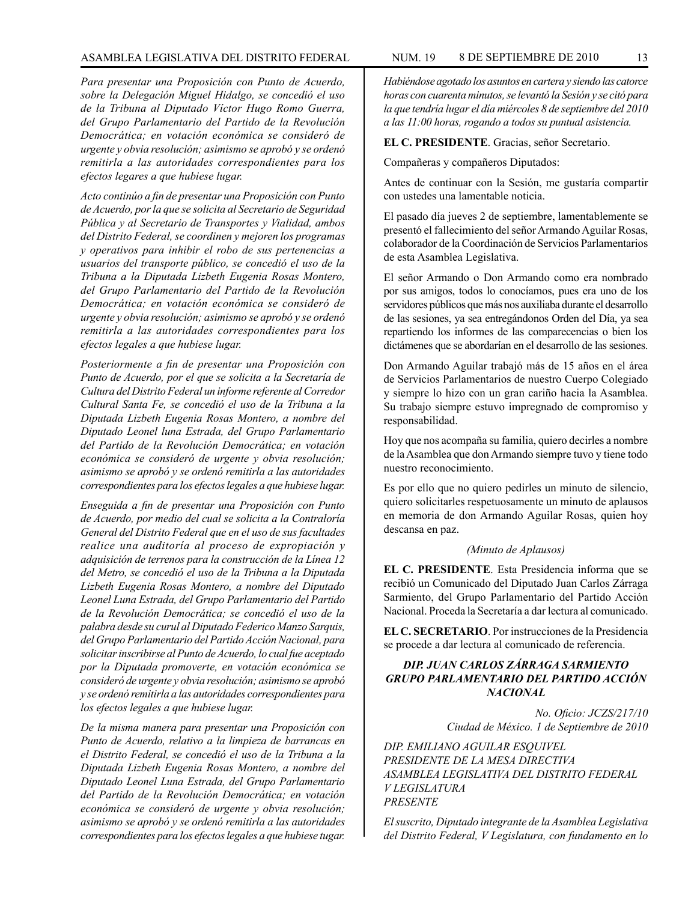*Para presentar una Proposición con Punto de Acuerdo, sobre la Delegación Miguel Hidalgo, se concedió el uso de la Tribuna al Diputado Víctor Hugo Romo Guerra, del Grupo Parlamentario del Partido de la Revolución Democrática; en votación económica se consideró de urgente y obvia resolución; asimismo se aprobó y se ordenó remitirla a las autoridades correspondientes para los efectos legares a que hubiese lugar.*

*Acto continúo a fin de presentar una Proposición con Punto de Acuerdo, por la que se solicita al Secretario de Seguridad Pública y al Secretario de Transportes y Vialidad, ambos del Distrito Federal, se coordinen y mejoren los programas y operativos para inhibir el robo de sus pertenencias a usuarios del transporte público, se concedió el uso de la Tribuna a la Diputada Lizbeth Eugenia Rosas Montero, del Grupo Parlamentario del Partido de la Revolución Democrática; en votación económica se consideró de urgente y obvia resolución; asimismo se aprobó y se ordenó remitirla a las autoridades correspondientes para los efectos legales a que hubiese lugar.*

*Posteriormente a fin de presentar una Proposición con Punto de Acuerdo, por el que se solicita a la Secretaría de Cultura del Distrito Federal un informe referente al Corredor Cultural Santa Fe, se concedió el uso de la Tribuna a la Diputada Lizbeth Eugenia Rosas Montero, a nombre del Diputado Leonel luna Estrada, del Grupo Parlamentario del Partido de la Revolución Democrática; en votación económica se consideró de urgente y obvia resolución; asimismo se aprobó y se ordenó remitirla a las autoridades correspondientes para los efectos legales a que hubiese lugar.*

*Enseguida a fin de presentar una Proposición con Punto de Acuerdo, por medio del cual se solicita a la Contraloría General del Distrito Federal que en el uso de sus facultades realice una auditoría al proceso de expropiación y adquisición de terrenos para la construcción de la Línea 12 del Metro, se concedió el uso de la Tribuna a la Diputada Lizbeth Eugenia Rosas Montero, a nombre del Diputado Leonel Luna Estrada, del Grupo Parlamentario del Partido de la Revolución Democrática; se concedió el uso de la palabra desde su curul al Diputado Federico Manzo Sarquis, del Grupo Parlamentario del Partido Acción Nacional, para solicitar inscribirse al Punto de Acuerdo, lo cual fue aceptado por la Diputada promoverte, en votación económica se consideró de urgente y obvia resolución; asimismo se aprobó y se ordenó remitirla a las autoridades correspondientes para los efectos legales a que hubiese lugar.*

*De la misma manera para presentar una Proposición con Punto de Acuerdo, relativo a la limpieza de barrancas en el Distrito Federal, se concedió el uso de la Tribuna a la Diputada Lizbeth Eugenia Rosas Montero, a nombre del Diputado Leonel Luna Estrada, del Grupo Parlamentario del Partido de la Revolución Democrática; en votación económica se consideró de urgente y obvia resolución; asimismo se aprobó y se ordenó remitirla a las autoridades correspondientes para los efectos legales a que hubiese tugar.*

*Habiéndose agotado los asuntos en cartera y siendo las catorce horas con cuarenta minutos, se levantó la Sesión y se citó para la que tendría lugar el día miércoles 8 de septiembre del 2010 a las 11:00 horas, rogando a todos su puntual asistencia.*

**EL C. PRESIDENTE**. Gracias, señor Secretario.

Compañeras y compañeros Diputados:

Antes de continuar con la Sesión, me gustaría compartir con ustedes una lamentable noticia.

El pasado día jueves 2 de septiembre, lamentablemente se presentó el fallecimiento del señor Armando Aguilar Rosas, colaborador de la Coordinación de Servicios Parlamentarios de esta Asamblea Legislativa.

El señor Armando o Don Armando como era nombrado por sus amigos, todos lo conocíamos, pues era uno de los servidores públicos que más nos auxiliaba durante el desarrollo de las sesiones, ya sea entregándonos Orden del Día, ya sea repartiendo los informes de las comparecencias o bien los dictámenes que se abordarían en el desarrollo de las sesiones.

Don Armando Aguilar trabajó más de 15 años en el área de Servicios Parlamentarios de nuestro Cuerpo Colegiado y siempre lo hizo con un gran cariño hacia la Asamblea. Su trabajo siempre estuvo impregnado de compromiso y responsabilidad.

Hoy que nos acompaña su familia, quiero decirles a nombre de la Asamblea que don Armando siempre tuvo y tiene todo nuestro reconocimiento.

Es por ello que no quiero pedirles un minuto de silencio, quiero solicitarles respetuosamente un minuto de aplausos en memoria de don Armando Aguilar Rosas, quien hoy descansa en paz.

*(Minuto de Aplausos)*

**EL C. PRESIDENTE**. Esta Presidencia informa que se recibió un Comunicado del Diputado Juan Carlos Zárraga Sarmiento, del Grupo Parlamentario del Partido Acción Nacional. Proceda la Secretaría a dar lectura al comunicado.

**EL C. SECRETARIO**. Por instrucciones de la Presidencia se procede a dar lectura al comunicado de referencia.

***DIP. JUAN CARLOS ZÁRRAGA SARMIENTO***
***GRUPO PARLAMENTARIO DEL PARTIDO ACCIÓN NACIONAL***

*No. Oficio: JCZS/217/10*
*Ciudad de México. 1 de Septiembre de 2010*

*DIP. EMILIANO AGUILAR ESQUIVEL*
*PRESIDENTE DE LA MESA DIRECTIVA*
*ASAMBLEA LEGISLATIVA DEL DISTRITO FEDERAL*
*V LEGISLATURA*
*PRESENTE*

*El suscrito, Diputado integrante de la Asamblea Legislativa del Distrito Federal, V Legislatura, con fundamento en lo*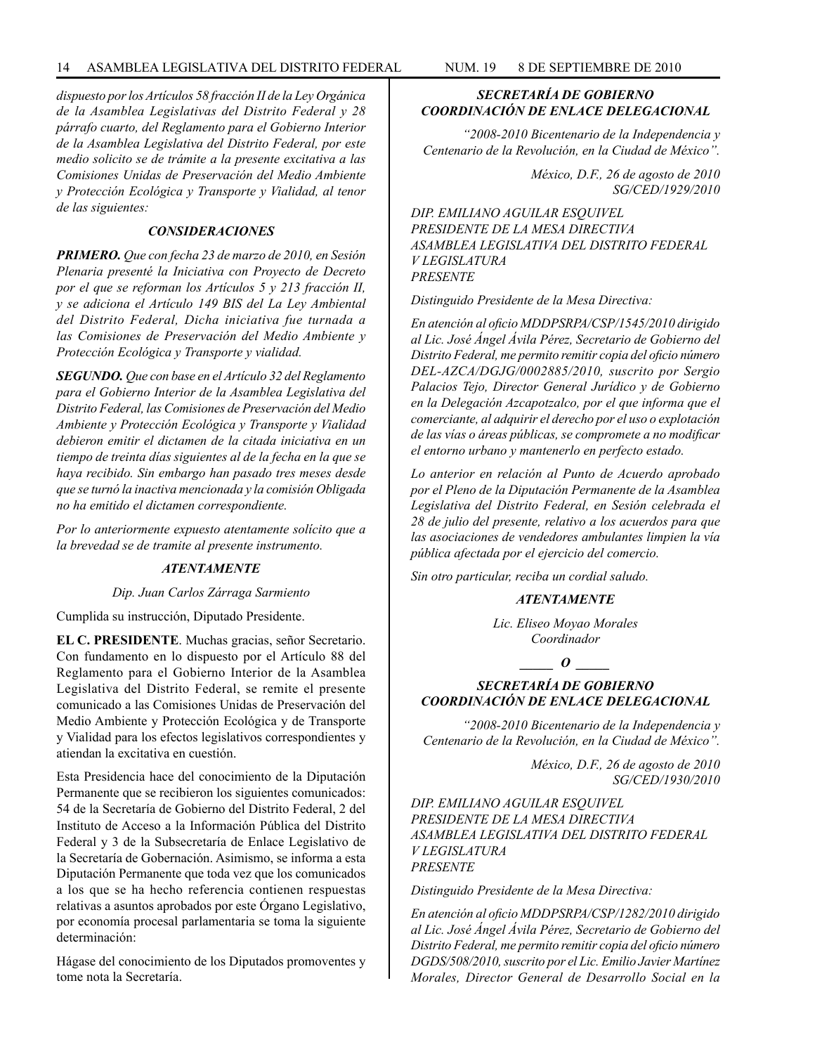*dispuesto por los Artículos 58 fracción II de la Ley Orgánica de la Asamblea Legislativas del Distrito Federal y 28 párrafo cuarto, del Reglamento para el Gobierno Interior de la Asamblea Legislativa del Distrito Federal, por este medio solicito se de trámite a la presente excitativa a las Comisiones Unidas de Preservación del Medio Ambiente y Protección Ecológica y Transporte y Vialidad, al tenor de las siguientes:*

***CONSIDERACIONES***

***PRIMERO.*** *Que con fecha 23 de marzo de 2010, en Sesión Plenaria presenté la Iniciativa con Proyecto de Decreto por el que se reforman los Artículos 5 y 213 fracción II, y se adiciona el Artículo 149 BIS del La Ley Ambiental del Distrito Federal, Dicha iniciativa fue turnada a las Comisiones de Preservación del Medio Ambiente y Protección Ecológica y Transporte y vialidad.*

***SEGUNDO.*** *Que con base en el Artículo 32 del Reglamento para el Gobierno Interior de la Asamblea Legislativa del Distrito Federal, las Comisiones de Preservación del Medio Ambiente y Protección Ecológica y Transporte y Vialidad debieron emitir el dictamen de la citada iniciativa en un tiempo de treinta días siguientes al de la fecha en la que se haya recibido. Sin embargo han pasado tres meses desde que se turnó la inactiva mencionada y la comisión Obligada no ha emitido el dictamen correspondiente.*

*Por lo anteriormente expuesto atentamente solícito que a la brevedad se de tramite al presente instrumento.*

***ATENTAMENTE***

*Dip. Juan Carlos Zárraga Sarmiento*

Cumplida su instrucción, Diputado Presidente.

**EL C. PRESIDENTE**. Muchas gracias, señor Secretario. Con fundamento en lo dispuesto por el Artículo 88 del Reglamento para el Gobierno Interior de la Asamblea Legislativa del Distrito Federal, se remite el presente comunicado a las Comisiones Unidas de Preservación del Medio Ambiente y Protección Ecológica y de Transporte y Vialidad para los efectos legislativos correspondientes y atiendan la excitativa en cuestión.

Esta Presidencia hace del conocimiento de la Diputación Permanente que se recibieron los siguientes comunicados: 54 de la Secretaría de Gobierno del Distrito Federal, 2 del Instituto de Acceso a la Información Pública del Distrito Federal y 3 de la Subsecretaría de Enlace Legislativo de la Secretaría de Gobernación. Asimismo, se informa a esta Diputación Permanente que toda vez que los comunicados a los que se ha hecho referencia contienen respuestas relativas a asuntos aprobados por este Órgano Legislativo, por economía procesal parlamentaria se toma la siguiente determinación:

Hágase del conocimiento de los Diputados promoventes y tome nota la Secretaría.

***SECRETARÍA DE GOBIERNO***
***COORDINACIÓN DE ENLACE DELEGACIONAL***

*"2008-2010 Bicentenario de la Independencia y Centenario de la Revolución, en la Ciudad de México".*

*México, D.F., 26 de agosto de 2010*
*SG/CED/1929/2010*

*DIP. EMILIANO AGUILAR ESQUIVEL*
*PRESIDENTE DE LA MESA DIRECTIVA*
*ASAMBLEA LEGISLATIVA DEL DISTRITO FEDERAL*
*V LEGISLATURA*
*PRESENTE*

*Distinguido Presidente de la Mesa Directiva:*

*En atención al oficio MDDPSRPA/CSP/1545/2010 dirigido al Lic. José Ángel Ávila Pérez, Secretario de Gobierno del Distrito Federal, me permito remitir copia del oficio número DEL-AZCA/DGJG/0002885/2010, suscrito por Sergio Palacios Tejo, Director General Jurídico y de Gobierno en la Delegación Azcapotzalco, por el que informa que el comerciante, al adquirir el derecho por el uso o explotación de las vías o áreas públicas, se compromete a no modificar el entorno urbano y mantenerlo en perfecto estado.*

*Lo anterior en relación al Punto de Acuerdo aprobado por el Pleno de la Diputación Permanente de la Asamblea Legislativa del Distrito Federal, en Sesión celebrada el 28 de julio del presente, relativo a los acuerdos para que las asociaciones de vendedores ambulantes limpien la vía pública afectada por el ejercicio del comercio.*

*Sin otro particular, reciba un cordial saludo.*

***ATENTAMENTE***

*Lic. Eliseo Moyao Morales*
*Coordinador*

***_____ O _____***

***SECRETARÍA DE GOBIERNO***
***COORDINACIÓN DE ENLACE DELEGACIONAL***

*"2008-2010 Bicentenario de la Independencia y Centenario de la Revolución, en la Ciudad de México".*

*México, D.F., 26 de agosto de 2010*
*SG/CED/1930/2010*

*DIP. EMILIANO AGUILAR ESQUIVEL*
*PRESIDENTE DE LA MESA DIRECTIVA*
*ASAMBLEA LEGISLATIVA DEL DISTRITO FEDERAL*
*V LEGISLATURA*
*PRESENTE*

*Distinguido Presidente de la Mesa Directiva:*

*En atención al oficio MDDPSRPA/CSP/1282/2010 dirigido al Lic. José Ángel Ávila Pérez, Secretario de Gobierno del Distrito Federal, me permito remitir copia del oficio número DGDS/508/2010, suscrito por el Lic. Emilio Javier Martínez Morales, Director General de Desarrollo Social en la*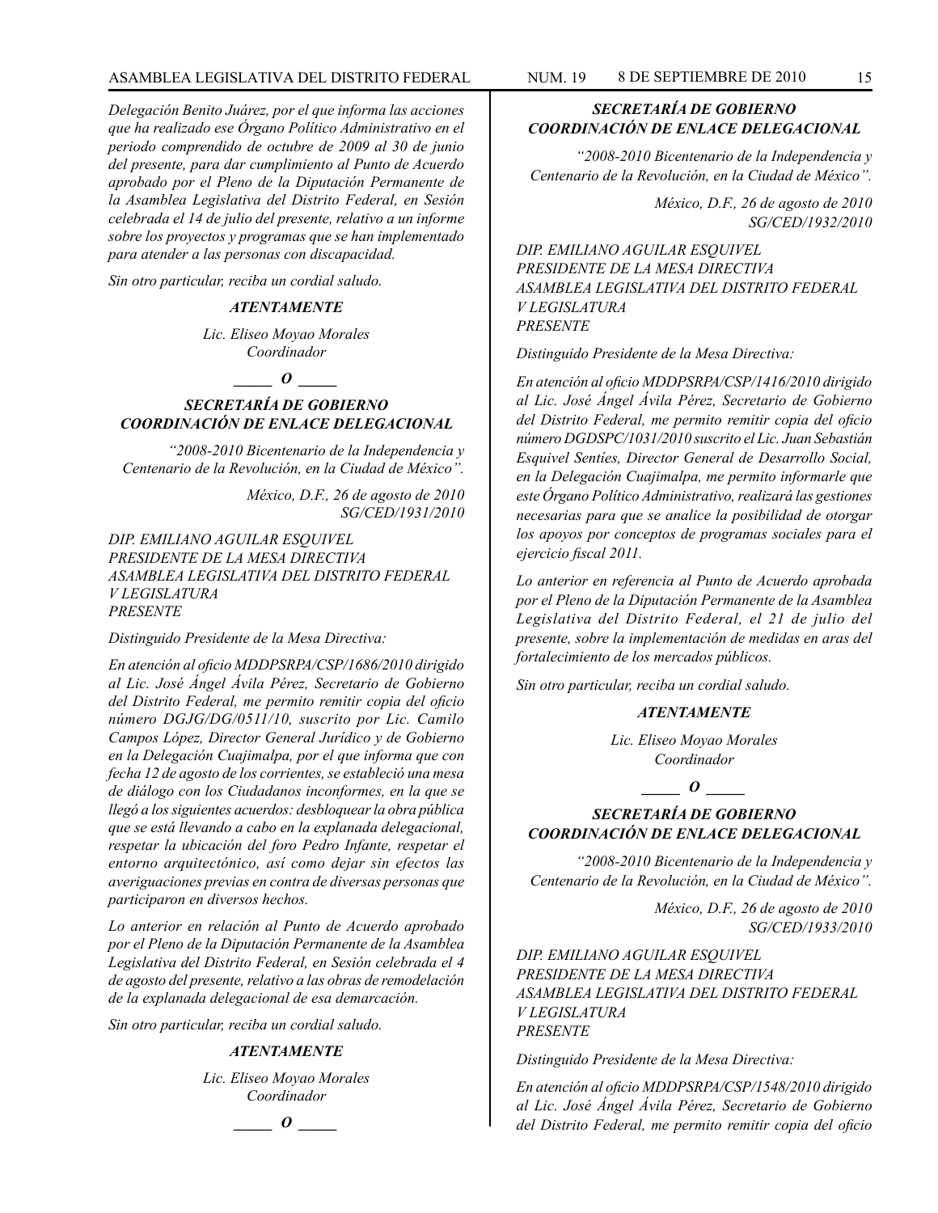*Delegación Benito Juárez, por el que informa las acciones que ha realizado ese Órgano Político Administrativo en el periodo comprendido de octubre de 2009 al 30 de junio del presente, para dar cumplimiento al Punto de Acuerdo aprobado por el Pleno de la Diputación Permanente de la Asamblea Legislativa del Distrito Federal, en Sesión celebrada el 14 de julio del presente, relativo a un informe sobre los proyectos y programas que se han implementado para atender a las personas con discapacidad.*

*Sin otro particular, reciba un cordial saludo.*

***ATENTAMENTE***

*Lic. Eliseo Moyao Morales*
*Coordinador*

**_____ *O* _____**

***SECRETARÍA DE GOBIERNO***
***COORDINACIÓN DE ENLACE DELEGACIONAL***

*"2008-2010 Bicentenario de la Independencia y Centenario de la Revolución, en la Ciudad de México".*

*México, D.F., 26 de agosto de 2010*
*SG/CED/1931/2010*

*DIP. EMILIANO AGUILAR ESQUIVEL*
*PRESIDENTE DE LA MESA DIRECTIVA*
*ASAMBLEA LEGISLATIVA DEL DISTRITO FEDERAL*
*V LEGISLATURA*
*PRESENTE*

*Distinguido Presidente de la Mesa Directiva:*

*En atención al oficio MDDPSRPA/CSP/1686/2010 dirigido al Lic. José Ángel Ávila Pérez, Secretario de Gobierno del Distrito Federal, me permito remitir copia del oficio número DGJG/DG/0511/10, suscrito por Lic. Camilo Campos López, Director General Jurídico y de Gobierno en la Delegación Cuajimalpa, por el que informa que con fecha 12 de agosto de los corrientes, se estableció una mesa de diálogo con los Ciudadanos inconformes, en la que se llegó a los siguientes acuerdos: desbloquear la obra pública que se está llevando a cabo en la explanada delegacional, respetar la ubicación del foro Pedro Infante, respetar el entorno arquitectónico, así como dejar sin efectos las averiguaciones previas en contra de diversas personas que participaron en diversos hechos.*

*Lo anterior en relación al Punto de Acuerdo aprobado por el Pleno de la Diputación Permanente de la Asamblea Legislativa del Distrito Federal, en Sesión celebrada el 4 de agosto del presente, relativo a las obras de remodelación de la explanada delegacional de esa demarcación.*

*Sin otro particular, reciba un cordial saludo.*

***ATENTAMENTE***

*Lic. Eliseo Moyao Morales*
*Coordinador*

**_____ *O* _____**

***SECRETARÍA DE GOBIERNO***
***COORDINACIÓN DE ENLACE DELEGACIONAL***

*"2008-2010 Bicentenario de la Independencia y Centenario de la Revolución, en la Ciudad de México".*

*México, D.F., 26 de agosto de 2010*
*SG/CED/1932/2010*

*DIP. EMILIANO AGUILAR ESQUIVEL*
*PRESIDENTE DE LA MESA DIRECTIVA*
*ASAMBLEA LEGISLATIVA DEL DISTRITO FEDERAL*
*V LEGISLATURA*
*PRESENTE*

*Distinguido Presidente de la Mesa Directiva:*

*En atención al oficio MDDPSRPA/CSP/1416/2010 dirigido al Lic. José Ángel Ávila Pérez, Secretario de Gobierno del Distrito Federal, me permito remitir copia del oficio número DGDSPC/1031/2010 suscrito el Lic. Juan Sebastián Esquivel Sentíes, Director General de Desarrollo Social, en la Delegación Cuajimalpa, me permito informarle que este Órgano Político Administrativo, realizará las gestiones necesarias para que se analice la posibilidad de otorgar los apoyos por conceptos de programas sociales para el ejercicio fiscal 2011.*

*Lo anterior en referencia al Punto de Acuerdo aprobada por el Pleno de la Diputación Permanente de la Asamblea Legislativa del Distrito Federal, el 21 de julio del presente, sobre la implementación de medidas en aras del fortalecimiento de los mercados públicos.*

*Sin otro particular, reciba un cordial saludo.*

***ATENTAMENTE***

*Lic. Eliseo Moyao Morales*
*Coordinador*

**_____ *O* _____**

***SECRETARÍA DE GOBIERNO***
***COORDINACIÓN DE ENLACE DELEGACIONAL***

*"2008-2010 Bicentenario de la Independencia y Centenario de la Revolución, en la Ciudad de México".*

*México, D.F., 26 de agosto de 2010*
*SG/CED/1933/2010*

*DIP. EMILIANO AGUILAR ESQUIVEL*
*PRESIDENTE DE LA MESA DIRECTIVA*
*ASAMBLEA LEGISLATIVA DEL DISTRITO FEDERAL*
*V LEGISLATURA*
*PRESENTE*

*Distinguido Presidente de la Mesa Directiva:*

*En atención al oficio MDDPSRPA/CSP/1548/2010 dirigido al Lic. José Ángel Ávila Pérez, Secretario de Gobierno del Distrito Federal, me permito remitir copia del oficio*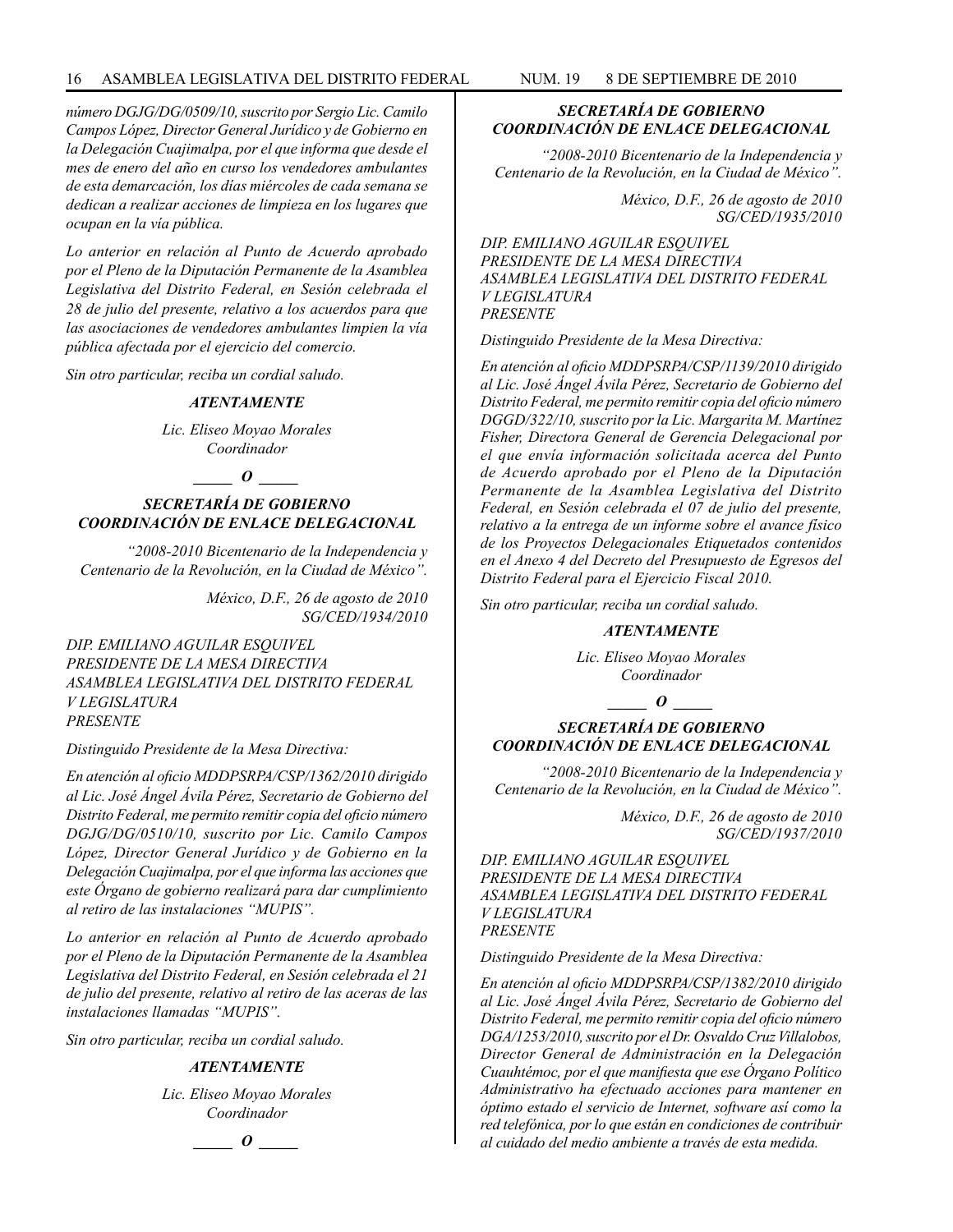*número DGJG/DG/0509/10, suscrito por Sergio Lic. Camilo Campos López, Director General Jurídico y de Gobierno en la Delegación Cuajimalpa, por el que informa que desde el mes de enero del año en curso los vendedores ambulantes de esta demarcación, los días miércoles de cada semana se dedican a realizar acciones de limpieza en los lugares que ocupan en la vía pública.*

*Lo anterior en relación al Punto de Acuerdo aprobado por el Pleno de la Diputación Permanente de la Asamblea Legislativa del Distrito Federal, en Sesión celebrada el 28 de julio del presente, relativo a los acuerdos para que las asociaciones de vendedores ambulantes limpien la vía pública afectada por el ejercicio del comercio.*

*Sin otro particular, reciba un cordial saludo.*

***ATENTAMENTE***

*Lic. Eliseo Moyao Morales*
*Coordinador*

***_____ O _____***

***SECRETARÍA DE GOBIERNO***
***COORDINACIÓN DE ENLACE DELEGACIONAL***

*"2008-2010 Bicentenario de la Independencia y Centenario de la Revolución, en la Ciudad de México".*

*México, D.F., 26 de agosto de 2010*
*SG/CED/1934/2010*

*DIP. EMILIANO AGUILAR ESQUIVEL*
*PRESIDENTE DE LA MESA DIRECTIVA*
*ASAMBLEA LEGISLATIVA DEL DISTRITO FEDERAL*
*V LEGISLATURA*
*PRESENTE*

*Distinguido Presidente de la Mesa Directiva:*

*En atención al oficio MDDPSRPA/CSP/1362/2010 dirigido al Lic. José Ángel Ávila Pérez, Secretario de Gobierno del Distrito Federal, me permito remitir copia del oficio número DGJG/DG/0510/10, suscrito por Lic. Camilo Campos López, Director General Jurídico y de Gobierno en la Delegación Cuajimalpa, por el que informa las acciones que este Órgano de gobierno realizará para dar cumplimiento al retiro de las instalaciones "MUPIS".*

*Lo anterior en relación al Punto de Acuerdo aprobado por el Pleno de la Diputación Permanente de la Asamblea Legislativa del Distrito Federal, en Sesión celebrada el 21 de julio del presente, relativo al retiro de las aceras de las instalaciones llamadas "MUPIS".*

*Sin otro particular, reciba un cordial saludo.*

***ATENTAMENTE***

*Lic. Eliseo Moyao Morales*
*Coordinador*

***_____ O _____***

***SECRETARÍA DE GOBIERNO***
***COORDINACIÓN DE ENLACE DELEGACIONAL***

*"2008-2010 Bicentenario de la Independencia y Centenario de la Revolución, en la Ciudad de México".*

*México, D.F., 26 de agosto de 2010*
*SG/CED/1935/2010*

*DIP. EMILIANO AGUILAR ESQUIVEL*
*PRESIDENTE DE LA MESA DIRECTIVA*
*ASAMBLEA LEGISLATIVA DEL DISTRITO FEDERAL*
*V LEGISLATURA*
*PRESENTE*

*Distinguido Presidente de la Mesa Directiva:*

*En atención al oficio MDDPSRPA/CSP/1139/2010 dirigido al Lic. José Ángel Ávila Pérez, Secretario de Gobierno del Distrito Federal, me permito remitir copia del oficio número DGGD/322/10, suscrito por la Lic. Margarita M. Martínez Fisher, Directora General de Gerencia Delegacional por el que envía información solicitada acerca del Punto de Acuerdo aprobado por el Pleno de la Diputación Permanente de la Asamblea Legislativa del Distrito Federal, en Sesión celebrada el 07 de julio del presente, relativo a la entrega de un informe sobre el avance físico de los Proyectos Delegacionales Etiquetados contenidos en el Anexo 4 del Decreto del Presupuesto de Egresos del Distrito Federal para el Ejercicio Fiscal 2010.*

*Sin otro particular, reciba un cordial saludo.*

***ATENTAMENTE***

*Lic. Eliseo Moyao Morales*
*Coordinador*

***_____ O _____***

***SECRETARÍA DE GOBIERNO***
***COORDINACIÓN DE ENLACE DELEGACIONAL***

*"2008-2010 Bicentenario de la Independencia y Centenario de la Revolución, en la Ciudad de México".*

*México, D.F., 26 de agosto de 2010*
*SG/CED/1937/2010*

*DIP. EMILIANO AGUILAR ESQUIVEL*
*PRESIDENTE DE LA MESA DIRECTIVA*
*ASAMBLEA LEGISLATIVA DEL DISTRITO FEDERAL*
*V LEGISLATURA*
*PRESENTE*

*Distinguido Presidente de la Mesa Directiva:*

*En atención al oficio MDDPSRPA/CSP/1382/2010 dirigido al Lic. José Ángel Ávila Pérez, Secretario de Gobierno del Distrito Federal, me permito remitir copia del oficio número DGA/1253/2010, suscrito por el Dr. Osvaldo Cruz Villalobos, Director General de Administración en la Delegación Cuauhtémoc, por el que manifiesta que ese Órgano Político Administrativo ha efectuado acciones para mantener en óptimo estado el servicio de Internet, software así como la red telefónica, por lo que están en condiciones de contribuir al cuidado del medio ambiente a través de esta medida.*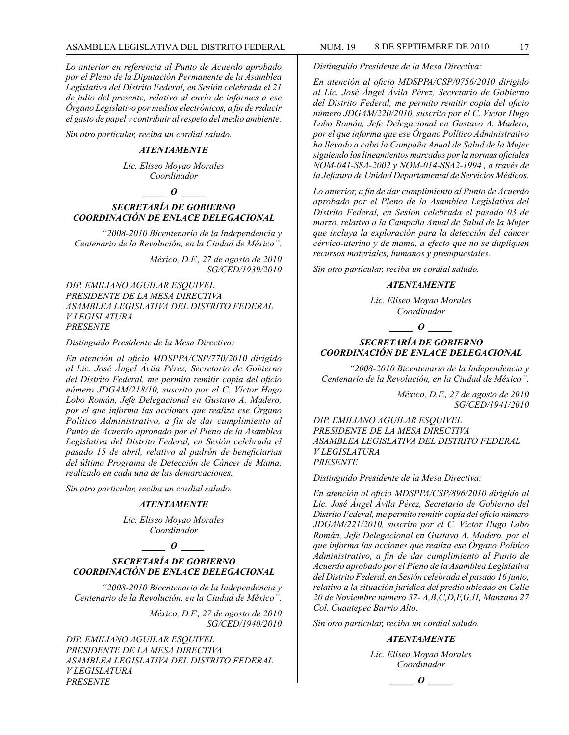*Lo anterior en referencia al Punto de Acuerdo aprobado por el Pleno de la Diputación Permanente de la Asamblea Legislativa del Distrito Federal, en Sesión celebrada el 21 de julio del presente, relativo al envío de informes a ese Órgano Legislativo por medios electrónicos, a fin de reducir el gasto de papel y contribuir al respeto del medio ambiente.*

*Sin otro particular, reciba un cordial saludo.*

***ATENTAMENTE***

*Lic. Eliseo Moyao Morales*
*Coordinador*

***_____ O _____***

### *SECRETARÍA DE GOBIERNO COORDINACIÓN DE ENLACE DELEGACIONAL*

*"2008-2010 Bicentenario de la Independencia y Centenario de la Revolución, en la Ciudad de México".*

*México, D.F., 27 de agosto de 2010*
*SG/CED/1939/2010*

*DIP. EMILIANO AGUILAR ESQUIVEL*
*PRESIDENTE DE LA MESA DIRECTIVA*
*ASAMBLEA LEGISLATIVA DEL DISTRITO FEDERAL*
*V LEGISLATURA*
*PRESENTE*

*Distinguido Presidente de la Mesa Directiva:*

*En atención al oficio MDSPPA/CSP/770/2010 dirigido al Lic. José Ángel Ávila Pérez, Secretario de Gobierno del Distrito Federal, me permito remitir copia del oficio número JDGAM/218/10, suscrito por el C. Víctor Hugo Lobo Román, Jefe Delegacional en Gustavo A. Madero, por el que informa las acciones que realiza ese Órgano Político Administrativo, a fin de dar cumplimiento al Punto de Acuerdo aprobado por el Pleno de la Asamblea Legislativa del Distrito Federal, en Sesión celebrada el pasado 15 de abril, relativo al padrón de beneficiarias del último Programa de Detección de Cáncer de Mama, realizado en cada una de las demarcaciones.*

*Sin otro particular, reciba un cordial saludo.*

***ATENTAMENTE***

*Lic. Eliseo Moyao Morales*
*Coordinador*

***_____ O _____***

### *SECRETARÍA DE GOBIERNO COORDINACIÓN DE ENLACE DELEGACIONAL*

*"2008-2010 Bicentenario de la Independencia y Centenario de la Revolución, en la Ciudad de México".*

*México, D.F., 27 de agosto de 2010*
*SG/CED/1940/2010*

*DIP. EMILIANO AGUILAR ESQUIVEL*
*PRESIDENTE DE LA MESA DIRECTIVA*
*ASAMBLEA LEGISLATIVA DEL DISTRITO FEDERAL*
*V LEGISLATURA*
*PRESENTE*

*Distinguido Presidente de la Mesa Directiva:*

*En atención al oficio MDSPPA/CSP/0756/2010 dirigido al Lic. José Ángel Ávila Pérez, Secretario de Gobierno del Distrito Federal, me permito remitir copia del oficio número JDGAM/220/2010, suscrito por el C. Víctor Hugo Lobo Román, Jefe Delegacional en Gustavo A. Madero, por el que informa que ese Órgano Político Administrativo ha llevado a cabo la Campaña Anual de Salud de la Mujer siguiendo los lineamientos marcados por la normas oficiales NOM-041-SSA-2002 y NOM-014-SSA2-1994 , a través de la Jefatura de Unidad Departamental de Servicios Médicos.*

*Lo anterior, a fin de dar cumplimiento al Punto de Acuerdo aprobado por el Pleno de la Asamblea Legislativa del Distrito Federal, en Sesión celebrada el pasado 03 de marzo, relativo a la Campaña Anual de Salud de la Mujer que incluya la exploración para la detección del cáncer cérvico-uterino y de mama, a efecto que no se dupliquen recursos materiales, humanos y presupuestales.*

*Sin otro particular, reciba un cordial saludo.*

***ATENTAMENTE***

*Lic. Eliseo Moyao Morales*
*Coordinador*

***_____ O _____***

### *SECRETARÍA DE GOBIERNO COORDINACIÓN DE ENLACE DELEGACIONAL*

*"2008-2010 Bicentenario de la Independencia y Centenario de la Revolución, en la Ciudad de México".*

*México, D.F., 27 de agosto de 2010*
*SG/CED/1941/2010*

*DIP. EMILIANO AGUILAR ESQUIVEL*
*PRESIDENTE DE LA MESA DIRECTIVA*
*ASAMBLEA LEGISLATIVA DEL DISTRITO FEDERAL*
*V LEGISLATURA*
*PRESENTE*

*Distinguido Presidente de la Mesa Directiva:*

*En atención al oficio MDSPPA/CSP/896/2010 dirigido al Lic. José Ángel Ávila Pérez, Secretario de Gobierno del Distrito Federal, me permito remitir copia del oficio número JDGAM/221/2010, suscrito por el C. Víctor Hugo Lobo Román, Jefe Delegacional en Gustavo A. Madero, por el que informa las acciones que realiza ese Órgano Político Administrativo, a fin de dar cumplimiento al Punto de Acuerdo aprobado por el Pleno de la Asamblea Legislativa del Distrito Federal, en Sesión celebrada el pasado 16 junio, relativo a la situación jurídica del predio ubicado en Calle 20 de Noviembre número 37- A,B,C,D,F,G,H, Manzana 27 Col. Cuautepec Barrio Alto.*

*Sin otro particular, reciba un cordial saludo.*

***ATENTAMENTE***

*Lic. Eliseo Moyao Morales*
*Coordinador*

***_____ O _____***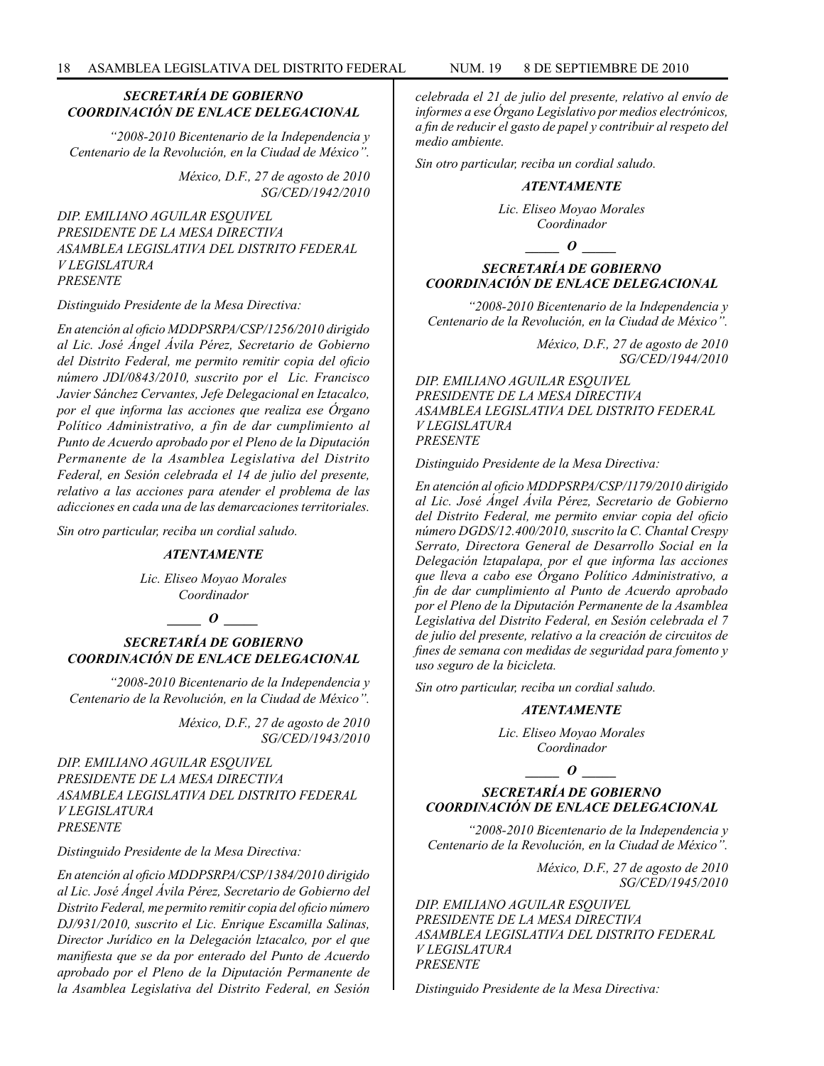### *SECRETARÍA DE GOBIERNO*
### *COORDINACIÓN DE ENLACE DELEGACIONAL*

*"2008-2010 Bicentenario de la Independencia y Centenario de la Revolución, en la Ciudad de México".*

*México, D.F., 27 de agosto de 2010*
*SG/CED/1942/2010*

*DIP. EMILIANO AGUILAR ESQUIVEL*
*PRESIDENTE DE LA MESA DIRECTIVA*
*ASAMBLEA LEGISLATIVA DEL DISTRITO FEDERAL*
*V LEGISLATURA*
*PRESENTE*

*Distinguido Presidente de la Mesa Directiva:*

*En atención al oficio MDDPSRPA/CSP/1256/2010 dirigido al Lic. José Ángel Ávila Pérez, Secretario de Gobierno del Distrito Federal, me permito remitir copia del oficio número JDI/0843/2010, suscrito por el Lic. Francisco Javier Sánchez Cervantes, Jefe Delegacional en Iztacalco, por el que informa las acciones que realiza ese Órgano Político Administrativo, a fin de dar cumplimiento al Punto de Acuerdo aprobado por el Pleno de la Diputación Permanente de la Asamblea Legislativa del Distrito Federal, en Sesión celebrada el 14 de julio del presente, relativo a las acciones para atender el problema de las adicciones en cada una de las demarcaciones territoriales.*

*Sin otro particular, reciba un cordial saludo.*

***ATENTAMENTE***

*Lic. Eliseo Moyao Morales*
*Coordinador*

*_____ O _____*

### *SECRETARÍA DE GOBIERNO*
### *COORDINACIÓN DE ENLACE DELEGACIONAL*

*"2008-2010 Bicentenario de la Independencia y Centenario de la Revolución, en la Ciudad de México".*

*México, D.F., 27 de agosto de 2010*
*SG/CED/1943/2010*

*DIP. EMILIANO AGUILAR ESQUIVEL*
*PRESIDENTE DE LA MESA DIRECTIVA*
*ASAMBLEA LEGISLATIVA DEL DISTRITO FEDERAL*
*V LEGISLATURA*
*PRESENTE*

*Distinguido Presidente de la Mesa Directiva:*

*En atención al oficio MDDPSRPA/CSP/1384/2010 dirigido al Lic. José Ángel Ávila Pérez, Secretario de Gobierno del Distrito Federal, me permito remitir copia del oficio número DJ/931/2010, suscrito el Lic. Enrique Escamilla Salinas, Director Jurídico en la Delegación lztacalco, por el que manifiesta que se da por enterado del Punto de Acuerdo aprobado por el Pleno de la Diputación Permanente de la Asamblea Legislativa del Distrito Federal, en Sesión celebrada el 21 de julio del presente, relativo al envío de informes a ese Órgano Legislativo por medios electrónicos, a fin de reducir el gasto de papel y contribuir al respeto del medio ambiente.*

*Sin otro particular, reciba un cordial saludo.*

***ATENTAMENTE***

*Lic. Eliseo Moyao Morales*
*Coordinador*

*_____ O _____*

### *SECRETARÍA DE GOBIERNO*
### *COORDINACIÓN DE ENLACE DELEGACIONAL*

*"2008-2010 Bicentenario de la Independencia y Centenario de la Revolución, en la Ciudad de México".*

*México, D.F., 27 de agosto de 2010*
*SG/CED/1944/2010*

*DIP. EMILIANO AGUILAR ESQUIVEL*
*PRESIDENTE DE LA MESA DIRECTIVA*
*ASAMBLEA LEGISLATIVA DEL DISTRITO FEDERAL*
*V LEGISLATURA*
*PRESENTE*

*Distinguido Presidente de la Mesa Directiva:*

*En atención al oficio MDDPSRPA/CSP/1179/2010 dirigido al Lic. José Ángel Ávila Pérez, Secretario de Gobierno del Distrito Federal, me permito enviar copia del oficio número DGDS/12.400/2010, suscrito la C. Chantal Crespy Serrato, Directora General de Desarrollo Social en la Delegación lztapalapa, por el que informa las acciones que lleva a cabo ese Órgano Político Administrativo, a fin de dar cumplimiento al Punto de Acuerdo aprobado por el Pleno de la Diputación Permanente de la Asamblea Legislativa del Distrito Federal, en Sesión celebrada el 7 de julio del presente, relativo a la creación de circuitos de fines de semana con medidas de seguridad para fomento y uso seguro de la bicicleta.*

*Sin otro particular, reciba un cordial saludo.*

***ATENTAMENTE***

*Lic. Eliseo Moyao Morales*
*Coordinador*

*_____ O _____*

### *SECRETARÍA DE GOBIERNO*
### *COORDINACIÓN DE ENLACE DELEGACIONAL*

*"2008-2010 Bicentenario de la Independencia y Centenario de la Revolución, en la Ciudad de México".*

*México, D.F., 27 de agosto de 2010*
*SG/CED/1945/2010*

*DIP. EMILIANO AGUILAR ESQUIVEL*
*PRESIDENTE DE LA MESA DIRECTIVA*
*ASAMBLEA LEGISLATIVA DEL DISTRITO FEDERAL*
*V LEGISLATURA*
*PRESENTE*

*Distinguido Presidente de la Mesa Directiva:*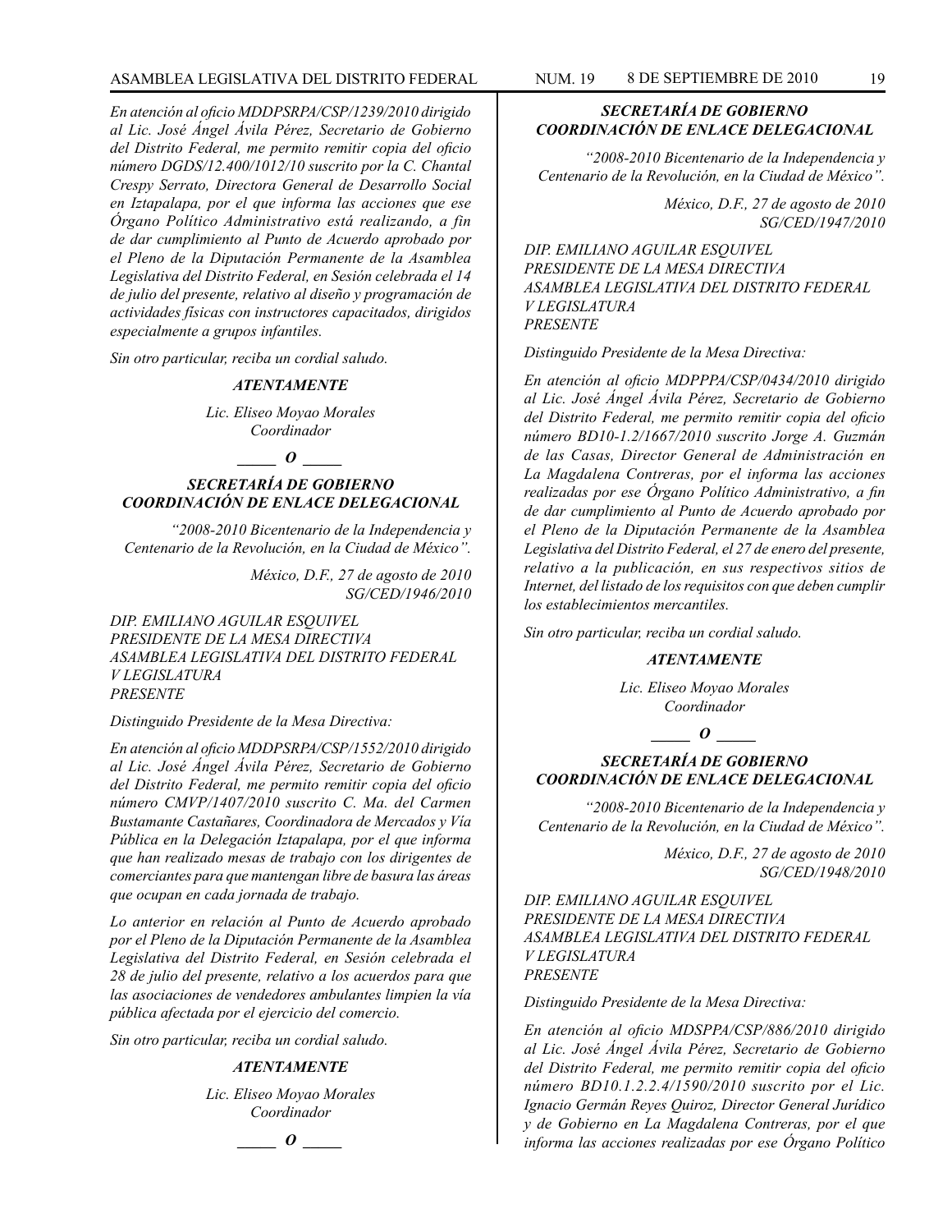*En atención al oficio MDDPSRPA/CSP/1239/2010 dirigido al Lic. José Ángel Ávila Pérez, Secretario de Gobierno del Distrito Federal, me permito remitir copia del oficio número DGDS/12.400/1012/10 suscrito por la C. Chantal Crespy Serrato, Directora General de Desarrollo Social en Iztapalapa, por el que informa las acciones que ese Órgano Político Administrativo está realizando, a fin de dar cumplimiento al Punto de Acuerdo aprobado por el Pleno de la Diputación Permanente de la Asamblea Legislativa del Distrito Federal, en Sesión celebrada el 14 de julio del presente, relativo al diseño y programación de actividades físicas con instructores capacitados, dirigidos especialmente a grupos infantiles.*

*Sin otro particular, reciba un cordial saludo.*

***ATENTAMENTE***

*Lic. Eliseo Moyao Morales*
*Coordinador*

***_____ O _____***

***SECRETARÍA DE GOBIERNO***
***COORDINACIÓN DE ENLACE DELEGACIONAL***

*"2008-2010 Bicentenario de la Independencia y Centenario de la Revolución, en la Ciudad de México".*

*México, D.F., 27 de agosto de 2010*
*SG/CED/1946/2010*

*DIP. EMILIANO AGUILAR ESQUIVEL*
*PRESIDENTE DE LA MESA DIRECTIVA*
*ASAMBLEA LEGISLATIVA DEL DISTRITO FEDERAL*
*V LEGISLATURA*
*PRESENTE*

*Distinguido Presidente de la Mesa Directiva:*

*En atención al oficio MDDPSRPA/CSP/1552/2010 dirigido al Lic. José Ángel Ávila Pérez, Secretario de Gobierno del Distrito Federal, me permito remitir copia del oficio número CMVP/1407/2010 suscrito C. Ma. del Carmen Bustamante Castañares, Coordinadora de Mercados y Vía Pública en la Delegación Iztapalapa, por el que informa que han realizado mesas de trabajo con los dirigentes de comerciantes para que mantengan libre de basura las áreas que ocupan en cada jornada de trabajo.*

*Lo anterior en relación al Punto de Acuerdo aprobado por el Pleno de la Diputación Permanente de la Asamblea Legislativa del Distrito Federal, en Sesión celebrada el 28 de julio del presente, relativo a los acuerdos para que las asociaciones de vendedores ambulantes limpien la vía pública afectada por el ejercicio del comercio.*

*Sin otro particular, reciba un cordial saludo.*

***ATENTAMENTE***

*Lic. Eliseo Moyao Morales*
*Coordinador*

***_____ O _____***

***SECRETARÍA DE GOBIERNO***
***COORDINACIÓN DE ENLACE DELEGACIONAL***

*"2008-2010 Bicentenario de la Independencia y Centenario de la Revolución, en la Ciudad de México".*

*México, D.F., 27 de agosto de 2010*
*SG/CED/1947/2010*

*DIP. EMILIANO AGUILAR ESQUIVEL*
*PRESIDENTE DE LA MESA DIRECTIVA*
*ASAMBLEA LEGISLATIVA DEL DISTRITO FEDERAL*
*V LEGISLATURA*
*PRESENTE*

*Distinguido Presidente de la Mesa Directiva:*

*En atención al oficio MDPPPA/CSP/0434/2010 dirigido al Lic. José Ángel Ávila Pérez, Secretario de Gobierno del Distrito Federal, me permito remitir copia del oficio número BD10-1.2/1667/2010 suscrito Jorge A. Guzmán de las Casas, Director General de Administración en La Magdalena Contreras, por el informa las acciones realizadas por ese Órgano Político Administrativo, a fin de dar cumplimiento al Punto de Acuerdo aprobado por el Pleno de la Diputación Permanente de la Asamblea Legislativa del Distrito Federal, el 27 de enero del presente, relativo a la publicación, en sus respectivos sitios de Internet, del listado de los requisitos con que deben cumplir los establecimientos mercantiles.*

*Sin otro particular, reciba un cordial saludo.*

***ATENTAMENTE***

*Lic. Eliseo Moyao Morales*
*Coordinador*

***_____ O _____***

***SECRETARÍA DE GOBIERNO***
***COORDINACIÓN DE ENLACE DELEGACIONAL***

*"2008-2010 Bicentenario de la Independencia y Centenario de la Revolución, en la Ciudad de México".*

*México, D.F., 27 de agosto de 2010*
*SG/CED/1948/2010*

*DIP. EMILIANO AGUILAR ESQUIVEL*
*PRESIDENTE DE LA MESA DIRECTIVA*
*ASAMBLEA LEGISLATIVA DEL DISTRITO FEDERAL*
*V LEGISLATURA*
*PRESENTE*

*Distinguido Presidente de la Mesa Directiva:*

*En atención al oficio MDSPPA/CSP/886/2010 dirigido al Lic. José Ángel Ávila Pérez, Secretario de Gobierno del Distrito Federal, me permito remitir copia del oficio número BD10.1.2.2.4/1590/2010 suscrito por el Lic. Ignacio Germán Reyes Quiroz, Director General Jurídico y de Gobierno en La Magdalena Contreras, por el que informa las acciones realizadas por ese Órgano Político*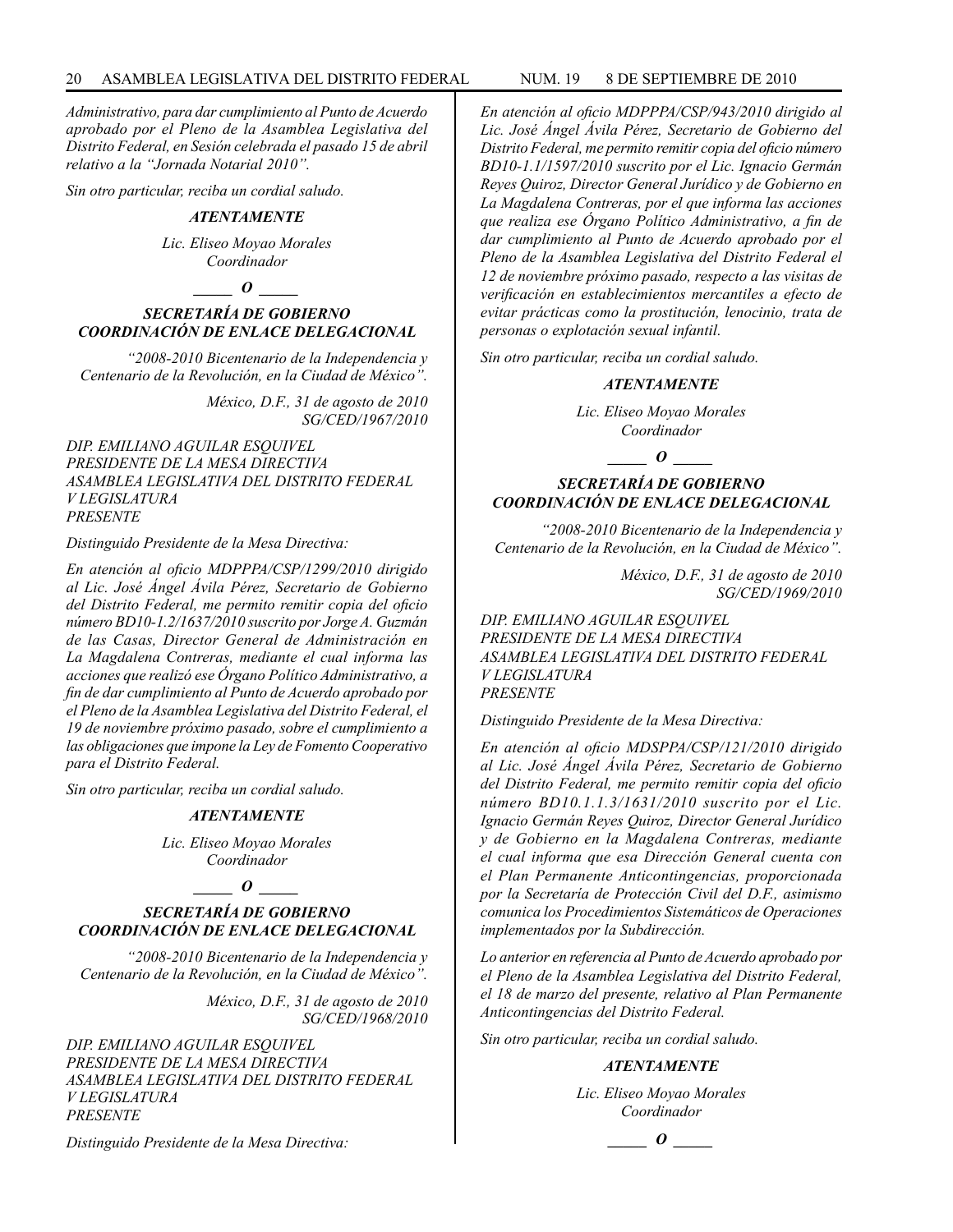*Administrativo, para dar cumplimiento al Punto de Acuerdo aprobado por el Pleno de la Asamblea Legislativa del Distrito Federal, en Sesión celebrada el pasado 15 de abril relativo a la "Jornada Notarial 2010".*

*Sin otro particular, reciba un cordial saludo.*

***ATENTAMENTE***

*Lic. Eliseo Moyao Morales*
*Coordinador*

***\_\_\_\_\_ O \_\_\_\_\_***

### *SECRETARÍA DE GOBIERNO*
### *COORDINACIÓN DE ENLACE DELEGACIONAL*

*"2008-2010 Bicentenario de la Independencia y Centenario de la Revolución, en la Ciudad de México".*

*México, D.F., 31 de agosto de 2010*
*SG/CED/1967/2010*

*DIP. EMILIANO AGUILAR ESQUIVEL*
*PRESIDENTE DE LA MESA DIRECTIVA*
*ASAMBLEA LEGISLATIVA DEL DISTRITO FEDERAL*
*V LEGISLATURA*
*PRESENTE*

*Distinguido Presidente de la Mesa Directiva:*

*En atención al oficio MDPPPA/CSP/1299/2010 dirigido al Lic. José Ángel Ávila Pérez, Secretario de Gobierno del Distrito Federal, me permito remitir copia del oficio número BD10-1.2/1637/2010 suscrito por Jorge A. Guzmán de las Casas, Director General de Administración en La Magdalena Contreras, mediante el cual informa las acciones que realizó ese Órgano Político Administrativo, a fin de dar cumplimiento al Punto de Acuerdo aprobado por el Pleno de la Asamblea Legislativa del Distrito Federal, el 19 de noviembre próximo pasado, sobre el cumplimiento a las obligaciones que impone la Ley de Fomento Cooperativo para el Distrito Federal.*

*Sin otro particular, reciba un cordial saludo.*

***ATENTAMENTE***

*Lic. Eliseo Moyao Morales*
*Coordinador*

***\_\_\_\_\_ O \_\_\_\_\_***

### *SECRETARÍA DE GOBIERNO*
### *COORDINACIÓN DE ENLACE DELEGACIONAL*

*"2008-2010 Bicentenario de la Independencia y Centenario de la Revolución, en la Ciudad de México".*

*México, D.F., 31 de agosto de 2010*
*SG/CED/1968/2010*

*DIP. EMILIANO AGUILAR ESQUIVEL*
*PRESIDENTE DE LA MESA DIRECTIVA*
*ASAMBLEA LEGISLATIVA DEL DISTRITO FEDERAL*
*V LEGISLATURA*
*PRESENTE*

*Distinguido Presidente de la Mesa Directiva:*

*En atención al oficio MDPPPA/CSP/943/2010 dirigido al Lic. José Ángel Ávila Pérez, Secretario de Gobierno del Distrito Federal, me permito remitir copia del oficio número BD10-1.1/1597/2010 suscrito por el Lic. Ignacio Germán Reyes Quiroz, Director General Jurídico y de Gobierno en La Magdalena Contreras, por el que informa las acciones que realiza ese Órgano Político Administrativo, a fin de dar cumplimiento al Punto de Acuerdo aprobado por el Pleno de la Asamblea Legislativa del Distrito Federal el 12 de noviembre próximo pasado, respecto a las visitas de verificación en establecimientos mercantiles a efecto de evitar prácticas como la prostitución, lenocinio, trata de personas o explotación sexual infantil.*

*Sin otro particular, reciba un cordial saludo.*

***ATENTAMENTE***

*Lic. Eliseo Moyao Morales*
*Coordinador*

***\_\_\_\_\_ O \_\_\_\_\_***

### *SECRETARÍA DE GOBIERNO*
### *COORDINACIÓN DE ENLACE DELEGACIONAL*

*"2008-2010 Bicentenario de la Independencia y Centenario de la Revolución, en la Ciudad de México".*

*México, D.F., 31 de agosto de 2010*
*SG/CED/1969/2010*

*DIP. EMILIANO AGUILAR ESQUIVEL*
*PRESIDENTE DE LA MESA DIRECTIVA*
*ASAMBLEA LEGISLATIVA DEL DISTRITO FEDERAL*
*V LEGISLATURA*
*PRESENTE*

*Distinguido Presidente de la Mesa Directiva:*

*En atención al oficio MDSPPA/CSP/121/2010 dirigido al Lic. José Ángel Ávila Pérez, Secretario de Gobierno del Distrito Federal, me permito remitir copia del oficio número BD10.1.1.3/1631/2010 suscrito por el Lic. Ignacio Germán Reyes Quiroz, Director General Jurídico y de Gobierno en la Magdalena Contreras, mediante el cual informa que esa Dirección General cuenta con el Plan Permanente Anticontingencias, proporcionada por la Secretaría de Protección Civil del D.F., asimismo comunica los Procedimientos Sistemáticos de Operaciones implementados por la Subdirección.*

*Lo anterior en referencia al Punto de Acuerdo aprobado por el Pleno de la Asamblea Legislativa del Distrito Federal, el 18 de marzo del presente, relativo al Plan Permanente Anticontingencias del Distrito Federal.*

*Sin otro particular, reciba un cordial saludo.*

***ATENTAMENTE***

*Lic. Eliseo Moyao Morales*
*Coordinador*

***\_\_\_\_\_ O \_\_\_\_\_***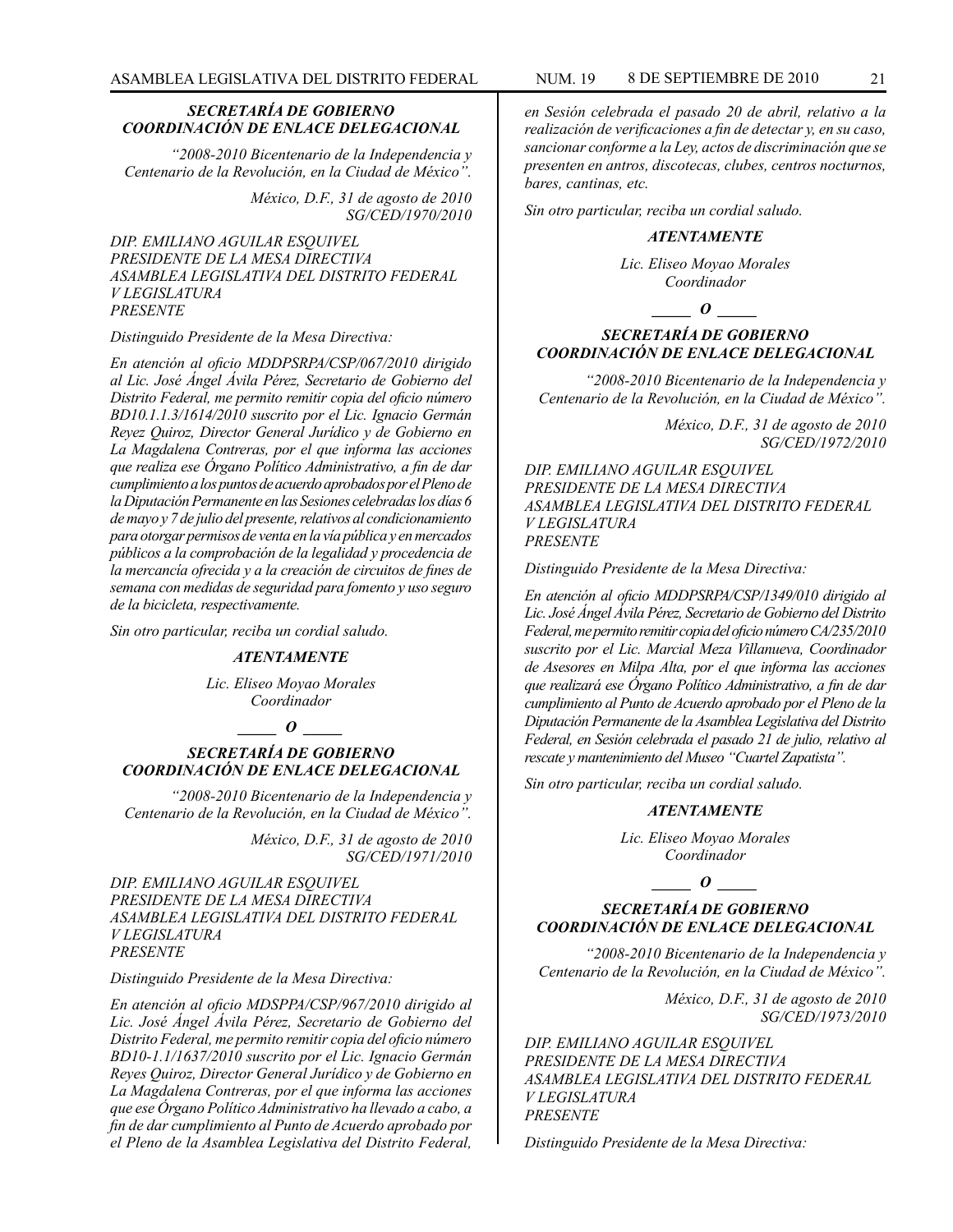***SECRETARÍA DE GOBIERNO***
***COORDINACIÓN DE ENLACE DELEGACIONAL***

*"2008-2010 Bicentenario de la Independencia y Centenario de la Revolución, en la Ciudad de México".*

*México, D.F., 31 de agosto de 2010*
*SG/CED/1970/2010*

*DIP. EMILIANO AGUILAR ESQUIVEL*
*PRESIDENTE DE LA MESA DIRECTIVA*
*ASAMBLEA LEGISLATIVA DEL DISTRITO FEDERAL*
*V LEGISLATURA*
*PRESENTE*

*Distinguido Presidente de la Mesa Directiva:*

*En atención al oficio MDDPSRPA/CSP/067/2010 dirigido al Lic. José Ángel Ávila Pérez, Secretario de Gobierno del Distrito Federal, me permito remitir copia del oficio número BD10.1.1.3/1614/2010 suscrito por el Lic. Ignacio Germán Reyez Quiroz, Director General Jurídico y de Gobierno en La Magdalena Contreras, por el que informa las acciones que realiza ese Órgano Político Administrativo, a fin de dar cumplimiento a los puntos de acuerdo aprobados por el Pleno de la Diputación Permanente en las Sesiones celebradas los días 6 de mayo y 7 de julio del presente, relativos al condicionamiento para otorgar permisos de venta en la vía pública y en mercados públicos a la comprobación de la legalidad y procedencia de la mercancía ofrecida y a la creación de circuitos de fines de semana con medidas de seguridad para fomento y uso seguro de la bicicleta, respectivamente.*

*Sin otro particular, reciba un cordial saludo.*

***ATENTAMENTE***

*Lic. Eliseo Moyao Morales*
*Coordinador*

***_____ O _____***

***SECRETARÍA DE GOBIERNO***
***COORDINACIÓN DE ENLACE DELEGACIONAL***

*"2008-2010 Bicentenario de la Independencia y Centenario de la Revolución, en la Ciudad de México".*

*México, D.F., 31 de agosto de 2010*
*SG/CED/1971/2010*

*DIP. EMILIANO AGUILAR ESQUIVEL*
*PRESIDENTE DE LA MESA DIRECTIVA*
*ASAMBLEA LEGISLATIVA DEL DISTRITO FEDERAL*
*V LEGISLATURA*
*PRESENTE*

*Distinguido Presidente de la Mesa Directiva:*

*En atención al oficio MDSPPA/CSP/967/2010 dirigido al Lic. José Ángel Ávila Pérez, Secretario de Gobierno del Distrito Federal, me permito remitir copia del oficio número BD10-1.1/1637/2010 suscrito por el Lic. Ignacio Germán Reyes Quiroz, Director General Jurídico y de Gobierno en La Magdalena Contreras, por el que informa las acciones que ese Órgano Político Administrativo ha llevado a cabo, a fin de dar cumplimiento al Punto de Acuerdo aprobado por el Pleno de la Asamblea Legislativa del Distrito Federal, en Sesión celebrada el pasado 20 de abril, relativo a la realización de verificaciones a fin de detectar y, en su caso, sancionar conforme a la Ley, actos de discriminación que se presenten en antros, discotecas, clubes, centros nocturnos, bares, cantinas, etc.*

*Sin otro particular, reciba un cordial saludo.*

***ATENTAMENTE***

*Lic. Eliseo Moyao Morales*
*Coordinador*

***_____ O _____***

***SECRETARÍA DE GOBIERNO***
***COORDINACIÓN DE ENLACE DELEGACIONAL***

*"2008-2010 Bicentenario de la Independencia y Centenario de la Revolución, en la Ciudad de México".*

*México, D.F., 31 de agosto de 2010*
*SG/CED/1972/2010*

*DIP. EMILIANO AGUILAR ESQUIVEL*
*PRESIDENTE DE LA MESA DIRECTIVA*
*ASAMBLEA LEGISLATIVA DEL DISTRITO FEDERAL*
*V LEGISLATURA*
*PRESENTE*

*Distinguido Presidente de la Mesa Directiva:*

*En atención al oficio MDDPSRPA/CSP/1349/010 dirigido al Lic. José Ángel Ávila Pérez, Secretario de Gobierno del Distrito Federal, me permito remitir copia del oficio número CA/235/2010 suscrito por el Lic. Marcial Meza Villanueva, Coordinador de Asesores en Milpa Alta, por el que informa las acciones que realizará ese Órgano Político Administrativo, a fin de dar cumplimiento al Punto de Acuerdo aprobado por el Pleno de la Diputación Permanente de la Asamblea Legislativa del Distrito Federal, en Sesión celebrada el pasado 21 de julio, relativo al rescate y mantenimiento del Museo "Cuartel Zapatista".*

*Sin otro particular, reciba un cordial saludo.*

***ATENTAMENTE***

*Lic. Eliseo Moyao Morales*
*Coordinador*

***_____ O _____***

***SECRETARÍA DE GOBIERNO***
***COORDINACIÓN DE ENLACE DELEGACIONAL***

*"2008-2010 Bicentenario de la Independencia y Centenario de la Revolución, en la Ciudad de México".*

*México, D.F., 31 de agosto de 2010*
*SG/CED/1973/2010*

*DIP. EMILIANO AGUILAR ESQUIVEL*
*PRESIDENTE DE LA MESA DIRECTIVA*
*ASAMBLEA LEGISLATIVA DEL DISTRITO FEDERAL*
*V LEGISLATURA*
*PRESENTE*

*Distinguido Presidente de la Mesa Directiva:*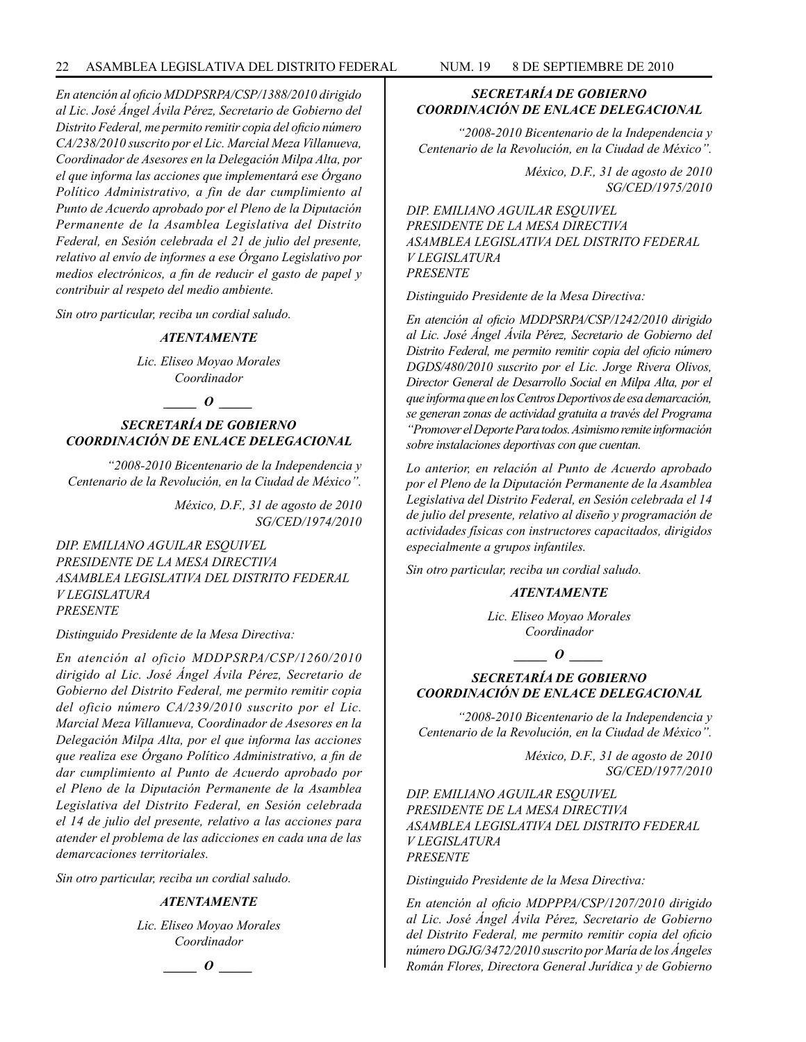*En atención al oficio MDDPSRPA/CSP/1388/2010 dirigido al Lic. José Ángel Ávila Pérez, Secretario de Gobierno del Distrito Federal, me permito remitir copia del oficio número CA/238/2010 suscrito por el Lic. Marcial Meza Villanueva, Coordinador de Asesores en la Delegación Milpa Alta, por el que informa las acciones que implementará ese Órgano Político Administrativo, a fin de dar cumplimiento al Punto de Acuerdo aprobado por el Pleno de la Diputación Permanente de la Asamblea Legislativa del Distrito Federal, en Sesión celebrada el 21 de julio del presente, relativo al envío de informes a ese Órgano Legislativo por medios electrónicos, a fin de reducir el gasto de papel y contribuir al respeto del medio ambiente.*

*Sin otro particular, reciba un cordial saludo.*

***ATENTAMENTE***

*Lic. Eliseo Moyao Morales*
*Coordinador*

***_____ O _____***

***SECRETARÍA DE GOBIERNO***
***COORDINACIÓN DE ENLACE DELEGACIONAL***

*"2008-2010 Bicentenario de la Independencia y Centenario de la Revolución, en la Ciudad de México".*

*México, D.F., 31 de agosto de 2010*
*SG/CED/1974/2010*

*DIP. EMILIANO AGUILAR ESQUIVEL*
*PRESIDENTE DE LA MESA DIRECTIVA*
*ASAMBLEA LEGISLATIVA DEL DISTRITO FEDERAL*
*V LEGISLATURA*
*PRESENTE*

*Distinguido Presidente de la Mesa Directiva:*

*En atención al oficio MDDPSRPA/CSP/1260/2010 dirigido al Lic. José Ángel Ávila Pérez, Secretario de Gobierno del Distrito Federal, me permito remitir copia del oficio número CA/239/2010 suscrito por el Lic. Marcial Meza Villanueva, Coordinador de Asesores en la Delegación Milpa Alta, por el que informa las acciones que realiza ese Órgano Político Administrativo, a fin de dar cumplimiento al Punto de Acuerdo aprobado por el Pleno de la Diputación Permanente de la Asamblea Legislativa del Distrito Federal, en Sesión celebrada el 14 de julio del presente, relativo a las acciones para atender el problema de las adicciones en cada una de las demarcaciones territoriales.*

*Sin otro particular, reciba un cordial saludo.*

***ATENTAMENTE***

*Lic. Eliseo Moyao Morales*
*Coordinador*

***_____ O _____***

***SECRETARÍA DE GOBIERNO***
***COORDINACIÓN DE ENLACE DELEGACIONAL***

*"2008-2010 Bicentenario de la Independencia y Centenario de la Revolución, en la Ciudad de México".*

*México, D.F., 31 de agosto de 2010*
*SG/CED/1975/2010*

*DIP. EMILIANO AGUILAR ESQUIVEL*
*PRESIDENTE DE LA MESA DIRECTIVA*
*ASAMBLEA LEGISLATIVA DEL DISTRITO FEDERAL*
*V LEGISLATURA*
*PRESENTE*

*Distinguido Presidente de la Mesa Directiva:*

*En atención al oficio MDDPSRPA/CSP/1242/2010 dirigido al Lic. José Ángel Ávila Pérez, Secretario de Gobierno del Distrito Federal, me permito remitir copia del oficio número DGDS/480/2010 suscrito por el Lic. Jorge Rivera Olivos, Director General de Desarrollo Social en Milpa Alta, por el que informa que en los Centros Deportivos de esa demarcación, se generan zonas de actividad gratuita a través del Programa "Promover el Deporte Para todos. Asimismo remite información sobre instalaciones deportivas con que cuentan.*

*Lo anterior, en relación al Punto de Acuerdo aprobado por el Pleno de la Diputación Permanente de la Asamblea Legislativa del Distrito Federal, en Sesión celebrada el 14 de julio del presente, relativo al diseño y programación de actividades físicas con instructores capacitados, dirigidos especialmente a grupos infantiles.*

*Sin otro particular, reciba un cordial saludo.*

***ATENTAMENTE***

*Lic. Eliseo Moyao Morales*
*Coordinador*

***_____ O _____***

***SECRETARÍA DE GOBIERNO***
***COORDINACIÓN DE ENLACE DELEGACIONAL***

*"2008-2010 Bicentenario de la Independencia y Centenario de la Revolución, en la Ciudad de México".*

*México, D.F., 31 de agosto de 2010*
*SG/CED/1977/2010*

*DIP. EMILIANO AGUILAR ESQUIVEL*
*PRESIDENTE DE LA MESA DIRECTIVA*
*ASAMBLEA LEGISLATIVA DEL DISTRITO FEDERAL*
*V LEGISLATURA*
*PRESENTE*

*Distinguido Presidente de la Mesa Directiva:*

*En atención al oficio MDPPPA/CSP/1207/2010 dirigido al Lic. José Ángel Ávila Pérez, Secretario de Gobierno del Distrito Federal, me permito remitir copia del oficio número DGJG/3472/2010 suscrito por María de los Ángeles Román Flores, Directora General Jurídica y de Gobierno*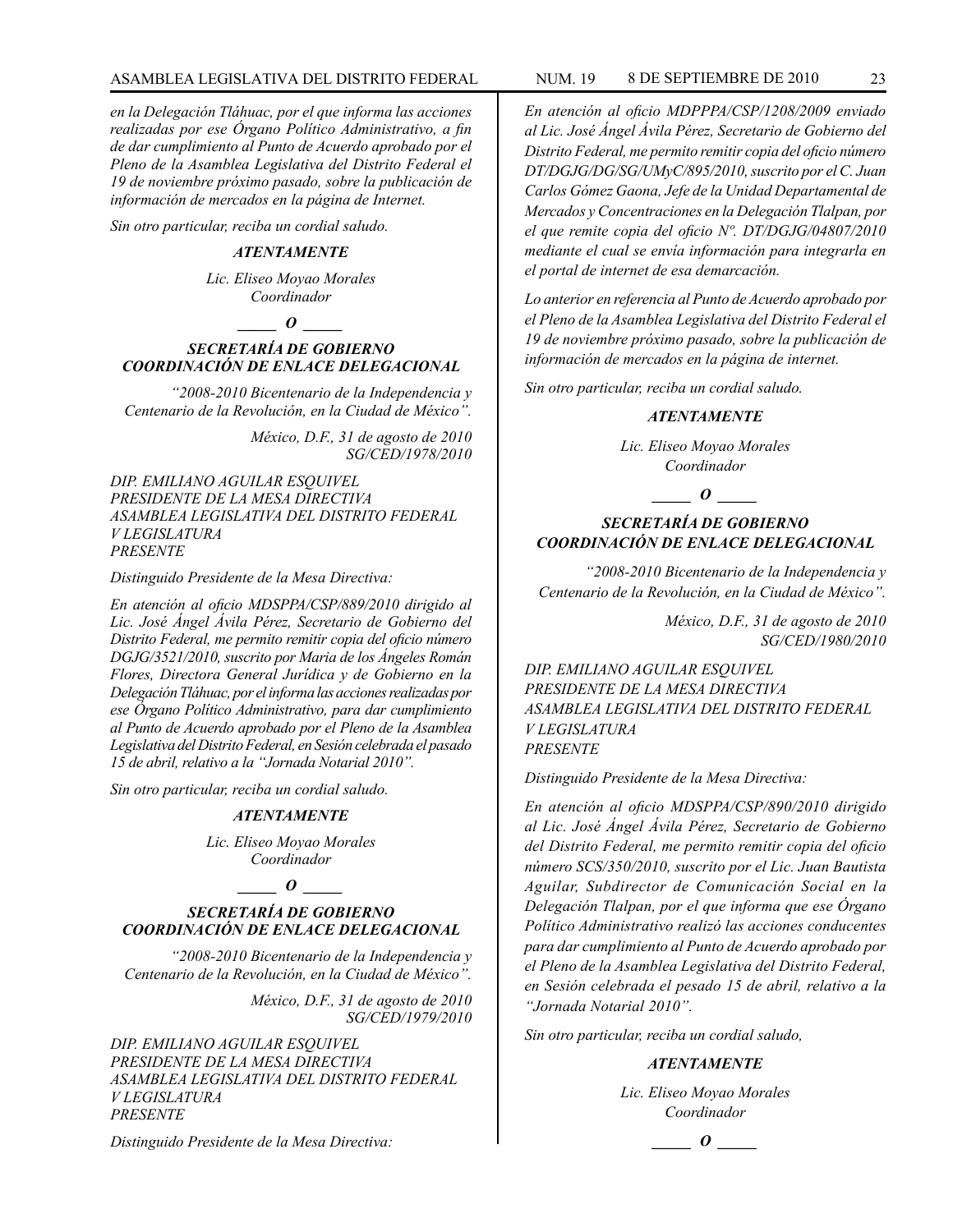*en la Delegación Tláhuac, por el que informa las acciones realizadas por ese Órgano Político Administrativo, a fin de dar cumplimiento al Punto de Acuerdo aprobado por el Pleno de la Asamblea Legislativa del Distrito Federal el 19 de noviembre próximo pasado, sobre la publicación de información de mercados en la página de Internet.*

*Sin otro particular, reciba un cordial saludo.*

***ATENTAMENTE***

*Lic. Eliseo Moyao Morales*
*Coordinador*

***_____ O _____***

***SECRETARÍA DE GOBIERNO***
***COORDINACIÓN DE ENLACE DELEGACIONAL***

*"2008-2010 Bicentenario de la Independencia y Centenario de la Revolución, en la Ciudad de México".*

*México, D.F., 31 de agosto de 2010*
*SG/CED/1978/2010*

*DIP. EMILIANO AGUILAR ESQUIVEL*
*PRESIDENTE DE LA MESA DIRECTIVA*
*ASAMBLEA LEGISLATIVA DEL DISTRITO FEDERAL*
*V LEGISLATURA*
*PRESENTE*

*Distinguido Presidente de la Mesa Directiva:*

*En atención al oficio MDSPPA/CSP/889/2010 dirigido al Lic. José Ángel Ávila Pérez, Secretario de Gobierno del Distrito Federal, me permito remitir copia del oficio número DGJG/3521/2010, suscrito por Maria de los Ángeles Román Flores, Directora General Jurídica y de Gobierno en la Delegación Tláhuac, por el informa las acciones realizadas por ese Órgano Político Administrativo, para dar cumplimiento al Punto de Acuerdo aprobado por el Pleno de la Asamblea Legislativa del Distrito Federal, en Sesión celebrada el pasado 15 de abril, relativo a la "Jornada Notarial 2010".*

*Sin otro particular, reciba un cordial saludo.*

***ATENTAMENTE***

*Lic. Eliseo Moyao Morales*
*Coordinador*

***_____ O _____***

***SECRETARÍA DE GOBIERNO***
***COORDINACIÓN DE ENLACE DELEGACIONAL***

*"2008-2010 Bicentenario de la Independencia y Centenario de la Revolución, en la Ciudad de México".*

*México, D.F., 31 de agosto de 2010*
*SG/CED/1979/2010*

*DIP. EMILIANO AGUILAR ESQUIVEL*
*PRESIDENTE DE LA MESA DIRECTIVA*
*ASAMBLEA LEGISLATIVA DEL DISTRITO FEDERAL*
*V LEGISLATURA*
*PRESENTE*

*Distinguido Presidente de la Mesa Directiva:*

*En atención al oficio MDPPPA/CSP/1208/2009 enviado al Lic. José Ángel Ávila Pérez, Secretario de Gobierno del Distrito Federal, me permito remitir copia del oficio número DT/DGJG/DG/SG/UMyC/895/2010, suscrito por el C. Juan Carlos Gómez Gaona, Jefe de la Unidad Departamental de Mercados y Concentraciones en la Delegación Tlalpan, por el que remite copia del oficio Nº. DT/DGJG/04807/2010 mediante el cual se envía información para integrarla en el portal de internet de esa demarcación.*

*Lo anterior en referencia al Punto de Acuerdo aprobado por el Pleno de la Asamblea Legislativa del Distrito Federal el 19 de noviembre próximo pasado, sobre la publicación de información de mercados en la página de internet.*

*Sin otro particular, reciba un cordial saludo.*

***ATENTAMENTE***

*Lic. Eliseo Moyao Morales*
*Coordinador*

***_____ O _____***

***SECRETARÍA DE GOBIERNO***
***COORDINACIÓN DE ENLACE DELEGACIONAL***

*"2008-2010 Bicentenario de la Independencia y Centenario de la Revolución, en la Ciudad de México".*

*México, D.F., 31 de agosto de 2010*
*SG/CED/1980/2010*

*DIP. EMILIANO AGUILAR ESQUIVEL*
*PRESIDENTE DE LA MESA DIRECTIVA*
*ASAMBLEA LEGISLATIVA DEL DISTRITO FEDERAL*
*V LEGISLATURA*
*PRESENTE*

*Distinguido Presidente de la Mesa Directiva:*

*En atención al oficio MDSPPA/CSP/890/2010 dirigido al Lic. José Ángel Ávila Pérez, Secretario de Gobierno del Distrito Federal, me permito remitir copia del oficio número SCS/350/2010, suscrito por el Lic. Juan Bautista Aguilar, Subdirector de Comunicación Social en la Delegación Tlalpan, por el que informa que ese Órgano Político Administrativo realizó las acciones conducentes para dar cumplimiento al Punto de Acuerdo aprobado por el Pleno de la Asamblea Legislativa del Distrito Federal, en Sesión celebrada el pesado 15 de abril, relativo a la "Jornada Notarial 2010".*

*Sin otro particular, reciba un cordial saludo,*

***ATENTAMENTE***

*Lic. Eliseo Moyao Morales*
*Coordinador*

***_____ O _____***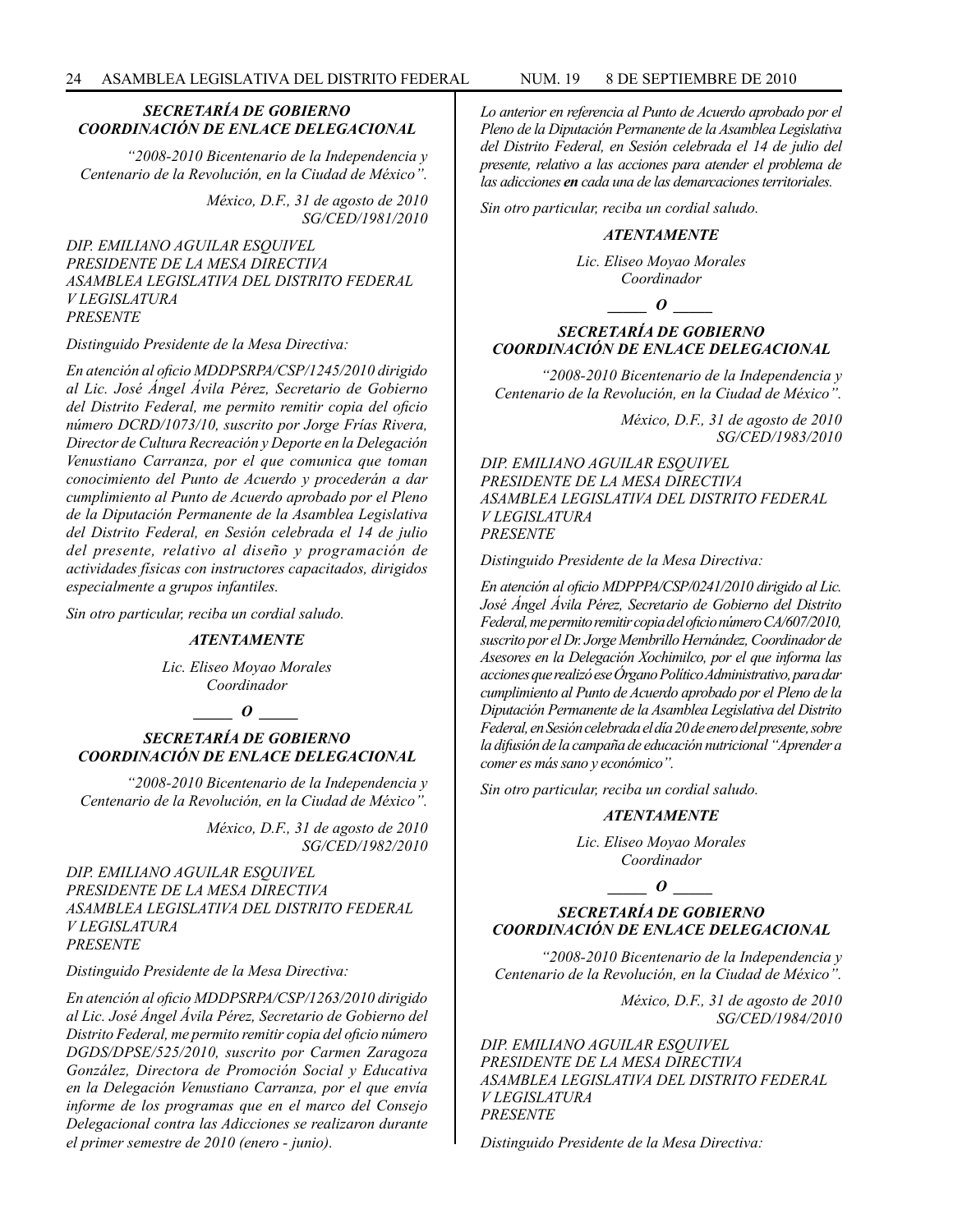***SECRETARÍA DE GOBIERNO***
***COORDINACIÓN DE ENLACE DELEGACIONAL***

*"2008-2010 Bicentenario de la Independencia y Centenario de la Revolución, en la Ciudad de México".*

*México, D.F., 31 de agosto de 2010*
*SG/CED/1981/2010*

*DIP. EMILIANO AGUILAR ESQUIVEL*
*PRESIDENTE DE LA MESA DIRECTIVA*
*ASAMBLEA LEGISLATIVA DEL DISTRITO FEDERAL*
*V LEGISLATURA*
*PRESENTE*

*Distinguido Presidente de la Mesa Directiva:*

*En atención al oficio MDDPSRPA/CSP/1245/2010 dirigido al Lic. José Ángel Ávila Pérez, Secretario de Gobierno del Distrito Federal, me permito remitir copia del oficio número DCRD/1073/10, suscrito por Jorge Frías Rivera, Director de Cultura Recreación y Deporte en la Delegación Venustiano Carranza, por el que comunica que toman conocimiento del Punto de Acuerdo y procederán a dar cumplimiento al Punto de Acuerdo aprobado por el Pleno de la Diputación Permanente de la Asamblea Legislativa del Distrito Federal, en Sesión celebrada el 14 de julio del presente, relativo al diseño y programación de actividades físicas con instructores capacitados, dirigidos especialmente a grupos infantiles.*

*Sin otro particular, reciba un cordial saludo.*

***ATENTAMENTE***

*Lic. Eliseo Moyao Morales*
*Coordinador*

***\_\_\_\_\_ O \_\_\_\_\_***

***SECRETARÍA DE GOBIERNO***
***COORDINACIÓN DE ENLACE DELEGACIONAL***

*"2008-2010 Bicentenario de la Independencia y Centenario de la Revolución, en la Ciudad de México".*

*México, D.F., 31 de agosto de 2010*
*SG/CED/1982/2010*

*DIP. EMILIANO AGUILAR ESQUIVEL*
*PRESIDENTE DE LA MESA DIRECTIVA*
*ASAMBLEA LEGISLATIVA DEL DISTRITO FEDERAL*
*V LEGISLATURA*
*PRESENTE*

*Distinguido Presidente de la Mesa Directiva:*

*En atención al oficio MDDPSRPA/CSP/1263/2010 dirigido al Lic. José Ángel Ávila Pérez, Secretario de Gobierno del Distrito Federal, me permito remitir copia del oficio número DGDS/DPSE/525/2010, suscrito por Carmen Zaragoza González, Directora de Promoción Social y Educativa en la Delegación Venustiano Carranza, por el que envía informe de los programas que en el marco del Consejo Delegacional contra las Adicciones se realizaron durante el primer semestre de 2010 (enero - junio).*

*Lo anterior en referencia al Punto de Acuerdo aprobado por el Pleno de la Diputación Permanente de la Asamblea Legislativa del Distrito Federal, en Sesión celebrada el 14 de julio del presente, relativo a las acciones para atender el problema de las adicciones* ***en*** *cada una de las demarcaciones territoriales.*

*Sin otro particular, reciba un cordial saludo.*

***ATENTAMENTE***

*Lic. Eliseo Moyao Morales*
*Coordinador*

***\_\_\_\_\_ O \_\_\_\_\_***

***SECRETARÍA DE GOBIERNO***
***COORDINACIÓN DE ENLACE DELEGACIONAL***

*"2008-2010 Bicentenario de la Independencia y Centenario de la Revolución, en la Ciudad de México".*

*México, D.F., 31 de agosto de 2010*
*SG/CED/1983/2010*

*DIP. EMILIANO AGUILAR ESQUIVEL*
*PRESIDENTE DE LA MESA DIRECTIVA*
*ASAMBLEA LEGISLATIVA DEL DISTRITO FEDERAL*
*V LEGISLATURA*
*PRESENTE*

*Distinguido Presidente de la Mesa Directiva:*

*En atención al oficio MDPPPA/CSP/0241/2010 dirigido al Lic. José Ángel Ávila Pérez, Secretario de Gobierno del Distrito Federal, me permito remitir copia del oficio número CA/607/2010, suscrito por el Dr. Jorge Membrillo Hernández, Coordinador de Asesores en la Delegación Xochimilco, por el que informa las acciones que realizó ese Órgano Político Administrativo, para dar cumplimiento al Punto de Acuerdo aprobado por el Pleno de la Diputación Permanente de la Asamblea Legislativa del Distrito Federal, en Sesión celebrada el día 20 de enero del presente, sobre la difusión de la campaña de educación nutricional "Aprender a comer es más sano y económico".*

*Sin otro particular, reciba un cordial saludo.*

***ATENTAMENTE***

*Lic. Eliseo Moyao Morales*
*Coordinador*

***\_\_\_\_\_ O \_\_\_\_\_***

***SECRETARÍA DE GOBIERNO***
***COORDINACIÓN DE ENLACE DELEGACIONAL***

*"2008-2010 Bicentenario de la Independencia y Centenario de la Revolución, en la Ciudad de México".*

*México, D.F., 31 de agosto de 2010*
*SG/CED/1984/2010*

*DIP. EMILIANO AGUILAR ESQUIVEL*
*PRESIDENTE DE LA MESA DIRECTIVA*
*ASAMBLEA LEGISLATIVA DEL DISTRITO FEDERAL*
*V LEGISLATURA*
*PRESENTE*

*Distinguido Presidente de la Mesa Directiva:*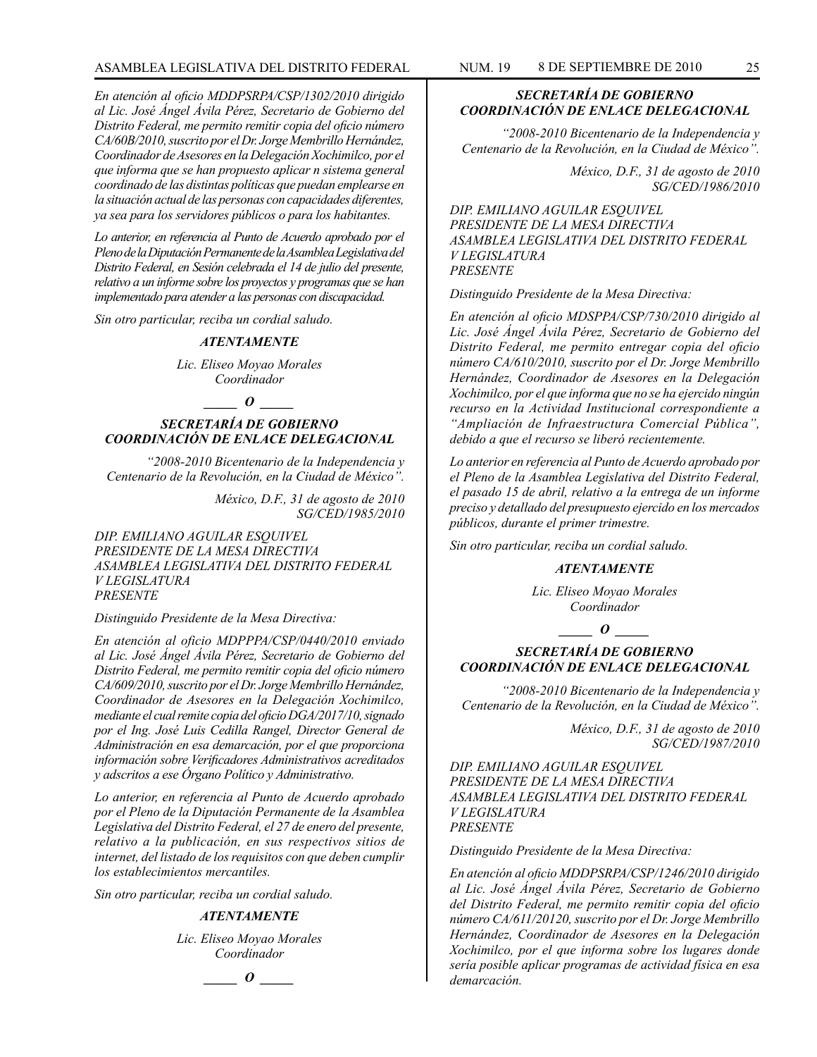*En atención al oficio MDDPSRPA/CSP/1302/2010 dirigido al Lic. José Ángel Ávila Pérez, Secretario de Gobierno del Distrito Federal, me permito remitir copia del oficio número CA/60B/2010, suscrito por el Dr. Jorge Membrillo Hernández, Coordinador de Asesores en la Delegación Xochimilco, por el que informa que se han propuesto aplicar n sistema general coordinado de las distintas políticas que puedan emplearse en la situación actual de las personas con capacidades diferentes, ya sea para los servidores públicos o para los habitantes.*

*Lo anterior, en referencia al Punto de Acuerdo aprobado por el Pleno de la Diputación Permanente de la Asamblea Legislativa del Distrito Federal, en Sesión celebrada el 14 de julio del presente, relativo a un informe sobre los proyectos y programas que se han implementado para atender a las personas con discapacidad.*

*Sin otro particular, reciba un cordial saludo.*

***ATENTAMENTE***

*Lic. Eliseo Moyao Morales*
*Coordinador*

***_____ O _____***

***SECRETARÍA DE GOBIERNO***
***COORDINACIÓN DE ENLACE DELEGACIONAL***

*"2008-2010 Bicentenario de la Independencia y Centenario de la Revolución, en la Ciudad de México".*

*México, D.F., 31 de agosto de 2010*
*SG/CED/1985/2010*

*DIP. EMILIANO AGUILAR ESQUIVEL*
*PRESIDENTE DE LA MESA DIRECTIVA*
*ASAMBLEA LEGISLATIVA DEL DISTRITO FEDERAL*
*V LEGISLATURA*
*PRESENTE*

*Distinguido Presidente de la Mesa Directiva:*

*En atención al oficio MDPPPA/CSP/0440/2010 enviado al Lic. José Ángel Ávila Pérez, Secretario de Gobierno del Distrito Federal, me permito remitir copia del oficio número CA/609/2010, suscrito por el Dr. Jorge Membrillo Hernández, Coordinador de Asesores en la Delegación Xochimilco, mediante el cual remite copia del oficio DGA/2017/10, signado por el Ing. José Luis Cedilla Rangel, Director General de Administración en esa demarcación, por el que proporciona información sobre Verificadores Administrativos acreditados y adscritos a ese Órgano Político y Administrativo.*

*Lo anterior, en referencia al Punto de Acuerdo aprobado por el Pleno de la Diputación Permanente de la Asamblea Legislativa del Distrito Federal, el 27 de enero del presente, relativo a la publicación, en sus respectivos sitios de internet, del listado de los requisitos con que deben cumplir los establecimientos mercantiles.*

*Sin otro particular, reciba un cordial saludo.*

***ATENTAMENTE***

*Lic. Eliseo Moyao Morales*
*Coordinador*

***_____ O _____***

***SECRETARÍA DE GOBIERNO***
***COORDINACIÓN DE ENLACE DELEGACIONAL***

*"2008-2010 Bicentenario de la Independencia y Centenario de la Revolución, en la Ciudad de México".*

*México, D.F., 31 de agosto de 2010*
*SG/CED/1986/2010*

*DIP. EMILIANO AGUILAR ESQUIVEL*
*PRESIDENTE DE LA MESA DIRECTIVA*
*ASAMBLEA LEGISLATIVA DEL DISTRITO FEDERAL*
*V LEGISLATURA*
*PRESENTE*

*Distinguido Presidente de la Mesa Directiva:*

*En atención al oficio MDSPPA/CSP/730/2010 dirigido al Lic. José Ángel Ávila Pérez, Secretario de Gobierno del Distrito Federal, me permito entregar copia del oficio número CA/610/2010, suscrito por el Dr. Jorge Membrillo Hernández, Coordinador de Asesores en la Delegación Xochimilco, por el que informa que no se ha ejercido ningún recurso en la Actividad Institucional correspondiente a "Ampliación de Infraestructura Comercial Pública", debido a que el recurso se liberó recientemente.*

*Lo anterior en referencia al Punto de Acuerdo aprobado por el Pleno de la Asamblea Legislativa del Distrito Federal, el pasado 15 de abril, relativo a la entrega de un informe preciso y detallado del presupuesto ejercido en los mercados públicos, durante el primer trimestre.*

*Sin otro particular, reciba un cordial saludo.*

***ATENTAMENTE***

*Lic. Eliseo Moyao Morales*
*Coordinador*

***_____ O _____***

***SECRETARÍA DE GOBIERNO***
***COORDINACIÓN DE ENLACE DELEGACIONAL***

*"2008-2010 Bicentenario de la Independencia y Centenario de la Revolución, en la Ciudad de México".*

*México, D.F., 31 de agosto de 2010*
*SG/CED/1987/2010*

*DIP. EMILIANO AGUILAR ESQUIVEL*
*PRESIDENTE DE LA MESA DIRECTIVA*
*ASAMBLEA LEGISLATIVA DEL DISTRITO FEDERAL*
*V LEGISLATURA*
*PRESENTE*

*Distinguido Presidente de la Mesa Directiva:*

*En atención al oficio MDDPSRPA/CSP/1246/2010 dirigido al Lic. José Ángel Ávila Pérez, Secretario de Gobierno del Distrito Federal, me permito remitir copia del oficio número CA/611/20120, suscrito por el Dr. Jorge Membrillo Hernández, Coordinador de Asesores en la Delegación Xochimilco, por el que informa sobre los lugares donde sería posible aplicar programas de actividad física en esa demarcación.*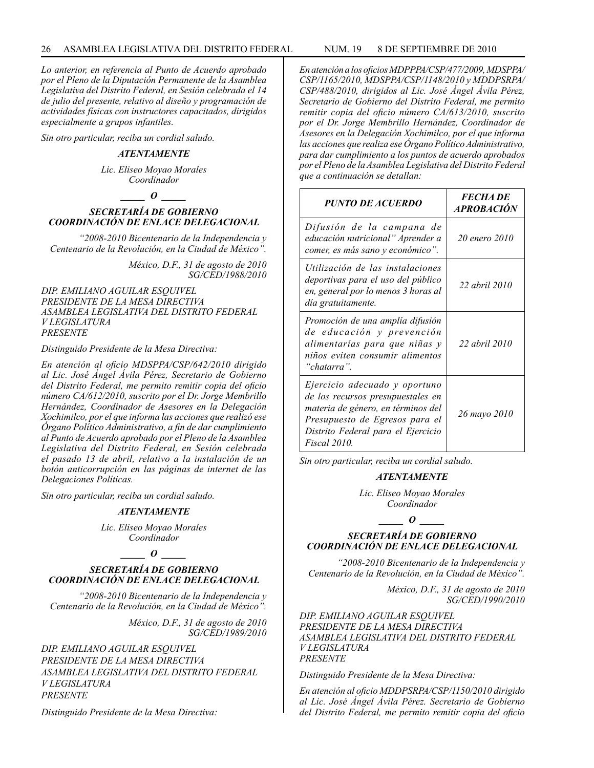*Lo anterior, en referencia al Punto de Acuerdo aprobado por el Pleno de la Diputación Permanente de la Asamblea Legislativa del Distrito Federal, en Sesión celebrada el 14 de julio del presente, relativo al diseño y programación de actividades físicas con instructores capacitados, dirigidos especialmente a grupos infantiles.*

*Sin otro particular, reciba un cordial saludo.*

***ATENTAMENTE***

*Lic. Eliseo Moyao Morales*
*Coordinador*

***_____ O _____***

### *SECRETARÍA DE GOBIERNO*
### *COORDINACIÓN DE ENLACE DELEGACIONAL*

*"2008-2010 Bicentenario de la Independencia y Centenario de la Revolución, en la Ciudad de México".*

*México, D.F., 31 de agosto de 2010*
*SG/CED/1988/2010*

*DIP. EMILIANO AGUILAR ESQUIVEL*
*PRESIDENTE DE LA MESA DIRECTIVA*
*ASAMBLEA LEGISLATIVA DEL DISTRITO FEDERAL*
*V LEGISLATURA*
*PRESENTE*

*Distinguido Presidente de la Mesa Directiva:*

*En atención al oficio MDSPPA/CSP/642/2010 dirigido al Lic. José Ángel Ávila Pérez, Secretario de Gobierno del Distrito Federal, me permito remitir copia del oficio número CA/612/2010, suscrito por el Dr. Jorge Membrillo Hernández, Coordinador de Asesores en la Delegación Xochimilco, por el que informa las acciones que realizó ese Órgano Político Administrativo, a fin de dar cumplimiento al Punto de Acuerdo aprobado por el Pleno de la Asamblea Legislativa del Distrito Federal, en Sesión celebrada el pasado 13 de abril, relativo a la instalación de un botón anticorrupción en las páginas de internet de las Delegaciones Políticas.*

*Sin otro particular, reciba un cordial saludo.*

***ATENTAMENTE***

*Lic. Eliseo Moyao Morales*
*Coordinador*

***_____ O _____***

### *SECRETARÍA DE GOBIERNO*
### *COORDINACIÓN DE ENLACE DELEGACIONAL*

*"2008-2010 Bicentenario de la Independencia y Centenario de la Revolución, en la Ciudad de México".*

*México, D.F., 31 de agosto de 2010*
*SG/CED/1989/2010*

*DIP. EMILIANO AGUILAR ESQUIVEL*
*PRESIDENTE DE LA MESA DIRECTIVA*
*ASAMBLEA LEGISLATIVA DEL DISTRITO FEDERAL*
*V LEGISLATURA*
*PRESENTE*

*Distinguido Presidente de la Mesa Directiva:*

*En atención a los oficios MDPPPA/CSP/477/2009, MDSPPA/CSP/1165/2010, MDSPPA/CSP/1148/2010 y MDDPSRPA/CSP/488/2010, dirigidos al Lic. José Ángel Ávila Pérez, Secretario de Gobierno del Distrito Federal, me permito remitir copia del oficio número CA/613/2010, suscrito por el Dr. Jorge Membrillo Hernández, Coordinador de Asesores en la Delegación Xochimilco, por el que informa las acciones que realiza ese Órgano Político Administrativo, para dar cumplimiento a los puntos de acuerdo aprobados por el Pleno de la Asamblea Legislativa del Distrito Federal que a continuación se detallan:*

| ***PUNTO DE ACUERDO*** | ***FECHA DE APROBACIÓN*** |
|---|---|
| *Difusión de la campana de educación nutricional" Aprender a comer, es más sano y económico".* | *20 enero 2010* |
| *Utilización de las instalaciones deportivas para el uso del público en, general por lo menos 3 horas al día gratuitamente.* | *22 abril 2010* |
| *Promoción de una amplía difusión de educación y prevención alimentarías para que niñas y niños eviten consumir alimentos "chatarra".* | *22 abril 2010* |
| *Ejercicio adecuado y oportuno de los recursos presupuestales en materia de género, en términos del Presupuesto de Egresos para el Distrito Federal para el Ejercicio Fiscal 2010.* | *26 mayo 2010* |

*Sin otro particular, reciba un cordial saludo.*

***ATENTAMENTE***

*Lic. Eliseo Moyao Morales*
*Coordinador*

***_____ O _____***

### *SECRETARÍA DE GOBIERNO*
### *COORDINACIÓN DE ENLACE DELEGACIONAL*

*"2008-2010 Bicentenario de la Independencia y Centenario de la Revolución, en la Ciudad de México".*

*México, D.F., 31 de agosto de 2010*
*SG/CED/1990/2010*

*DIP. EMILIANO AGUILAR ESQUIVEL*
*PRESIDENTE DE LA MESA DIRECTIVA*
*ASAMBLEA LEGISLATIVA DEL DISTRITO FEDERAL*
*V LEGISLATURA*
*PRESENTE*

*Distinguido Presidente de la Mesa Directiva:*

*En atención al oficio MDDPSRPA/CSP/1150/2010 dirigido al Lic. José Ángel Ávila Pérez. Secretario de Gobierno del Distrito Federal, me permito remitir copia del oficio*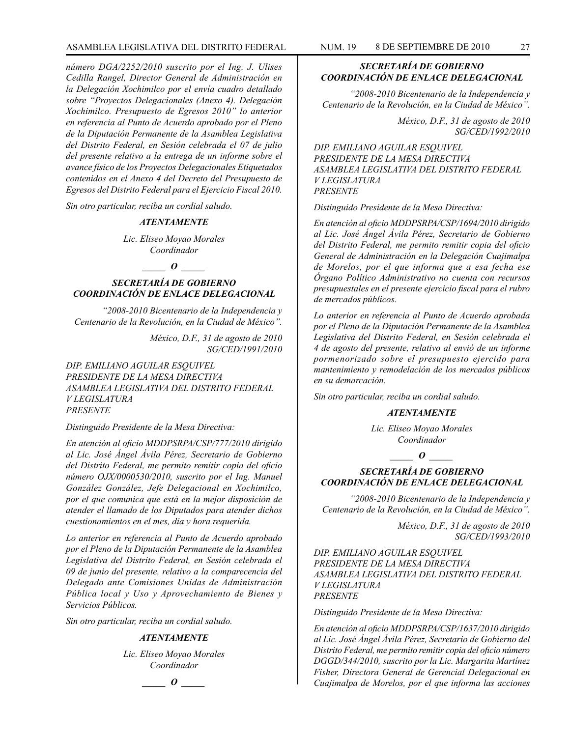*número DGA/2252/2010 suscrito por el Ing. J. Ulises Cedilla Rangel, Director General de Administración en la Delegación Xochimilco por el envía cuadro detallado sobre "Proyectos Delegacionales (Anexo 4). Delegación Xochimilco. Presupuesto de Egresos 2010" lo anterior en referencia al Punto de Acuerdo aprobado por el Pleno de la Diputación Permanente de la Asamblea Legislativa del Distrito Federal, en Sesión celebrada el 07 de julio del presente relativo a la entrega de un informe sobre el avance físico de los Proyectos Delegacionales Etiquetados contenidos en el Anexo 4 del Decreto del Presupuesto de Egresos del Distrito Federal para el Ejercicio Fiscal 2010.*

*Sin otro particular, reciba un cordial saludo.*

***ATENTAMENTE***

*Lic. Eliseo Moyao Morales*
*Coordinador*

***\_\_\_\_\_ O \_\_\_\_\_***

***SECRETARÍA DE GOBIERNO***
***COORDINACIÓN DE ENLACE DELEGACIONAL***

*"2008-2010 Bicentenario de la Independencia y Centenario de la Revolución, en la Ciudad de México".*

*México, D.F., 31 de agosto de 2010*
*SG/CED/1991/2010*

*DIP. EMILIANO AGUILAR ESQUIVEL*
*PRESIDENTE DE LA MESA DIRECTIVA*
*ASAMBLEA LEGISLATIVA DEL DISTRITO FEDERAL*
*V LEGISLATURA*
*PRESENTE*

*Distinguido Presidente de la Mesa Directiva:*

*En atención al oficio MDDPSRPA/CSP/777/2010 dirigido al Lic. José Ángel Ávila Pérez, Secretario de Gobierno del Distrito Federal, me permito remitir copia del oficio número OJX/0000530/2010, suscrito por el Ing. Manuel González González, Jefe Delegacional en Xochimilco, por el que comunica que está en la mejor disposición de atender el llamado de los Diputados para atender dichos cuestionamientos en el mes, día y hora requerida.*

*Lo anterior en referencia al Punto de Acuerdo aprobado por el Pleno de la Diputación Permanente de la Asamblea Legislativa del Distrito Federal, en Sesión celebrada el 09 de junio del presente, relativo a la comparecencia del Delegado ante Comisiones Unidas de Administración Pública local y Uso y Aprovechamiento de Bienes y Servicios Públicos.*

*Sin otro particular, reciba un cordial saludo.*

***ATENTAMENTE***

*Lic. Eliseo Moyao Morales*
*Coordinador*

***\_\_\_\_\_ O \_\_\_\_\_***

***SECRETARÍA DE GOBIERNO***
***COORDINACIÓN DE ENLACE DELEGACIONAL***

*"2008-2010 Bicentenario de la Independencia y Centenario de la Revolución, en la Ciudad de México".*

*México, D.F., 31 de agosto de 2010*
*SG/CED/1992/2010*

*DIP. EMILIANO AGUILAR ESQUIVEL*
*PRESIDENTE DE LA MESA DIRECTIVA*
*ASAMBLEA LEGISLATIVA DEL DISTRITO FEDERAL*
*V LEGISLATURA*
*PRESENTE*

*Distinguido Presidente de la Mesa Directiva:*

*En atención al oficio MDDPSRPA/CSP/1694/2010 dirigido al Lic. José Ángel Ávila Pérez, Secretario de Gobierno del Distrito Federal, me permito remitir copia del oficio General de Administración en la Delegación Cuajimalpa de Morelos, por el que informa que a esa fecha ese Órgano Político Administrativo no cuenta con recursos presupuestales en el presente ejercicio fiscal para el rubro de mercados públicos.*

*Lo anterior en referencia al Punto de Acuerdo aprobada por el Pleno de la Diputación Permanente de la Asamblea Legislativa del Distrito Federal, en Sesión celebrada el 4 de agosto del presente, relativo al envió de un informe pormenorizado sobre el presupuesto ejercido para mantenimiento y remodelación de los mercados públicos en su demarcación.*

*Sin otro particular, reciba un cordial saludo.*

***ATENTAMENTE***

*Lic. Eliseo Moyao Morales*
*Coordinador*

***\_\_\_\_\_ O \_\_\_\_\_***

***SECRETARÍA DE GOBIERNO***
***COORDINACIÓN DE ENLACE DELEGACIONAL***

*"2008-2010 Bicentenario de la Independencia y Centenario de la Revolución, en la Ciudad de México".*

*México, D.F., 31 de agosto de 2010*
*SG/CED/1993/2010*

*DIP. EMILIANO AGUILAR ESQUIVEL*
*PRESIDENTE DE LA MESA DIRECTIVA*
*ASAMBLEA LEGISLATIVA DEL DISTRITO FEDERAL*
*V LEGISLATURA*
*PRESENTE*

*Distinguido Presidente de la Mesa Directiva:*

*En atención al oficio MDDPSRPA/CSP/1637/2010 dirigido al Lic. José Ángel Ávila Pérez, Secretario de Gobierno del Distrito Federal, me permito remitir copia del oficio número DGGD/344/2010, suscrito por la Lic. Margarita Martínez Fisher, Directora General de Gerencial Delegacional en Cuajimalpa de Morelos, por el que informa las acciones*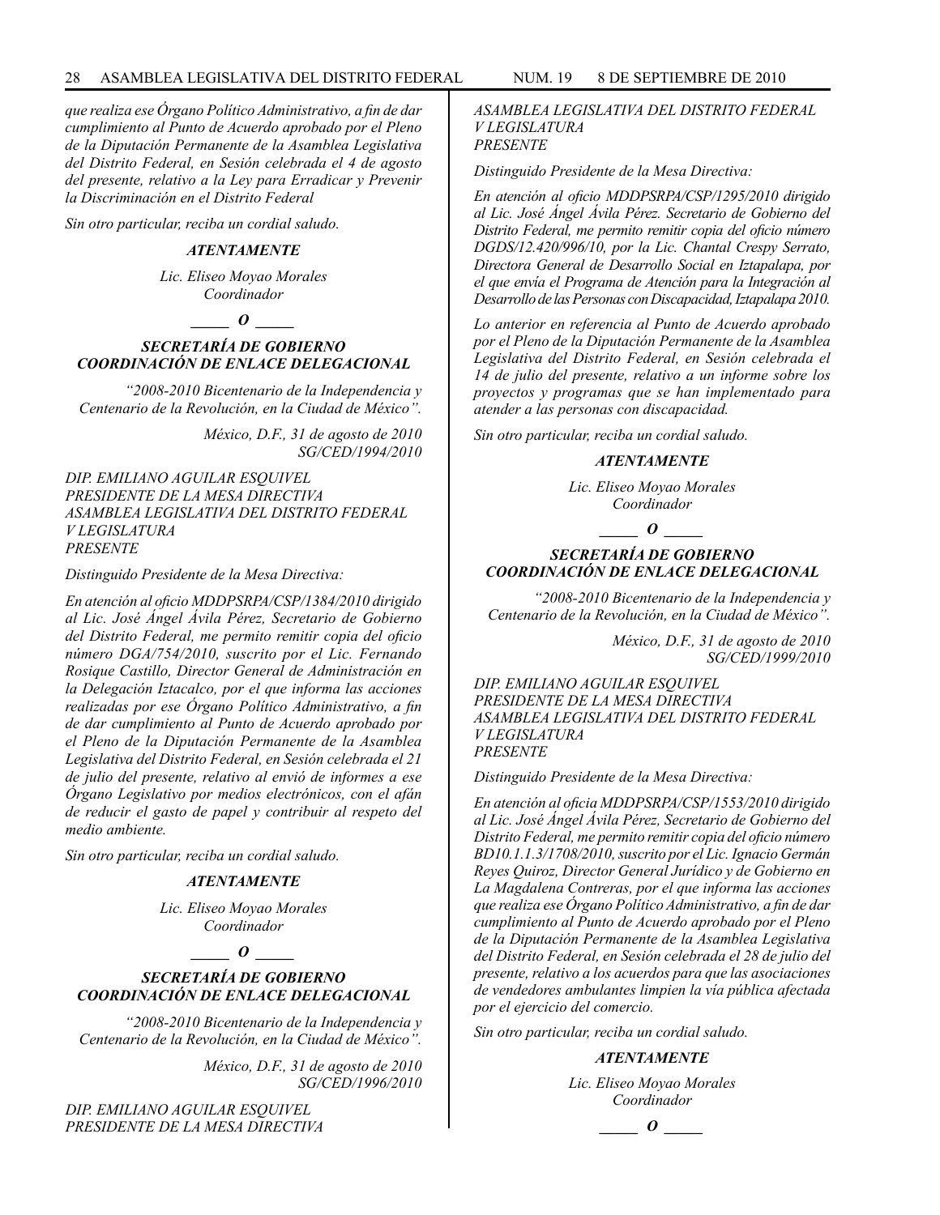*que realiza ese Órgano Político Administrativo, a fin de dar cumplimiento al Punto de Acuerdo aprobado por el Pleno de la Diputación Permanente de la Asamblea Legislativa del Distrito Federal, en Sesión celebrada el 4 de agosto del presente, relativo a la Ley para Erradicar y Prevenir la Discriminación en el Distrito Federal*

*Sin otro particular, reciba un cordial saludo.*

***ATENTAMENTE***

*Lic. Eliseo Moyao Morales*
*Coordinador*

***_____ O _____***

***SECRETARÍA DE GOBIERNO***
***COORDINACIÓN DE ENLACE DELEGACIONAL***

*"2008-2010 Bicentenario de la Independencia y Centenario de la Revolución, en la Ciudad de México".*

*México, D.F., 31 de agosto de 2010*
*SG/CED/1994/2010*

*DIP. EMILIANO AGUILAR ESQUIVEL*
*PRESIDENTE DE LA MESA DIRECTIVA*
*ASAMBLEA LEGISLATIVA DEL DISTRITO FEDERAL*
*V LEGISLATURA*
*PRESENTE*

*Distinguido Presidente de la Mesa Directiva:*

*En atención al oficio MDDPSRPA/CSP/1384/2010 dirigido al Lic. José Ángel Ávila Pérez, Secretario de Gobierno del Distrito Federal, me permito remitir copia del oficio número DGA/754/2010, suscrito por el Lic. Fernando Rosique Castillo, Director General de Administración en la Delegación Iztacalco, por el que informa las acciones realizadas por ese Órgano Político Administrativo, a fin de dar cumplimiento al Punto de Acuerdo aprobado por el Pleno de la Diputación Permanente de la Asamblea Legislativa del Distrito Federal, en Sesión celebrada el 21 de julio del presente, relativo al envió de informes a este Órgano Legislativo por medios electrónicos, con el afán de reducir el gasto de papel y contribuir al respeto del medio ambiente.*

*Sin otro particular, reciba un cordial saludo.*

***ATENTAMENTE***

*Lic. Eliseo Moyao Morales*
*Coordinador*

***_____ O _____***

***SECRETARÍA DE GOBIERNO***
***COORDINACIÓN DE ENLACE DELEGACIONAL***

*"2008-2010 Bicentenario de la Independencia y Centenario de la Revolución, en la Ciudad de México".*

*México, D.F., 31 de agosto de 2010*
*SG/CED/1996/2010*

*DIP. EMILIANO AGUILAR ESQUIVEL*
*PRESIDENTE DE LA MESA DIRECTIVA*
*ASAMBLEA LEGISLATIVA DEL DISTRITO FEDERAL*
*V LEGISLATURA*
*PRESENTE*

*Distinguido Presidente de la Mesa Directiva:*

*En atención al oficio MDDPSRPA/CSP/1295/2010 dirigido al Lic. José Ángel Ávila Pérez. Secretario de Gobierno del Distrito Federal, me permito remitir copia del oficio número DGDS/12.420/996/10, por la Lic. Chantal Crespy Serrato, Directora General de Desarrollo Social en Iztapalapa, por el que envía el Programa de Atención para la Integración al Desarrollo de las Personas con Discapacidad, Iztapalapa 2010.*

*Lo anterior en referencia al Punto de Acuerdo aprobado por el Pleno de la Diputación Permanente de la Asamblea Legislativa del Distrito Federal, en Sesión celebrada el 14 de julio del presente, relativo a un informe sobre los proyectos y programas que se han implementado para atender a las personas con discapacidad.*

*Sin otro particular, reciba un cordial saludo.*

***ATENTAMENTE***

*Lic. Eliseo Moyao Morales*
*Coordinador*

***_____ O _____***

***SECRETARÍA DE GOBIERNO***
***COORDINACIÓN DE ENLACE DELEGACIONAL***

*"2008-2010 Bicentenario de la Independencia y Centenario de la Revolución, en la Ciudad de México".*

*México, D.F., 31 de agosto de 2010*
*SG/CED/1999/2010*

*DIP. EMILIANO AGUILAR ESQUIVEL*
*PRESIDENTE DE LA MESA DIRECTIVA*
*ASAMBLEA LEGISLATIVA DEL DISTRITO FEDERAL*
*V LEGISLATURA*
*PRESENTE*

*Distinguido Presidente de la Mesa Directiva:*

*En atención al oficia MDDPSRPA/CSP/1553/2010 dirigido al Lic. José Ángel Ávila Pérez, Secretario de Gobierno del Distrito Federal, me permito remitir copia del oficio número BD10.1.1.3/1708/2010, suscrito por el Lic. Ignacio Germán Reyes Quiroz, Director General Jurídico y de Gobierno en La Magdalena Contreras, por el que informa las acciones que realiza ese Órgano Político Administrativo, a fin de dar cumplimiento al Punto de Acuerdo aprobado por el Pleno de la Diputación Permanente de la Asamblea Legislativa del Distrito Federal, en Sesión celebrada el 28 de julio del presente, relativo a los acuerdos para que las asociaciones de vendedores ambulantes limpien la vía pública afectada por el ejercicio del comercio.*

*Sin otro particular, reciba un cordial saludo.*

***ATENTAMENTE***

*Lic. Eliseo Moyao Morales*
*Coordinador*

***_____ O _____***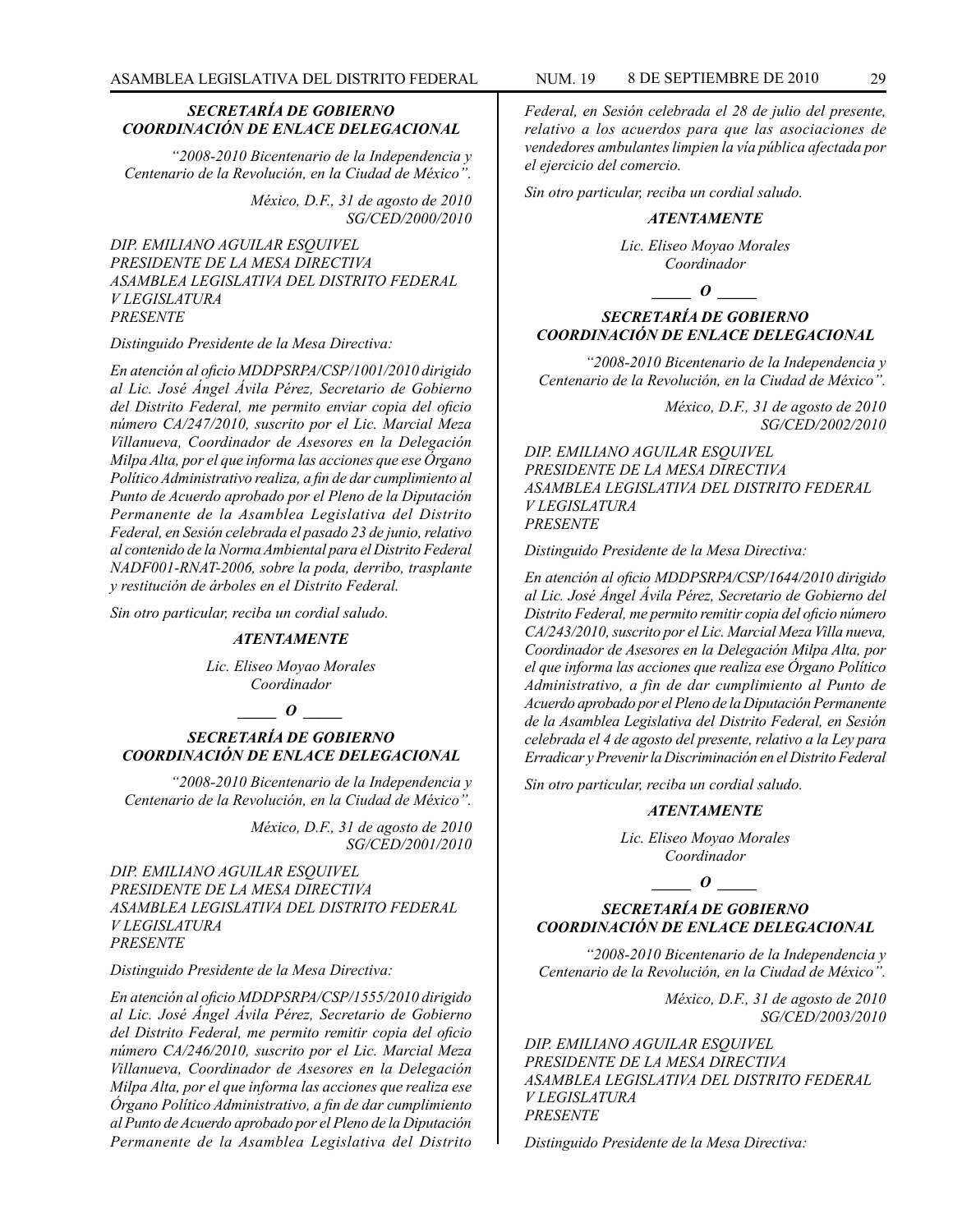***SECRETARÍA DE GOBIERNO***
***COORDINACIÓN DE ENLACE DELEGACIONAL***

*"2008-2010 Bicentenario de la Independencia y Centenario de la Revolución, en la Ciudad de México".*

*México, D.F., 31 de agosto de 2010*
*SG/CED/2000/2010*

*DIP. EMILIANO AGUILAR ESQUIVEL*
*PRESIDENTE DE LA MESA DIRECTIVA*
*ASAMBLEA LEGISLATIVA DEL DISTRITO FEDERAL*
*V LEGISLATURA*
*PRESENTE*

*Distinguido Presidente de la Mesa Directiva:*

*En atención al oficio MDDPSRPA/CSP/1001/2010 dirigido al Lic. José Ángel Ávila Pérez, Secretario de Gobierno del Distrito Federal, me permito enviar copia del oficio número CA/247/2010, suscrito por el Lic. Marcial Meza Villanueva, Coordinador de Asesores en la Delegación Milpa Alta, por el que informa las acciones que ese Órgano Político Administrativo realiza, a fin de dar cumplimiento al Punto de Acuerdo aprobado por el Pleno de la Diputación Permanente de la Asamblea Legislativa del Distrito Federal, en Sesión celebrada el pasado 23 de junio, relativo al contenido de la Norma Ambiental para el Distrito Federal NADF001-RNAT-2006, sobre la poda, derribo, trasplante y restitución de árboles en el Distrito Federal.*

*Sin otro particular, reciba un cordial saludo.*

***ATENTAMENTE***

*Lic. Eliseo Moyao Morales*
*Coordinador*

***\_\_\_\_\_ O \_\_\_\_\_***

***SECRETARÍA DE GOBIERNO***
***COORDINACIÓN DE ENLACE DELEGACIONAL***

*"2008-2010 Bicentenario de la Independencia y Centenario de la Revolución, en la Ciudad de México".*

*México, D.F., 31 de agosto de 2010*
*SG/CED/2001/2010*

*DIP. EMILIANO AGUILAR ESQUIVEL*
*PRESIDENTE DE LA MESA DIRECTIVA*
*ASAMBLEA LEGISLATIVA DEL DISTRITO FEDERAL*
*V LEGISLATURA*
*PRESENTE*

*Distinguido Presidente de la Mesa Directiva:*

*En atención al oficio MDDPSRPA/CSP/1555/2010 dirigido al Lic. José Ángel Ávila Pérez, Secretario de Gobierno del Distrito Federal, me permito remitir copia del oficio número CA/246/2010, suscrito por el Lic. Marcial Meza Villanueva, Coordinador de Asesores en la Delegación Milpa Alta, por el que informa las acciones que realiza ese Órgano Político Administrativo, a fin de dar cumplimiento al Punto de Acuerdo aprobado por el Pleno de la Diputación Permanente de la Asamblea Legislativa del Distrito Federal, en Sesión celebrada el 28 de julio del presente, relativo a los acuerdos para que las asociaciones de vendedores ambulantes limpien la vía pública afectada por el ejercicio del comercio.*

*Sin otro particular, reciba un cordial saludo.*

***ATENTAMENTE***

*Lic. Eliseo Moyao Morales*
*Coordinador*

***\_\_\_\_\_ O \_\_\_\_\_***

***SECRETARÍA DE GOBIERNO***
***COORDINACIÓN DE ENLACE DELEGACIONAL***

*"2008-2010 Bicentenario de la Independencia y Centenario de la Revolución, en la Ciudad de México".*

*México, D.F., 31 de agosto de 2010*
*SG/CED/2002/2010*

*DIP. EMILIANO AGUILAR ESQUIVEL*
*PRESIDENTE DE LA MESA DIRECTIVA*
*ASAMBLEA LEGISLATIVA DEL DISTRITO FEDERAL*
*V LEGISLATURA*
*PRESENTE*

*Distinguido Presidente de la Mesa Directiva:*

*En atención al oficio MDDPSRPA/CSP/1644/2010 dirigido al Lic. José Ángel Ávila Pérez, Secretario de Gobierno del Distrito Federal, me permito remitir copia del oficio número CA/243/2010, suscrito por el Lic. Marcial Meza Villa nueva, Coordinador de Asesores en la Delegación Milpa Alta, por el que informa las acciones que realiza ese Órgano Político Administrativo, a fin de dar cumplimiento al Punto de Acuerdo aprobado por el Pleno de la Diputación Permanente de la Asamblea Legislativa del Distrito Federal, en Sesión celebrada el 4 de agosto del presente, relativo a la Ley para Erradicar y Prevenir la Discriminación en el Distrito Federal*

*Sin otro particular, reciba un cordial saludo.*

***ATENTAMENTE***

*Lic. Eliseo Moyao Morales*
*Coordinador*

***\_\_\_\_\_ O \_\_\_\_\_***

***SECRETARÍA DE GOBIERNO***
***COORDINACIÓN DE ENLACE DELEGACIONAL***

*"2008-2010 Bicentenario de la Independencia y Centenario de la Revolución, en la Ciudad de México".*

*México, D.F., 31 de agosto de 2010*
*SG/CED/2003/2010*

*DIP. EMILIANO AGUILAR ESQUIVEL*
*PRESIDENTE DE LA MESA DIRECTIVA*
*ASAMBLEA LEGISLATIVA DEL DISTRITO FEDERAL*
*V LEGISLATURA*
*PRESENTE*

*Distinguido Presidente de la Mesa Directiva:*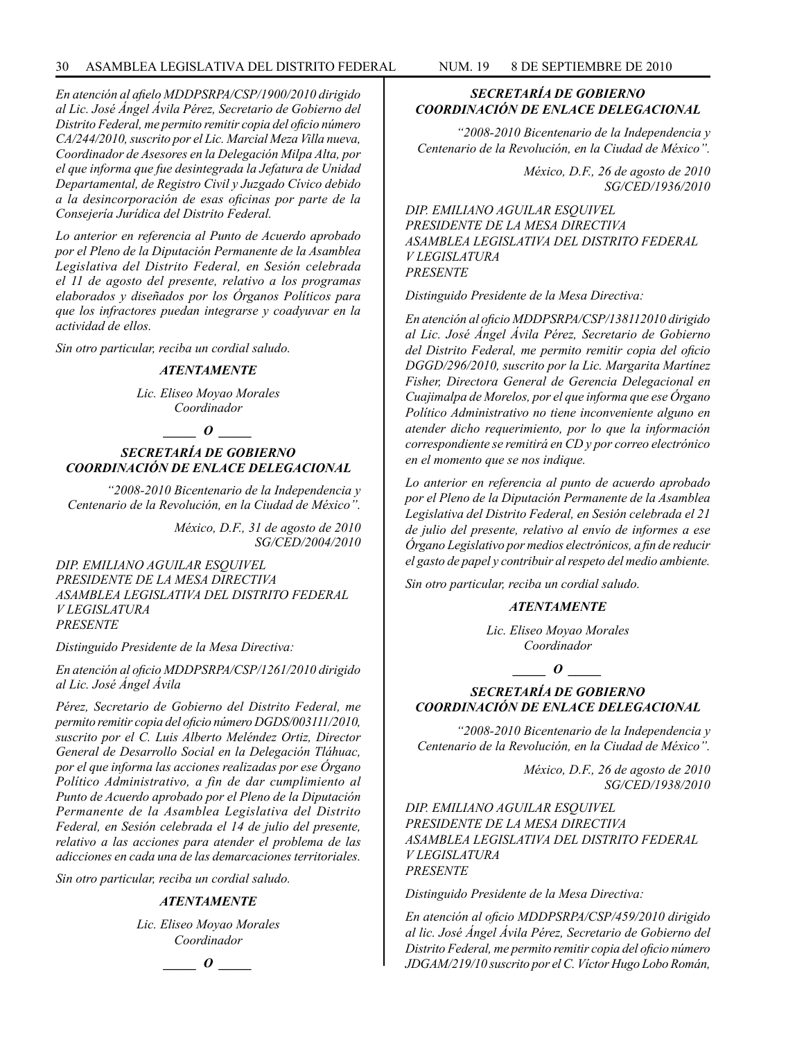*En atención al afielo MDDPSRPA/CSP/1900/2010 dirigido al Lic. José Ángel Ávila Pérez, Secretario de Gobierno del Distrito Federal, me permito remitir copia del oficio número CA/244/2010, suscrito por el Lic. Marcial Meza Villa nueva, Coordinador de Asesores en la Delegación Milpa Alta, por el que informa que fue desintegrada la Jefatura de Unidad Departamental, de Registro Civil y Juzgado Cívico debido a la desincorporación de esas oficinas por parte de la Consejería Jurídica del Distrito Federal.*

*Lo anterior en referencia al Punto de Acuerdo aprobado por el Pleno de la Diputación Permanente de la Asamblea Legislativa del Distrito Federal, en Sesión celebrada el 11 de agosto del presente, relativo a los programas elaborados y diseñados por los Órganos Políticos para que los infractores puedan integrarse y coadyuvar en la actividad de ellos.*

*Sin otro particular, reciba un cordial saludo.*

***ATENTAMENTE***

*Lic. Eliseo Moyao Morales*
*Coordinador*

***\_\_\_\_\_ O \_\_\_\_\_***

***SECRETARÍA DE GOBIERNO***
***COORDINACIÓN DE ENLACE DELEGACIONAL***

*"2008-2010 Bicentenario de la Independencia y Centenario de la Revolución, en la Ciudad de México".*

*México, D.F., 31 de agosto de 2010*
*SG/CED/2004/2010*

*DIP. EMILIANO AGUILAR ESQUIVEL*
*PRESIDENTE DE LA MESA DIRECTIVA*
*ASAMBLEA LEGISLATIVA DEL DISTRITO FEDERAL*
*V LEGISLATURA*
*PRESENTE*

*Distinguido Presidente de la Mesa Directiva:*

*En atención al oficio MDDPSRPA/CSP/1261/2010 dirigido al Lic. José Ángel Ávila*

*Pérez, Secretario de Gobierno del Distrito Federal, me permito remitir copia del oficio número DGDS/003111/2010, suscrito por el C. Luis Alberto Meléndez Ortiz, Director General de Desarrollo Social en la Delegación Tláhuac, por el que informa las acciones realizadas por ese Órgano Político Administrativo, a fin de dar cumplimiento al Punto de Acuerdo aprobado por el Pleno de la Diputación Permanente de la Asamblea Legislativa del Distrito Federal, en Sesión celebrada el 14 de julio del presente, relativo a las acciones para atender el problema de las adicciones en cada una de las demarcaciones territoriales.*

*Sin otro particular, reciba un cordial saludo.*

***ATENTAMENTE***

*Lic. Eliseo Moyao Morales*
*Coordinador*

***\_\_\_\_\_ O \_\_\_\_\_***

***SECRETARÍA DE GOBIERNO***
***COORDINACIÓN DE ENLACE DELEGACIONAL***

*"2008-2010 Bicentenario de la Independencia y Centenario de la Revolución, en la Ciudad de México".*

*México, D.F., 26 de agosto de 2010*
*SG/CED/1936/2010*

*DIP. EMILIANO AGUILAR ESQUIVEL*
*PRESIDENTE DE LA MESA DIRECTIVA*
*ASAMBLEA LEGISLATIVA DEL DISTRITO FEDERAL*
*V LEGISLATURA*
*PRESENTE*

*Distinguido Presidente de la Mesa Directiva:*

*En atención al oficio MDDPSRPA/CSP/138112010 dirigido al Lic. José Ángel Ávila Pérez, Secretario de Gobierno del Distrito Federal, me permito remitir copia del oficio DGGD/296/2010, suscrito por la Lic. Margarita Martínez Fisher, Directora General de Gerencia Delegacional en Cuajimalpa de Morelos, por el que informa que ese Órgano Político Administrativo no tiene inconveniente alguno en atender dicho requerimiento, por lo que la información correspondiente se remitirá en CD y por correo electrónico en el momento que se nos indique.*

*Lo anterior en referencia al punto de acuerdo aprobado por el Pleno de la Diputación Permanente de la Asamblea Legislativa del Distrito Federal, en Sesión celebrada el 21 de julio del presente, relativo al envío de informes a ese Órgano Legislativo por medios electrónicos, a fin de reducir el gasto de papel y contribuir al respeto del medio ambiente.*

*Sin otro particular, reciba un cordial saludo.*

***ATENTAMENTE***

*Lic. Eliseo Moyao Morales*
*Coordinador*

***\_\_\_\_\_ O \_\_\_\_\_***

***SECRETARÍA DE GOBIERNO***
***COORDINACIÓN DE ENLACE DELEGACIONAL***

*"2008-2010 Bicentenario de la Independencia y Centenario de la Revolución, en la Ciudad de México".*

*México, D.F., 26 de agosto de 2010*
*SG/CED/1938/2010*

*DIP. EMILIANO AGUILAR ESQUIVEL*
*PRESIDENTE DE LA MESA DIRECTIVA*
*ASAMBLEA LEGISLATIVA DEL DISTRITO FEDERAL*
*V LEGISLATURA*
*PRESENTE*

*Distinguido Presidente de la Mesa Directiva:*

*En atención al oficio MDDPSRPA/CSP/459/2010 dirigido al lic. José Ángel Ávila Pérez, Secretario de Gobierno del Distrito Federal, me permito remitir copia del oficio número JDGAM/219/10 suscrito por el C. Víctor Hugo Lobo Román,*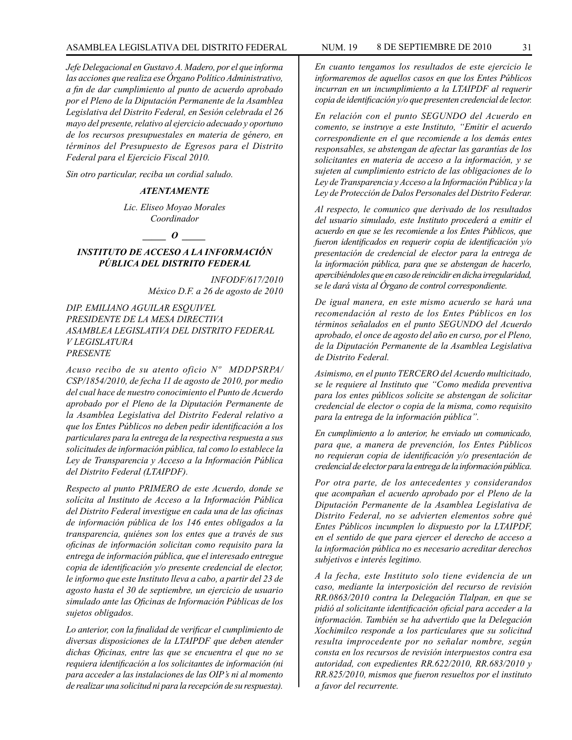*Jefe Delegacional en Gustavo A. Madero, por el que informa las acciones que realiza ese Órgano Político Administrativo, a fin de dar cumplimiento al punto de acuerdo aprobado por el Pleno de la Diputación Permanente de la Asamblea Legislativa del Distrito Federal, en Sesión celebrada el 26 mayo del presente, relativo al ejercicio adecuado y oportuno de los recursos presupuestales en materia de género, en términos del Presupuesto de Egresos para el Distrito Federal para el Ejercicio Fiscal 2010.*

*Sin otro particular, reciba un cordial saludo.*

***ATENTAMENTE***

*Lic. Eliseo Moyao Morales*
*Coordinador*

***_____ O _____***

***INSTITUTO DE ACCESO A LA INFORMACIÓN PÚBLICA DEL DISTRITO FEDERAL***

*INFODF/617/2010*
*México D.F. a 26 de agosto de 2010*

*DIP. EMILIANO AGUILAR ESQUIVEL*
*PRESIDENTE DE LA MESA DIRECTIVA*
*ASAMBLEA LEGISLATIVA DEL DISTRITO FEDERAL*
*V LEGISLATURA*
*PRESENTE*

*Acuso recibo de su atento oficio Nº MDDPSRPA/CSP/1854/2010, de fecha 11 de agosto de 2010, por medio del cual hace de nuestro conocimiento el Punto de Acuerdo aprobado por el Pleno de la Diputación Permanente de la Asamblea Legislativa del Distrito Federal relativo a que los Entes Públicos no deben pedir identificación a los particulares para la entrega de la respectiva respuesta a sus solicitudes de información pública, tal como lo establece la Ley de Transparencia y Acceso a la Información Pública del Distrito Federal (LTAIPDF).*

*Respecto al punto PRIMERO de este Acuerdo, donde se solícita al Instituto de Acceso a la Información Pública del Distrito Federal investigue en cada una de las oficinas de información pública de los 146 entes obligados a la transparencia, quiénes son los entes que a través de sus oficinas de información solicitan como requisito para la entrega de información pública, que el interesado entregue copia de identificación y/o presente credencial de elector, le informo que este Instituto lleva a cabo, a partir del 23 de agosto hasta el 30 de septiembre, un ejercicio de usuario simulado ante las Oficinas de Información Públicas de los sujetos obligados.*

*Lo anterior, con la finalidad de verificar el cumplimiento de diversas disposiciones de la LTAIPDF que deben atender dichas Oficinas, entre las que se encuentra el que no se requiera identificación a los solicitantes de información (ni para acceder a las instalaciones de las OIP's ni al momento de realizar una solicitud ni para la recepción de su respuesta).*

*En cuanto tengamos los resultados de este ejercicio le informaremos de aquellos casos en que los Entes Públicos incurran en un incumplimiento a la LTAIPDF al requerir copia de identificación y/o que presenten credencial de lector.*

*En relación con el punto SEGUNDO del Acuerdo en comento, se instruye a este Instituto, "Emitir el acuerdo correspondiente en el que recomiende a los demás entes responsables, se abstengan de afectar las garantías de los solicitantes en materia de acceso a la información, y se sujeten al cumplimiento estricto de las obligaciones de lo Ley de Transparencia y Acceso a la Información Pública y la Ley de Protección de Dalos Personales del Distrito Federar.*

*Al respecto, le comunico que derivado de los resultados del usuario simulado, este Instituto procederá a emitir el acuerdo en que se les recomiende a los Entes Públicos, que fueron identificados en requerir copia de identificación y/o presentación de credencial de elector para la entrega de la información pública, para que se abstengan de hacerlo, apercibiéndoles que en caso de reincidir en dicha irregularidad, se le dará vista al Órgano de control correspondiente.*

*De igual manera, en este mismo acuerdo se hará una recomendación al resto de los Entes Públicos en los términos señalados en el punto SEGUNDO del Acuerdo aprobado, el once de agosto del año en curso, por el Pleno, de la Diputación Permanente de la Asamblea Legislativa de Distrito Federal.*

*Asimismo, en el punto TERCERO del Acuerdo multicitado, se le requiere al Instituto que "Como medida preventiva para los entes públicos solicite se abstengan de solicitar credencial de elector o copia de la misma, como requisito para la entrega de la información pública".*

*En cumplimiento a lo anterior, he enviado un comunicado, para que, a manera de prevención, los Entes Públicos no requieran copia de identificación y/o presentación de credencial de elector para la entrega de la información pública.*

*Por otra parte, de los antecedentes y considerandos que acompañan el acuerdo aprobado por el Pleno de la Diputación Permanente de la Asamblea Legislativa de Distrito Federal, no se advierten elementos sobre qué Entes Públicos incumplen lo dispuesto por la LTAIPDF, en el sentido de que para ejercer el derecho de acceso a la información pública no es necesario acreditar derechos subjetivos e interés legitimo.*

*A la fecha, este Instituto solo tiene evidencia de un caso, mediante la interposición del recurso de revisión RR.0863/2010 contra la Delegación Tlalpan, en que se pidió al solicitante identificación oficial para acceder a la información. También se ha advertido que la Delegación Xochimilco responde a los particulares que su solicitud resulta improcedente por no señalar nombre, según consta en los recursos de revisión interpuestos contra esa autoridad, con expedientes RR.622/2010, RR.683/2010 y RR.825/2010, mismos que fueron resueltos por el instituto a favor del recurrente.*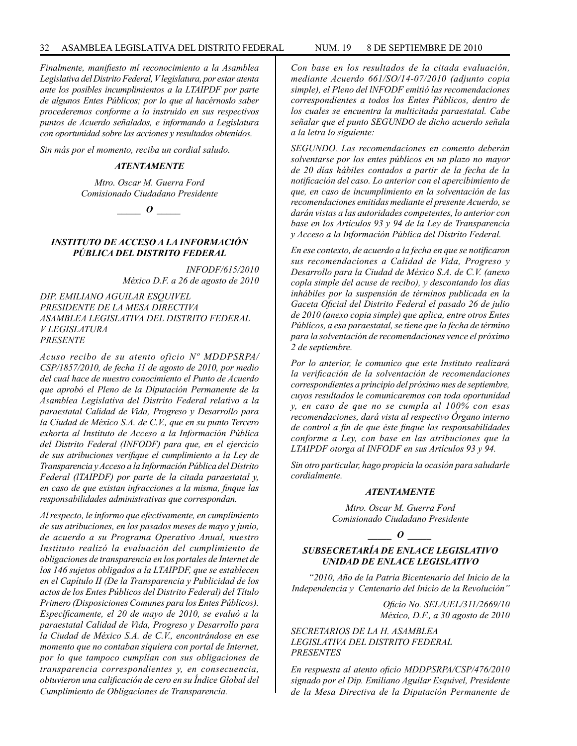*Finalmente, manifiesto mí reconocimiento a la Asamblea Legislativa del Distrito Federal, V legislatura, por estar atenta ante los posibles incumplimientos a la LTAIPDF por parte de algunos Entes Públicos; por lo que al hacérnoslo saber procederemos conforme a lo instruido en sus respectivos puntos de Acuerdo señalados, e informando a Legislatura con oportunidad sobre las acciones y resultados obtenidos.*

*Sin más por el momento, reciba un cordial saludo.*

***ATENTAMENTE***

*Mtro. Oscar M. Guerra Ford*
*Comisionado Ciudadano Presidente*

***_____ O _____***

### *INSTITUTO DE ACCESO A LA INFORMACIÓN PÚBLICA DEL DISTRITO FEDERAL*

*INFODF/615/2010*
*México D.F. a 26 de agosto de 2010*

*DIP. EMILIANO AGUILAR ESQUIVEL*
*PRESIDENTE DE LA MESA DIRECTIVA*
*ASAMBLEA LEGISLATIVA DEL DISTRITO FEDERAL*
*V LEGISLATURA*
*PRESENTE*

*Acuso recibo de su atento oficio Nº MDDPSRPA/CSP/1857/2010, de fecha 11 de agosto de 2010, por medio del cual hace de nuestro conocimiento el Punto de Acuerdo que aprobó el Pleno de la Diputación Permanente de la Asamblea Legislativa del Distrito Federal relativo a la paraestatal Calidad de Vida, Progreso y Desarrollo para la Ciudad de México S.A. de C.V., que en su punto Tercero exhorta al Instituto de Acceso a la Información Pública del Distrito Federal (INFODF) para que, en el ejercicio de sus atribuciones verifique el cumplimiento a la Ley de Transparencia y Acceso a la Información Pública del Distrito Federal (lTAIPDF) por parte de la citada paraestatal y, en caso de que existan infracciones a la misma, finque las responsabilidades administrativas que correspondan.*

*Al respecto, le informo que efectivamente, en cumplimiento de sus atribuciones, en los pasados meses de mayo y junio, de acuerdo a su Programa Operativo Anual, nuestro Instituto realizó la evaluación del cumplimiento de obligaciones de transparencia en los portales de Internet de los 146 sujetos obligados a la LTAIPDF, que se establecen en el Capítulo II (De la Transparencia y Publicidad de los actos de los Entes Públicos del Distrito Federal) del Título Primero (Disposiciones Comunes para los Entes Públicos). Específicamente, el 20 de mayo de 2010, se evaluó a la paraestatal Calidad de Vida, Progreso y Desarrollo para la Ciudad de México S.A. de C.V., encontrándose en ese momento que no contaban siquiera con portal de Internet, por lo que tampoco cumplían con sus obligaciones de transparencia correspondientes y, en consecuencia, obtuvieron una calificación de cero en su Índice Global del Cumplimiento de Obligaciones de Transparencia.*

*Con base en los resultados de la citada evaluación, mediante Acuerdo 661/SO/14-07/2010 (adjunto copia simple), el Pleno del lNFODF emitió las recomendaciones correspondientes a todos los Entes Públicos, dentro de los cuales se encuentra la multicitada paraestatal. Cabe señalar que el punto SEGUNDO de dicho acuerdo señala a la letra lo siguiente:*

*SEGUNDO. Las recomendaciones en comento deberán solventarse por los entes públicos en un plazo no mayor de 20 días hábiles contados a partir de la fecha de la notificación del caso. Lo anterior con el apercibimiento de que, en caso de incumplimiento en la solventación de las recomendaciones emitidas mediante el presente Acuerdo, se darán vistas a las autoridades competentes, lo anterior con base en los Artículos 93 y 94 de la Ley de Transparencia y Acceso a la Información Pública del Distrito Federal.*

*En ese contexto, de acuerdo a la fecha en que se notificaron sus recomendaciones a Calidad de Vida, Progreso y Desarrollo para la Ciudad de México S.A. de C.V. (anexo copla simple del acuse de recibo), y descontando los días inhábiles por la suspensión de términos publicada en la Gaceta Oficial del Distrito Federal el pasado 26 de julio de 2010 (anexo copia simple) que aplica, entre otros Entes Públicos, a esa paraestatal, se tiene que la fecha de término para la solventación de recomendaciones vence el próximo 2 de septiembre.*

*Por lo anterior, le comunico que este Instituto realizará la verificación de la solventación de recomendaciones correspondientes a principio del próximo mes de septiembre, cuyos resultados le comunicaremos con toda oportunidad y, en caso de que no se cumpla al 100% con esas recomendaciones, dará vista al respectivo Órgano interno de control a fin de que éste finque las responsabilidades conforme a Ley, con base en las atribuciones que la LTAIPDF otorga al INFODF en sus Artículos 93 y 94.*

*Sin otro particular, hago propicia la ocasión para saludarle cordialmente.*

***ATENTAMENTE***

*Mtro. Oscar M. Guerra Ford*
*Comisionado Ciudadano Presidente*

***_____ O _____***

### *SUBSECRETARÍA DE ENLACE LEGISLATIVO UNIDAD DE ENLACE LEGISLATIVO*

*"2010, Año de la Patria Bicentenario del Inicio de la Independencia y Centenario del Inicio de la Revolución"*

*Oficio No. SEL/UEL/311/2669/10*
*México, D.F., a 30 agosto de 2010*

*SECRETARIOS DE LA H. ASAMBLEA LEGISLATIVA DEL DISTRITO FEDERAL*
*PRESENTES*

*En respuesta al atento oficio MDDPSRPA/CSP/476/2010 signado por el Dip. Emiliano Aguilar Esquivel, Presidente de la Mesa Directiva de la Diputación Permanente de*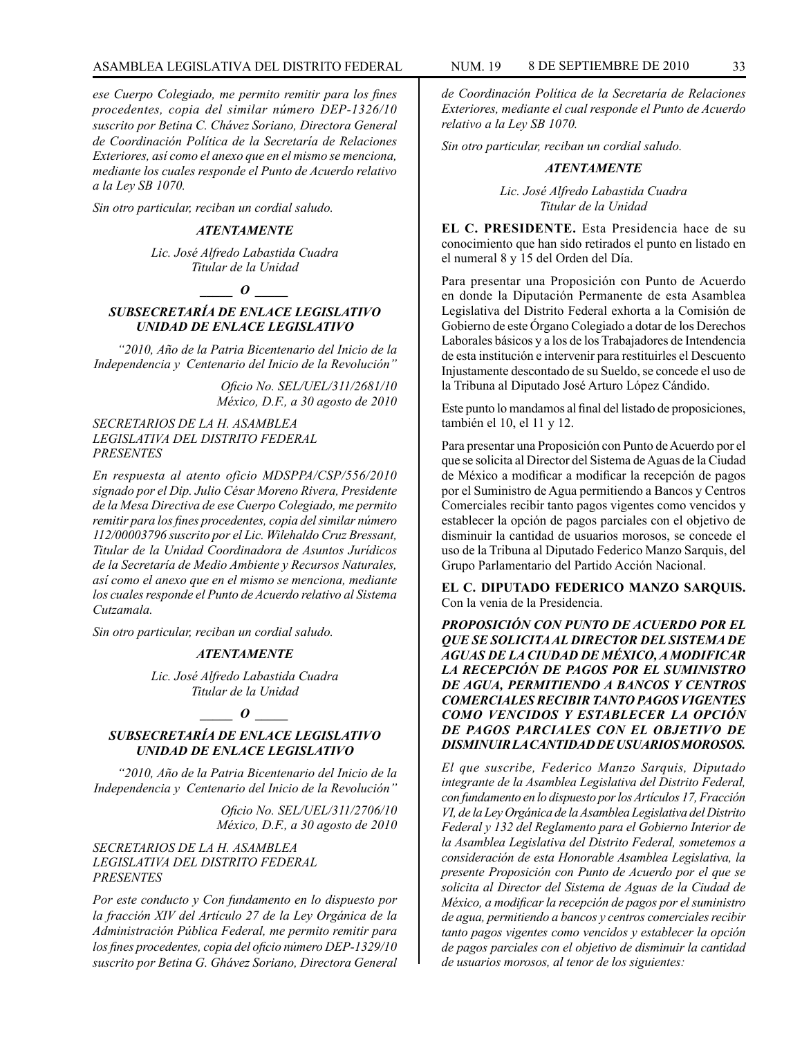*ese Cuerpo Colegiado, me permito remitir para los fines procedentes, copia del similar número DEP-1326/10 suscrito por Betina C. Chávez Soriano, Directora General de Coordinación Política de la Secretaría de Relaciones Exteriores, así como el anexo que en el mismo se menciona, mediante los cuales responde el Punto de Acuerdo relativo a la Ley SB 1070.*

*Sin otro particular, reciban un cordial saludo.*

***ATENTAMENTE***

*Lic. José Alfredo Labastida Cuadra*
*Titular de la Unidad*

***_____ O _____***

***SUBSECRETARÍA DE ENLACE LEGISLATIVO***
***UNIDAD DE ENLACE LEGISLATIVO***

*"2010, Año de la Patria Bicentenario del Inicio de la Independencia y Centenario del Inicio de la Revolución"*

*Oficio No. SEL/UEL/311/2681/10*
*México, D.F., a 30 agosto de 2010*

*SECRETARIOS DE LA H. ASAMBLEA LEGISLATIVA DEL DISTRITO FEDERAL*
*PRESENTES*

*En respuesta al atento oficio MDSPPA/CSP/556/2010 signado por el Dip. Julio César Moreno Rivera, Presidente de la Mesa Directiva de ese Cuerpo Colegiado, me permito remitir para los fines procedentes, copia del similar número 112/00003796 suscrito por el Lic. Wilehaldo Cruz Bressant, Titular de la Unidad Coordinadora de Asuntos Jurídicos de la Secretaría de Medio Ambiente y Recursos Naturales, así como el anexo que en el mismo se menciona, mediante los cuales responde el Punto de Acuerdo relativo al Sistema Cutzamala.*

*Sin otro particular, reciban un cordial saludo.*

***ATENTAMENTE***

*Lic. José Alfredo Labastida Cuadra*
*Titular de la Unidad*

***_____ O _____***

***SUBSECRETARÍA DE ENLACE LEGISLATIVO***
***UNIDAD DE ENLACE LEGISLATIVO***

*"2010, Año de la Patria Bicentenario del Inicio de la Independencia y Centenario del Inicio de la Revolución"*

*Oficio No. SEL/UEL/311/2706/10*
*México, D.F., a 30 agosto de 2010*

*SECRETARIOS DE LA H. ASAMBLEA LEGISLATIVA DEL DISTRITO FEDERAL*
*PRESENTES*

*Por este conducto y Con fundamento en lo dispuesto por la fracción XIV del Artículo 27 de la Ley Orgánica de la Administración Pública Federal, me permito remitir para los fines procedentes, copia del oficio número DEP-1329/10 suscrito por Betina G. Ghávez Soriano, Directora General de Coordinación Política de la Secretaría de Relaciones Exteriores, mediante el cual responde el Punto de Acuerdo relativo a la Ley SB 1070.*

*Sin otro particular, reciban un cordial saludo.*

***ATENTAMENTE***

*Lic. José Alfredo Labastida Cuadra*
*Titular de la Unidad*

**EL C. PRESIDENTE.** Esta Presidencia hace de su conocimiento que han sido retirados el punto en listado en el numeral 8 y 15 del Orden del Día.

Para presentar una Proposición con Punto de Acuerdo en donde la Diputación Permanente de esta Asamblea Legislativa del Distrito Federal exhorta a la Comisión de Gobierno de este Órgano Colegiado a dotar de los Derechos Laborales básicos y a los de los Trabajadores de Intendencia de esta institución e intervenir para restituirles el Descuento Injustamente descontado de su Sueldo, se concede el uso de la Tribuna al Diputado José Arturo López Cándido.

Este punto lo mandamos al final del listado de proposiciones, también el 10, el 11 y 12.

Para presentar una Proposición con Punto de Acuerdo por el que se solicita al Director del Sistema de Aguas de la Ciudad de México a modificar a modificar la recepción de pagos por el Suministro de Agua permitiendo a Bancos y Centros Comerciales recibir tanto pagos vigentes como vencidos y establecer la opción de pagos parciales con el objetivo de disminuir la cantidad de usuarios morosos, se concede el uso de la Tribuna al Diputado Federico Manzo Sarquis, del Grupo Parlamentario del Partido Acción Nacional.

**EL C. DIPUTADO FEDERICO MANZO SARQUIS.** Con la venia de la Presidencia.

***PROPOSICIÓN CON PUNTO DE ACUERDO POR EL QUE SE SOLICITA AL DIRECTOR DEL SISTEMA DE AGUAS DE LA CIUDAD DE MÉXICO, A MODIFICAR LA RECEPCIÓN DE PAGOS POR EL SUMINISTRO DE AGUA, PERMITIENDO A BANCOS Y CENTROS COMERCIALES RECIBIR TANTO PAGOS VIGENTES COMO VENCIDOS Y ESTABLECER LA OPCIÓN DE PAGOS PARCIALES CON EL OBJETIVO DE DISMINUIR LA CANTIDAD DE USUARIOS MOROSOS.***

*El que suscribe, Federico Manzo Sarquis, Diputado integrante de la Asamblea Legislativa del Distrito Federal, con fundamento en lo dispuesto por los Artículos 17, Fracción VI, de la Ley Orgánica de la Asamblea Legislativa del Distrito Federal y 132 del Reglamento para el Gobierno Interior de la Asamblea Legislativa del Distrito Federal, sometemos a consideración de esta Honorable Asamblea Legislativa, la presente Proposición con Punto de Acuerdo por el que se solicita al Director del Sistema de Aguas de la Ciudad de México, a modificar la recepción de pagos por el suministro de agua, permitiendo a bancos y centros comerciales recibir tanto pagos vigentes como vencidos y establecer la opción de pagos parciales con el objetivo de disminuir la cantidad de usuarios morosos, al tenor de los siguientes:*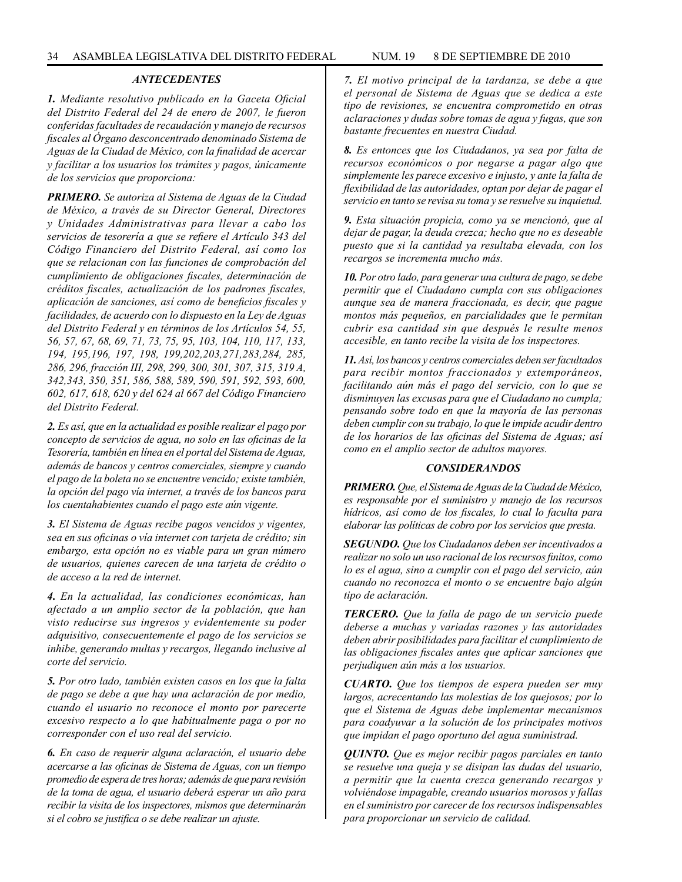### *ANTECEDENTES*

***1.*** *Mediante resolutivo publicado en la Gaceta Oficial del Distrito Federal del 24 de enero de 2007, le fueron conferidas facultades de recaudación y manejo de recursos fiscales al Órgano desconcentrado denominado Sistema de Aguas de la Ciudad de México, con la finalidad de acercar y facilitar a los usuarios los trámites y pagos, únicamente de los servicios que proporciona:*

***PRIMERO.*** *Se autoriza al Sistema de Aguas de la Ciudad de México, a través de su Director General, Directores y Unidades Administrativas para llevar a cabo los servicios de tesorería a que se refiere el Artículo 343 del Código Financiero del Distrito Federal, así como los que se relacionan con las funciones de comprobación del cumplimiento de obligaciones fiscales, determinación de créditos fiscales, actualización de los padrones fiscales, aplicación de sanciones, así como de beneficios fiscales y facilidades, de acuerdo con lo dispuesto en la Ley de Aguas del Distrito Federal y en términos de los Artículos 54, 55, 56, 57, 67, 68, 69, 71, 73, 75, 95, 103, 104, 110, 117, 133, 194, 195,196, 197, 198, 199,202,203,271,283,284, 285, 286, 296, fracción III, 298, 299, 300, 301, 307, 315, 319 A, 342,343, 350, 351, 586, 588, 589, 590, 591, 592, 593, 600, 602, 617, 618, 620 y del 624 al 667 del Código Financiero del Distrito Federal.*

***2.*** *Es así, que en la actualidad es posible realizar el pago por concepto de servicios de agua, no solo en las oficinas de la Tesorería, también en línea en el portal del Sistema de Aguas, además de bancos y centros comerciales, siempre y cuando el pago de la boleta no se encuentre vencido; existe también, la opción del pago vía internet, a través de los bancos para los cuentahabientes cuando el pago este aún vigente.*

***3.*** *El Sistema de Aguas recibe pagos vencidos y vigentes, sea en sus oficinas o vía internet con tarjeta de crédito; sin embargo, esta opción no es viable para un gran número de usuarios, quienes carecen de una tarjeta de crédito o de acceso a la red de internet.*

***4.*** *En la actualidad, las condiciones económicas, han afectado a un amplio sector de la población, que han visto reducirse sus ingresos y evidentemente su poder adquisitivo, consecuentemente el pago de los servicios se inhibe, generando multas y recargos, llegando inclusive al corte del servicio.*

***5.*** *Por otro lado, también existen casos en los que la falta de pago se debe a que hay una aclaración de por medio, cuando el usuario no reconoce el monto por parecerte excesivo respecto a lo que habitualmente paga o por no corresponder con el uso real del servicio.*

***6.*** *En caso de requerir alguna aclaración, el usuario debe acercarse a las oficinas de Sistema de Aguas, con un tiempo promedio de espera de tres horas; además de que para revisión de la toma de agua, el usuario deberá esperar un año para recibir la visita de los inspectores, mismos que determinarán si el cobro se justifica o se debe realizar un ajuste.*

***7.*** *El motivo principal de la tardanza, se debe a que el personal de Sistema de Aguas que se dedica a este tipo de revisiones, se encuentra comprometido en otras aclaraciones y dudas sobre tomas de agua y fugas, que son bastante frecuentes en nuestra Ciudad.*

***8.*** *Es entonces que los Ciudadanos, ya sea por falta de recursos económicos o por negarse a pagar algo que simplemente les parece excesivo e injusto, y ante la falta de flexibilidad de las autoridades, optan por dejar de pagar el servicio en tanto se revisa su toma y se resuelve su inquietud.*

***9.*** *Esta situación propicia, como ya se mencionó, que al dejar de pagar, la deuda crezca; hecho que no es deseable puesto que si la cantidad ya resultaba elevada, con los recargos se incrementa mucho más.*

***10.*** *Por otro lado, para generar una cultura de pago, se debe permitir que el Ciudadano cumpla con sus obligaciones aunque sea de manera fraccionada, es decir, que pague montos más pequeños, en parcialidades que le permitan cubrir esa cantidad sin que después le resulte menos accesible, en tanto recibe la visita de los inspectores.*

***11.*** *Así, los bancos y centros comerciales deben ser facultados para recibir montos fraccionados y extemporáneos, facilitando aún más el pago del servicio, con lo que se disminuyen las excusas para que el Ciudadano no cumpla; pensando sobre todo en que la mayoría de las personas deben cumplir con su trabajo, lo que le impide acudir dentro de los horarios de las oficinas del Sistema de Aguas; así como en el amplio sector de adultos mayores.*

### *CONSIDERANDOS*

***PRIMERO.*** *Que, el Sistema de Aguas de la Ciudad de México, es responsable por el suministro y manejo de los recursos hídricos, así como de los fiscales, lo cual lo faculta para elaborar las políticas de cobro por los servicios que presta.*

***SEGUNDO.*** *Que los Ciudadanos deben ser incentivados a realizar no solo un uso racional de los recursos finitos, como lo es el agua, sino a cumplir con el pago del servicio, aún cuando no reconozca el monto o se encuentre bajo algún tipo de aclaración.*

***TERCERO.*** *Que la falla de pago de un servicio puede deberse a muchas y variadas razones y las autoridades deben abrir posibilidades para facilitar el cumplimiento de las obligaciones fiscales antes que aplicar sanciones que perjudiquen aún más a los usuarios.*

***CUARTO.*** *Que los tiempos de espera pueden ser muy largos, acrecentando las molestias de los quejosos; por lo que el Sistema de Aguas debe implementar mecanismos para coadyuvar a la solución de los principales motivos que impidan el pago oportuno del agua suministrad.*

***QUINTO.*** *Que es mejor recibir pagos parciales en tanto se resuelve una queja y se disipan las dudas del usuario, a permitir que la cuenta crezca generando recargos y volviéndose impagable, creando usuarios morosos y fallas en el suministro por carecer de los recursos indispensables para proporcionar un servicio de calidad.*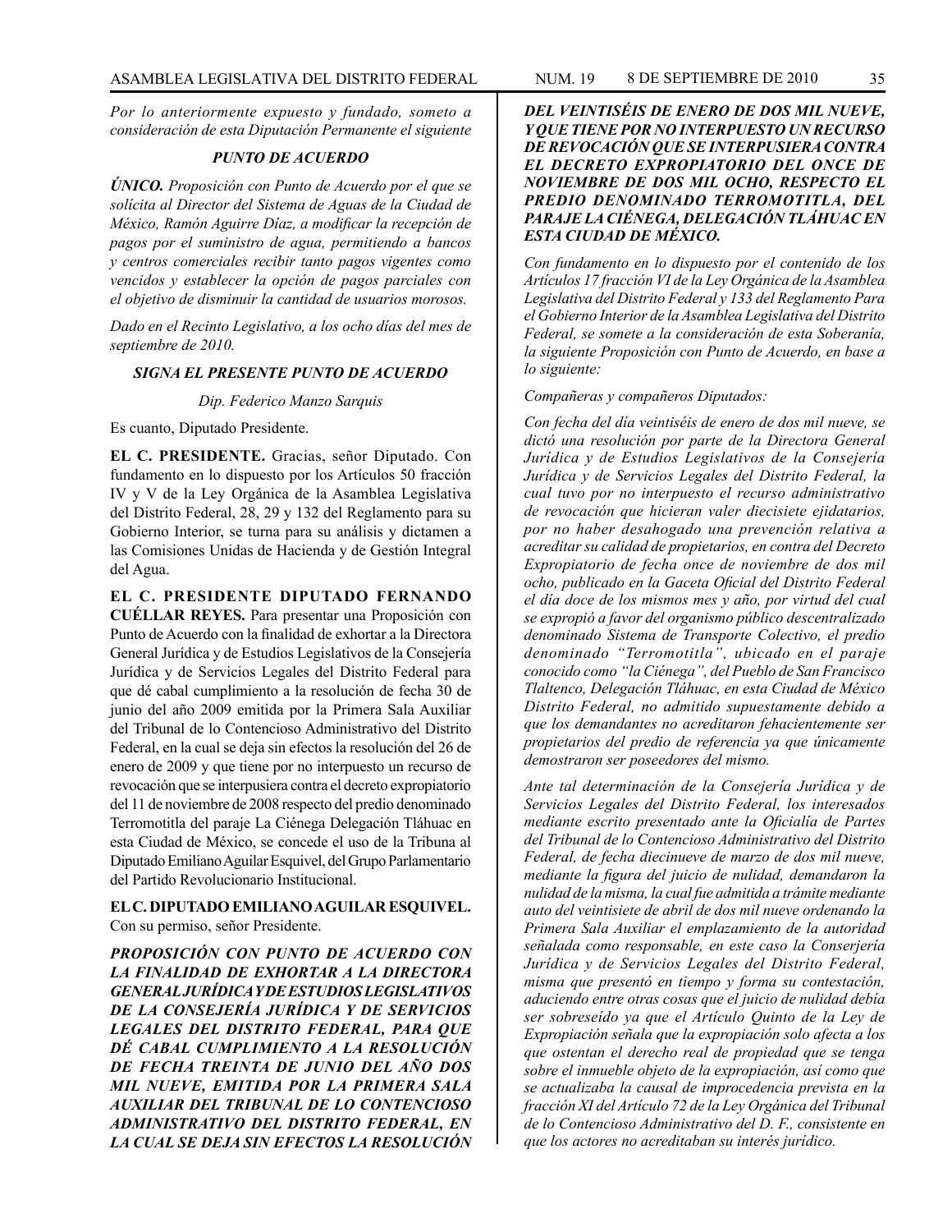*Por lo anteriormente expuesto y fundado, someto a consideración de esta Diputación Permanente el siguiente*

***PUNTO DE ACUERDO***

***ÚNICO.*** *Proposición con Punto de Acuerdo por el que se solícita al Director del Sistema de Aguas de la Ciudad de México, Ramón Aguirre Díaz, a modificar la recepción de pagos por el suministro de agua, permitiendo a bancos y centros comerciales recibir tanto pagos vigentes como vencidos y establecer la opción de pagos parciales con el objetivo de disminuir la cantidad de usuarios morosos.*

*Dado en el Recinto Legislativo, a los ocho días del mes de septiembre de 2010.*

***SIGNA EL PRESENTE PUNTO DE ACUERDO***

*Dip. Federico Manzo Sarquis*

Es cuanto, Diputado Presidente.

**EL C. PRESIDENTE.** Gracias, señor Diputado. Con fundamento en lo dispuesto por los Artículos 50 fracción IV y V de la Ley Orgánica de la Asamblea Legislativa del Distrito Federal, 28, 29 y 132 del Reglamento para su Gobierno Interior, se turna para su análisis y dictamen a las Comisiones Unidas de Hacienda y de Gestión Integral del Agua.

**EL C. PRESIDENTE DIPUTADO FERNANDO CUÉLLAR REYES.** Para presentar una Proposición con Punto de Acuerdo con la finalidad de exhortar a la Directora General Jurídica y de Estudios Legislativos de la Consejería Jurídica y de Servicios Legales del Distrito Federal para que dé cabal cumplimiento a la resolución de fecha 30 de junio del año 2009 emitida por la Primera Sala Auxiliar del Tribunal de lo Contencioso Administrativo del Distrito Federal, en la cual se deja sin efectos la resolución del 26 de enero de 2009 y que tiene por no interpuesto un recurso de revocación que se interpusiera contra el decreto expropiatorio del 11 de noviembre de 2008 respecto del predio denominado Terromotitla del paraje La Ciénega Delegación Tláhuac en esta Ciudad de México, se concede el uso de la Tribuna al Diputado Emiliano Aguilar Esquivel, del Grupo Parlamentario del Partido Revolucionario Institucional.

**EL C. DIPUTADO EMILIANO AGUILAR ESQUIVEL.** Con su permiso, señor Presidente.

***PROPOSICIÓN CON PUNTO DE ACUERDO CON LA FINALIDAD DE EXHORTAR A LA DIRECTORA GENERAL JURÍDICA Y DE ESTUDIOS LEGISLATIVOS DE LA CONSEJERÍA JURÍDICA Y DE SERVICIOS LEGALES DEL DISTRITO FEDERAL, PARA QUE DÉ CABAL CUMPLIMIENTO A LA RESOLUCIÓN DE FECHA TREINTA DE JUNIO DEL AÑO DOS MIL NUEVE, EMITIDA POR LA PRIMERA SALA AUXILIAR DEL TRIBUNAL DE LO CONTENCIOSO ADMINISTRATIVO DEL DISTRITO FEDERAL, EN LA CUAL SE DEJA SIN EFECTOS LA RESOLUCIÓN DEL VEINTISÉIS DE ENERO DE DOS MIL NUEVE, Y QUE TIENE POR NO INTERPUESTO UN RECURSO DE REVOCACIÓN QUE SE INTERPUSIERA CONTRA EL DECRETO EXPROPIATORIO DEL ONCE DE NOVIEMBRE DE DOS MIL OCHO, RESPECTO EL PREDIO DENOMINADO TERROMOTITLA, DEL PARAJE LA CIÉNEGA, DELEGACIÓN TLÁHUAC EN ESTA CIUDAD DE MÉXICO.***

*Con fundamento en lo dispuesto por el contenido de los Artículos 17 fracción VI de la Ley Orgánica de la Asamblea Legislativa del Distrito Federal y 133 del Reglamento Para el Gobierno Interior de la Asamblea Legislativa del Distrito Federal, se somete a la consideración de esta Soberanía, la siguiente Proposición con Punto de Acuerdo, en base a lo siguiente:*

*Compañeras y compañeros Diputados:*

*Con fecha del día veintiséis de enero de dos mil nueve, se dictó una resolución por parte de la Directora General Jurídica y de Estudios Legislativos de la Consejería Jurídica y de Servicios Legales del Distrito Federal, la cual tuvo por no interpuesto el recurso administrativo de revocación que hicieran valer diecisiete ejidatarios, por no haber desahogado una prevención relativa a acreditar su calidad de propietarios, en contra del Decreto Expropiatorio de fecha once de noviembre de dos mil ocho, publicado en la Gaceta Oficial del Distrito Federal el día doce de los mismos mes y año, por virtud del cual se expropió a favor del organismo público descentralizado denominado Sistema de Transporte Colectivo, el predio denominado "Terromotitla", ubicado en el paraje conocido como "la Ciénega", del Pueblo de San Francisco Tlaltenco, Delegación Tláhuac, en esta Ciudad de México Distrito Federal, no admitido supuestamente debido a que los demandantes no acreditaron fehacientemente ser propietarios del predio de referencia ya que únicamente demostraron ser poseedores del mismo.*

*Ante tal determinación de la Consejería Jurídica y de Servicios Legales del Distrito Federal, los interesados mediante escrito presentado ante la Oficialía de Partes del Tribunal de lo Contencioso Administrativo del Distrito Federal, de fecha diecinueve de marzo de dos mil nueve, mediante la figura del juicio de nulidad, demandaron la nulidad de la misma, la cual fue admitida a trámite mediante auto del veintisiete de abril de dos mil nueve ordenando la Primera Sala Auxiliar el emplazamiento de la autoridad señalada como responsable, en este caso la Conserjería Jurídica y de Servicios Legales del Distrito Federal, misma que presentó en tiempo y forma su contestación, aduciendo entre otras cosas que el juicio de nulidad debía ser sobreseído ya que el Artículo Quinto de la Ley de Expropiación señala que la expropiación solo afecta a los que ostentan el derecho real de propiedad que se tenga sobre el inmueble objeto de la expropiación, así como que se actualizaba la causal de improcedencia prevista en la fracción XI del Artículo 72 de la Ley Orgánica del Tribunal de lo Contencioso Administrativo del D. F., consistente en que los actores no acreditaban su interés jurídico.*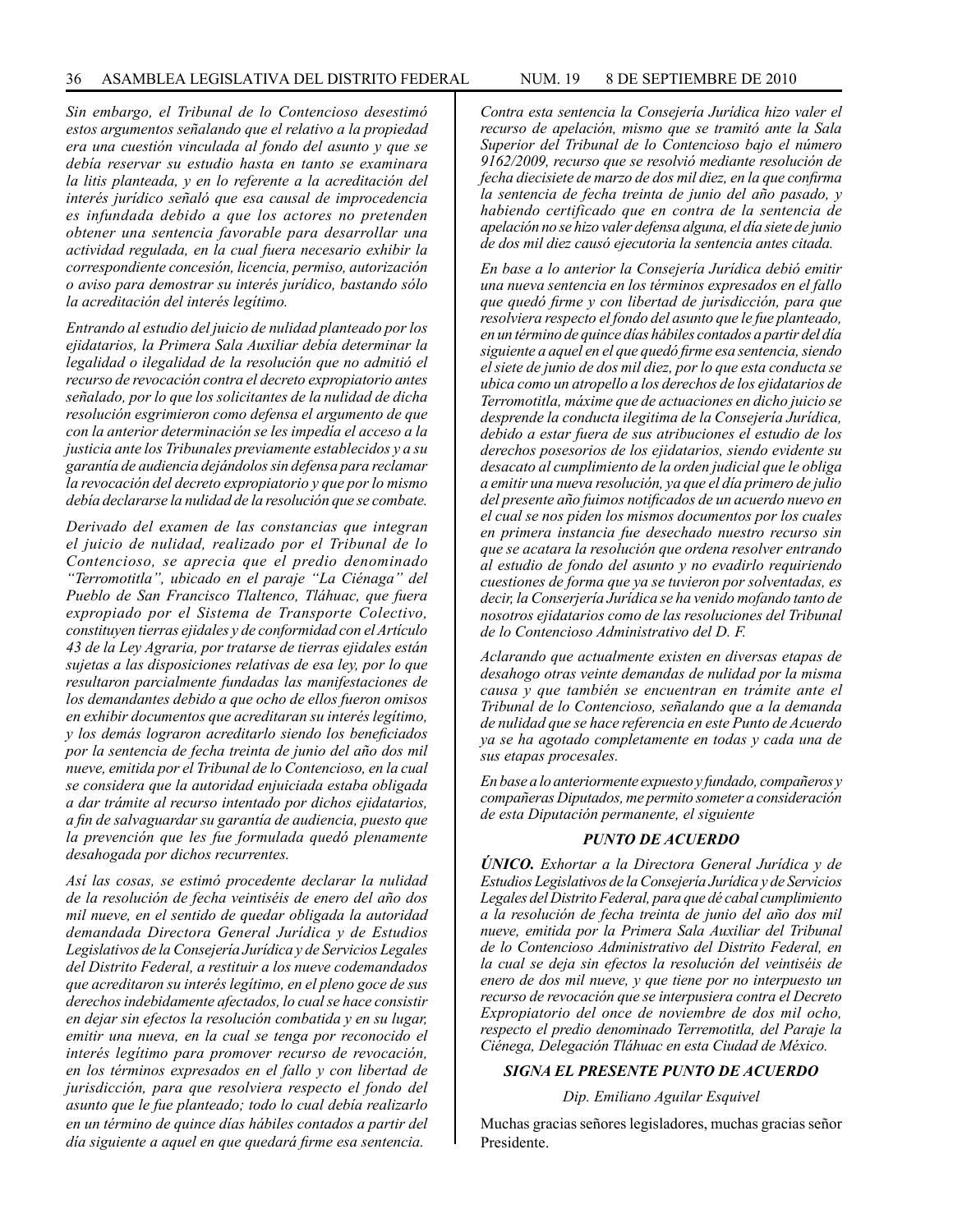*Sin embargo, el Tribunal de lo Contencioso desestimó estos argumentos señalando que el relativo a la propiedad era una cuestión vinculada al fondo del asunto y que se debía reservar su estudio hasta en tanto se examinara la litis planteada, y en lo referente a la acreditación del interés jurídico señaló que esa causal de improcedencia es infundada debido a que los actores no pretenden obtener una sentencia favorable para desarrollar una actividad regulada, en la cual fuera necesario exhibir la correspondiente concesión, licencia, permiso, autorización o aviso para demostrar su interés jurídico, bastando sólo la acreditación del interés legítimo.*

*Entrando al estudio del juicio de nulidad planteado por los ejidatarios, la Primera Sala Auxiliar debía determinar la legalidad o ilegalidad de la resolución que no admitió el recurso de revocación contra el decreto expropiatorio antes señalado, por lo que los solicitantes de la nulidad de dicha resolución esgrimieron como defensa el argumento de que con la anterior determinación se les impedía el acceso a la justicia ante los Tribunales previamente establecidos y a su garantía de audiencia dejándolos sin defensa para reclamar la revocación del decreto expropiatorio y que por lo mismo debía declararse la nulidad de la resolución que se combate.*

*Derivado del examen de las constancias que integran el juicio de nulidad, realizado por el Tribunal de lo Contencioso, se aprecia que el predio denominado "Terromotitla", ubicado en el paraje "La Ciénaga" del Pueblo de San Francisco Tlaltenco, Tláhuac, que fuera expropiado por el Sistema de Transporte Colectivo, constituyen tierras ejidales y de conformidad con el Artículo 43 de la Ley Agraria, por tratarse de tierras ejidales están sujetas a las disposiciones relativas de esa ley, por lo que resultaron parcialmente fundadas las manifestaciones de los demandantes debido a que ocho de ellos fueron omisos en exhibir documentos que acreditaran su interés legítimo, y los demás lograron acreditarlo siendo los beneficiados por la sentencia de fecha treinta de junio del año dos mil nueve, emitida por el Tribunal de lo Contencioso, en la cual se considera que la autoridad enjuiciada estaba obligada a dar trámite al recurso intentado por dichos ejidatarios, a fin de salvaguardar su garantía de audiencia, puesto que la prevención que les fue formulada quedó plenamente desahogada por dichos recurrentes.*

*Así las cosas, se estimó procedente declarar la nulidad de la resolución de fecha veintiséis de enero del año dos mil nueve, en el sentido de quedar obligada la autoridad demandada Directora General Jurídica y de Estudios Legislativos de la Consejería Jurídica y de Servicios Legales del Distrito Federal, a restituir a los nueve codemandados que acreditaron su interés legítimo, en el pleno goce de sus derechos indebidamente afectados, lo cual se hace consistir en dejar sin efectos la resolución combatida y en su lugar, emitir una nueva, en la cual se tenga por reconocido el interés legítimo para promover recurso de revocación, en los términos expresados en el fallo y con libertad de jurisdicción, para que resolviera respecto el fondo del asunto que le fue planteado; todo lo cual debía realizarlo en un término de quince días hábiles contados a partir del día siguiente a aquel en que quedará firme esa sentencia.*

*Contra esta sentencia la Consejería Jurídica hizo valer el recurso de apelación, mismo que se tramitó ante la Sala Superior del Tribunal de lo Contencioso bajo el número 9162/2009, recurso que se resolvió mediante resolución de fecha diecisiete de marzo de dos mil diez, en la que confirma la sentencia de fecha treinta de junio del año pasado, y habiendo certificado que en contra de la sentencia de apelación no se hizo valer defensa alguna, el día siete de junio de dos mil diez causó ejecutoria la sentencia antes citada.*

*En base a lo anterior la Consejería Jurídica debió emitir una nueva sentencia en los términos expresados en el fallo que quedó firme y con libertad de jurisdicción, para que resolviera respecto el fondo del asunto que le fue planteado, en un término de quince días hábiles contados a partir del día siguiente a aquel en el que quedó firme esa sentencia, siendo el siete de junio de dos mil diez, por lo que esta conducta se ubica como un atropello a los derechos de los ejidatarios de Terromotitla, máxime que de actuaciones en dicho juicio se desprende la conducta ilegitima de la Consejería Jurídica, debido a estar fuera de sus atribuciones el estudio de los derechos posesorios de los ejidatarios, siendo evidente su desacato al cumplimiento de la orden judicial que le obliga a emitir una nueva resolución, ya que el día primero de julio del presente año fuimos notificados de un acuerdo nuevo en el cual se nos piden los mismos documentos por los cuales en primera instancia fue desechado nuestro recurso sin que se acatara la resolución que ordena resolver entrando al estudio de fondo del asunto y no evadirlo requiriendo cuestiones de forma que ya se tuvieron por solventadas, es decir, la Conserjería Jurídica se ha venido mofando tanto de nosotros ejidatarios como de las resoluciones del Tribunal de lo Contencioso Administrativo del D. F.*

*Aclarando que actualmente existen en diversas etapas de desahogo otras veinte demandas de nulidad por la misma causa y que también se encuentran en trámite ante el Tribunal de lo Contencioso, señalando que a la demanda de nulidad que se hace referencia en este Punto de Acuerdo ya se ha agotado completamente en todas y cada una de sus etapas procesales.*

*En base a lo anteriormente expuesto y fundado, compañeros y compañeras Diputados, me permito someter a consideración de esta Diputación permanente, el siguiente*

***PUNTO DE ACUERDO***

***ÚNICO.*** *Exhortar a la Directora General Jurídica y de Estudios Legislativos de la Consejería Jurídica y de Servicios Legales del Distrito Federal, para que dé cabal cumplimiento a la resolución de fecha treinta de junio del año dos mil nueve, emitida por la Primera Sala Auxiliar del Tribunal de lo Contencioso Administrativo del Distrito Federal, en la cual se deja sin efectos la resolución del veintiséis de enero de dos mil nueve, y que tiene por no interpuesto un recurso de revocación que se interpusiera contra el Decreto Expropiatorio del once de noviembre de dos mil ocho, respecto el predio denominado Terremotitla, del Paraje la Ciénega, Delegación Tláhuac en esta Ciudad de México.*

***SIGNA EL PRESENTE PUNTO DE ACUERDO***

*Dip. Emiliano Aguilar Esquivel*

Muchas gracias señores legisladores, muchas gracias señor Presidente.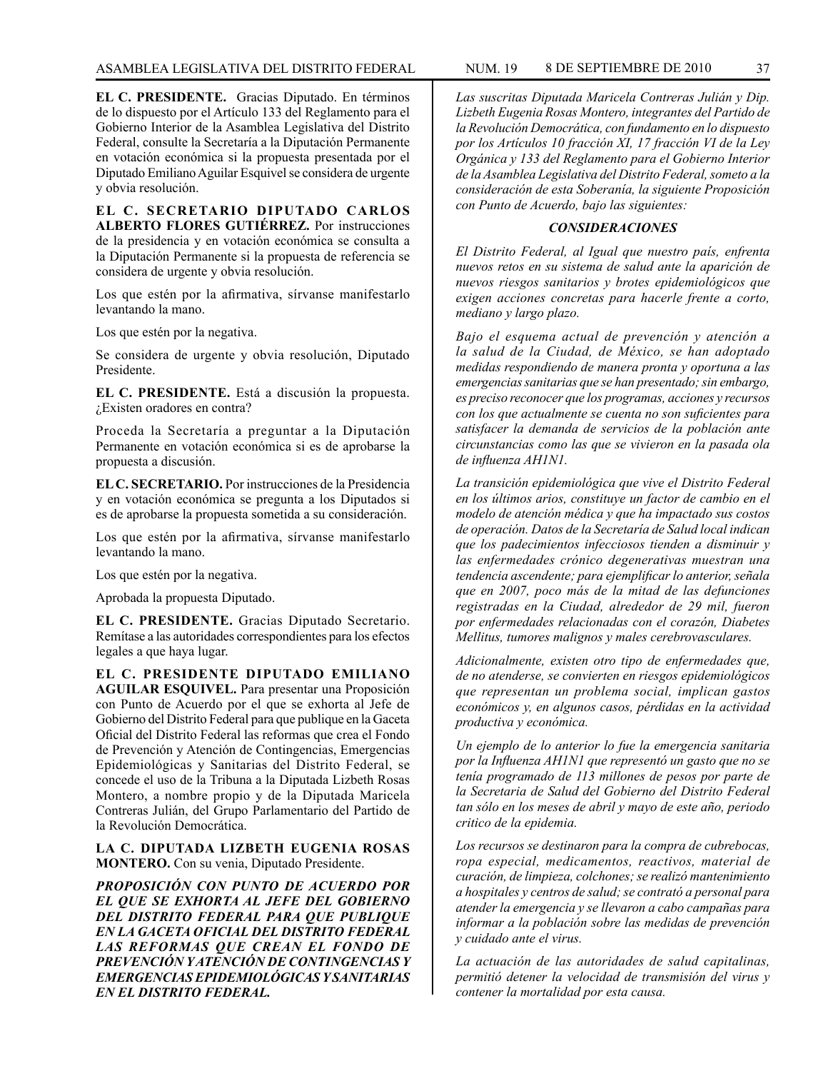**EL C. PRESIDENTE.** Gracias Diputado. En términos de lo dispuesto por el Artículo 133 del Reglamento para el Gobierno Interior de la Asamblea Legislativa del Distrito Federal, consulte la Secretaría a la Diputación Permanente en votación económica si la propuesta presentada por el Diputado Emiliano Aguilar Esquivel se considera de urgente y obvia resolución.

**EL C. SECRETARIO DIPUTADO CARLOS ALBERTO FLORES GUTIÉRREZ.** Por instrucciones de la presidencia y en votación económica se consulta a la Diputación Permanente si la propuesta de referencia se considera de urgente y obvia resolución.

Los que estén por la afirmativa, sírvanse manifestarlo levantando la mano.

Los que estén por la negativa.

Se considera de urgente y obvia resolución, Diputado Presidente.

**EL C. PRESIDENTE.** Está a discusión la propuesta. ¿Existen oradores en contra?

Proceda la Secretaría a preguntar a la Diputación Permanente en votación económica si es de aprobarse la propuesta a discusión.

**EL C. SECRETARIO.** Por instrucciones de la Presidencia y en votación económica se pregunta a los Diputados si es de aprobarse la propuesta sometida a su consideración.

Los que estén por la afirmativa, sírvanse manifestarlo levantando la mano.

Los que estén por la negativa.

Aprobada la propuesta Diputado.

**EL C. PRESIDENTE.** Gracias Diputado Secretario. Remítase a las autoridades correspondientes para los efectos legales a que haya lugar.

**EL C. PRESIDENTE DIPUTADO EMILIANO AGUILAR ESQUIVEL.** Para presentar una Proposición con Punto de Acuerdo por el que se exhorta al Jefe de Gobierno del Distrito Federal para que publique en la Gaceta Oficial del Distrito Federal las reformas que crea el Fondo de Prevención y Atención de Contingencias, Emergencias Epidemiológicas y Sanitarias del Distrito Federal, se concede el uso de la Tribuna a la Diputada Lizbeth Rosas Montero, a nombre propio y de la Diputada Maricela Contreras Julián, del Grupo Parlamentario del Partido de la Revolución Democrática.

**LA C. DIPUTADA LIZBETH EUGENIA ROSAS MONTERO.** Con su venia, Diputado Presidente.

***PROPOSICIÓN CON PUNTO DE ACUERDO POR EL QUE SE EXHORTA AL JEFE DEL GOBIERNO DEL DISTRITO FEDERAL PARA QUE PUBLIQUE EN LA GACETA OFICIAL DEL DISTRITO FEDERAL LAS REFORMAS QUE CREAN EL FONDO DE PREVENCIÓN Y ATENCIÓN DE CONTINGENCIAS Y EMERGENCIAS EPIDEMIOLÓGICAS Y SANITARIAS EN EL DISTRITO FEDERAL.***

*Las suscritas Diputada Maricela Contreras Julián y Dip. Lizbeth Eugenia Rosas Montero, integrantes del Partido de la Revolución Democrática, con fundamento en lo dispuesto por los Artículos 10 fracción XI, 17 fracción VI de la Ley Orgánica y 133 del Reglamento para el Gobierno Interior de la Asamblea Legislativa del Distrito Federal, someto a la consideración de esta Soberanía, la siguiente Proposición con Punto de Acuerdo, bajo las siguientes:*

***CONSIDERACIONES***

*El Distrito Federal, al Igual que nuestro país, enfrenta nuevos retos en su sistema de salud ante la aparición de nuevos riesgos sanitarios y brotes epidemiológicos que exigen acciones concretas para hacerle frente a corto, mediano y largo plazo.*

*Bajo el esquema actual de prevención y atención a la salud de la Ciudad, de México, se han adoptado medidas respondiendo de manera pronta y oportuna a las emergencias sanitarias que se han presentado; sin embargo, es preciso reconocer que los programas, acciones y recursos con los que actualmente se cuenta no son suficientes para satisfacer la demanda de servicios de la población ante circunstancias como las que se vivieron en la pasada ola de influenza AH1N1.*

*La transición epidemiológica que vive el Distrito Federal en los últimos arios, constituye un factor de cambio en el modelo de atención médica y que ha impactado sus costos de operación. Datos de la Secretaría de Salud local indican que los padecimientos infecciosos tienden a disminuir y las enfermedades crónico degenerativas muestran una tendencia ascendente; para ejemplificar lo anterior, señala que en 2007, poco más de la mitad de las defunciones registradas en la Ciudad, alrededor de 29 mil, fueron por enfermedades relacionadas con el corazón, Diabetes Mellitus, tumores malignos y males cerebrovasculares.*

*Adicionalmente, existen otro tipo de enfermedades que, de no atenderse, se convierten en riesgos epidemiológicos que representan un problema social, implican gastos económicos y, en algunos casos, pérdidas en la actividad productiva y económica.*

*Un ejemplo de lo anterior lo fue la emergencia sanitaria por la Influenza AH1N1 que representó un gasto que no se tenía programado de 113 millones de pesos por parte de la Secretaria de Salud del Gobierno del Distrito Federal tan sólo en los meses de abril y mayo de este año, periodo crítico de la epidemia.*

*Los recursos se destinaron para la compra de cubrebocas, ropa especial, medicamentos, reactivos, material de curación, de limpieza, colchones; se realizó mantenimiento a hospitales y centros de salud; se contrató a personal para atender la emergencia y se llevaron a cabo campañas para informar a la población sobre las medidas de prevención y cuidado ante el virus.*

*La actuación de las autoridades de salud capitalinas, permitió detener la velocidad de transmisión del virus y contener la mortalidad por esta causa.*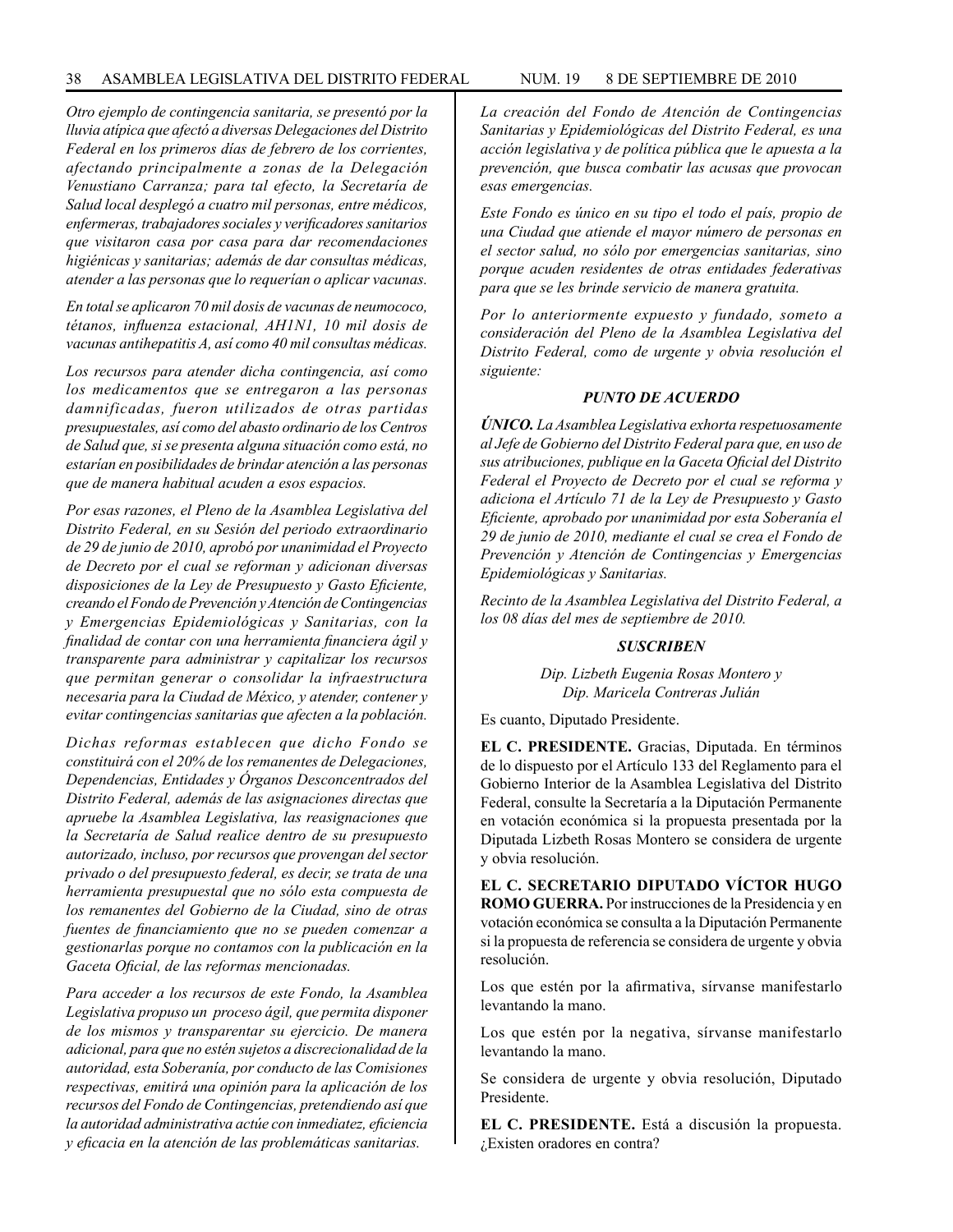*Otro ejemplo de contingencia sanitaria, se presentó por la lluvia atípica que afectó a diversas Delegaciones del Distrito Federal en los primeros días de febrero de los corrientes, afectando principalmente a zonas de la Delegación Venustiano Carranza; para tal efecto, la Secretaría de Salud local desplegó a cuatro mil personas, entre médicos, enfermeras, trabajadores sociales y verificadores sanitarios que visitaron casa por casa para dar recomendaciones higiénicas y sanitarias; además de dar consultas médicas, atender a las personas que lo requerían o aplicar vacunas.*

*En total se aplicaron 70 mil dosis de vacunas de neumococo, tétanos, influenza estacional, AH1N1, 10 mil dosis de vacunas antihepatitis A, así como 40 mil consultas médicas.*

*Los recursos para atender dicha contingencia, así como los medicamentos que se entregaron a las personas damnificadas, fueron utilizados de otras partidas presupuestales, así como del abasto ordinario de los Centros de Salud que, si se presenta alguna situación como está, no estarían en posibilidades de brindar atención a las personas que de manera habitual acuden a esos espacios.*

*Por esas razones, el Pleno de la Asamblea Legislativa del Distrito Federal, en su Sesión del periodo extraordinario de 29 de junio de 2010, aprobó por unanimidad el Proyecto de Decreto por el cual se reforman y adicionan diversas disposiciones de la Ley de Presupuesto y Gasto Eficiente, creando el Fondo de Prevención y Atención de Contingencias y Emergencias Epidemiológicas y Sanitarias, con la finalidad de contar con una herramienta financiera ágil y transparente para administrar y capitalizar los recursos que permitan generar o consolidar la infraestructura necesaria para la Ciudad de México, y atender, contener y evitar contingencias sanitarias que afecten a la población.*

*Dichas reformas establecen que dicho Fondo se constituirá con el 20% de los remanentes de Delegaciones, Dependencias, Entidades y Órganos Desconcentrados del Distrito Federal, además de las asignaciones directas que apruebe la Asamblea Legislativa, las reasignaciones que la Secretaría de Salud realice dentro de su presupuesto autorizado, incluso, por recursos que provengan del sector privado o del presupuesto federal, es decir, se trata de una herramienta presupuestal que no sólo esta compuesta de los remanentes del Gobierno de la Ciudad, sino de otras fuentes de financiamiento que no se pueden comenzar a gestionarlas porque no contamos con la publicación en la Gaceta Oficial, de las reformas mencionadas.*

*Para acceder a los recursos de este Fondo, la Asamblea Legislativa propuso un proceso ágil, que permita disponer de los mismos y transparentar su ejercicio. De manera adicional, para que no estén sujetos a discrecionalidad de la autoridad, esta Soberanía, por conducto de las Comisiones respectivas, emitirá una opinión para la aplicación de los recursos del Fondo de Contingencias, pretendiendo así que la autoridad administrativa actúe con inmediatez, eficiencia y eficacia en la atención de las problemáticas sanitarias.*

*La creación del Fondo de Atención de Contingencias Sanitarias y Epidemiológicas del Distrito Federal, es una acción legislativa y de política pública que le apuesta a la prevención, que busca combatir las acusas que provocan esas emergencias.*

*Este Fondo es único en su tipo el todo el país, propio de una Ciudad que atiende el mayor número de personas en el sector salud, no sólo por emergencias sanitarias, sino porque acuden residentes de otras entidades federativas para que se les brinde servicio de manera gratuita.*

*Por lo anteriormente expuesto y fundado, someto a consideración del Pleno de la Asamblea Legislativa del Distrito Federal, como de urgente y obvia resolución el siguiente:*

***PUNTO DE ACUERDO***

***ÚNICO.*** *La Asamblea Legislativa exhorta respetuosamente al Jefe de Gobierno del Distrito Federal para que, en uso de sus atribuciones, publique en la Gaceta Oficial del Distrito Federal el Proyecto de Decreto por el cual se reforma y adiciona el Artículo 71 de la Ley de Presupuesto y Gasto Eficiente, aprobado por unanimidad por esta Soberanía el 29 de junio de 2010, mediante el cual se crea el Fondo de Prevención y Atención de Contingencias y Emergencias Epidemiológicas y Sanitarias.*

*Recinto de la Asamblea Legislativa del Distrito Federal, a los 08 días del mes de septiembre de 2010.*

***SUSCRIBEN***

*Dip. Lizbeth Eugenia Rosas Montero y*
*Dip. Maricela Contreras Julián*

Es cuanto, Diputado Presidente.

**EL C. PRESIDENTE.** Gracias, Diputada. En términos de lo dispuesto por el Artículo 133 del Reglamento para el Gobierno Interior de la Asamblea Legislativa del Distrito Federal, consulte la Secretaría a la Diputación Permanente en votación económica si la propuesta presentada por la Diputada Lizbeth Rosas Montero se considera de urgente y obvia resolución.

**EL C. SECRETARIO DIPUTADO VÍCTOR HUGO ROMO GUERRA.** Por instrucciones de la Presidencia y en votación económica se consulta a la Diputación Permanente si la propuesta de referencia se considera de urgente y obvia resolución.

Los que estén por la afirmativa, sírvanse manifestarlo levantando la mano.

Los que estén por la negativa, sírvanse manifestarlo levantando la mano.

Se considera de urgente y obvia resolución, Diputado Presidente.

**EL C. PRESIDENTE.** Está a discusión la propuesta. ¿Existen oradores en contra?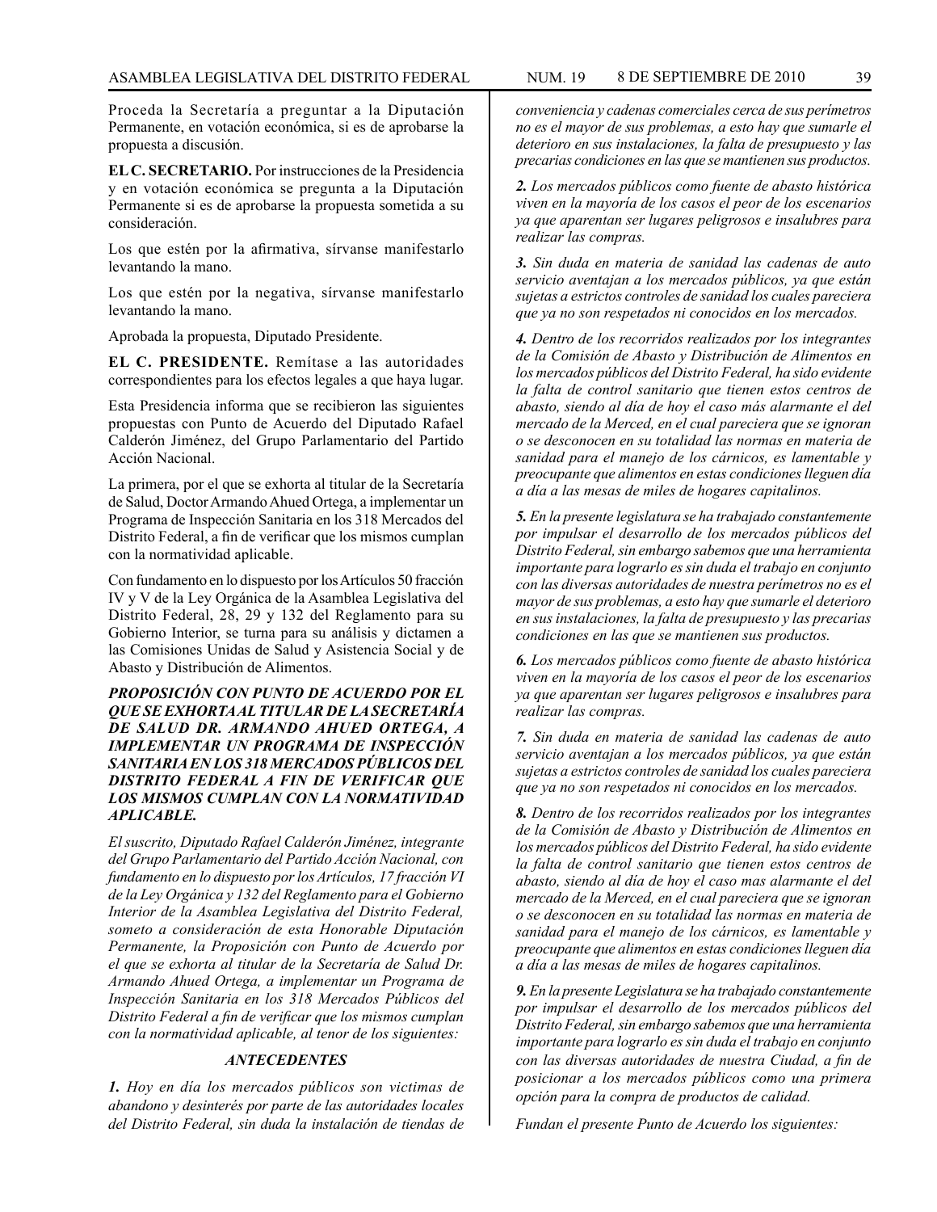Proceda la Secretaría a preguntar a la Diputación Permanente, en votación económica, si es de aprobarse la propuesta a discusión.

**EL C. SECRETARIO.** Por instrucciones de la Presidencia y en votación económica se pregunta a la Diputación Permanente si es de aprobarse la propuesta sometida a su consideración.

Los que estén por la afirmativa, sírvanse manifestarlo levantando la mano.

Los que estén por la negativa, sírvanse manifestarlo levantando la mano.

Aprobada la propuesta, Diputado Presidente.

**EL C. PRESIDENTE.** Remítase a las autoridades correspondientes para los efectos legales a que haya lugar.

Esta Presidencia informa que se recibieron las siguientes propuestas con Punto de Acuerdo del Diputado Rafael Calderón Jiménez, del Grupo Parlamentario del Partido Acción Nacional.

La primera, por el que se exhorta al titular de la Secretaría de Salud, Doctor Armando Ahued Ortega, a implementar un Programa de Inspección Sanitaria en los 318 Mercados del Distrito Federal, a fin de verificar que los mismos cumplan con la normatividad aplicable.

Con fundamento en lo dispuesto por los Artículos 50 fracción IV y V de la Ley Orgánica de la Asamblea Legislativa del Distrito Federal, 28, 29 y 132 del Reglamento para su Gobierno Interior, se turna para su análisis y dictamen a las Comisiones Unidas de Salud y Asistencia Social y de Abasto y Distribución de Alimentos.

***PROPOSICIÓN CON PUNTO DE ACUERDO POR EL QUE SE EXHORTA AL TITULAR DE LA SECRETARÍA DE SALUD DR. ARMANDO AHUED ORTEGA, A IMPLEMENTAR UN PROGRAMA DE INSPECCIÓN SANITARIA EN LOS 318 MERCADOS PÚBLICOS DEL DISTRITO FEDERAL A FIN DE VERIFICAR QUE LOS MISMOS CUMPLAN CON LA NORMATIVIDAD APLICABLE.***

*El suscrito, Diputado Rafael Calderón Jiménez, integrante del Grupo Parlamentario del Partido Acción Nacional, con fundamento en lo dispuesto por los Artículos, 17 fracción VI de la Ley Orgánica y 132 del Reglamento para el Gobierno Interior de la Asamblea Legislativa del Distrito Federal, someto a consideración de esta Honorable Diputación Permanente, la Proposición con Punto de Acuerdo por el que se exhorta al titular de la Secretaría de Salud Dr. Armando Ahued Ortega, a implementar un Programa de Inspección Sanitaria en los 318 Mercados Públicos del Distrito Federal a fin de verificar que los mismos cumplan con la normatividad aplicable, al tenor de los siguientes:*

***ANTECEDENTES***

***1.*** *Hoy en día los mercados públicos son victimas de abandono y desinterés por parte de las autoridades locales del Distrito Federal, sin duda la instalación de tiendas de conveniencia y cadenas comerciales cerca de sus perímetros no es el mayor de sus problemas, a esto hay que sumarle el deterioro en sus instalaciones, la falta de presupuesto y las precarias condiciones en las que se mantienen sus productos.*

***2.*** *Los mercados públicos como fuente de abasto histórica viven en la mayoría de los casos el peor de los escenarios ya que aparentan ser lugares peligrosos e insalubres para realizar las compras.*

***3.*** *Sin duda en materia de sanidad las cadenas de auto servicio aventajan a los mercados públicos, ya que están sujetas a estrictos controles de sanidad los cuales pareciera que ya no son respetados ni conocidos en los mercados.*

***4.*** *Dentro de los recorridos realizados por los integrantes de la Comisión de Abasto y Distribución de Alimentos en los mercados públicos del Distrito Federal, ha sido evidente la falta de control sanitario que tienen estos centros de abasto, siendo al día de hoy el caso más alarmante el del mercado de la Merced, en el cual pareciera que se ignoran o se desconocen en su totalidad las normas en materia de sanidad para el manejo de los cárnicos, es lamentable y preocupante que alimentos en estas condiciones lleguen día a día a las mesas de miles de hogares capitalinos.*

***5.*** *En la presente legislatura se ha trabajado constantemente por impulsar el desarrollo de los mercados públicos del Distrito Federal, sin embargo sabemos que una herramienta importante para lograrlo es sin duda el trabajo en conjunto con las diversas autoridades de nuestra perímetros no es el mayor de sus problemas, a esto hay que sumarle el deterioro en sus instalaciones, la falta de presupuesto y las precarias condiciones en las que se mantienen sus productos.*

***6.*** *Los mercados públicos como fuente de abasto histórica viven en la mayoría de los casos el peor de los escenarios ya que aparentan ser lugares peligrosos e insalubres para realizar las compras.*

***7.*** *Sin duda en materia de sanidad las cadenas de auto servicio aventajan a los mercados públicos, ya que están sujetas a estrictos controles de sanidad los cuales pareciera que ya no son respetados ni conocidos en los mercados.*

***8.*** *Dentro de los recorridos realizados por los integrantes de la Comisión de Abasto y Distribución de Alimentos en los mercados públicos del Distrito Federal, ha sido evidente la falta de control sanitario que tienen estos centros de abasto, siendo al día de hoy el caso mas alarmante el del mercado de la Merced, en el cual pareciera que se ignoran o se desconocen en su totalidad las normas en materia de sanidad para el manejo de los cárnicos, es lamentable y preocupante que alimentos en estas condiciones lleguen día a día a las mesas de miles de hogares capitalinos.*

***9.*** *En la presente Legislatura se ha trabajado constantemente por impulsar el desarrollo de los mercados públicos del Distrito Federal, sin embargo sabemos que una herramienta importante para lograrlo es sin duda el trabajo en conjunto con las diversas autoridades de nuestra Ciudad, a fin de posicionar a los mercados públicos como una primera opción para la compra de productos de calidad.*

*Fundan el presente Punto de Acuerdo los siguientes:*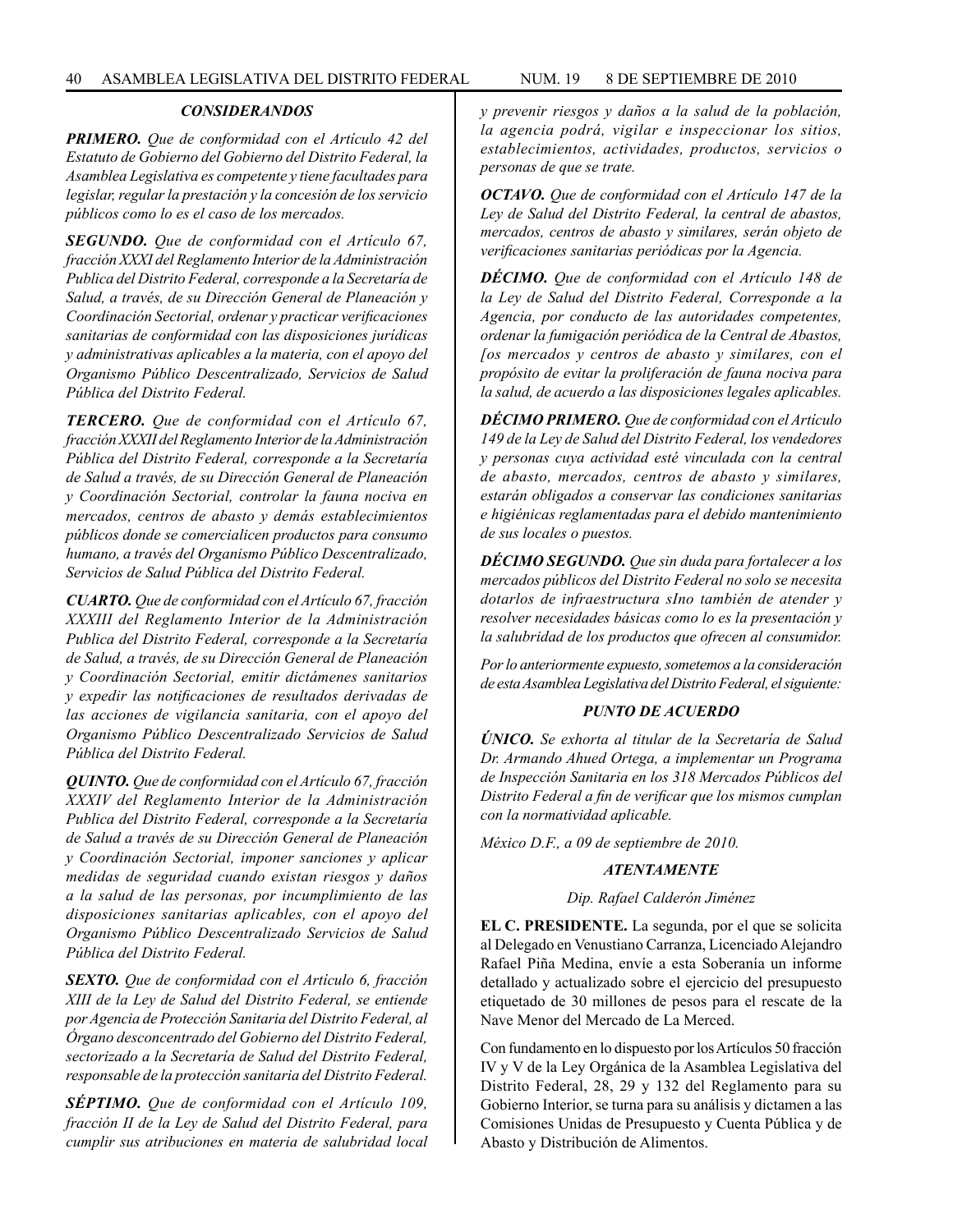### *CONSIDERANDOS*

***PRIMERO.*** *Que de conformidad con el Artículo 42 del Estatuto de Gobierno del Gobierno del Distrito Federal, la Asamblea Legislativa es competente y tiene facultades para legislar, regular la prestación y la concesión de los servicio públicos como lo es el caso de los mercados.*

***SEGUNDO.*** *Que de conformidad con el Artículo 67, fracción XXXI del Reglamento Interior de la Administración Publica del Distrito Federal, corresponde a la Secretaría de Salud, a través, de su Dirección General de Planeación y Coordinación Sectorial, ordenar y practicar verificaciones sanitarias de conformidad con las disposiciones jurídicas y administrativas aplicables a la materia, con el apoyo del Organismo Público Descentralizado, Servicios de Salud Pública del Distrito Federal.*

***TERCERO.*** *Que de conformidad con el Artículo 67, fracción XXXII del Reglamento Interior de la Administración Pública del Distrito Federal, corresponde a la Secretaría de Salud a través, de su Dirección General de Planeación y Coordinación Sectorial, controlar la fauna nociva en mercados, centros de abasto y demás establecimientos públicos donde se comercialicen productos para consumo humano, a través del Organismo Público Descentralizado, Servicios de Salud Pública del Distrito Federal.*

***CUARTO.*** *Que de conformidad con el Artículo 67, fracción XXXIII del Reglamento Interior de la Administración Publica del Distrito Federal, corresponde a la Secretaría de Salud, a través, de su Dirección General de Planeación y Coordinación Sectorial, emitir dictámenes sanitarios y expedir las notificaciones de resultados derivadas de las acciones de vigilancia sanitaria, con el apoyo del Organismo Público Descentralizado Servicios de Salud Pública del Distrito Federal.*

***QUINTO.*** *Que de conformidad con el Artículo 67, fracción XXXIV del Reglamento Interior de la Administración Publica del Distrito Federal, corresponde a la Secretaría de Salud a través de su Dirección General de Planeación y Coordinación Sectorial, imponer sanciones y aplicar medidas de seguridad cuando existan riesgos y daños a la salud de las personas, por incumplimiento de las disposiciones sanitarias aplicables, con el apoyo del Organismo Público Descentralizado Servicios de Salud Pública del Distrito Federal.*

***SEXTO.*** *Que de conformidad con el Artículo 6, fracción XIII de la Ley de Salud del Distrito Federal, se entiende por Agencia de Protección Sanitaria del Distrito Federal, al Órgano desconcentrado del Gobierno del Distrito Federal, sectorizado a la Secretaría de Salud del Distrito Federal, responsable de la protección sanitaria del Distrito Federal.*

***SÉPTIMO.*** *Que de conformidad con el Artículo 109, fracción II de la Ley de Salud del Distrito Federal, para cumplir sus atribuciones en materia de salubridad local y prevenir riesgos y daños a la salud de la población, la agencia podrá, vigilar e inspeccionar los sitios, establecimientos, actividades, productos, servicios o personas de que se trate.*

***OCTAVO.*** *Que de conformidad con el Artículo 147 de la Ley de Salud del Distrito Federal, la central de abastos, mercados, centros de abasto y similares, serán objeto de verificaciones sanitarias periódicas por la Agencia.*

***DÉCIMO.*** *Que de conformidad con el Artículo 148 de la Ley de Salud del Distrito Federal, Corresponde a la Agencia, por conducto de las autoridades competentes, ordenar la fumigación periódica de la Central de Abastos, [os mercados y centros de abasto y similares, con el propósito de evitar la proliferación de fauna nociva para la salud, de acuerdo a las disposiciones legales aplicables.*

***DÉCIMO PRIMERO.*** *Que de conformidad con el Artículo 149 de la Ley de Salud del Distrito Federal, los vendedores y personas cuya actividad esté vinculada con la central de abasto, mercados, centros de abasto y similares, estarán obligados a conservar las condiciones sanitarias e higiénicas reglamentadas para el debido mantenimiento de sus locales o puestos.*

***DÉCIMO SEGUNDO.*** *Que sin duda para fortalecer a los mercados públicos del Distrito Federal no solo se necesita dotarlos de infraestructura sIno también de atender y resolver necesidades básicas como lo es la presentación y la salubridad de los productos que ofrecen al consumidor.*

*Por lo anteriormente expuesto, sometemos a la consideración de esta Asamblea Legislativa del Distrito Federal, el siguiente:*

### *PUNTO DE ACUERDO*

***ÚNICO.*** *Se exhorta al titular de la Secretaría de Salud Dr. Armando Ahued Ortega, a implementar un Programa de Inspección Sanitaria en los 318 Mercados Públicos del Distrito Federal a fin de verificar que los mismos cumplan con la normatividad aplicable.*

*México D.F., a 09 de septiembre de 2010.*

***ATENTAMENTE***

*Dip. Rafael Calderón Jiménez*

**EL C. PRESIDENTE.** La segunda, por el que se solicita al Delegado en Venustiano Carranza, Licenciado Alejandro Rafael Piña Medina, envíe a esta Soberanía un informe detallado y actualizado sobre el ejercicio del presupuesto etiquetado de 30 millones de pesos para el rescate de la Nave Menor del Mercado de La Merced.

Con fundamento en lo dispuesto por los Artículos 50 fracción IV y V de la Ley Orgánica de la Asamblea Legislativa del Distrito Federal, 28, 29 y 132 del Reglamento para su Gobierno Interior, se turna para su análisis y dictamen a las Comisiones Unidas de Presupuesto y Cuenta Pública y de Abasto y Distribución de Alimentos.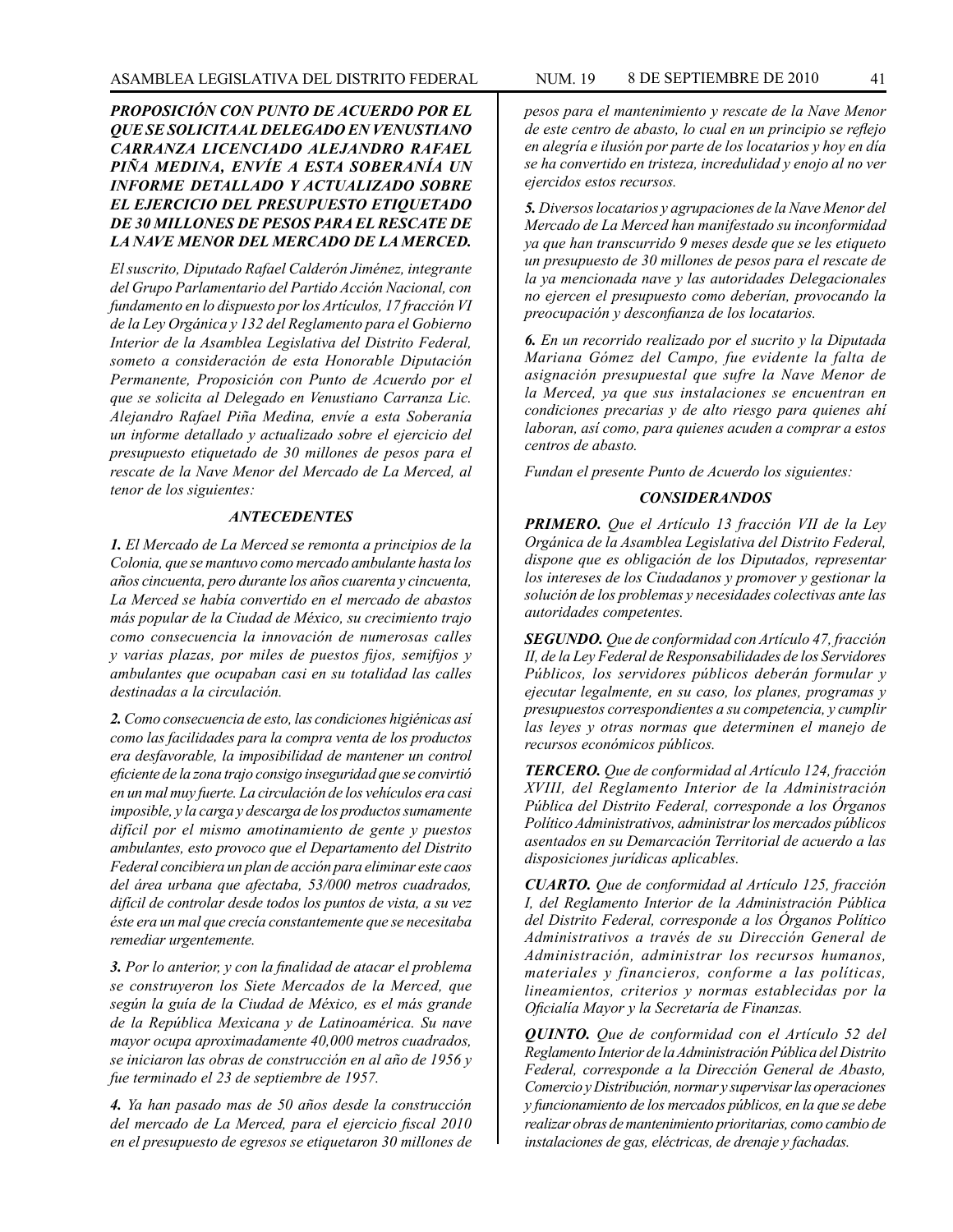***PROPOSICIÓN CON PUNTO DE ACUERDO POR EL QUE SE SOLICITA AL DELEGADO EN VENUSTIANO CARRANZA LICENCIADO ALEJANDRO RAFAEL PIÑA MEDINA, ENVÍE A ESTA SOBERANÍA UN INFORME DETALLADO Y ACTUALIZADO SOBRE EL EJERCICIO DEL PRESUPUESTO ETIQUETADO DE 30 MILLONES DE PESOS PARA EL RESCATE DE LA NAVE MENOR DEL MERCADO DE LA MERCED.***

*El suscrito, Diputado Rafael Calderón Jiménez, integrante del Grupo Parlamentario del Partido Acción Nacional, con fundamento en lo dispuesto por los Artículos, 17 fracción VI de la Ley Orgánica y 132 del Reglamento para el Gobierno Interior de la Asamblea Legislativa del Distrito Federal, someto a consideración de esta Honorable Diputación Permanente, Proposición con Punto de Acuerdo por el que se solicita al Delegado en Venustiano Carranza Lic. Alejandro Rafael Piña Medina, envíe a esta Soberanía un informe detallado y actualizado sobre el ejercicio del presupuesto etiquetado de 30 millones de pesos para el rescate de la Nave Menor del Mercado de La Merced, al tenor de los siguientes:*

***ANTECEDENTES***

***1.*** *El Mercado de La Merced se remonta a principios de la Colonia, que se mantuvo como mercado ambulante hasta los años cincuenta, pero durante los años cuarenta y cincuenta, La Merced se había convertido en el mercado de abastos más popular de la Ciudad de México, su crecimiento trajo como consecuencia la innovación de numerosas calles y varias plazas, por miles de puestos fijos, semifijos y ambulantes que ocupaban casi en su totalidad las calles destinadas a la circulación.*

***2.*** *Como consecuencia de esto, las condiciones higiénicas así como las facilidades para la compra venta de los productos era desfavorable, la imposibilidad de mantener un control eficiente de la zona trajo consigo inseguridad que se convirtió en un mal muy fuerte. La circulación de los vehículos era casi imposible, y la carga y descarga de los productos sumamente difícil por el mismo amotinamiento de gente y puestos ambulantes, esto provoco que el Departamento del Distrito Federal concibiera un plan de acción para eliminar este caos del área urbana que afectaba, 53/000 metros cuadrados, difícil de controlar desde todos los puntos de vista, a su vez éste era un mal que crecía constantemente que se necesitaba remediar urgentemente.*

***3.*** *Por lo anterior, y con la finalidad de atacar el problema se construyeron los Siete Mercados de la Merced, que según la guía de la Ciudad de México, es el más grande de la República Mexicana y de Latinoamérica. Su nave mayor ocupa aproximadamente 40,000 metros cuadrados, se iniciaron las obras de construcción en al año de 1956 y fue terminado el 23 de septiembre de 1957.*

***4.*** *Ya han pasado mas de 50 años desde la construcción del mercado de La Merced, para el ejercicio fiscal 2010 en el presupuesto de egresos se etiquetaron 30 millones de pesos para el mantenimiento y rescate de la Nave Menor de este centro de abasto, lo cual en un principio se reflejo en alegría e ilusión por parte de los locatarios y hoy en día se ha convertido en tristeza, incredulidad y enojo al no ver ejercidos estos recursos.*

***5.*** *Diversos locatarios y agrupaciones de la Nave Menor del Mercado de La Merced han manifestado su inconformidad ya que han transcurrido 9 meses desde que se les etiqueto un presupuesto de 30 millones de pesos para el rescate de la ya mencionada nave y las autoridades Delegacionales no ejercen el presupuesto como deberían, provocando la preocupación y desconfianza de los locatarios.*

***6.*** *En un recorrido realizado por el sucrito y la Diputada Mariana Gómez del Campo, fue evidente la falta de asignación presupuestal que sufre la Nave Menor de la Merced, ya que sus instalaciones se encuentran en condiciones precarias y de alto riesgo para quienes ahí laboran, así como, para quienes acuden a comprar a estos centros de abasto.*

*Fundan el presente Punto de Acuerdo los siguientes:*

***CONSIDERANDOS***

***PRIMERO.*** *Que el Artículo 13 fracción VII de la Ley Orgánica de la Asamblea Legislativa del Distrito Federal, dispone que es obligación de los Diputados, representar los intereses de los Ciudadanos y promover y gestionar la solución de los problemas y necesidades colectivas ante las autoridades competentes.*

***SEGUNDO.*** *Que de conformidad con Artículo 47, fracción II, de la Ley Federal de Responsabilidades de los Servidores Públicos, los servidores públicos deberán formular y ejecutar legalmente, en su caso, los planes, programas y presupuestos correspondientes a su competencia, y cumplir las leyes y otras normas que determinen el manejo de recursos económicos públicos.*

***TERCERO.*** *Que de conformidad al Artículo 124, fracción XVIII, del Reglamento Interior de la Administración Pública del Distrito Federal, corresponde a los Órganos Político Administrativos, administrar los mercados públicos asentados en su Demarcación Territorial de acuerdo a las disposiciones jurídicas aplicables.*

***CUARTO.*** *Que de conformidad al Artículo 125, fracción I, del Reglamento Interior de la Administración Pública del Distrito Federal, corresponde a los Órganos Político Administrativos a través de su Dirección General de Administración, administrar los recursos humanos, materiales y financieros, conforme a las políticas, lineamientos, criterios y normas establecidas por la Oficialía Mayor y la Secretaría de Finanzas.*

***QUINTO.*** *Que de conformidad con el Artículo 52 del Reglamento Interior de la Administración Pública del Distrito Federal, corresponde a la Dirección General de Abasto, Comercio y Distribución, normar y supervisar las operaciones y funcionamiento de los mercados públicos, en la que se debe realizar obras de mantenimiento prioritarias, como cambio de instalaciones de gas, eléctricas, de drenaje y fachadas.*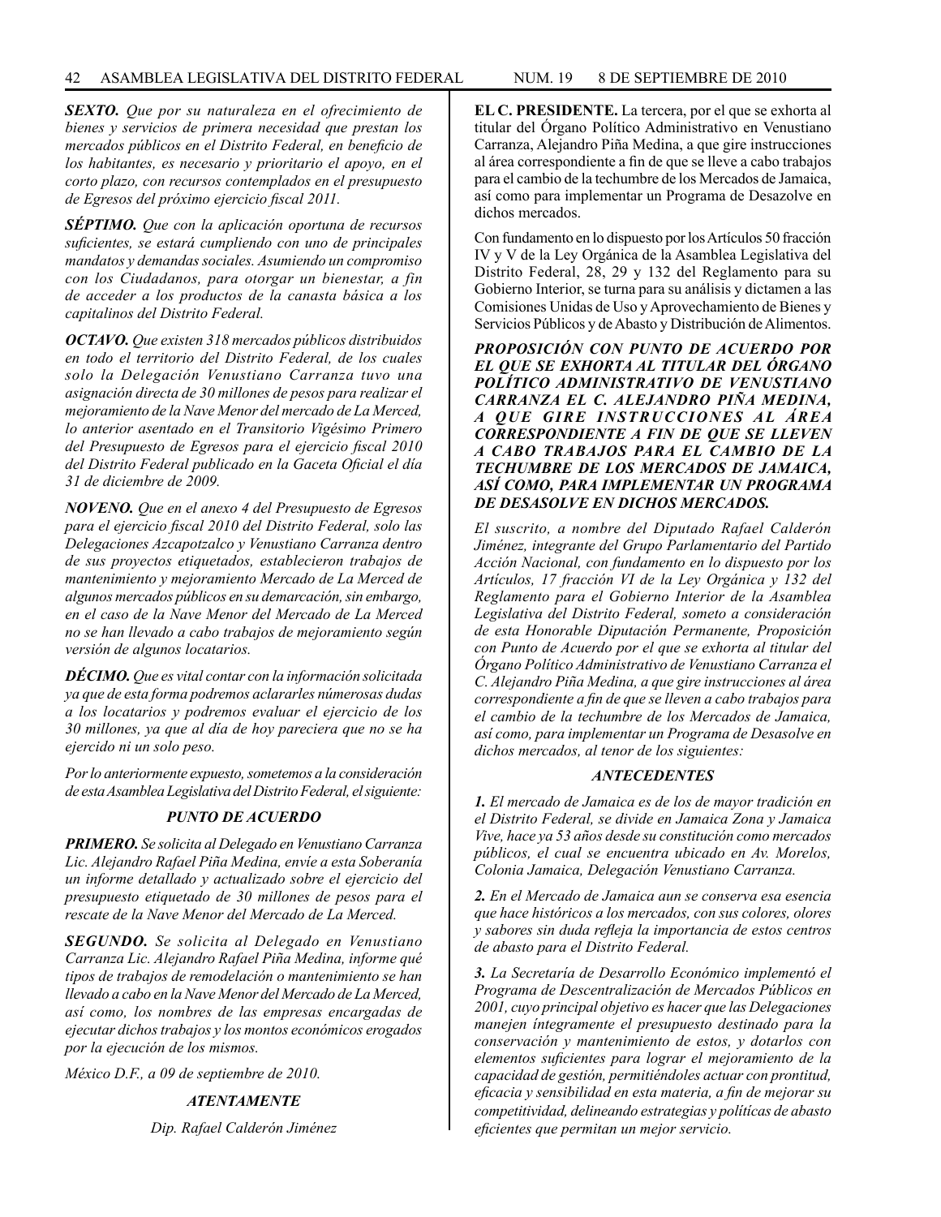***SEXTO.*** *Que por su naturaleza en el ofrecimiento de bienes y servicios de primera necesidad que prestan los mercados públicos en el Distrito Federal, en beneficio de los habitantes, es necesario y prioritario el apoyo, en el corto plazo, con recursos contemplados en el presupuesto de Egresos del próximo ejercicio fiscal 2011.*

***SÉPTIMO.*** *Que con la aplicación oportuna de recursos suficientes, se estará cumpliendo con uno de principales mandatos y demandas sociales. Asumiendo un compromiso con los Ciudadanos, para otorgar un bienestar, a fin de acceder a los productos de la canasta básica a los capitalinos del Distrito Federal.*

***OCTAVO.*** *Que existen 318 mercados públicos distribuidos en todo el territorio del Distrito Federal, de los cuales solo la Delegación Venustiano Carranza tuvo una asignación directa de 30 millones de pesos para realizar el mejoramiento de la Nave Menor del mercado de La Merced, lo anterior asentado en el Transitorio Vigésimo Primero del Presupuesto de Egresos para el ejercicio fiscal 2010 del Distrito Federal publicado en la Gaceta Oficial el día 31 de diciembre de 2009.*

***NOVENO.*** *Que en el anexo 4 del Presupuesto de Egresos para el ejercicio fiscal 2010 del Distrito Federal, solo las Delegaciones Azcapotzalco y Venustiano Carranza dentro de sus proyectos etiquetados, establecieron trabajos de mantenimiento y mejoramiento Mercado de La Merced de algunos mercados públicos en su demarcación, sin embargo, en el caso de la Nave Menor del Mercado de La Merced no se han llevado a cabo trabajos de mejoramiento según versión de algunos locatarios.*

***DÉCIMO.*** *Que es vital contar con la información solicitada ya que de esta forma podremos aclararles númerosas dudas a los locatarios y podremos evaluar el ejercicio de los 30 millones, ya que al día de hoy pareciera que no se ha ejercido ni un solo peso.*

*Por lo anteriormente expuesto, sometemos a la consideración de esta Asamblea Legislativa del Distrito Federal, el siguiente:*

***PUNTO DE ACUERDO***

***PRIMERO.*** *Se solicita al Delegado en Venustiano Carranza Lic. Alejandro Rafael Piña Medina, envíe a esta Soberanía un informe detallado y actualizado sobre el ejercicio del presupuesto etiquetado de 30 millones de pesos para el rescate de la Nave Menor del Mercado de La Merced.*

***SEGUNDO.*** *Se solicita al Delegado en Venustiano Carranza Lic. Alejandro Rafael Piña Medina, informe qué tipos de trabajos de remodelación o mantenimiento se han llevado a cabo en la Nave Menor del Mercado de La Merced, así como, los nombres de las empresas encargadas de ejecutar dichos trabajos y los montos económicos erogados por la ejecución de los mismos.*

*México D.F., a 09 de septiembre de 2010.*

***ATENTAMENTE***

*Dip. Rafael Calderón Jiménez*

**EL C. PRESIDENTE.** La tercera, por el que se exhorta al titular del Órgano Político Administrativo en Venustiano Carranza, Alejandro Piña Medina, a que gire instrucciones al área correspondiente a fin de que se lleve a cabo trabajos para el cambio de la techumbre de los Mercados de Jamaica, así como para implementar un Programa de Desazolve en dichos mercados.

Con fundamento en lo dispuesto por los Artículos 50 fracción IV y V de la Ley Orgánica de la Asamblea Legislativa del Distrito Federal, 28, 29 y 132 del Reglamento para su Gobierno Interior, se turna para su análisis y dictamen a las Comisiones Unidas de Uso y Aprovechamiento de Bienes y Servicios Públicos y de Abasto y Distribución de Alimentos.

***PROPOSICIÓN CON PUNTO DE ACUERDO POR EL QUE SE EXHORTA AL TITULAR DEL ÓRGANO POLÍTICO ADMINISTRATIVO DE VENUSTIANO CARRANZA EL C. ALEJANDRO PIÑA MEDINA, A QUE GIRE INSTRUCCIONES AL ÁREA CORRESPONDIENTE A FIN DE QUE SE LLEVEN A CABO TRABAJOS PARA EL CAMBIO DE LA TECHUMBRE DE LOS MERCADOS DE JAMAICA, ASÍ COMO, PARA IMPLEMENTAR UN PROGRAMA DE DESASOLVE EN DICHOS MERCADOS.***

*El suscrito, a nombre del Diputado Rafael Calderón Jiménez, integrante del Grupo Parlamentario del Partido Acción Nacional, con fundamento en lo dispuesto por los Artículos, 17 fracción VI de la Ley Orgánica y 132 del Reglamento para el Gobierno Interior de la Asamblea Legislativa del Distrito Federal, someto a consideración de esta Honorable Diputación Permanente, Proposición con Punto de Acuerdo por el que se exhorta al titular del Órgano Político Administrativo de Venustiano Carranza el C. Alejandro Piña Medina, a que gire instrucciones al área correspondiente a fin de que se lleven a cabo trabajos para el cambio de la techumbre de los Mercados de Jamaica, así como, para implementar un Programa de Desasolve en dichos mercados, al tenor de los siguientes:*

***ANTECEDENTES***

***1.*** *El mercado de Jamaica es de los de mayor tradición en el Distrito Federal, se divide en Jamaica Zona y Jamaica Vive, hace ya 53 años desde su constitución como mercados públicos, el cual se encuentra ubicado en Av. Morelos, Colonia Jamaica, Delegación Venustiano Carranza.*

***2.*** *En el Mercado de Jamaica aun se conserva esa esencia que hace históricos a los mercados, con sus colores, olores y sabores sin duda refleja la importancia de estos centros de abasto para el Distrito Federal.*

***3.*** *La Secretaría de Desarrollo Económico implementó el Programa de Descentralización de Mercados Públicos en 2001, cuyo principal objetivo es hacer que las Delegaciones manejen íntegramente el presupuesto destinado para la conservación y mantenimiento de estos, y dotarlos con elementos suficientes para lograr el mejoramiento de la capacidad de gestión, permitiéndoles actuar con prontitud, eficacia y sensibilidad en esta materia, a fin de mejorar su competitividad, delineando estrategias y políticas de abasto eficientes que permitan un mejor servicio.*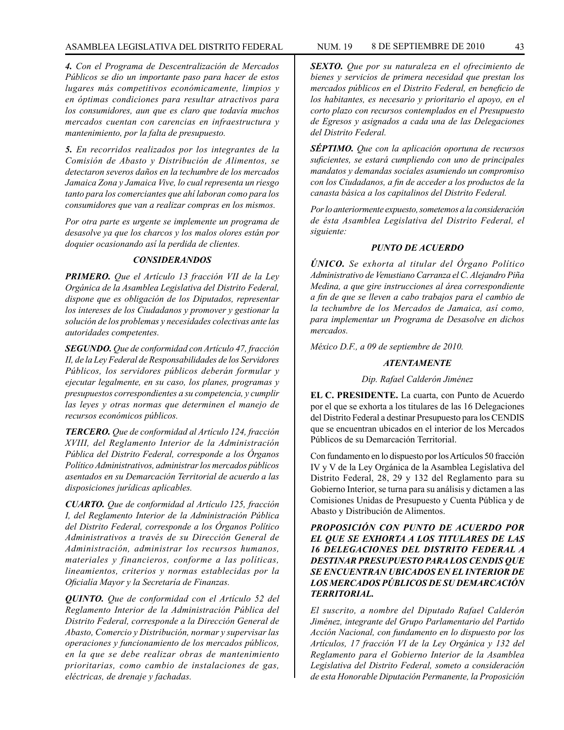*4. Con el Programa de Descentralización de Mercados Públicos se dio un importante paso para hacer de estos lugares más competitivos económicamente, limpios y en óptimas condiciones para resultar atractivos para los consumidores, aun que es claro que todavía muchos mercados cuentan con carencias en infraestructura y mantenimiento, por la falta de presupuesto.*

*5. En recorridos realizados por los integrantes de la Comisión de Abasto y Distribución de Alimentos, se detectaron severos daños en la techumbre de los mercados Jamaica Zona y Jamaica Vive, lo cual representa un riesgo tanto para los comerciantes que ahí laboran como para los consumidores que van a realizar compras en los mismos.*

*Por otra parte es urgente se implemente un programa de desasolve ya que los charcos y los malos olores están por doquier ocasionando así la perdida de clientes.*

***CONSIDERANDOS***

***PRIMERO.*** *Que el Artículo 13 fracción VII de la Ley Orgánica de la Asamblea Legislativa del Distrito Federal, dispone que es obligación de los Diputados, representar los intereses de los Ciudadanos y promover y gestionar la solución de los problemas y necesidades colectivas ante las autoridades competentes.*

***SEGUNDO.*** *Que de conformidad con Artículo 47, fracción II, de la Ley Federal de Responsabilidades de los Servidores Públicos, los servidores públicos deberán formular y ejecutar legalmente, en su caso, los planes, programas y presupuestos correspondientes a su competencia, y cumplir las leyes y otras normas que determinen el manejo de recursos económicos públicos.*

***TERCERO.*** *Que de conformidad al Artículo 124, fracción XVIII, del Reglamento Interior de la Administración Pública del Distrito Federal, corresponde a los Órganos Político Administrativos, administrar los mercados públicos asentados en su Demarcación Territorial de acuerdo a las disposiciones jurídicas aplicables.*

***CUARTO.*** *Que de conformidad al Artículo 125, fracción I, del Reglamento Interior de la Administración Pública del Distrito Federal, corresponde a los Órganos Político Administrativos a través de su Dirección General de Administración, administrar los recursos humanos, materiales y financieros, conforme a las políticas, lineamientos, criterios y normas establecidas por la Oficialía Mayor y la Secretaría de Finanzas.*

***QUINTO.*** *Que de conformidad con el Artículo 52 del Reglamento Interior de la Administración Pública del Distrito Federal, corresponde a la Dirección General de Abasto, Comercio y Distribución, normar y supervisar las operaciones y funcionamiento de los mercados públicos, en la que se debe realizar obras de mantenimiento prioritarias, como cambio de instalaciones de gas, eléctricas, de drenaje y fachadas.*

***SEXTO.*** *Que por su naturaleza en el ofrecimiento de bienes y servicios de primera necesidad que prestan los mercados públicos en el Distrito Federal, en beneficio de los habitantes, es necesario y prioritario el apoyo, en el corto plazo con recursos contemplados en el Presupuesto de Egresos y asignados a cada una de las Delegaciones del Distrito Federal.*

***SÉPTIMO.*** *Que con la aplicación oportuna de recursos suficientes, se estará cumpliendo con uno de principales mandatos y demandas sociales asumiendo un compromiso con los Ciudadanos, a fin de acceder a los productos de la canasta básica a los capitalinos del Distrito Federal.*

*Por lo anteriormente expuesto, sometemos a la consideración de ésta Asamblea Legislativa del Distrito Federal, el siguiente:*

***PUNTO DE ACUERDO***

***ÚNICO.*** *Se exhorta al titular del Órgano Político Administrativo de Venustiano Carranza el C. Alejandro Piña Medina, a que gire instrucciones al área correspondiente a fin de que se lleven a cabo trabajos para el cambio de la techumbre de los Mercados de Jamaica, así como, para implementar un Programa de Desasolve en dichos mercados.*

*México D.F., a 09 de septiembre de 2010.*

***ATENTAMENTE***

*Dip. Rafael Calderón Jiménez*

**EL C. PRESIDENTE.** La cuarta, con Punto de Acuerdo por el que se exhorta a los titulares de las 16 Delegaciones del Distrito Federal a destinar Presupuesto para los CENDIS que se encuentran ubicados en el interior de los Mercados Públicos de su Demarcación Territorial.

Con fundamento en lo dispuesto por los Artículos 50 fracción IV y V de la Ley Orgánica de la Asamblea Legislativa del Distrito Federal, 28, 29 y 132 del Reglamento para su Gobierno Interior, se turna para su análisis y dictamen a las Comisiones Unidas de Presupuesto y Cuenta Pública y de Abasto y Distribución de Alimentos.

***PROPOSICIÓN CON PUNTO DE ACUERDO POR EL QUE SE EXHORTA A LOS TITULARES DE LAS 16 DELEGACIONES DEL DISTRITO FEDERAL A DESTINAR PRESUPUESTO PARA LOS CENDIS QUE SE ENCUENTRAN UBICADOS EN EL INTERIOR DE LOS MERCADOS PÚBLICOS DE SU DEMARCACIÓN TERRITORIAL.***

*El suscrito, a nombre del Diputado Rafael Calderón Jiménez, integrante del Grupo Parlamentario del Partido Acción Nacional, con fundamento en lo dispuesto por los Artículos, 17 fracción VI de la Ley Orgánica y 132 del Reglamento para el Gobierno Interior de la Asamblea Legislativa del Distrito Federal, someto a consideración de esta Honorable Diputación Permanente, la Proposición*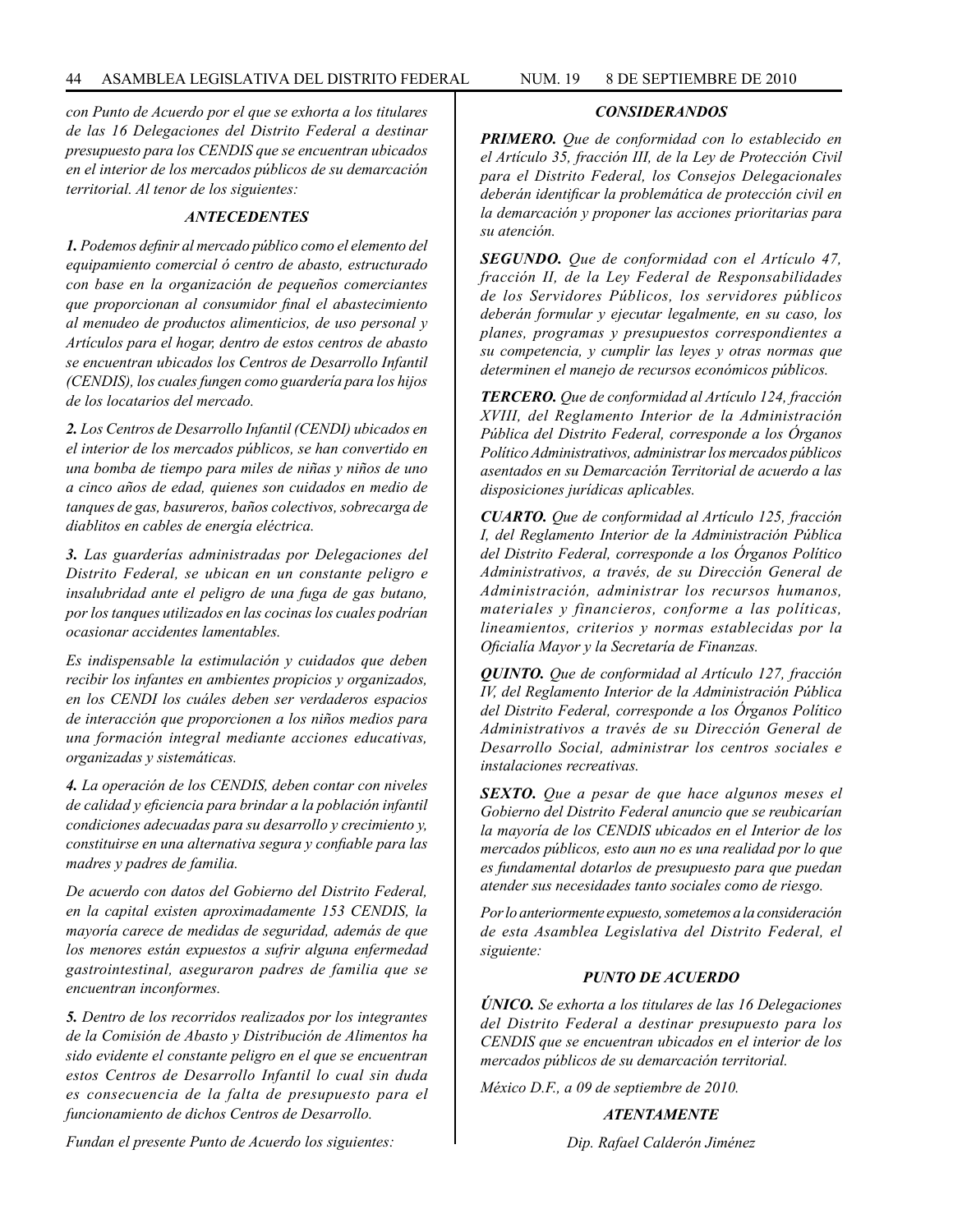*con Punto de Acuerdo por el que se exhorta a los titulares de las 16 Delegaciones del Distrito Federal a destinar presupuesto para los CENDIS que se encuentran ubicados en el interior de los mercados públicos de su demarcación territorial. Al tenor de los siguientes:*

### *ANTECEDENTES*

***1.** Podemos definir al mercado público como el elemento del equipamiento comercial ó centro de abasto, estructurado con base en la organización de pequeños comerciantes que proporcionan al consumidor final el abastecimiento al menudeo de productos alimenticios, de uso personal y Artículos para el hogar, dentro de estos centros de abasto se encuentran ubicados los Centros de Desarrollo Infantil (CENDIS), los cuales fungen como guardería para los hijos de los locatarios del mercado.*

***2.** Los Centros de Desarrollo Infantil (CENDI) ubicados en el interior de los mercados públicos, se han convertido en una bomba de tiempo para miles de niñas y niños de uno a cinco años de edad, quienes son cuidados en medio de tanques de gas, basureros, baños colectivos, sobrecarga de diablitos en cables de energía eléctrica.*

***3.** Las guarderías administradas por Delegaciones del Distrito Federal, se ubican en un constante peligro e insalubridad ante el peligro de una fuga de gas butano, por los tanques utilizados en las cocinas los cuales podrían ocasionar accidentes lamentables.*

*Es indispensable la estimulación y cuidados que deben recibir los infantes en ambientes propicios y organizados, en los CENDI los cuáles deben ser verdaderos espacios de interacción que proporcionen a los niños medios para una formación integral mediante acciones educativas, organizadas y sistemáticas.*

***4.** La operación de los CENDIS, deben contar con niveles de calidad y eficiencia para brindar a la población infantil condiciones adecuadas para su desarrollo y crecimiento y, constituirse en una alternativa segura y confiable para las madres y padres de familia.*

*De acuerdo con datos del Gobierno del Distrito Federal, en la capital existen aproximadamente 153 CENDIS, la mayoría carece de medidas de seguridad, además de que los menores están expuestos a sufrir alguna enfermedad gastrointestinal, aseguraron padres de familia que se encuentran inconformes.*

***5.** Dentro de los recorridos realizados por los integrantes de la Comisión de Abasto y Distribución de Alimentos ha sido evidente el constante peligro en el que se encuentran estos Centros de Desarrollo Infantil lo cual sin duda es consecuencia de la falta de presupuesto para el funcionamiento de dichos Centros de Desarrollo.*

*Fundan el presente Punto de Acuerdo los siguientes:*

### *CONSIDERANDOS*

***PRIMERO.** Que de conformidad con lo establecido en el Artículo 35, fracción III, de la Ley de Protección Civil para el Distrito Federal, los Consejos Delegacionales deberán identificar la problemática de protección civil en la demarcación y proponer las acciones prioritarias para su atención.*

***SEGUNDO.** Que de conformidad con el Artículo 47, fracción II, de la Ley Federal de Responsabilidades de los Servidores Públicos, los servidores públicos deberán formular y ejecutar legalmente, en su caso, los planes, programas y presupuestos correspondientes a su competencia, y cumplir las leyes y otras normas que determinen el manejo de recursos económicos públicos.*

***TERCERO.** Que de conformidad al Artículo 124, fracción XVIII, del Reglamento Interior de la Administración Pública del Distrito Federal, corresponde a los Órganos Político Administrativos, administrar los mercados públicos asentados en su Demarcación Territorial de acuerdo a las disposiciones jurídicas aplicables.*

***CUARTO.** Que de conformidad al Artículo 125, fracción I, del Reglamento Interior de la Administración Pública del Distrito Federal, corresponde a los Órganos Político Administrativos, a través, de su Dirección General de Administración, administrar los recursos humanos, materiales y financieros, conforme a las políticas, lineamientos, criterios y normas establecidas por la Oficialía Mayor y la Secretaría de Finanzas.*

***QUINTO.** Que de conformidad al Artículo 127, fracción IV, del Reglamento Interior de la Administración Pública del Distrito Federal, corresponde a los Órganos Político Administrativos a través de su Dirección General de Desarrollo Social, administrar los centros sociales e instalaciones recreativas.*

***SEXTO.** Que a pesar de que hace algunos meses el Gobierno del Distrito Federal anuncio que se reubicarían la mayoría de los CENDIS ubicados en el Interior de los mercados públicos, esto aun no es una realidad por lo que es fundamental dotarlos de presupuesto para que puedan atender sus necesidades tanto sociales como de riesgo.*

*Por lo anteriormente expuesto, sometemos a la consideración de esta Asamblea Legislativa del Distrito Federal, el siguiente:*

### *PUNTO DE ACUERDO*

***ÚNICO.** Se exhorta a los titulares de las 16 Delegaciones del Distrito Federal a destinar presupuesto para los CENDIS que se encuentran ubicados en el interior de los mercados públicos de su demarcación territorial.*

*México D.F., a 09 de septiembre de 2010.*

***ATENTAMENTE***

*Dip. Rafael Calderón Jiménez*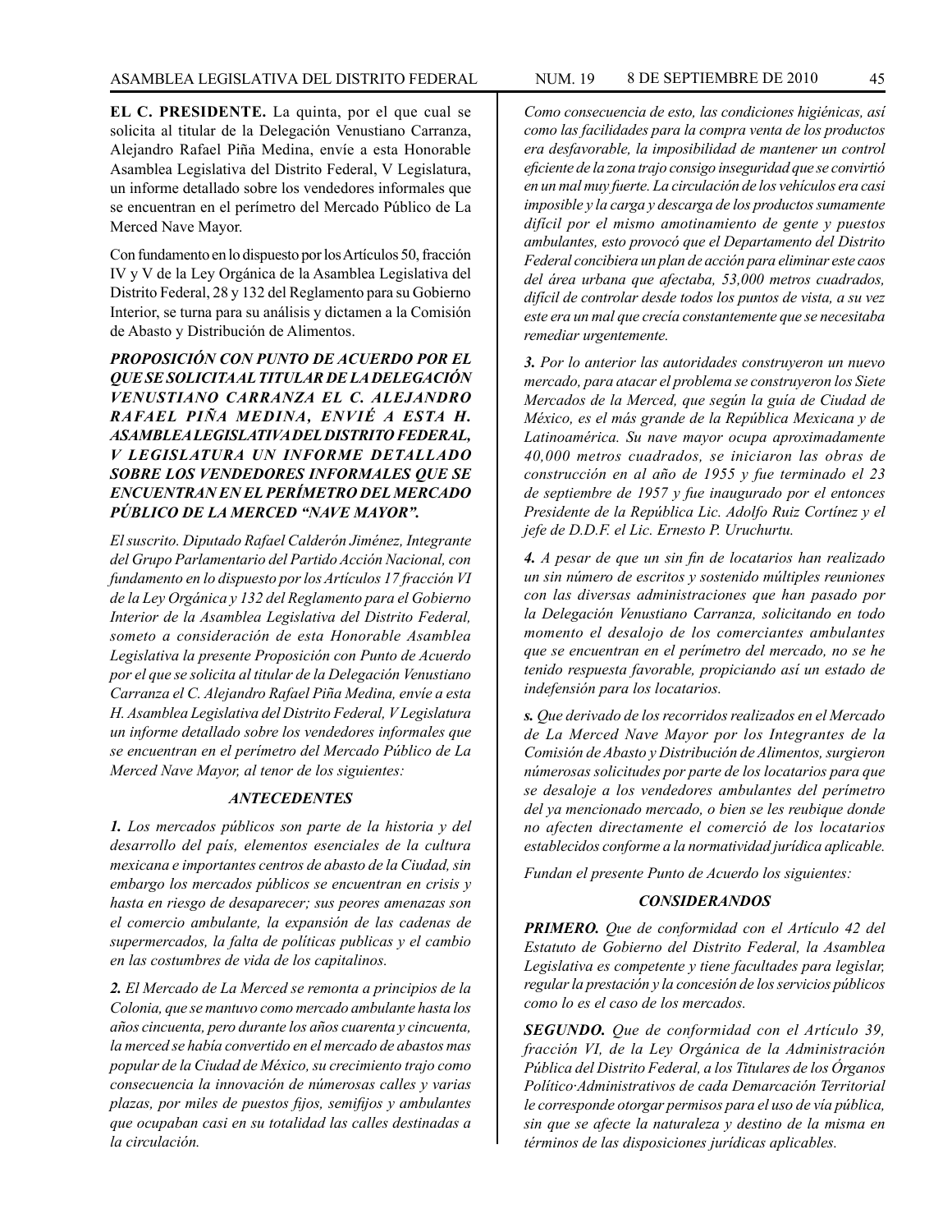**EL C. PRESIDENTE.** La quinta, por el que cual se solicita al titular de la Delegación Venustiano Carranza, Alejandro Rafael Piña Medina, envíe a esta Honorable Asamblea Legislativa del Distrito Federal, V Legislatura, un informe detallado sobre los vendedores informales que se encuentran en el perímetro del Mercado Público de La Merced Nave Mayor.

Con fundamento en lo dispuesto por los Artículos 50, fracción IV y V de la Ley Orgánica de la Asamblea Legislativa del Distrito Federal, 28 y 132 del Reglamento para su Gobierno Interior, se turna para su análisis y dictamen a la Comisión de Abasto y Distribución de Alimentos.

***PROPOSICIÓN CON PUNTO DE ACUERDO POR EL QUE SE SOLICITA AL TITULAR DE LA DELEGACIÓN VENUSTIANO CARRANZA EL C. ALEJANDRO RAFAEL PIÑA MEDINA, ENVIÉ A ESTA H. ASAMBLEA LEGISLATIVA DEL DISTRITO FEDERAL, V LEGISLATURA UN INFORME DETALLADO SOBRE LOS VENDEDORES INFORMALES QUE SE ENCUENTRAN EN EL PERÍMETRO DEL MERCADO PÚBLICO DE LA MERCED "NAVE MAYOR".***

*El suscrito. Diputado Rafael Calderón Jiménez, Integrante del Grupo Parlamentario del Partido Acción Nacional, con fundamento en lo dispuesto por los Artículos 17 fracción VI de la Ley Orgánica y 132 del Reglamento para el Gobierno Interior de la Asamblea Legislativa del Distrito Federal, someto a consideración de esta Honorable Asamblea Legislativa la presente Proposición con Punto de Acuerdo por el que se solicita al titular de la Delegación Venustiano Carranza el C. Alejandro Rafael Piña Medina, envíe a esta H. Asamblea Legislativa del Distrito Federal, V Legislatura un informe detallado sobre los vendedores informales que se encuentran en el perímetro del Mercado Público de La Merced Nave Mayor, al tenor de los siguientes:*

***ANTECEDENTES***

***1.*** *Los mercados públicos son parte de la historia y del desarrollo del país, elementos esenciales de la cultura mexicana e importantes centros de abasto de la Ciudad, sin embargo los mercados públicos se encuentran en crisis y hasta en riesgo de desaparecer; sus peores amenazas son el comercio ambulante, la expansión de las cadenas de supermercados, la falta de políticas publicas y el cambio en las costumbres de vida de los capitalinos.*

***2.*** *El Mercado de La Merced se remonta a principios de la Colonia, que se mantuvo como mercado ambulante hasta los años cincuenta, pero durante los años cuarenta y cincuenta, la merced se había convertido en el mercado de abastos mas popular de la Ciudad de México, su crecimiento trajo como consecuencia la innovación de númerosas calles y varias plazas, por miles de puestos fijos, semifijos y ambulantes que ocupaban casi en su totalidad las calles destinadas a la circulación.*

*Como consecuencia de esto, las condiciones higiénicas, así como las facilidades para la compra venta de los productos era desfavorable, la imposibilidad de mantener un control eficiente de la zona trajo consigo inseguridad que se convirtió en un mal muy fuerte. La circulación de los vehículos era casi imposible y la carga y descarga de los productos sumamente difícil por el mismo amotinamiento de gente y puestos ambulantes, esto provocó que el Departamento del Distrito Federal concibiera un plan de acción para eliminar este caos del área urbana que afectaba, 53,000 metros cuadrados, difícil de controlar desde todos los puntos de vista, a su vez este era un mal que crecía constantemente que se necesitaba remediar urgentemente.*

***3.*** *Por lo anterior las autoridades construyeron un nuevo mercado, para atacar el problema se construyeron los Siete Mercados de la Merced, que según la guía de Ciudad de México, es el más grande de la República Mexicana y de Latinoamérica. Su nave mayor ocupa aproximadamente 40,000 metros cuadrados, se iniciaron las obras de construcción en al año de 1955 y fue terminado el 23 de septiembre de 1957 y fue inaugurado por el entonces Presidente de la República Lic. Adolfo Ruiz Cortínez y el jefe de D.D.F. el Lic. Ernesto P. Uruchurtu.*

***4.*** *A pesar de que un sin fin de locatarios han realizado un sin número de escritos y sostenido múltiples reuniones con las diversas administraciones que han pasado por la Delegación Venustiano Carranza, solicitando en todo momento el desalojo de los comerciantes ambulantes que se encuentran en el perímetro del mercado, no se he tenido respuesta favorable, propiciando así un estado de indefensión para los locatarios.*

***s.*** *Que derivado de los recorridos realizados en el Mercado de La Merced Nave Mayor por los Integrantes de la Comisión de Abasto y Distribución de Alimentos, surgieron númerosas solicitudes por parte de los locatarios para que se desaloje a los vendedores ambulantes del perímetro del ya mencionado mercado, o bien se les reubique donde no afecten directamente el comerció de los locatarios establecidos conforme a la normatividad jurídica aplicable.*

*Fundan el presente Punto de Acuerdo los siguientes:*

***CONSIDERANDOS***

***PRIMERO.*** *Que de conformidad con el Artículo 42 del Estatuto de Gobierno del Distrito Federal, la Asamblea Legislativa es competente y tiene facultades para legislar, regular la prestación y la concesión de los servicios públicos como lo es el caso de los mercados.*

***SEGUNDO.*** *Que de conformidad con el Artículo 39, fracción VI, de la Ley Orgánica de la Administración Pública del Distrito Federal, a los Titulares de los Órganos Político·Administrativos de cada Demarcación Territorial le corresponde otorgar permisos para el uso de vía pública, sin que se afecte la naturaleza y destino de la misma en términos de las disposiciones jurídicas aplicables.*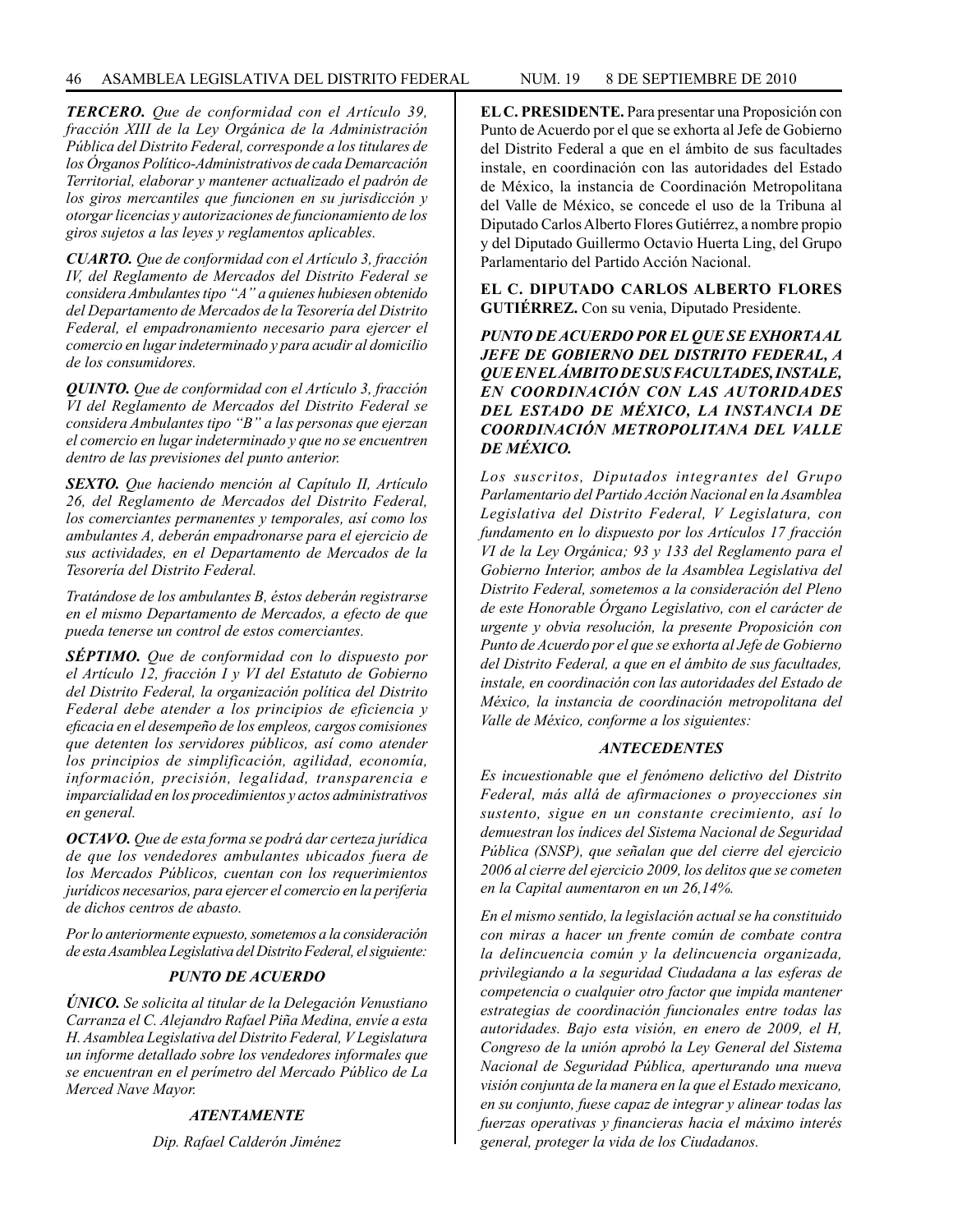***TERCERO.*** *Que de conformidad con el Artículo 39, fracción XIII de la Ley Orgánica de la Administración Pública del Distrito Federal, corresponde a los titulares de los Órganos Político-Administrativos de cada Demarcación Territorial, elaborar y mantener actualizado el padrón de los giros mercantiles que funcionen en su jurisdicción y otorgar licencias y autorizaciones de funcionamiento de los giros sujetos a las leyes y reglamentos aplicables.*

***CUARTO.*** *Que de conformidad con el Artículo 3, fracción IV, del Reglamento de Mercados del Distrito Federal se considera Ambulantes tipo "A" a quienes hubiesen obtenido del Departamento de Mercados de la Tesorería del Distrito Federal, el empadronamiento necesario para ejercer el comercio en lugar indeterminado y para acudir al domicilio de los consumidores.*

***QUINTO.*** *Que de conformidad con el Artículo 3, fracción VI del Reglamento de Mercados del Distrito Federal se considera Ambulantes tipo "B" a las personas que ejerzan el comercio en lugar indeterminado y que no se encuentren dentro de las previsiones del punto anterior.*

***SEXTO.*** *Que haciendo mención al Capítulo II, Artículo 26, del Reglamento de Mercados del Distrito Federal, los comerciantes permanentes y temporales, así como los ambulantes A, deberán empadronarse para el ejercicio de sus actividades, en el Departamento de Mercados de la Tesorería del Distrito Federal.*

*Tratándose de los ambulantes B, éstos deberán registrarse en el mismo Departamento de Mercados, a efecto de que pueda tenerse un control de estos comerciantes.*

***SÉPTIMO.*** *Que de conformidad con lo dispuesto por el Artículo 12, fracción I y VI del Estatuto de Gobierno del Distrito Federal, la organización política del Distrito Federal debe atender a los principios de eficiencia y eficacia en el desempeño de los empleos, cargos comisiones que detenten los servidores públicos, así como atender los principios de simplificación, agilidad, economía, información, precisión, legalidad, transparencia e imparcialidad en los procedimientos y actos administrativos en general.*

***OCTAVO.*** *Que de esta forma se podrá dar certeza jurídica de que los vendedores ambulantes ubicados fuera de los Mercados Públicos, cuentan con los requerimientos jurídicos necesarios, para ejercer el comercio en la periferia de dichos centros de abasto.*

*Por lo anteriormente expuesto, sometemos a la consideración de esta Asamblea Legislativa del Distrito Federal, el siguiente:*

***PUNTO DE ACUERDO***

***ÚNICO.*** *Se solicita al titular de la Delegación Venustiano Carranza el C. Alejandro Rafael Piña Medina, envíe a esta H. Asamblea Legislativa del Distrito Federal, V Legislatura un informe detallado sobre los vendedores informales que se encuentran en el perímetro del Mercado Público de La Merced Nave Mayor.*

***ATENTAMENTE***

*Dip. Rafael Calderón Jiménez*

**EL C. PRESIDENTE.** Para presentar una Proposición con Punto de Acuerdo por el que se exhorta al Jefe de Gobierno del Distrito Federal a que en el ámbito de sus facultades instale, en coordinación con las autoridades del Estado de México, la instancia de Coordinación Metropolitana del Valle de México, se concede el uso de la Tribuna al Diputado Carlos Alberto Flores Gutiérrez, a nombre propio y del Diputado Guillermo Octavio Huerta Ling, del Grupo Parlamentario del Partido Acción Nacional.

**EL C. DIPUTADO CARLOS ALBERTO FLORES GUTIÉRREZ.** Con su venia, Diputado Presidente.

***PUNTO DE ACUERDO POR EL QUE SE EXHORTA AL JEFE DE GOBIERNO DEL DISTRITO FEDERAL, A QUE EN EL ÁMBITO DE SUS FACULTADES, INSTALE, EN COORDINACIÓN CON LAS AUTORIDADES DEL ESTADO DE MÉXICO, LA INSTANCIA DE COORDINACIÓN METROPOLITANA DEL VALLE DE MÉXICO.***

*Los suscritos, Diputados integrantes del Grupo Parlamentario del Partido Acción Nacional en la Asamblea Legislativa del Distrito Federal, V Legislatura, con fundamento en lo dispuesto por los Artículos 17 fracción VI de la Ley Orgánica; 93 y 133 del Reglamento para el Gobierno Interior, ambos de la Asamblea Legislativa del Distrito Federal, sometemos a la consideración del Pleno de este Honorable Órgano Legislativo, con el carácter de urgente y obvia resolución, la presente Proposición con Punto de Acuerdo por el que se exhorta al Jefe de Gobierno del Distrito Federal, a que en el ámbito de sus facultades, instale, en coordinación con las autoridades del Estado de México, la instancia de coordinación metropolitana del Valle de México, conforme a los siguientes:*

***ANTECEDENTES***

*Es incuestionable que el fenómeno delictivo del Distrito Federal, más allá de afirmaciones o proyecciones sin sustento, sigue en un constante crecimiento, así lo demuestran los índices del Sistema Nacional de Seguridad Pública (SNSP), que señalan que del cierre del ejercicio 2006 al cierre del ejercicio 2009, los delitos que se cometen en la Capital aumentaron en un 26,14%.*

*En el mismo sentido, la legislación actual se ha constituido con miras a hacer un frente común de combate contra la delincuencia común y la delincuencia organizada, privilegiando a la seguridad Ciudadana a las esferas de competencia o cualquier otro factor que impida mantener estrategias de coordinación funcionales entre todas las autoridades. Bajo esta visión, en enero de 2009, el H, Congreso de la unión aprobó la Ley General del Sistema Nacional de Seguridad Pública, aperturando una nueva visión conjunta de la manera en la que el Estado mexicano, en su conjunto, fuese capaz de integrar y alinear todas las fuerzas operativas y financieras hacia el máximo interés general, proteger la vida de los Ciudadanos.*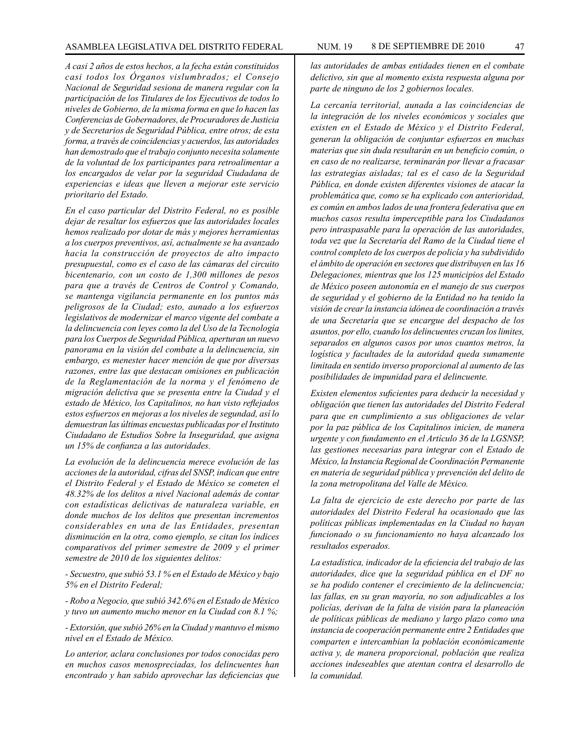*A casi 2 años de estos hechos, a la fecha están constituidos casi todos los Órganos vislumbrados; el Consejo Nacional de Seguridad sesiona de manera regular con la participación de los Titulares de los Ejecutivos de todos lo niveles de Gobierno, de la misma forma en que lo hacen las Conferencias de Gobernadores, de Procuradores de Justicia y de Secretarios de Seguridad Pública, entre otros; de esta forma, a través de coincidencias y acuerdos, las autoridades han demostrado que el trabajo conjunto necesita solamente de la voluntad de los participantes para retroalimentar a los encargados de velar por la seguridad Ciudadana de experiencias e ideas que lleven a mejorar este servicio prioritario del Estado.*

*En el caso particular del Distrito Federal, no es posible dejar de resaltar los esfuerzos que las autoridades locales hemos realizado por dotar de más y mejores herramientas a los cuerpos preventivos, así, actualmente se ha avanzado hacia la construcción de proyectos de alto impacto presupuestal, como es el caso de las cámaras del circuito bicentenario, con un costo de 1,300 millones de pesos para que a través de Centros de Control y Comando, se mantenga vigilancia permanente en los puntos más peligrosos de la Ciudad; esto, aunado a los esfuerzos legislativos de modernizar el marco vigente del combate a la delincuencia con leyes como la del Uso de la Tecnología para los Cuerpos de Seguridad Pública, aperturan un nuevo panorama en la visión del combate a la delincuencia, sin embargo, es menester hacer mención de que por diversas razones, entre las que destacan omisiones en publicación de la Reglamentación de la norma y el fenómeno de migración delictiva que se presenta entre la Ciudad y el estado de México, los Capitalinos, no han visto reflejados estos esfuerzos en mejoras a los niveles de segundad, así lo demuestran las últimas encuestas publicadas por el Instituto Ciudadano de Estudios Sobre la Inseguridad, que asigna un 15% de confianza a las autoridades.*

*La evolución de la delincuencia merece evolución de las acciones de la autoridad, cifras del SNSP, indican que entre el Distrito Federal y el Estado de México se cometen el 48.32% de los delitos a nivel Nacional además de contar con estadísticas delictivas de naturaleza variable, en donde muchos de los delitos que presentan incrementos considerables en una de las Entidades, presentan disminución en la otra, como ejemplo, se citan los índices comparativos del primer semestre de 2009 y el primer semestre de 2010 de los siguientes delitos:*

*- Secuestro, que subió 53.1 % en el Estado de México y bajo 5% en el Distrito Federal;*

*- Robo a Negocio, que subió 342.6% en el Estado de México y tuvo un aumento mucho menor en la Ciudad con 8.1 %;*

*- Extorsión, que subió 26% en la Ciudad y mantuvo el mismo nivel en el Estado de México.*

*Lo anterior, aclara conclusiones por todos conocidas pero en muchos casos menospreciadas, los delincuentes han encontrado y han sabido aprovechar las deficiencias que las autoridades de ambas entidades tienen en el combate delictivo, sin que al momento exista respuesta alguna por parte de ninguno de los 2 gobiernos locales.*

*La cercanía territorial, aunada a las coincidencias de la integración de los niveles económicos y sociales que existen en el Estado de México y el Distrito Federal, generan la obligación de conjuntar esfuerzos en muchas materias que sin duda resultarán en un beneficio común, o en caso de no realizarse, terminarán por llevar a fracasar las estrategias aisladas; tal es el caso de la Seguridad Pública, en donde existen diferentes visiones de atacar la problemática que, como se ha explicado con anterioridad, es común en ambos lados de una frontera federativa que en muchos casos resulta imperceptible para los Ciudadanos pero intraspasable para la operación de las autoridades, toda vez que la Secretaría del Ramo de la Ciudad tiene el control completo de los cuerpos de policía y ha subdividido el ámbito de operación en sectores que distribuyen en las 16 Delegaciones, mientras que los 125 municipios del Estado de México poseen autonomía en el manejo de sus cuerpos de seguridad y el gobierno de la Entidad no ha tenido la visión de crear la instancia idónea de coordinación a través de una Secretaría que se encargue del despacho de los asuntos, por ello, cuando los delincuentes cruzan los limites, separados en algunos casos por unos cuantos metros, la logística y facultades de la autoridad queda sumamente limitada en sentido inverso proporcional al aumento de las posibilidades de impunidad para el delincuente.*

*Existen elementos suficientes para deducir la necesidad y obligación que tienen las autoridades del Distrito Federal para que en cumplimiento a sus obligaciones de velar por la paz pública de los Capitalinos inicien, de manera urgente y con fundamento en el Artículo 36 de la LGSNSP, las gestiones necesarias para integrar con el Estado de México, la Instancia Regional de Coordinación Permanente en materia de seguridad pública y prevención del delito de la zona metropolitana del Valle de México.*

*La falta de ejercicio de este derecho por parte de las autoridades del Distrito Federal ha ocasionado que las políticas públicas implementadas en la Ciudad no hayan funcionado o su funcionamiento no haya alcanzado los resultados esperados.*

*La estadística, indicador de la eficiencia del trabajo de las autoridades, dice que la seguridad pública en el DF no se ha podido contener el crecimiento de la delincuencia; las fallas, en su gran mayoría, no son adjudicables a los policías, derivan de la falta de visión para la planeación de políticas públicas de mediano y largo plazo como una instancia de cooperación permanente entre 2 Entidades que comparten e intercambian la población económicamente activa y, de manera proporcional, población que realiza acciones indeseables que atentan contra el desarrollo de la comunidad.*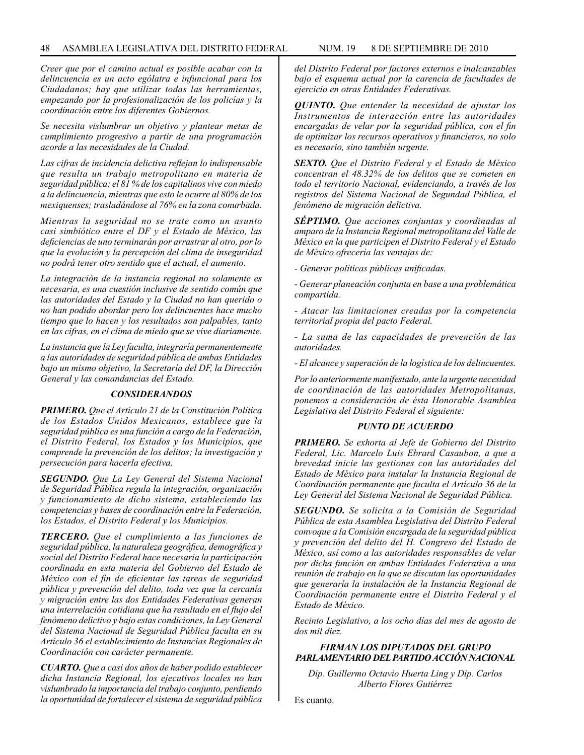*Creer que por el camino actual es posible acabar con la delincuencia es un acto ególatra e infuncional para los Ciudadanos; hay que utilizar todas las herramientas, empezando por la profesionalización de los policías y la coordinación entre los diferentes Gobiernos.*

*Se necesita vislumbrar un objetivo y plantear metas de cumplimiento progresivo a partir de una programación acorde a las necesidades de la Ciudad.*

*Las cifras de incidencia delictiva reflejan lo indispensable que resulta un trabajo metropolitano en materia de seguridad pública: el 81% de los capitalinos vive con miedo a la delincuencia, mientras que esto le ocurre al 80% de los mexiquenses; trasladándose al 76% en la zona conurbada.*

*Mientras la seguridad no se trate como un asunto casi simbiótico entre el DF y el Estado de México, las deficiencias de uno terminarán por arrastrar al otro, por lo que la evolución y la percepción del clima de inseguridad no podrá tener otro sentido que el actual, el aumento.*

*La integración de la instancia regional no solamente es necesaria, es una cuestión inclusive de sentido común que las autoridades del Estado y la Ciudad no han querido o no han podido abordar pero los delincuentes hace mucho tiempo que lo hacen y los resultados son palpables, tanto en las cifras, en el clima de miedo que se vive diariamente.*

*La instancia que la Ley faculta, integraría permanentemente a las autoridades de seguridad pública de ambas Entidades bajo un mismo objetivo, la Secretaría del DF, la Dirección General y las comandancias del Estado.*

## *CONSIDERANDOS*

***PRIMERO.*** *Que el Artículo 21 de la Constitución Política de los Estados Unidos Mexicanos, establece que la seguridad pública es una función a cargo de la Federación, el Distrito Federal, los Estados y los Municipios, que comprende la prevención de los delitos; la investigación y persecución para hacerla efectiva.*

***SEGUNDO.*** *Que La Ley General del Sistema Nacional de Seguridad Pública regula la integración, organización y funcionamiento de dicho sistema, estableciendo las competencias y bases de coordinación entre la Federación, los Estados, el Distrito Federal y los Municipios.*

***TERCERO.*** *Que el cumplimiento a las funciones de seguridad pública, la naturaleza geográfica, demográfica y social del Distrito Federal hace necesaria la participación coordinada en esta materia del Gobierno del Estado de México con el fin de eficientar las tareas de seguridad pública y prevención del delito, toda vez que la cercanía y migración entre las dos Entidades Federativas generan una interrelación cotidiana que ha resultado en el flujo del fenómeno delictivo y bajo estas condiciones, la Ley General del Sistema Nacional de Seguridad Pública faculta en su Artículo 36 el establecimiento de Instancias Regionales de Coordinación con carácter permanente.*

***CUARTO.*** *Que a casi dos años de haber podido establecer dicha Instancia Regional, los ejecutivos locales no han vislumbrado la importancia del trabajo conjunto, perdiendo la oportunidad de fortalecer el sistema de seguridad pública del Distrito Federal por factores externos e inalcanzables bajo el esquema actual por la carencia de facultades de ejercicio en otras Entidades Federativas.*

***QUINTO.*** *Que entender la necesidad de ajustar los Instrumentos de interacción entre las autoridades encargadas de velar por la seguridad pública, con el fin de optimizar los recursos operativos y financieros, no solo es necesario, sino también urgente.*

***SEXTO.*** *Que el Distrito Federal y el Estado de México concentran el 48.32% de los delitos que se cometen en todo el territorio Nacional, evidenciando, a través de los registros del Sistema Nacional de Segundad Pública, el fenómeno de migración delictiva.*

***SÉPTIMO.*** *Que acciones conjuntas y coordinadas al amparo de la Instancia Regional metropolitana del Valle de México en la que participen el Distrito Federal y el Estado de México ofrecería las ventajas de:*

*- Generar políticas públicas unificadas.*

*- Generar planeación conjunta en base a una problemática compartida.*

*- Atacar las limitaciones creadas por la competencia territorial propia del pacto Federal.*

*- La suma de las capacidades de prevención de las autoridades.*

*- El alcance y superación de la logística de los delincuentes.*

*Por lo anteriormente manifestado, ante la urgente necesidad de coordinación de las autoridades Metropolitanas, ponemos a consideración de ésta Honorable Asamblea Legislativa del Distrito Federal el siguiente:*

## *PUNTO DE ACUERDO*

***PRIMERO.*** *Se exhorta al Jefe de Gobierno del Distrito Federal, Lic. Marcelo Luis Ebrard Casaubon, a que a brevedad inicie las gestiones con las autoridades del Estado de México para instalar la Instancia Regional de Coordinación permanente que faculta el Artículo 36 de la Ley General del Sistema Nacional de Seguridad Pública.*

***SEGUNDO.*** *Se solicita a la Comisión de Seguridad Pública de esta Asamblea Legislativa del Distrito Federal convoque a la Comisión encargada de la seguridad pública y prevención del delito del H. Congreso del Estado de México, así como a las autoridades responsables de velar por dicha función en ambas Entidades Federativa a una reunión de trabajo en la que se discutan las oportunidades que generaría la instalación de la Instancia Regional de Coordinación permanente entre el Distrito Federal y el Estado de México.*

*Recinto Legislativo, a los ocho días del mes de agosto de dos mil diez.*

***FIRMAN LOS DIPUTADOS DEL GRUPO PARLAMENTARIO DEL PARTIDO ACCIÓN NACIONAL***

*Dip. Guillermo Octavio Huerta Ling y Dip. Carlos Alberto Flores Gutiérrez*

Es cuanto.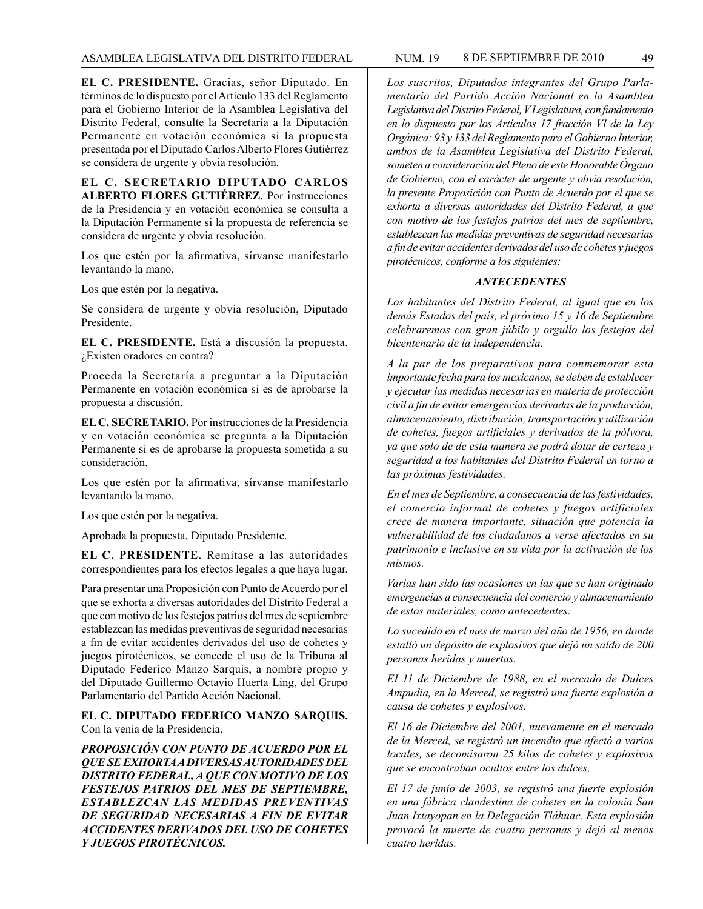**EL C. PRESIDENTE.** Gracias, señor Diputado. En términos de lo dispuesto por el Artículo 133 del Reglamento para el Gobierno Interior de la Asamblea Legislativa del Distrito Federal, consulte la Secretaría a la Diputación Permanente en votación económica si la propuesta presentada por el Diputado Carlos Alberto Flores Gutiérrez se considera de urgente y obvia resolución.

**EL C. SECRETARIO DIPUTADO CARLOS ALBERTO FLORES GUTIÉRREZ.** Por instrucciones de la Presidencia y en votación económica se consulta a la Diputación Permanente si la propuesta de referencia se considera de urgente y obvia resolución.

Los que estén por la afirmativa, sírvanse manifestarlo levantando la mano.

Los que estén por la negativa.

Se considera de urgente y obvia resolución, Diputado Presidente.

**EL C. PRESIDENTE.** Está a discusión la propuesta. ¿Existen oradores en contra?

Proceda la Secretaría a preguntar a la Diputación Permanente en votación económica si es de aprobarse la propuesta a discusión.

**EL C. SECRETARIO.** Por instrucciones de la Presidencia y en votación económica se pregunta a la Diputación Permanente si es de aprobarse la propuesta sometida a su consideración.

Los que estén por la afirmativa, sírvanse manifestarlo levantando la mano.

Los que estén por la negativa.

Aprobada la propuesta, Diputado Presidente.

**EL C. PRESIDENTE.** Remítase a las autoridades correspondientes para los efectos legales a que haya lugar.

Para presentar una Proposición con Punto de Acuerdo por el que se exhorta a diversas autoridades del Distrito Federal a que con motivo de los festejos patrios del mes de septiembre establezcan las medidas preventivas de seguridad necesarias a fin de evitar accidentes derivados del uso de cohetes y juegos pirotécnicos, se concede el uso de la Tribuna al Diputado Federico Manzo Sarquis, a nombre propio y del Diputado Guillermo Octavio Huerta Ling, del Grupo Parlamentario del Partido Acción Nacional.

**EL C. DIPUTADO FEDERICO MANZO SARQUIS.** Con la venia de la Presidencia.

***PROPOSICIÓN CON PUNTO DE ACUERDO POR EL QUE SE EXHORTA A DIVERSAS AUTORIDADES DEL DISTRITO FEDERAL, A QUE CON MOTIVO DE LOS FESTEJOS PATRIOS DEL MES DE SEPTIEMBRE, ESTABLEZCAN LAS MEDIDAS PREVENTIVAS DE SEGURIDAD NECESARIAS A FIN DE EVITAR ACCIDENTES DERIVADOS DEL USO DE COHETES Y JUEGOS PIROTÉCNICOS.***

*Los suscritos, Diputados integrantes del Grupo Parlamentario del Partido Acción Nacional en la Asamblea Legislativa del Distrito Federal, V Legislatura, con fundamento en lo dispuesto por los Artículos 17 fracción VI de la Ley Orgánica; 93 y 133 del Reglamento para el Gobierno Interior, ambos de la Asamblea Legislativa del Distrito Federal, someten a consideración del Pleno de este Honorable Órgano de Gobierno, con el carácter de urgente y obvia resolución, la presente Proposición con Punto de Acuerdo por el que se exhorta a diversas autoridades del Distrito Federal, a que con motivo de los festejos patrios del mes de septiembre, establezcan las medidas preventivas de seguridad necesarias a fin de evitar accidentes derivados del uso de cohetes y juegos pirotécnicos, conforme a los siguientes:*

***ANTECEDENTES***

*Los habitantes del Distrito Federal, al igual que en los demás Estados del país, el próximo 15 y 16 de Septiembre celebraremos con gran júbilo y orgullo los festejos del bicentenario de la independencia.*

*A la par de los preparativos para conmemorar esta importante fecha para los mexicanos, se deben de establecer y ejecutar las medidas necesarias en materia de protección civil a fin de evitar emergencias derivadas de la producción, almacenamiento, distribución, transportación y utilización de cohetes, fuegos artificiales y derivados de la pólvora, ya que solo de de esta manera se podrá dotar de certeza y seguridad a los habitantes del Distrito Federal en torno a las próximas festividades.*

*En el mes de Septiembre, a consecuencia de las festividades, el comercio informal de cohetes y fuegos artificiales crece de manera importante, situación que potencia la vulnerabilidad de los ciudadanos a verse afectados en su patrimonio e inclusive en su vida por la activación de los mismos.*

*Varias han sido las ocasiones en las que se han originado emergencias a consecuencia del comercio y almacenamiento de estos materiales, como antecedentes:*

*Lo sucedido en el mes de marzo del año de 1956, en donde estalló un depósito de explosivos que dejó un saldo de 200 personas heridas y muertas.*

*El 11 de Diciembre de 1988, en el mercado de Dulces Ampudia, en la Merced, se registró una fuerte explosión a causa de cohetes y explosivos.*

*El 16 de Diciembre del 2001, nuevamente en el mercado de la Merced, se registró un incendio que afectó a varios locales, se decomisaron 25 kilos de cohetes y explosivos que se encontraban ocultos entre los dulces,*

*El 17 de junio de 2003, se registró una fuerte explosión en una fábrica clandestina de cohetes en la colonia San Juan Ixtayopan en la Delegación Tláhuac. Esta explosión provocó la muerte de cuatro personas y dejó al menos cuatro heridas.*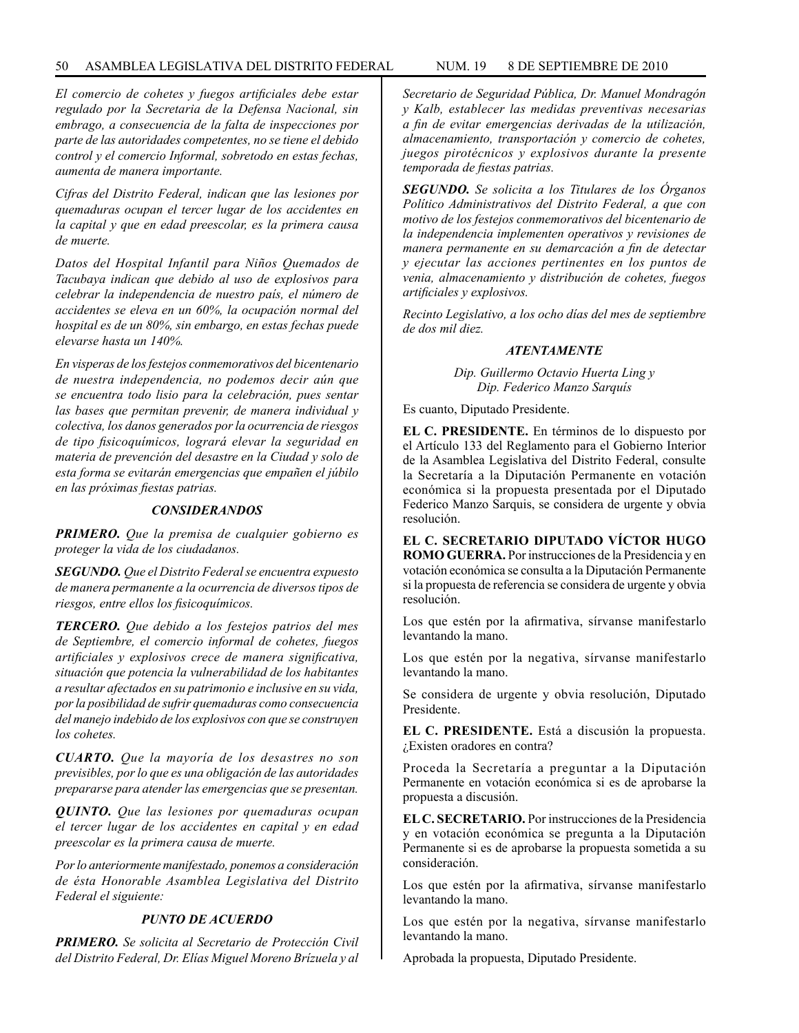*El comercio de cohetes y fuegos artificiales debe estar regulado por la Secretaria de la Defensa Nacional, sin embargo, a consecuencia de la falta de inspecciones por parte de las autoridades competentes, no se tiene el debido control y el comercio Informal, sobretodo en estas fechas, aumenta de manera importante.*

*Cifras del Distrito Federal, indican que las lesiones por quemaduras ocupan el tercer lugar de los accidentes en la capital y que en edad preescolar, es la primera causa de muerte.*

*Datos del Hospital Infantil para Niños Quemados de Tacubaya indican que debido al uso de explosivos para celebrar la independencia de nuestro país, el número de accidentes se eleva en un 60%, la ocupación normal del hospital es de un 80%, sin embargo, en estas fechas puede elevarse hasta un 140%.*

*En visperas de los festejos conmemorativos del bicentenario de nuestra independencia, no podemos decir aún que se encuentra todo lisio para la celebración, pues sentar las bases que permitan prevenir, de manera individual y colectiva, los danos generados por la ocurrencia de riesgos de tipo fisicoquímicos, logrará elevar la seguridad en materia de prevención del desastre en la Ciudad y solo de esta forma se evitarán emergencias que empañen el júbilo en las próximas fiestas patrias.*

### *CONSIDERANDOS*

***PRIMERO.*** *Que la premisa de cualquier gobierno es proteger la vida de los ciudadanos.*

***SEGUNDO.*** *Que el Distrito Federal se encuentra expuesto de manera permanente a la ocurrencia de diversos tipos de riesgos, entre ellos los fisicoquímicos.*

***TERCERO.*** *Que debido a los festejos patrios del mes de Septiembre, el comercio informal de cohetes, fuegos artificiales y explosivos crece de manera significativa, situación que potencia la vulnerabilidad de los habitantes a resultar afectados en su patrimonio e inclusive en su vida, por la posibilidad de sufrir quemaduras como consecuencia del manejo indebido de los explosivos con que se construyen los cohetes.*

***CUARTO.*** *Que la mayoría de los desastres no son previsibles, por lo que es una obligación de las autoridades prepararse para atender las emergencias que se presentan.*

***QUINTO.*** *Que las lesiones por quemaduras ocupan el tercer lugar de los accidentes en capital y en edad preescolar es la primera causa de muerte.*

*Por lo anteriormente manifestado, ponemos a consideración de ésta Honorable Asamblea Legislativa del Distrito Federal el siguiente:*

### *PUNTO DE ACUERDO*

***PRIMERO.*** *Se solicita al Secretario de Protección Civil del Distrito Federal, Dr. Elías Miguel Moreno Brízuela y al Secretario de Seguridad Pública, Dr. Manuel Mondragón y Kalb, establecer las medidas preventivas necesarias a fin de evitar emergencias derivadas de la utilización, almacenamiento, transportación y comercio de cohetes, juegos pirotécnicos y explosivos durante la presente temporada de fiestas patrias.*

***SEGUNDO.*** *Se solicita a los Titulares de los Órganos Político Administrativos del Distrito Federal, a que con motivo de los festejos conmemorativos del bicentenario de la independencia implementen operativos y revisiones de manera permanente en su demarcación a fin de detectar y ejecutar las acciones pertinentes en los puntos de venia, almacenamiento y distribución de cohetes, fuegos artificiales y explosivos.*

*Recinto Legislativo, a los ocho días del mes de septiembre de dos mil diez.*

***ATENTAMENTE***

*Dip. Guillermo Octavio Huerta Ling y*
*Dip. Federico Manzo Sarquis*

Es cuanto, Diputado Presidente.

**EL C. PRESIDENTE.** En términos de lo dispuesto por el Artículo 133 del Reglamento para el Gobierno Interior de la Asamblea Legislativa del Distrito Federal, consulte la Secretaría a la Diputación Permanente en votación económica si la propuesta presentada por el Diputado Federico Manzo Sarquis, se considera de urgente y obvia resolución.

**EL C. SECRETARIO DIPUTADO VÍCTOR HUGO ROMO GUERRA.** Por instrucciones de la Presidencia y en votación económica se consulta a la Diputación Permanente si la propuesta de referencia se considera de urgente y obvia resolución.

Los que estén por la afirmativa, sírvanse manifestarlo levantando la mano.

Los que estén por la negativa, sírvanse manifestarlo levantando la mano.

Se considera de urgente y obvia resolución, Diputado Presidente.

**EL C. PRESIDENTE.** Está a discusión la propuesta. ¿Existen oradores en contra?

Proceda la Secretaría a preguntar a la Diputación Permanente en votación económica si es de aprobarse la propuesta a discusión.

**EL C. SECRETARIO.** Por instrucciones de la Presidencia y en votación económica se pregunta a la Diputación Permanente si es de aprobarse la propuesta sometida a su consideración.

Los que estén por la afirmativa, sírvanse manifestarlo levantando la mano.

Los que estén por la negativa, sírvanse manifestarlo levantando la mano.

Aprobada la propuesta, Diputado Presidente.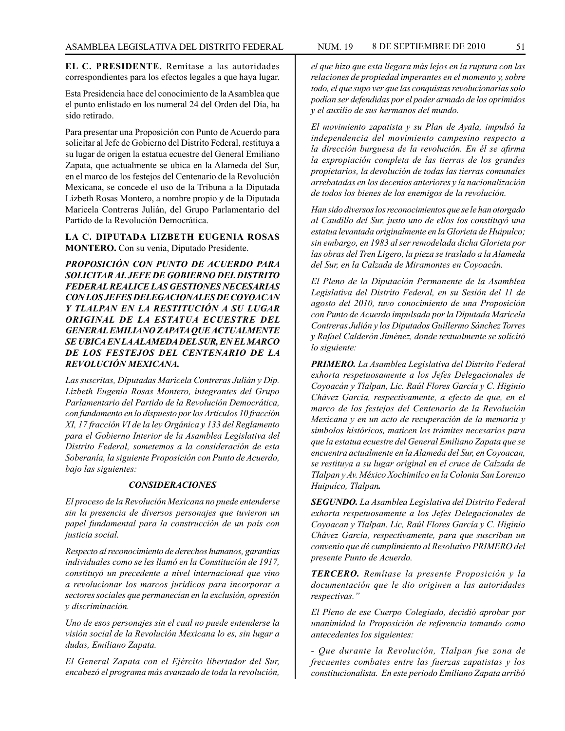**EL C. PRESIDENTE.** Remítase a las autoridades correspondientes para los efectos legales a que haya lugar.

Esta Presidencia hace del conocimiento de la Asamblea que el punto enlistado en los numeral 24 del Orden del Día, ha sido retirado.

Para presentar una Proposición con Punto de Acuerdo para solicitar al Jefe de Gobierno del Distrito Federal, restituya a su lugar de origen la estatua ecuestre del General Emiliano Zapata, que actualmente se ubica en la Alameda del Sur, en el marco de los festejos del Centenario de la Revolución Mexicana, se concede el uso de la Tribuna a la Diputada Lizbeth Rosas Montero, a nombre propio y de la Diputada Maricela Contreras Julián, del Grupo Parlamentario del Partido de la Revolución Democrática.

**LA C. DIPUTADA LIZBETH EUGENIA ROSAS MONTERO.** Con su venia, Diputado Presidente.

***PROPOSICIÓN CON PUNTO DE ACUERDO PARA SOLICITAR AL JEFE DE GOBIERNO DEL DISTRITO FEDERAL REALICE LAS GESTIONES NECESARIAS CON LOS JEFES DELEGACIONALES DE COYOACAN Y TLALPAN EN LA RESTITUCIÓN A SU LUGAR ORIGINAL DE LA ESTATUA ECUESTRE DEL GENERAL EMILIANO ZAPATA QUE ACTUALMENTE SE UBICA EN LA ALAMEDA DEL SUR, EN EL MARCO DE LOS FESTEJOS DEL CENTENARIO DE LA REVOLUCIÓN MEXICANA.***

*Las suscritas, Diputadas Maricela Contreras Julián y Dip. Lizbeth Eugenia Rosas Montero, integrantes del Grupo Parlamentario del Partido de la Revolución Democrática, con fundamento en lo dispuesto por los Artículos 10 fracción XI, 17 fracción VI de la ley Orgánica y 133 del Reglamento para el Gobierno Interior de la Asamblea Legislativa del Distrito Federal, sometemos a la consideración de esta Soberanía, la siguiente Proposición con Punto de Acuerdo, bajo las siguientes:*

***CONSIDERACIONES***

*El proceso de la Revolución Mexicana no puede entenderse sin la presencia de diversos personajes que tuvieron un papel fundamental para la construcción de un país con justicia social.*

*Respecto al reconocimiento de derechos humanos, garantías individuales como se les llamó en la Constitución de 1917, constituyó un precedente a nivel internacional que vino a revolucionar los marcos jurídicos para incorporar a sectores sociales que permanecían en la exclusión, opresión y discriminación.*

*Uno de esos personajes sin el cual no puede entenderse la visión social de la Revolución Mexicana lo es, sin lugar a dudas, Emiliano Zapata.*

*El General Zapata con el Ejército libertador del Sur, encabezó el programa más avanzado de toda la revolución, el que hizo que esta llegara más lejos en la ruptura con las relaciones de propiedad imperantes en el momento y, sobre todo, el que supo ver que las conquistas revolucionarias solo podían ser defendidas por el poder armado de los oprimidos y el auxilio de sus hermanos del mundo.*

*El movimiento zapatista y su Plan de Ayala, impulsó la independencia del movimiento campesino respecto a la dirección burguesa de la revolución. En él se afirma la expropiación completa de las tierras de los grandes propietarios, la devolución de todas las tierras comunales arrebatadas en los decenios anteriores y la nacionalización de todos los bienes de los enemigos de la revolución.*

*Han sido diversos los reconocimientos que se le han otorgado al Caudillo del Sur, justo uno de ellos los constituyó una estatua levantada originalmente en la Glorieta de Huipulco; sin embargo, en 1983 al ser remodelada dicha Glorieta por las obras del Tren Ligero, la pieza se traslado a la Alameda del Sur, en la Calzada de Miramontes en Coyoacán.*

*El Pleno de la Diputación Permanente de la Asamblea Legislativa del Distrito Federal, en su Sesión del 11 de agosto del 2010, tuvo conocimiento de una Proposición con Punto de Acuerdo impulsada por la Diputada Maricela Contreras Julián y los Diputados Guillermo Sánchez Torres y Rafael Calderón Jiménez, donde textualmente se solicitó lo siguiente:*

***PRIMERO.*** *La Asamblea Legislativa del Distrito Federal exhorta respetuosamente a los Jefes Delegacionales de Coyoacán y Tlalpan, Lic. Raúl Flores García y C. Higinio Chávez García, respectivamente, a efecto de que, en el marco de los festejos del Centenario de la Revolución Mexicana y en un acto de recuperación de la memoria y símbolos históricos, maticen los trámites necesarios para que la estatua ecuestre del General Emiliano Zapata que se encuentra actualmente en la Alameda del Sur, en Coyoacan, se restituya a su lugar original en el cruce de Calzada de TIalpan y Av. México Xochimilco en la Colonia San Lorenzo Huipuíco, Tlalpan****.***

***SEGUNDO.*** *La Asamblea Legislativa del Distrito Federal exhorta respetuosamente a los Jefes Delegacionales de Coyoacan y Tlalpan. Lic, Raúl Flores García y C. Higinio Chávez García, respectivamente, para que suscriban un convenio que dé cumplimiento al Resolutivo PRIMERO del presente Punto de Acuerdo.*

***TERCERO.*** *Remítase la presente Proposición y la documentación que le dio originen a las autoridades respectivas."*

*El Pleno de ese Cuerpo Colegiado, decidió aprobar por unanimidad la Proposición de referencia tomando como antecedentes los siguientes:*

*- Que durante la Revolución, Tlalpan fue zona de frecuentes combates entre las fuerzas zapatistas y los constitucionalista. En este periodo Emiliano Zapata arribó*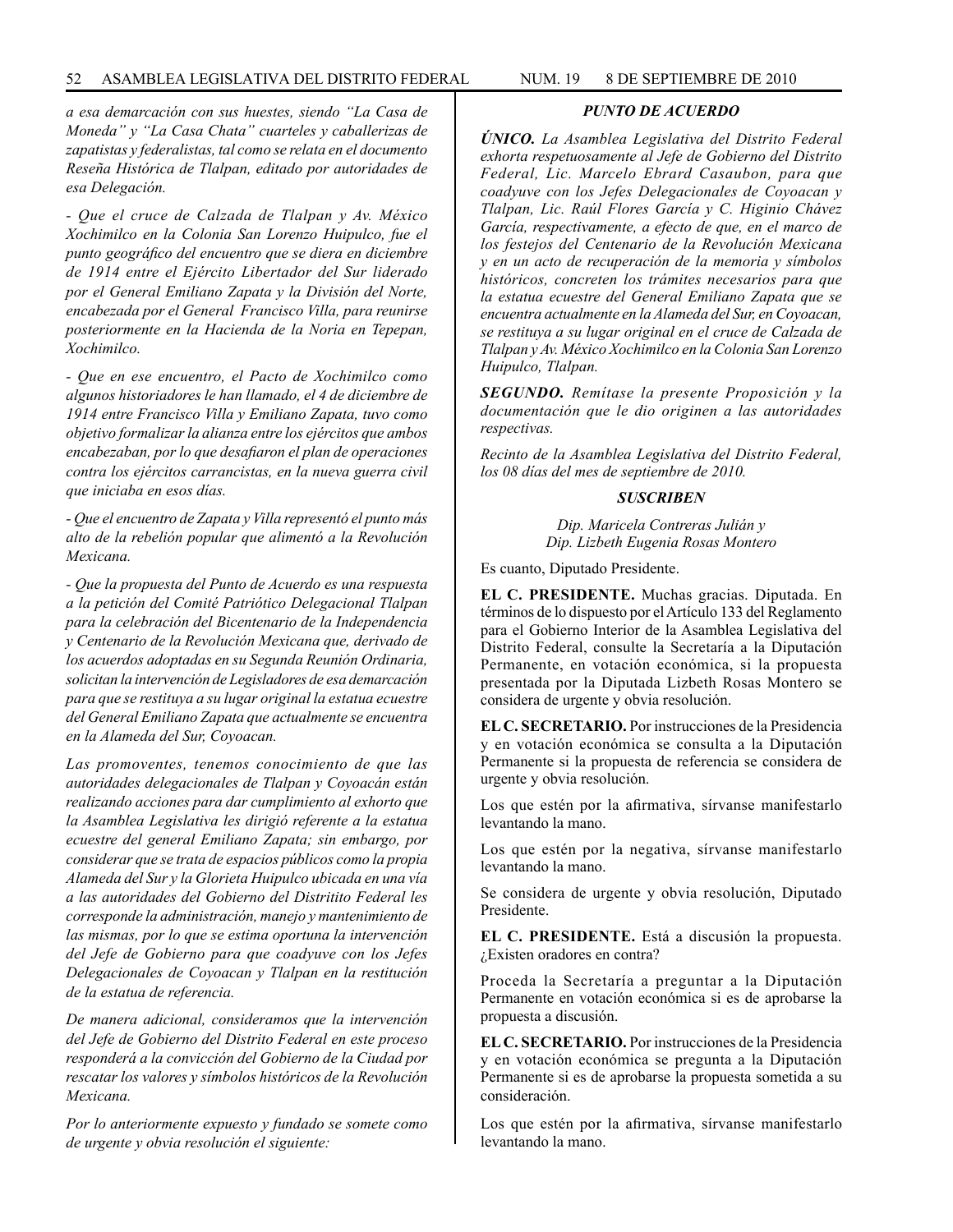*a esa demarcación con sus huestes, siendo "La Casa de Moneda" y "La Casa Chata" cuarteles y caballerizas de zapatistas y federalistas, tal como se relata en el documento Reseña Histórica de Tlalpan, editado por autoridades de esa Delegación.*

*- Que el cruce de Calzada de Tlalpan y Av. México Xochimilco en la Colonia San Lorenzo Huipulco, fue el punto geográfico del encuentro que se diera en diciembre de 1914 entre el Ejército Libertador del Sur liderado por el General Emiliano Zapata y la División del Norte, encabezada por el General Francisco Villa, para reunirse posteriormente en la Hacienda de la Noria en Tepepan, Xochimilco.*

*- Que en ese encuentro, el Pacto de Xochimilco como algunos historiadores le han llamado, el 4 de diciembre de 1914 entre Francisco Villa y Emiliano Zapata, tuvo como objetivo formalizar la alianza entre los ejércitos que ambos encabezaban, por lo que desafiaron el plan de operaciones contra los ejércitos carrancistas, en la nueva guerra civil que iniciaba en esos días.*

*- Que el encuentro de Zapata y Villa representó el punto más alto de la rebelión popular que alimentó a la Revolución Mexicana.*

*- Que la propuesta del Punto de Acuerdo es una respuesta a la petición del Comité Patriótico Delegacional Tlalpan para la celebración del Bicentenario de la Independencia y Centenario de la Revolución Mexicana que, derivado de los acuerdos adoptadas en su Segunda Reunión Ordinaria, solicitan la intervención de Legisladores de esa demarcación para que se restituya a su lugar original la estatua ecuestre del General Emiliano Zapata que actualmente se encuentra en la Alameda del Sur, Coyoacan.*

*Las promoventes, tenemos conocimiento de que las autoridades delegacionales de Tlalpan y Coyoacán están realizando acciones para dar cumplimiento al exhorto que la Asamblea Legislativa les dirigió referente a la estatua ecuestre del general Emiliano Zapata; sin embargo, por considerar que se trata de espacios públicos como la propia Alameda del Sur y la Glorieta Huipulco ubicada en una vía a las autoridades del Gobierno del Distritito Federal les corresponde la administración, manejo y mantenimiento de las mismas, por lo que se estima oportuna la intervención del Jefe de Gobierno para que coadyuve con los Jefes Delegacionales de Coyoacan y Tlalpan en la restitución de la estatua de referencia.*

*De manera adicional, consideramos que la intervención del Jefe de Gobierno del Distrito Federal en este proceso responderá a la convicción del Gobierno de la Ciudad por rescatar los valores y símbolos históricos de la Revolución Mexicana.*

*Por lo anteriormente expuesto y fundado se somete como de urgente y obvia resolución el siguiente:*

***PUNTO DE ACUERDO***

***ÚNICO.*** *La Asamblea Legislativa del Distrito Federal exhorta respetuosamente al Jefe de Gobierno del Distrito Federal, Lic. Marcelo Ebrard Casaubon, para que coadyuve con los Jefes Delegacionales de Coyoacan y Tlalpan, Lic. Raúl Flores García y C. Higinio Chávez García, respectivamente, a efecto de que, en el marco de los festejos del Centenario de la Revolución Mexicana y en un acto de recuperación de la memoria y símbolos históricos, concreten los trámites necesarios para que la estatua ecuestre del General Emiliano Zapata que se encuentra actualmente en la Alameda del Sur, en Coyoacan, se restituya a su lugar original en el cruce de Calzada de Tlalpan y Av. México Xochimilco en la Colonia San Lorenzo Huipulco, Tlalpan.*

***SEGUNDO.*** *Remítase la presente Proposición y la documentación que le dio originen a las autoridades respectivas.*

*Recinto de la Asamblea Legislativa del Distrito Federal, los 08 días del mes de septiembre de 2010.*

***SUSCRIBEN***

*Dip. Maricela Contreras Julián y*
*Dip. Lizbeth Eugenia Rosas Montero*

Es cuanto, Diputado Presidente.

**EL C. PRESIDENTE.** Muchas gracias. Diputada. En términos de lo dispuesto por el Artículo 133 del Reglamento para el Gobierno Interior de la Asamblea Legislativa del Distrito Federal, consulte la Secretaría a la Diputación Permanente, en votación económica, si la propuesta presentada por la Diputada Lizbeth Rosas Montero se considera de urgente y obvia resolución.

**EL C. SECRETARIO.** Por instrucciones de la Presidencia y en votación económica se consulta a la Diputación Permanente si la propuesta de referencia se considera de urgente y obvia resolución.

Los que estén por la afirmativa, sírvanse manifestarlo levantando la mano.

Los que estén por la negativa, sírvanse manifestarlo levantando la mano.

Se considera de urgente y obvia resolución, Diputado Presidente.

**EL C. PRESIDENTE.** Está a discusión la propuesta. ¿Existen oradores en contra?

Proceda la Secretaría a preguntar a la Diputación Permanente en votación económica si es de aprobarse la propuesta a discusión.

**EL C. SECRETARIO.** Por instrucciones de la Presidencia y en votación económica se pregunta a la Diputación Permanente si es de aprobarse la propuesta sometida a su consideración.

Los que estén por la afirmativa, sírvanse manifestarlo levantando la mano.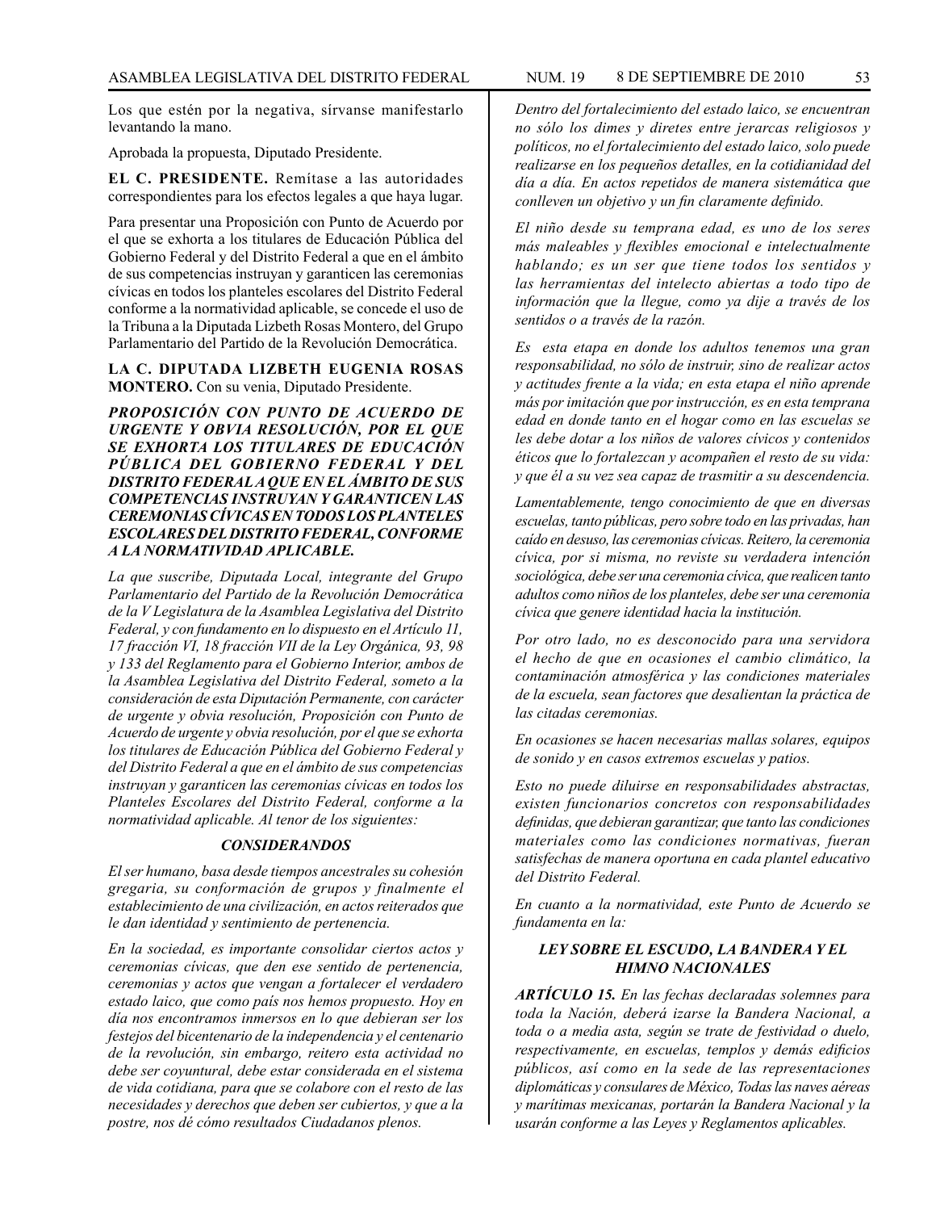Los que estén por la negativa, sírvanse manifestarlo levantando la mano.

Aprobada la propuesta, Diputado Presidente.

**EL C. PRESIDENTE.** Remítase a las autoridades correspondientes para los efectos legales a que haya lugar.

Para presentar una Proposición con Punto de Acuerdo por el que se exhorta a los titulares de Educación Pública del Gobierno Federal y del Distrito Federal a que en el ámbito de sus competencias instruyan y garanticen las ceremonias cívicas en todos los planteles escolares del Distrito Federal conforme a la normatividad aplicable, se concede el uso de la Tribuna a la Diputada Lizbeth Rosas Montero, del Grupo Parlamentario del Partido de la Revolución Democrática.

**LA C. DIPUTADA LIZBETH EUGENIA ROSAS MONTERO.** Con su venia, Diputado Presidente.

***PROPOSICIÓN CON PUNTO DE ACUERDO DE URGENTE Y OBVIA RESOLUCIÓN, POR EL QUE SE EXHORTA LOS TITULARES DE EDUCACIÓN PÚBLICA DEL GOBIERNO FEDERAL Y DEL DISTRITO FEDERAL A QUE EN EL ÁMBITO DE SUS COMPETENCIAS INSTRUYAN Y GARANTICEN LAS CEREMONIAS CÍVICAS EN TODOS LOS PLANTELES ESCOLARES DEL DISTRITO FEDERAL, CONFORME A LA NORMATIVIDAD APLICABLE.***

*La que suscribe, Diputada Local, integrante del Grupo Parlamentario del Partido de la Revolución Democrática de la V Legislatura de la Asamblea Legislativa del Distrito Federal, y con fundamento en lo dispuesto en el Artículo 11, 17 fracción VI, 18 fracción VII de la Ley Orgánica, 93, 98 y 133 del Reglamento para el Gobierno Interior, ambos de la Asamblea Legislativa del Distrito Federal, someto a la consideración de esta Diputación Permanente, con carácter de urgente y obvia resolución, Proposición con Punto de Acuerdo de urgente y obvia resolución, por el que se exhorta los titulares de Educación Pública del Gobierno Federal y del Distrito Federal a que en el ámbito de sus competencias instruyan y garanticen las ceremonias cívicas en todos los Planteles Escolares del Distrito Federal, conforme a la normatividad aplicable. Al tenor de los siguientes:*

***CONSIDERANDOS***

*El ser humano, basa desde tiempos ancestrales su cohesión gregaria, su conformación de grupos y finalmente el establecimiento de una civilización, en actos reiterados que le dan identidad y sentimiento de pertenencia.*

*En la sociedad, es importante consolidar ciertos actos y ceremonias cívicas, que den ese sentido de pertenencia, ceremonias y actos que vengan a fortalecer el verdadero estado laico, que como país nos hemos propuesto. Hoy en día nos encontramos inmersos en lo que debieran ser los festejos del bicentenario de la independencia y el centenario de la revolución, sin embargo, reitero esta actividad no debe ser coyuntural, debe estar considerada en el sistema de vida cotidiana, para que se colabore con el resto de las necesidades y derechos que deben ser cubiertos, y que a la postre, nos dé cómo resultados Ciudadanos plenos.*

*Dentro del fortalecimiento del estado laico, se encuentran no sólo los dimes y diretes entre jerarcas religiosos y políticos, no el fortalecimiento del estado laico, solo puede realizarse en los pequeños detalles, en la cotidianidad del día a día. En actos repetidos de manera sistemática que conlleven un objetivo y un fin claramente definido.*

*El niño desde su temprana edad, es uno de los seres más maleables y flexibles emocional e intelectualmente hablando; es un ser que tiene todos los sentidos y las herramientas del intelecto abiertas a todo tipo de información que la llegue, como ya dije a través de los sentidos o a través de la razón.*

*Es esta etapa en donde los adultos tenemos una gran responsabilidad, no sólo de instruir, sino de realizar actos y actitudes frente a la vida; en esta etapa el niño aprende más por imitación que por instrucción, es en esta temprana edad en donde tanto en el hogar como en las escuelas se les debe dotar a los niños de valores cívicos y contenidos éticos que lo fortalezcan y acompañen el resto de su vida: y que él a su vez sea capaz de trasmitir a su descendencia.*

*Lamentablemente, tengo conocimiento de que en diversas escuelas, tanto públicas, pero sobre todo en las privadas, han caído en desuso, las ceremonias cívicas. Reitero, la ceremonia cívica, por si misma, no reviste su verdadera intención sociológica, debe ser una ceremonia cívica, que realicen tanto adultos como niños de los planteles, debe ser una ceremonia cívica que genere identidad hacia la institución.*

*Por otro lado, no es desconocido para una servidora el hecho de que en ocasiones el cambio climático, la contaminación atmosférica y las condiciones materiales de la escuela, sean factores que desalientan la práctica de las citadas ceremonias.*

*En ocasiones se hacen necesarias mallas solares, equipos de sonido y en casos extremos escuelas y patios.*

*Esto no puede diluirse en responsabilidades abstractas, existen funcionarios concretos con responsabilidades definidas, que debieran garantizar, que tanto las condiciones materiales como las condiciones normativas, fueran satisfechas de manera oportuna en cada plantel educativo del Distrito Federal.*

*En cuanto a la normatividad, este Punto de Acuerdo se fundamenta en la:*

***LEY SOBRE EL ESCUDO, LA BANDERA Y EL HIMNO NACIONALES***

***ARTÍCULO 15.*** *En las fechas declaradas solemnes para toda la Nación, deberá izarse la Bandera Nacional, a toda o a media asta, según se trate de festividad o duelo, respectivamente, en escuelas, templos y demás edificios públicos, así como en la sede de las representaciones diplomáticas y consulares de México, Todas las naves aéreas y marítimas mexicanas, portarán la Bandera Nacional y la usarán conforme a las Leyes y Reglamentos aplicables.*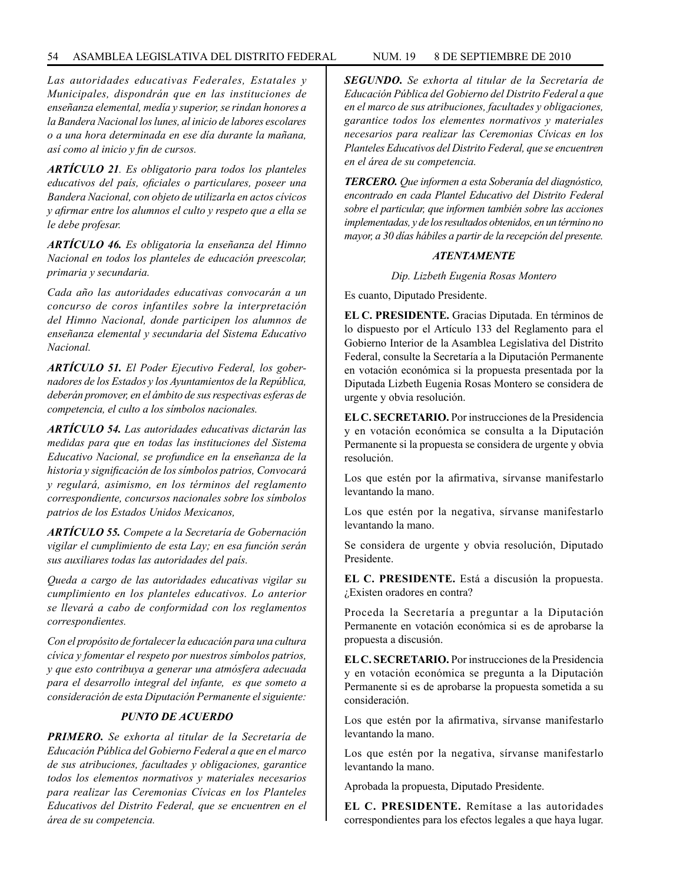*Las autoridades educativas Federales, Estatales y Municipales, dispondrán que en las instituciones de enseñanza elemental, media y superior, se rindan honores a la Bandera Nacional los lunes, al inicio de labores escolares o a una hora determinada en ese día durante la mañana, así como al inicio y fin de cursos.*

***ARTÍCULO 21****. Es obligatorio para todos los planteles educativos del país, oficiales o particulares, poseer una Bandera Nacional, con objeto de utilizarla en actos cívicos y afirmar entre los alumnos el culto y respeto que a ella se le debe profesar.*

***ARTÍCULO 46.*** *Es obligatoria la enseñanza del Himno Nacional en todos los planteles de educación preescolar, primaria y secundaria.*

*Cada año las autoridades educativas convocarán a un concurso de coros infantiles sobre la interpretación del Himno Nacional, donde participen los alumnos de enseñanza elemental y secundaria del Sistema Educativo Nacional.*

***ARTÍCULO 51.*** *El Poder Ejecutivo Federal, los gobernadores de los Estados y los Ayuntamientos de la República, deberán promover, en el ámbito de sus respectivas esferas de competencia, el culto a los símbolos nacionales.*

***ARTÍCULO 54.*** *Las autoridades educativas dictarán las medidas para que en todas las instituciones del Sistema Educativo Nacional, se profundice en la enseñanza de la historia y significación de los símbolos patrios, Convocará y regulará, asimismo, en los términos del reglamento correspondiente, concursos nacionales sobre los símbolos patrios de los Estados Unidos Mexicanos,*

***ARTÍCULO 55.*** *Compete a la Secretaría de Gobernación vigilar el cumplimiento de esta Lay; en esa función serán sus auxiliares todas las autoridades del país.*

*Queda a cargo de las autoridades educativas vigilar su cumplimiento en los planteles educativos. Lo anterior se llevará a cabo de conformidad con los reglamentos correspondientes.*

*Con el propósito de fortalecer la educación para una cultura cívica y fomentar el respeto por nuestros símbolos patrios, y que esto contribuya a generar una atmósfera adecuada para el desarrollo integral del infante, es que someto a consideración de esta Diputación Permanente el siguiente:*

***PUNTO DE ACUERDO***

***PRIMERO.*** *Se exhorta al titular de la Secretaría de Educación Pública del Gobierno Federal a que en el marco de sus atribuciones, facultades y obligaciones, garantice todos los elementos normativos y materiales necesarios para realizar las Ceremonias Cívicas en los Planteles Educativos del Distrito Federal, que se encuentren en el área de su competencia.*

***SEGUNDO.*** *Se exhorta al titular de la Secretaría de Educación Pública del Gobierno del Distrito Federal a que en el marco de sus atribuciones, facultades y obligaciones, garantice todos los elementos normativos y materiales necesarios para realizar las Ceremonias Cívicas en los Planteles Educativos del Distrito Federal, que se encuentren en el área de su competencia.*

***TERCERO.*** *Que informen a esta Soberanía del diagnóstico, encontrado en cada Plantel Educativo del Distrito Federal sobre el particular, que informen también sobre las acciones implementadas, y de los resultados obtenidos, en un término no mayor, a 30 días hábiles a partir de la recepción del presente.*

***ATENTAMENTE***

*Dip. Lizbeth Eugenia Rosas Montero*

Es cuanto, Diputado Presidente.

**EL C. PRESIDENTE.** Gracias Diputada. En términos de lo dispuesto por el Artículo 133 del Reglamento para el Gobierno Interior de la Asamblea Legislativa del Distrito Federal, consulte la Secretaría a la Diputación Permanente en votación económica si la propuesta presentada por la Diputada Lizbeth Eugenia Rosas Montero se considera de urgente y obvia resolución.

**EL C. SECRETARIO.** Por instrucciones de la Presidencia y en votación económica se consulta a la Diputación Permanente si la propuesta se considera de urgente y obvia resolución.

Los que estén por la afirmativa, sírvanse manifestarlo levantando la mano.

Los que estén por la negativa, sírvanse manifestarlo levantando la mano.

Se considera de urgente y obvia resolución, Diputado Presidente.

**EL C. PRESIDENTE.** Está a discusión la propuesta. ¿Existen oradores en contra?

Proceda la Secretaría a preguntar a la Diputación Permanente en votación económica si es de aprobarse la propuesta a discusión.

**EL C. SECRETARIO.** Por instrucciones de la Presidencia y en votación económica se pregunta a la Diputación Permanente si es de aprobarse la propuesta sometida a su consideración.

Los que estén por la afirmativa, sírvanse manifestarlo levantando la mano.

Los que estén por la negativa, sírvanse manifestarlo levantando la mano.

Aprobada la propuesta, Diputado Presidente.

**EL C. PRESIDENTE.** Remítase a las autoridades correspondientes para los efectos legales a que haya lugar.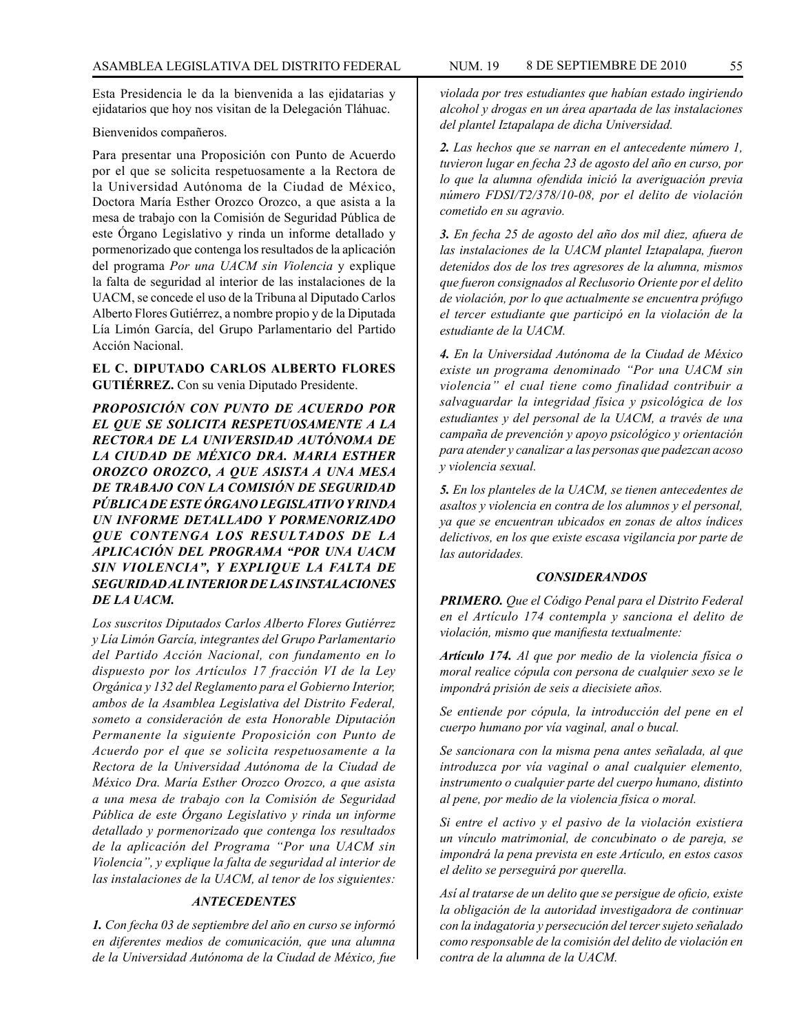Esta Presidencia le da la bienvenida a las ejidatarias y ejidatarios que hoy nos visitan de la Delegación Tláhuac.

Bienvenidos compañeros.

Para presentar una Proposición con Punto de Acuerdo por el que se solicita respetuosamente a la Rectora de la Universidad Autónoma de la Ciudad de México, Doctora María Esther Orozco Orozco, a que asista a la mesa de trabajo con la Comisión de Seguridad Pública de este Órgano Legislativo y rinda un informe detallado y pormenorizado que contenga los resultados de la aplicación del programa *Por una UACM sin Violencia* y explique la falta de seguridad al interior de las instalaciones de la UACM, se concede el uso de la Tribuna al Diputado Carlos Alberto Flores Gutiérrez, a nombre propio y de la Diputada Lía Limón García, del Grupo Parlamentario del Partido Acción Nacional.

**EL C. DIPUTADO CARLOS ALBERTO FLORES GUTIÉRREZ.** Con su venia Diputado Presidente.

***PROPOSICIÓN CON PUNTO DE ACUERDO POR EL QUE SE SOLICITA RESPETUOSAMENTE A LA RECTORA DE LA UNIVERSIDAD AUTÓNOMA DE LA CIUDAD DE MÉXICO DRA. MARIA ESTHER OROZCO OROZCO, A QUE ASISTA A UNA MESA DE TRABAJO CON LA COMISIÓN DE SEGURIDAD PÚBLICA DE ESTE ÓRGANO LEGISLATIVO Y RINDA UN INFORME DETALLADO Y PORMENORIZADO QUE CONTENGA LOS RESULTADOS DE LA APLICACIÓN DEL PROGRAMA "POR UNA UACM SIN VIOLENCIA", Y EXPLIQUE LA FALTA DE SEGURIDAD AL INTERIOR DE LAS INSTALACIONES DE LA UACM.***

*Los suscritos Diputados Carlos Alberto Flores Gutiérrez y Lía Limón García, integrantes del Grupo Parlamentario del Partido Acción Nacional, con fundamento en lo dispuesto por los Artículos 17 fracción VI de la Ley Orgánica y 132 del Reglamento para el Gobierno Interior, ambos de la Asamblea Legislativa del Distrito Federal, someto a consideración de esta Honorable Diputación Permanente la siguiente Proposición con Punto de Acuerdo por el que se solicita respetuosamente a la Rectora de la Universidad Autónoma de la Ciudad de México Dra. María Esther Orozco Orozco, a que asista a una mesa de trabajo con la Comisión de Seguridad Pública de este Órgano Legislativo y rinda un informe detallado y pormenorizado que contenga los resultados de la aplicación del Programa "Por una UACM sin Violencia", y explique la falta de seguridad al interior de las instalaciones de la UACM, al tenor de los siguientes:*

### *ANTECEDENTES*

***1.*** *Con fecha 03 de septiembre del año en curso se informó en diferentes medios de comunicación, que una alumna de la Universidad Autónoma de la Ciudad de México, fue violada por tres estudiantes que habían estado ingiriendo alcohol y drogas en un área apartada de las instalaciones del plantel Iztapalapa de dicha Universidad.*

***2.*** *Las hechos que se narran en el antecedente número 1, tuvieron lugar en fecha 23 de agosto del año en curso, por lo que la alumna ofendida inició la averiguación previa número FDSI/T2/378/10-08, por el delito de violación cometido en su agravio.*

***3.*** *En fecha 25 de agosto del año dos mil diez, afuera de las instalaciones de la UACM plantel Iztapalapa, fueron detenidos dos de los tres agresores de la alumna, mismos que fueron consignados al Reclusorio Oriente por el delito de violación, por lo que actualmente se encuentra prófugo el tercer estudiante que participó en la violación de la estudiante de la UACM.*

***4.*** *En la Universidad Autónoma de la Ciudad de México existe un programa denominado "Por una UACM sin violencia" el cual tiene como finalidad contribuir a salvaguardar la integridad física y psicológica de los estudiantes y del personal de la UACM, a través de una campaña de prevención y apoyo psicológico y orientación para atender y canalizar a las personas que padezcan acoso y violencia sexual.*

***5.*** *En los planteles de la UACM, se tienen antecedentes de asaltos y violencia en contra de los alumnos y el personal, ya que se encuentran ubicados en zonas de altos índices delictivos, en los que existe escasa vigilancia por parte de las autoridades.*

### *CONSIDERANDOS*

***PRIMERO.*** *Que el Código Penal para el Distrito Federal en el Artículo 174 contempla y sanciona el delito de violación, mismo que manifiesta textualmente:*

***Artículo 174.*** *Al que por medio de la violencia física o moral realice cópula con persona de cualquier sexo se le impondrá prisión de seis a diecisiete años.*

*Se entiende por cópula, la introducción del pene en el cuerpo humano por vía vaginal, anal o bucal.*

*Se sancionara con la misma pena antes señalada, al que introduzca por vía vaginal o anal cualquier elemento, instrumento o cualquier parte del cuerpo humano, distinto al pene, por medio de la violencia física o moral.*

*Si entre el activo y el pasivo de la violación existiera un vínculo matrimonial, de concubinato o de pareja, se impondrá la pena prevista en este Artículo, en estos casos el delito se perseguirá por querella.*

*Así al tratarse de un delito que se persigue de oficio, existe la obligación de la autoridad investigadora de continuar con la indagatoria y persecución del tercer sujeto señalado como responsable de la comisión del delito de violación en contra de la alumna de la UACM.*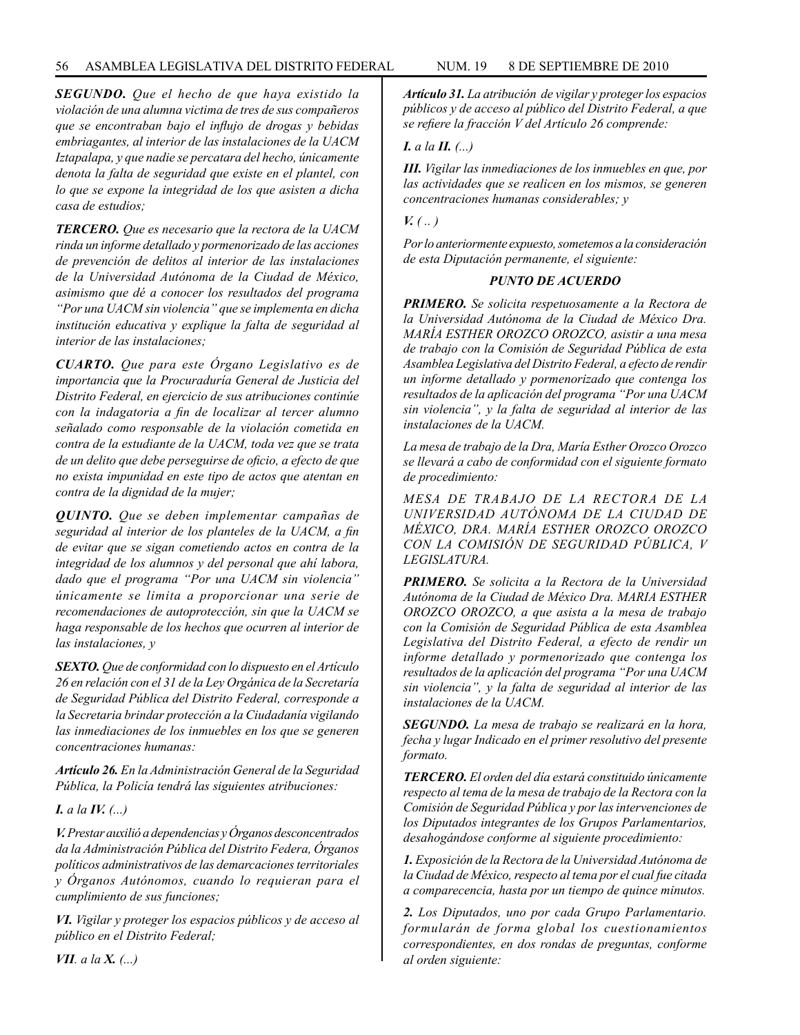***SEGUNDO.*** *Que el hecho de que haya existido la violación de una alumna victima de tres de sus compañeros que se encontraban bajo el influjo de drogas y bebidas embriagantes, al interior de las instalaciones de la UACM Iztapalapa, y que nadie se percatara del hecho, únicamente denota la falta de seguridad que existe en el plantel, con lo que se expone la integridad de los que asisten a dicha casa de estudios;*

***TERCERO.*** *Que es necesario que la rectora de la UACM rinda un informe detallado y pormenorizado de las acciones de prevención de delitos al interior de las instalaciones de la Universidad Autónoma de la Ciudad de México, asimismo que dé a conocer los resultados del programa "Por una UACM sin violencia" que se implementa en dicha institución educativa y explique la falta de seguridad al interior de las instalaciones;*

***CUARTO.*** *Que para este Órgano Legislativo es de importancia que la Procuraduría General de Justicia del Distrito Federal, en ejercicio de sus atribuciones continúe con la indagatoria a fin de localizar al tercer alumno señalado como responsable de la violación cometida en contra de la estudiante de la UACM, toda vez que se trata de un delito que debe perseguirse de oficio, a efecto de que no exista impunidad en este tipo de actos que atentan en contra de la dignidad de la mujer;*

***QUINTO.*** *Que se deben implementar campañas de seguridad al interior de los planteles de la UACM, a fin de evitar que se sigan cometiendo actos en contra de la integridad de los alumnos y del personal que ahí labora, dado que el programa "Por una UACM sin violencia" únicamente se limita a proporcionar una serie de recomendaciones de autoprotección, sin que la UACM se haga responsable de los hechos que ocurren al interior de las instalaciones, y*

***SEXTO.*** *Que de conformidad con lo dispuesto en el Artículo 26 en relación con el 31 de la Ley Orgánica de la Secretaría de Seguridad Pública del Distrito Federal, corresponde a la Secretaria brindar protección a la Ciudadanía vigilando las inmediaciones de los inmuebles en los que se generen concentraciones humanas:*

***Artículo 26.*** *En la Administración General de la Seguridad Pública, la Policía tendrá las siguientes atribuciones:*

***I.*** *a la* ***IV.*** *(...)*

***V.*** *Prestar auxilió a dependencias y Órganos desconcentrados da la Administración Pública del Distrito Federa, Órganos políticos administrativos de las demarcaciones territoriales y Órganos Autónomos, cuando lo requieran para el cumplimiento de sus funciones;*

***VI.*** *Vigilar y proteger los espacios públicos y de acceso al público en el Distrito Federal;*

***VII.*** *a la* ***X.*** *(...)*

***Artículo 31.*** *La atribución de vigilar y proteger los espacios públicos y de acceso al público del Distrito Federal, a que se refiere la fracción V del Artículo 26 comprende:*

***I.*** *a la* ***II.*** *(...)*

***III.*** *Vigilar las inmediaciones de los inmuebles en que, por las actividades que se realicen en los mismos, se generen concentraciones humanas considerables; y*

***V.*** *( .. )*

*Por lo anteriormente expuesto, sometemos a la consideración de esta Diputación permanente, el siguiente:*

***PUNTO DE ACUERDO***

***PRIMERO.*** *Se solicita respetuosamente a la Rectora de la Universidad Autónoma de la Ciudad de México Dra. MARÍA ESTHER OROZCO OROZCO, asistir a una mesa de trabajo con la Comisión de Seguridad Pública de esta Asamblea Legislativa del Distrito Federal, a efecto de rendir un informe detallado y pormenorizado que contenga los resultados de la aplicación del programa "Por una UACM sin violencia", y la falta de seguridad al interior de las instalaciones de la UACM.*

*La mesa de trabajo de la Dra, María Esther Orozco Orozco se llevará a cabo de conformidad con el siguiente formato de procedimiento:*

*MESA DE TRABAJO DE LA RECTORA DE LA UNIVERSIDAD AUTÓNOMA DE LA CIUDAD DE MÉXICO, DRA. MARÍA ESTHER OROZCO OROZCO CON LA COMISIÓN DE SEGURIDAD PÚBLICA, V LEGISLATURA.*

***PRIMERO.*** *Se solicita a la Rectora de la Universidad Autónoma de la Ciudad de México Dra. MARIA ESTHER OROZCO OROZCO, a que asista a la mesa de trabajo con la Comisión de Seguridad Pública de esta Asamblea Legislativa del Distrito Federal, a efecto de rendir un informe detallado y pormenorizado que contenga los resultados de la aplicación del programa "Por una UACM sin violencia", y la falta de seguridad al interior de las instalaciones de la UACM.*

***SEGUNDO.*** *La mesa de trabajo se realizará en la hora, fecha y lugar Indicado en el primer resolutivo del presente formato.*

***TERCERO.*** *El orden del día estará constituido únicamente respecto al tema de la mesa de trabajo de la Rectora con la Comisión de Seguridad Pública y por las intervenciones de los Diputados integrantes de los Grupos Parlamentarios, desahogándose conforme al siguiente procedimiento:*

***1.*** *Exposición de la Rectora de la Universidad Autónoma de la Ciudad de México, respecto al tema por el cual fue citada a comparecencia, hasta por un tiempo de quince minutos.*

***2.*** *Los Diputados, uno por cada Grupo Parlamentario. formularán de forma global los cuestionamientos correspondientes, en dos rondas de preguntas, conforme al orden siguiente:*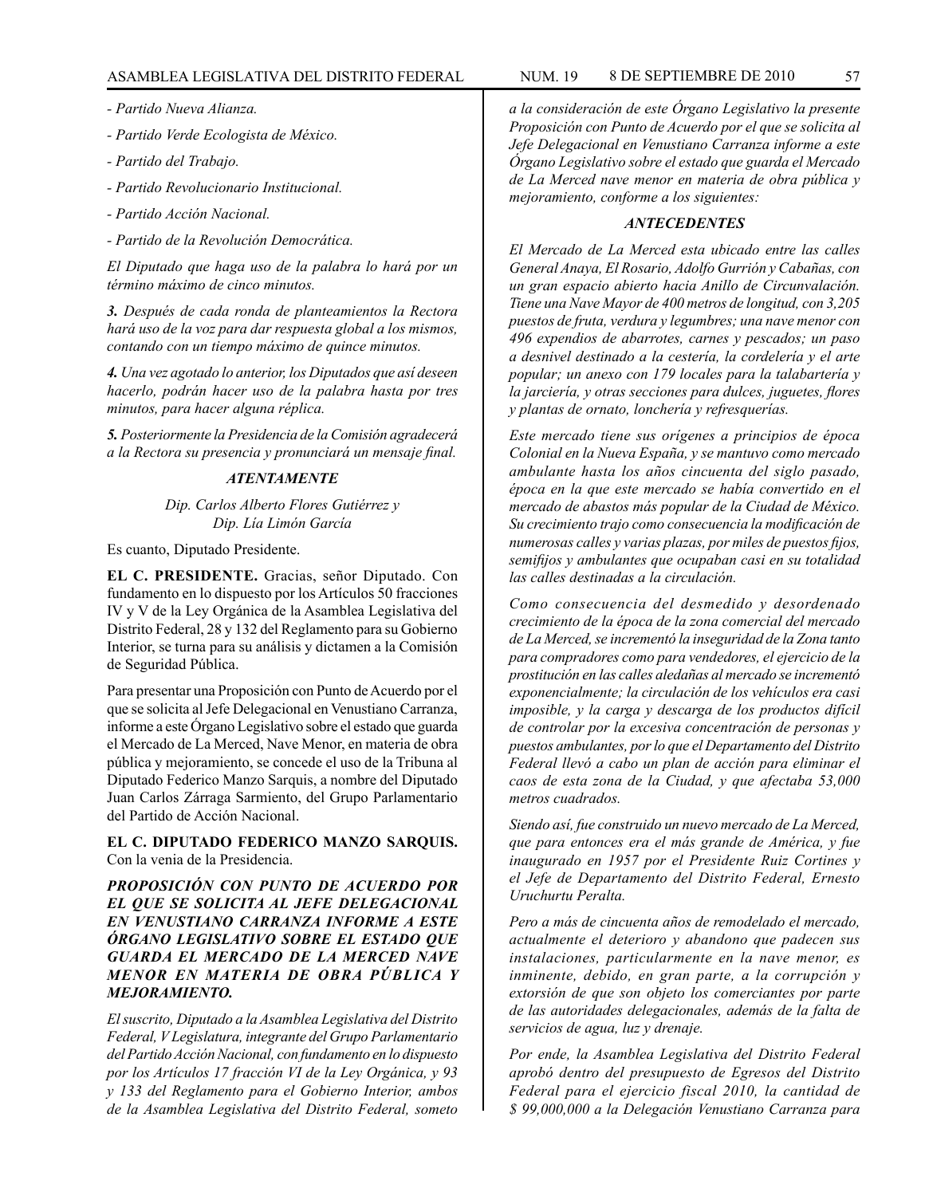*- Partido Nueva Alianza.*

*- Partido Verde Ecologista de México.*

*- Partido del Trabajo.*

*- Partido Revolucionario Institucional.*

*- Partido Acción Nacional.*

*- Partido de la Revolución Democrática.*

*El Diputado que haga uso de la palabra lo hará por un término máximo de cinco minutos.*

***3.*** *Después de cada ronda de planteamientos la Rectora hará uso de la voz para dar respuesta global a los mismos, contando con un tiempo máximo de quince minutos.*

***4.*** *Una vez agotado lo anterior, los Diputados que así deseen hacerlo, podrán hacer uso de la palabra hasta por tres minutos, para hacer alguna réplica.*

***5.*** *Posteriormente la Presidencia de la Comisión agradecerá a la Rectora su presencia y pronunciará un mensaje final.*

***ATENTAMENTE***

*Dip. Carlos Alberto Flores Gutiérrez y*
*Dip. Lía Limón García*

Es cuanto, Diputado Presidente.

**EL C. PRESIDENTE.** Gracias, señor Diputado. Con fundamento en lo dispuesto por los Artículos 50 fracciones IV y V de la Ley Orgánica de la Asamblea Legislativa del Distrito Federal, 28 y 132 del Reglamento para su Gobierno Interior, se turna para su análisis y dictamen a la Comisión de Seguridad Pública.

Para presentar una Proposición con Punto de Acuerdo por el que se solicita al Jefe Delegacional en Venustiano Carranza, informe a este Órgano Legislativo sobre el estado que guarda el Mercado de La Merced, Nave Menor, en materia de obra pública y mejoramiento, se concede el uso de la Tribuna al Diputado Federico Manzo Sarquis, a nombre del Diputado Juan Carlos Zárraga Sarmiento, del Grupo Parlamentario del Partido de Acción Nacional.

**EL C. DIPUTADO FEDERICO MANZO SARQUIS.** Con la venia de la Presidencia.

***PROPOSICIÓN CON PUNTO DE ACUERDO POR EL QUE SE SOLICITA AL JEFE DELEGACIONAL EN VENUSTIANO CARRANZA INFORME A ESTE ÓRGANO LEGISLATIVO SOBRE EL ESTADO QUE GUARDA EL MERCADO DE LA MERCED NAVE MENOR EN MATERIA DE OBRA PÚBLICA Y MEJORAMIENTO.***

*El suscrito, Diputado a la Asamblea Legislativa del Distrito Federal, V Legislatura, integrante del Grupo Parlamentario del Partido Acción Nacional, con fundamento en lo dispuesto por los Artículos 17 fracción VI de la Ley Orgánica, y 93 y 133 del Reglamento para el Gobierno Interior, ambos de la Asamblea Legislativa del Distrito Federal, someto a la consideración de este Órgano Legislativo la presente Proposición con Punto de Acuerdo por el que se solicita al Jefe Delegacional en Venustiano Carranza informe a este Órgano Legislativo sobre el estado que guarda el Mercado de La Merced nave menor en materia de obra pública y mejoramiento, conforme a los siguientes:*

***ANTECEDENTES***

*El Mercado de La Merced esta ubicado entre las calles General Anaya, El Rosario, Adolfo Gurrión y Cabañas, con un gran espacio abierto hacia Anillo de Circunvalación. Tiene una Nave Mayor de 400 metros de longitud, con 3,205 puestos de fruta, verdura y legumbres; una nave menor con 496 expendios de abarrotes, carnes y pescados; un paso a desnivel destinado a la cestería, la cordelería y el arte popular; un anexo con 179 locales para la talabartería y la jarciería, y otras secciones para dulces, juguetes, flores y plantas de ornato, lonchería y refresquerías.*

*Este mercado tiene sus orígenes a principios de época Colonial en la Nueva España, y se mantuvo como mercado ambulante hasta los años cincuenta del siglo pasado, época en la que este mercado se había convertido en el mercado de abastos más popular de la Ciudad de México. Su crecimiento trajo como consecuencia la modificación de numerosas calles y varias plazas, por miles de puestos fijos, semifijos y ambulantes que ocupaban casi en su totalidad las calles destinadas a la circulación.*

*Como consecuencia del desmedido y desordenado crecimiento de la época de la zona comercial del mercado de La Merced, se incrementó la inseguridad de la Zona tanto para compradores como para vendedores, el ejercicio de la prostitución en las calles aledañas al mercado se incrementó exponencialmente; la circulación de los vehículos era casi imposible, y la carga y descarga de los productos difícil de controlar por la excesiva concentración de personas y puestos ambulantes, por lo que el Departamento del Distrito Federal llevó a cabo un plan de acción para eliminar el caos de esta zona de la Ciudad, y que afectaba 53,000 metros cuadrados.*

*Siendo así, fue construido un nuevo mercado de La Merced, que para entonces era el más grande de América, y fue inaugurado en 1957 por el Presidente Ruiz Cortines y el Jefe de Departamento del Distrito Federal, Ernesto Uruchurtu Peralta.*

*Pero a más de cincuenta años de remodelado el mercado, actualmente el deterioro y abandono que padecen sus instalaciones, particularmente en la nave menor, es inminente, debido, en gran parte, a la corrupción y extorsión de que son objeto los comerciantes por parte de las autoridades delegacionales, además de la falta de servicios de agua, luz y drenaje.*

*Por ende, la Asamblea Legislativa del Distrito Federal aprobó dentro del presupuesto de Egresos del Distrito Federal para el ejercicio fiscal 2010, la cantidad de $ 99,000,000 a la Delegación Venustiano Carranza para*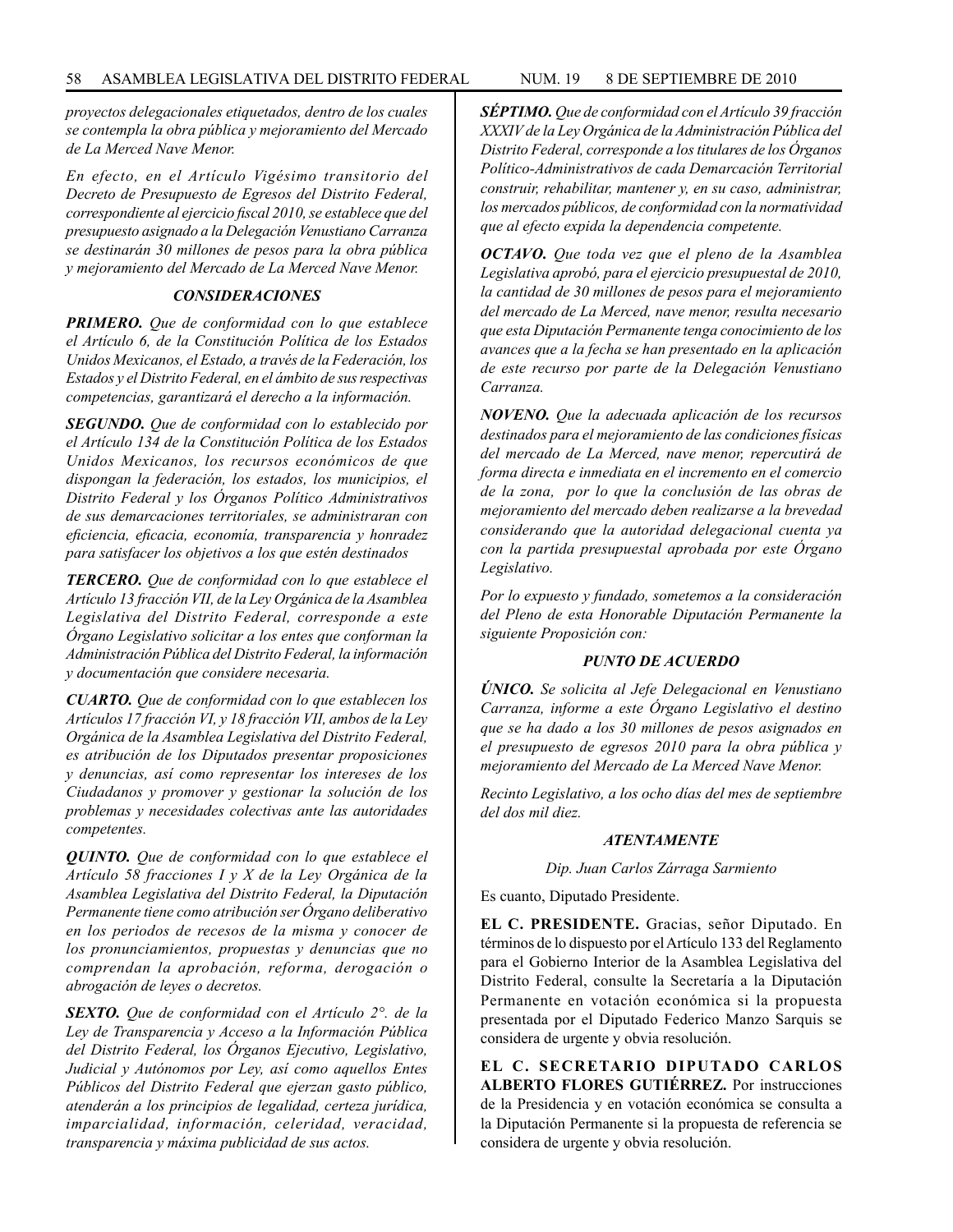*proyectos delegacionales etiquetados, dentro de los cuales se contempla la obra pública y mejoramiento del Mercado de La Merced Nave Menor.*

*En efecto, en el Artículo Vigésimo transitorio del Decreto de Presupuesto de Egresos del Distrito Federal, correspondiente al ejercicio fiscal 2010, se establece que del presupuesto asignado a la Delegación Venustiano Carranza se destinarán 30 millones de pesos para la obra pública y mejoramiento del Mercado de La Merced Nave Menor.*

***CONSIDERACIONES***

***PRIMERO.*** *Que de conformidad con lo que establece el Artículo 6, de la Constitución Política de los Estados Unidos Mexicanos, el Estado, a través de la Federación, los Estados y el Distrito Federal, en el ámbito de sus respectivas competencias, garantizará el derecho a la información.*

***SEGUNDO.*** *Que de conformidad con lo establecido por el Artículo 134 de la Constitución Política de los Estados Unidos Mexicanos, los recursos económicos de que dispongan la federación, los estados, los municipios, el Distrito Federal y los Órganos Político Administrativos de sus demarcaciones territoriales, se administraran con eficiencia, eficacia, economía, transparencia y honradez para satisfacer los objetivos a los que estén destinados*

***TERCERO.*** *Que de conformidad con lo que establece el Artículo 13 fracción VII, de la Ley Orgánica de la Asamblea Legislativa del Distrito Federal, corresponde a este Órgano Legislativo solicitar a los entes que conforman la Administración Pública del Distrito Federal, la información y documentación que considere necesaria.*

***CUARTO.*** *Que de conformidad con lo que establecen los Artículos 17 fracción VI, y 18 fracción VII, ambos de la Ley Orgánica de la Asamblea Legislativa del Distrito Federal, es atribución de los Diputados presentar proposiciones y denuncias, así como representar los intereses de los Ciudadanos y promover y gestionar la solución de los problemas y necesidades colectivas ante las autoridades competentes.*

***QUINTO.*** *Que de conformidad con lo que establece el Artículo 58 fracciones I y X de la Ley Orgánica de la Asamblea Legislativa del Distrito Federal, la Diputación Permanente tiene como atribución ser Órgano deliberativo en los periodos de recesos de la misma y conocer de los pronunciamientos, propuestas y denuncias que no comprendan la aprobación, reforma, derogación o abrogación de leyes o decretos.*

***SEXTO.*** *Que de conformidad con el Artículo 2°. de la Ley de Transparencia y Acceso a la Información Pública del Distrito Federal, los Órganos Ejecutivo, Legislativo, Judicial y Autónomos por Ley, así como aquellos Entes Públicos del Distrito Federal que ejerzan gasto público, atenderán a los principios de legalidad, certeza jurídica, imparcialidad, información, celeridad, veracidad, transparencia y máxima publicidad de sus actos.*

***SÉPTIMO.*** *Que de conformidad con el Artículo 39 fracción XXXIV de la Ley Orgánica de la Administración Pública del Distrito Federal, corresponde a los titulares de los Órganos Político-Administrativos de cada Demarcación Territorial construir, rehabilitar, mantener y, en su caso, administrar, los mercados públicos, de conformidad con la normatividad que al efecto expida la dependencia competente.*

***OCTAVO.*** *Que toda vez que el pleno de la Asamblea Legislativa aprobó, para el ejercicio presupuestal de 2010, la cantidad de 30 millones de pesos para el mejoramiento del mercado de La Merced, nave menor, resulta necesario que esta Diputación Permanente tenga conocimiento de los avances que a la fecha se han presentado en la aplicación de este recurso por parte de la Delegación Venustiano Carranza.*

***NOVENO.*** *Que la adecuada aplicación de los recursos destinados para el mejoramiento de las condiciones físicas del mercado de La Merced, nave menor, repercutirá de forma directa e inmediata en el incremento en el comercio de la zona, por lo que la conclusión de las obras de mejoramiento del mercado deben realizarse a la brevedad considerando que la autoridad delegacional cuenta ya con la partida presupuestal aprobada por este Órgano Legislativo.*

*Por lo expuesto y fundado, sometemos a la consideración del Pleno de esta Honorable Diputación Permanente la siguiente Proposición con:*

***PUNTO DE ACUERDO***

***ÚNICO.*** *Se solicita al Jefe Delegacional en Venustiano Carranza, informe a este Órgano Legislativo el destino que se ha dado a los 30 millones de pesos asignados en el presupuesto de egresos 2010 para la obra pública y mejoramiento del Mercado de La Merced Nave Menor.*

*Recinto Legislativo, a los ocho días del mes de septiembre del dos mil diez.*

***ATENTAMENTE***

*Dip. Juan Carlos Zárraga Sarmiento*

Es cuanto, Diputado Presidente.

**EL C. PRESIDENTE.** Gracias, señor Diputado. En términos de lo dispuesto por el Artículo 133 del Reglamento para el Gobierno Interior de la Asamblea Legislativa del Distrito Federal, consulte la Secretaría a la Diputación Permanente en votación económica si la propuesta presentada por el Diputado Federico Manzo Sarquis se considera de urgente y obvia resolución.

**EL C. SECRETARIO DIPUTADO CARLOS ALBERTO FLORES GUTIÉRREZ.** Por instrucciones de la Presidencia y en votación económica se consulta a la Diputación Permanente si la propuesta de referencia se considera de urgente y obvia resolución.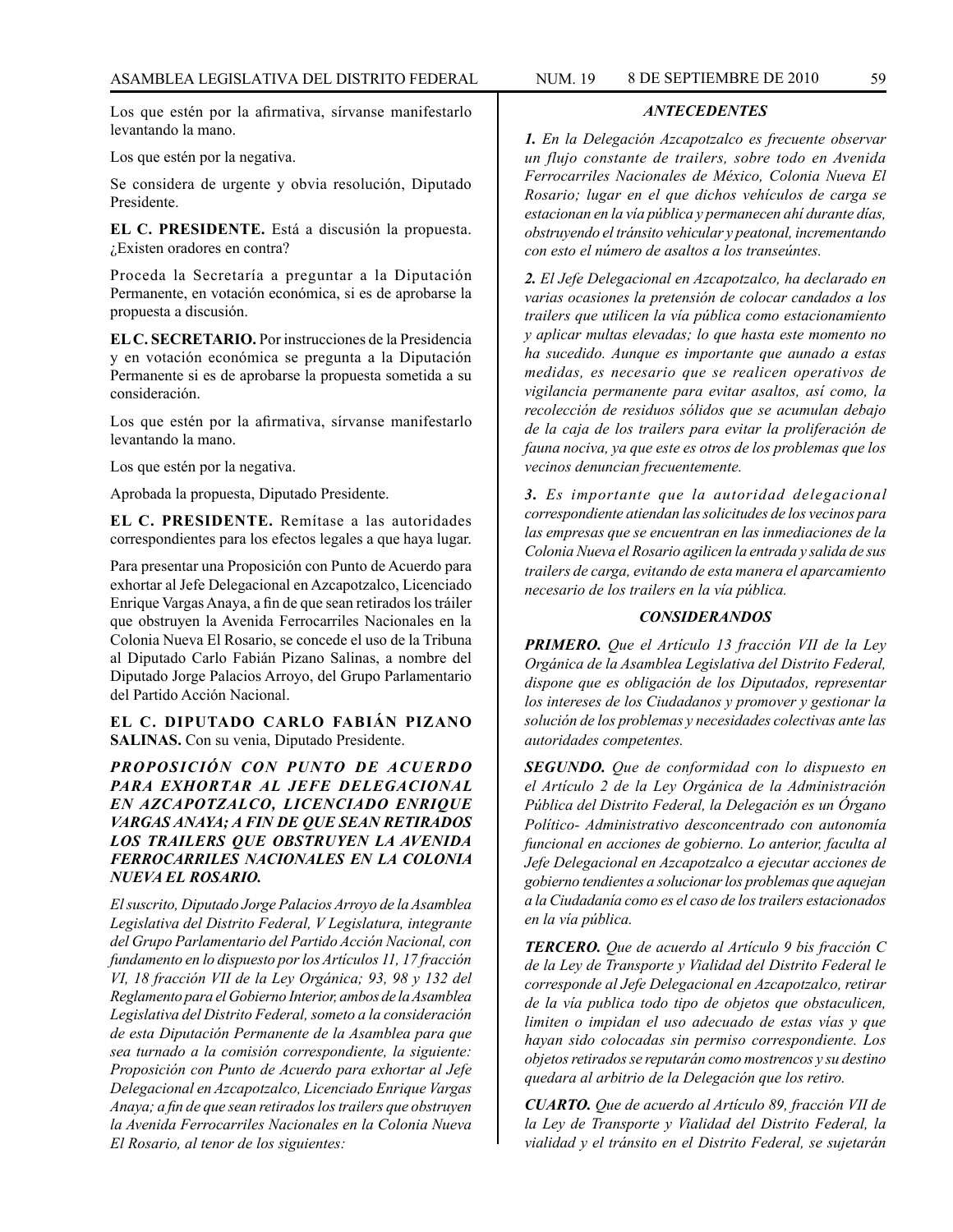Los que estén por la afirmativa, sírvanse manifestarlo levantando la mano.

Los que estén por la negativa.

Se considera de urgente y obvia resolución, Diputado Presidente.

**EL C. PRESIDENTE.** Está a discusión la propuesta. ¿Existen oradores en contra?

Proceda la Secretaría a preguntar a la Diputación Permanente, en votación económica, si es de aprobarse la propuesta a discusión.

**EL C. SECRETARIO.** Por instrucciones de la Presidencia y en votación económica se pregunta a la Diputación Permanente si es de aprobarse la propuesta sometida a su consideración.

Los que estén por la afirmativa, sírvanse manifestarlo levantando la mano.

Los que estén por la negativa.

Aprobada la propuesta, Diputado Presidente.

**EL C. PRESIDENTE.** Remítase a las autoridades correspondientes para los efectos legales a que haya lugar.

Para presentar una Proposición con Punto de Acuerdo para exhortar al Jefe Delegacional en Azcapotzalco, Licenciado Enrique Vargas Anaya, a fin de que sean retirados los tráiler que obstruyen la Avenida Ferrocarriles Nacionales en la Colonia Nueva El Rosario, se concede el uso de la Tribuna al Diputado Carlo Fabián Pizano Salinas, a nombre del Diputado Jorge Palacios Arroyo, del Grupo Parlamentario del Partido Acción Nacional.

**EL C. DIPUTADO CARLO FABIÁN PIZANO SALINAS.** Con su venia, Diputado Presidente.

***PROPOSICIÓN CON PUNTO DE ACUERDO PARA EXHORTAR AL JEFE DELEGACIONAL EN AZCAPOTZALCO, LICENCIADO ENRIQUE VARGAS ANAYA; A FIN DE QUE SEAN RETIRADOS LOS TRAILERS QUE OBSTRUYEN LA AVENIDA FERROCARRILES NACIONALES EN LA COLONIA NUEVA EL ROSARIO.***

*El suscrito, Diputado Jorge Palacios Arroyo de la Asamblea Legislativa del Distrito Federal, V Legislatura, integrante del Grupo Parlamentario del Partido Acción Nacional, con fundamento en lo dispuesto por los Artículos 11, 17 fracción VI, 18 fracción VII de la Ley Orgánica; 93, 98 y 132 del Reglamento para el Gobierno Interior, ambos de la Asamblea Legislativa del Distrito Federal, someto a la consideración de esta Diputación Permanente de la Asamblea para que sea turnado a la comisión correspondiente, la siguiente: Proposición con Punto de Acuerdo para exhortar al Jefe Delegacional en Azcapotzalco, Licenciado Enrique Vargas Anaya; a fin de que sean retirados los trailers que obstruyen la Avenida Ferrocarriles Nacionales en la Colonia Nueva El Rosario, al tenor de los siguientes:*

***ANTECEDENTES***

***1.*** *En la Delegación Azcapotzalco es frecuente observar un flujo constante de trailers, sobre todo en Avenida Ferrocarriles Nacionales de México, Colonia Nueva El Rosario; lugar en el que dichos vehículos de carga se estacionan en la vía pública y permanecen ahí durante días, obstruyendo el tránsito vehicular y peatonal, incrementando con esto el número de asaltos a los transeúntes.*

***2.*** *El Jefe Delegacional en Azcapotzalco, ha declarado en varias ocasiones la pretensión de colocar candados a los trailers que utilicen la vía pública como estacionamiento y aplicar multas elevadas; lo que hasta este momento no ha sucedido. Aunque es importante que aunado a estas medidas, es necesario que se realicen operativos de vigilancia permanente para evitar asaltos, así como, la recolección de residuos sólidos que se acumulan debajo de la caja de los trailers para evitar la proliferación de fauna nociva, ya que este es otros de los problemas que los vecinos denuncian frecuentemente.*

***3.*** *Es importante que la autoridad delegacional correspondiente atiendan las solicitudes de los vecinos para las empresas que se encuentran en las inmediaciones de la Colonia Nueva el Rosario agilicen la entrada y salida de sus trailers de carga, evitando de esta manera el aparcamiento necesario de los trailers en la vía pública.*

***CONSIDERANDOS***

***PRIMERO.*** *Que el Artículo 13 fracción VII de la Ley Orgánica de la Asamblea Legislativa del Distrito Federal, dispone que es obligación de los Diputados, representar los intereses de los Ciudadanos y promover y gestionar la solución de los problemas y necesidades colectivas ante las autoridades competentes.*

***SEGUNDO.*** *Que de conformidad con lo dispuesto en el Artículo 2 de la Ley Orgánica de la Administración Pública del Distrito Federal, la Delegación es un Órgano Político- Administrativo desconcentrado con autonomía funcional en acciones de gobierno. Lo anterior, faculta al Jefe Delegacional en Azcapotzalco a ejecutar acciones de gobierno tendientes a solucionar los problemas que aquejan a la Ciudadanía como es el caso de los trailers estacionados en la vía pública.*

***TERCERO.*** *Que de acuerdo al Artículo 9 bis fracción C de la Ley de Transporte y Vialidad del Distrito Federal le corresponde al Jefe Delegacional en Azcapotzalco, retirar de la vía publica todo tipo de objetos que obstaculicen, limiten o impidan el uso adecuado de estas vías y que hayan sido colocadas sin permiso correspondiente. Los objetos retirados se reputarán como mostrencos y su destino quedara al arbitrio de la Delegación que los retiro.*

***CUARTO.*** *Que de acuerdo al Artículo 89, fracción VII de la Ley de Transporte y Vialidad del Distrito Federal, la vialidad y el tránsito en el Distrito Federal, se sujetarán*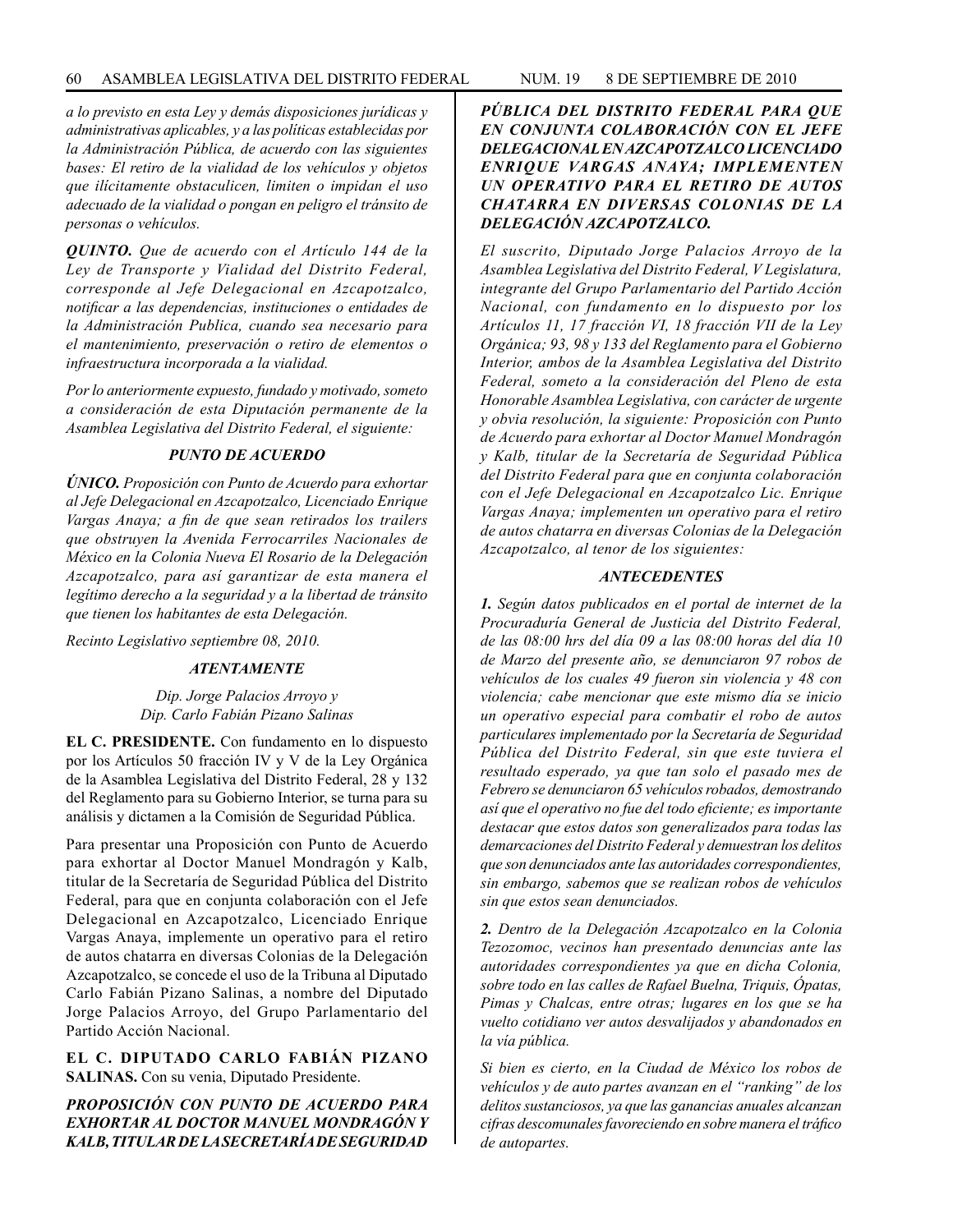*a lo previsto en esta Ley y demás disposiciones jurídicas y administrativas aplicables, y a las políticas establecidas por la Administración Pública, de acuerdo con las siguientes bases: El retiro de la vialidad de los vehículos y objetos que ilícitamente obstaculicen, limiten o impidan el uso adecuado de la vialidad o pongan en peligro el tránsito de personas o vehículos.*

***QUINTO.*** *Que de acuerdo con el Artículo 144 de la Ley de Transporte y Vialidad del Distrito Federal, corresponde al Jefe Delegacional en Azcapotzalco, notificar a las dependencias, instituciones o entidades de la Administración Publica, cuando sea necesario para el mantenimiento, preservación o retiro de elementos o infraestructura incorporada a la vialidad.*

*Por lo anteriormente expuesto, fundado y motivado, someto a consideración de esta Diputación permanente de la Asamblea Legislativa del Distrito Federal, el siguiente:*

***PUNTO DE ACUERDO***

***ÚNICO.*** *Proposición con Punto de Acuerdo para exhortar al Jefe Delegacional en Azcapotzalco, Licenciado Enrique Vargas Anaya; a fin de que sean retirados los trailers que obstruyen la Avenida Ferrocarriles Nacionales de México en la Colonia Nueva El Rosario de la Delegación Azcapotzalco, para así garantizar de esta manera el legítimo derecho a la seguridad y a la libertad de tránsito que tienen los habitantes de esta Delegación.*

*Recinto Legislativo septiembre 08, 2010.*

***ATENTAMENTE***

*Dip. Jorge Palacios Arroyo y*
*Dip. Carlo Fabián Pizano Salinas*

**EL C. PRESIDENTE.** Con fundamento en lo dispuesto por los Artículos 50 fracción IV y V de la Ley Orgánica de la Asamblea Legislativa del Distrito Federal, 28 y 132 del Reglamento para su Gobierno Interior, se turna para su análisis y dictamen a la Comisión de Seguridad Pública.

Para presentar una Proposición con Punto de Acuerdo para exhortar al Doctor Manuel Mondragón y Kalb, titular de la Secretaría de Seguridad Pública del Distrito Federal, para que en conjunta colaboración con el Jefe Delegacional en Azcapotzalco, Licenciado Enrique Vargas Anaya, implemente un operativo para el retiro de autos chatarra en diversas Colonias de la Delegación Azcapotzalco, se concede el uso de la Tribuna al Diputado Carlo Fabián Pizano Salinas, a nombre del Diputado Jorge Palacios Arroyo, del Grupo Parlamentario del Partido Acción Nacional.

**EL C. DIPUTADO CARLO FABIÁN PIZANO SALINAS.** Con su venia, Diputado Presidente.

***PROPOSICIÓN CON PUNTO DE ACUERDO PARA EXHORTAR AL DOCTOR MANUEL MONDRAGÓN Y KALB, TITULAR DE LA SECRETARÍA DE SEGURIDAD PÚBLICA DEL DISTRITO FEDERAL PARA QUE EN CONJUNTA COLABORACIÓN CON EL JEFE DELEGACIONAL EN AZCAPOTZALCO LICENCIADO ENRIQUE VARGAS ANAYA; IMPLEMENTEN UN OPERATIVO PARA EL RETIRO DE AUTOS CHATARRA EN DIVERSAS COLONIAS DE LA DELEGACIÓN AZCAPOTZALCO.***

*El suscrito, Diputado Jorge Palacios Arroyo de la Asamblea Legislativa del Distrito Federal, V Legislatura, integrante del Grupo Parlamentario del Partido Acción Nacional, con fundamento en lo dispuesto por los Artículos 11, 17 fracción VI, 18 fracción VII de la Ley Orgánica; 93, 98 y 133 del Reglamento para el Gobierno Interior, ambos de la Asamblea Legislativa del Distrito Federal, someto a la consideración del Pleno de esta Honorable Asamblea Legislativa, con carácter de urgente y obvia resolución, la siguiente: Proposición con Punto de Acuerdo para exhortar al Doctor Manuel Mondragón y Kalb, titular de la Secretaría de Seguridad Pública del Distrito Federal para que en conjunta colaboración con el Jefe Delegacional en Azcapotzalco Lic. Enrique Vargas Anaya; implementen un operativo para el retiro de autos chatarra en diversas Colonias de la Delegación Azcapotzalco, al tenor de los siguientes:*

***ANTECEDENTES***

***1.*** *Según datos publicados en el portal de internet de la Procuraduría General de Justicia del Distrito Federal, de las 08:00 hrs del día 09 a las 08:00 horas del día 10 de Marzo del presente año, se denunciaron 97 robos de vehículos de los cuales 49 fueron sin violencia y 48 con violencia; cabe mencionar que este mismo día se inicio un operativo especial para combatir el robo de autos particulares implementado por la Secretaría de Seguridad Pública del Distrito Federal, sin que este tuviera el resultado esperado, ya que tan solo el pasado mes de Febrero se denunciaron 65 vehículos robados, demostrando así que el operativo no fue del todo eficiente; es importante destacar que estos datos son generalizados para todas las demarcaciones del Distrito Federal y demuestran los delitos que son denunciados ante las autoridades correspondientes, sin embargo, sabemos que se realizan robos de vehículos sin que estos sean denunciados.*

***2.*** *Dentro de la Delegación Azcapotzalco en la Colonia Tezozomoc, vecinos han presentado denuncias ante las autoridades correspondientes ya que en dicha Colonia, sobre todo en las calles de Rafael Buelna, Triquis, Ópatas, Pimas y Chalcas, entre otras; lugares en los que se ha vuelto cotidiano ver autos desvalijados y abandonados en la vía pública.*

*Si bien es cierto, en la Ciudad de México los robos de vehículos y de auto partes avanzan en el "ranking" de los delitos sustanciosos, ya que las ganancias anuales alcanzan cifras descomunales favoreciendo en sobre manera el tráfico de autopartes.*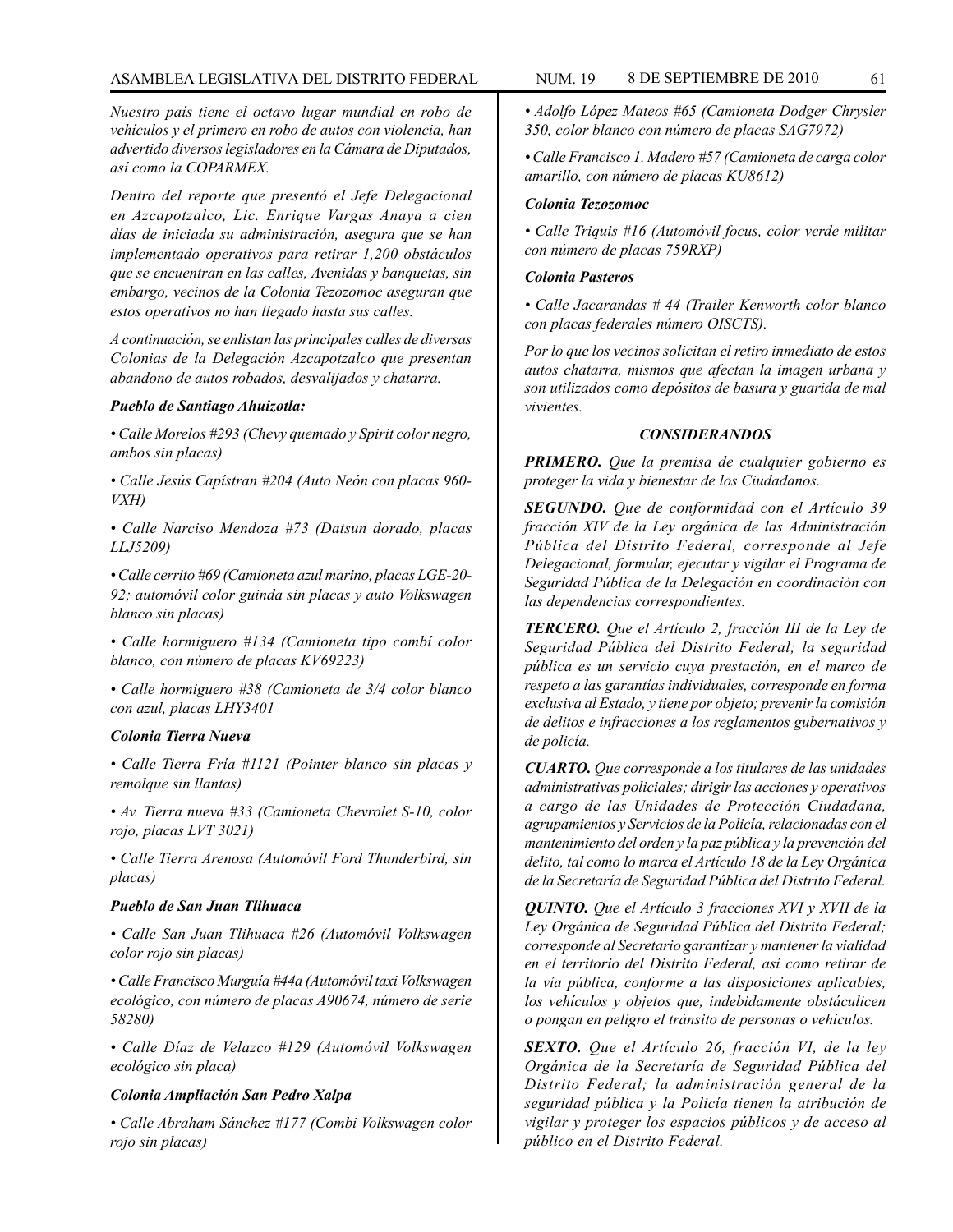*Nuestro país tiene el octavo lugar mundial en robo de vehículos y el primero en robo de autos con violencia, han advertido diversos legisladores en la Cámara de Diputados, así como la COPARMEX.*

*Dentro del reporte que presentó el Jefe Delegacional en Azcapotzalco, Lic. Enrique Vargas Anaya a cien días de iniciada su administración, asegura que se han implementado operativos para retirar 1,200 obstáculos que se encuentran en las calles, Avenidas y banquetas, sin embargo, vecinos de la Colonia Tezozomoc aseguran que estos operativos no han llegado hasta sus calles.*

*A continuación, se enlistan las principales calles de diversas Colonias de la Delegación Azcapotzalco que presentan abandono de autos robados, desvalijados y chatarra.*

***Pueblo de Santiago Ahuizotla:***

- *Calle Morelos #293 (Chevy quemado y Spirit color negro, ambos sin placas)*
- *Calle Jesús Capístran #204 (Auto Neón con placas 960-VXH)*
- *Calle Narciso Mendoza #73 (Datsun dorado, placas LLJ5209)*
- *Calle cerrito #69 (Camioneta azul marino, placas LGE-20-92; automóvil color guinda sin placas y auto Volkswagen blanco sin placas)*
- *Calle hormiguero #134 (Camioneta tipo combi color blanco, con número de placas KV69223)*
- *Calle hormiguero #38 (Camioneta de 3/4 color blanco con azul, placas LHY3401*

***Colonia Tierra Nueva***

- *Calle Tierra Fría #1121 (Pointer blanco sin placas y remolque sin llantas)*
- *Av. Tierra nueva #33 (Camioneta Chevrolet S-10, color rojo, placas LVT 3021)*
- *Calle Tierra Arenosa (Automóvil Ford Thunderbird, sin placas)*

***Pueblo de San Juan Tlihuaca***

- *Calle San Juan Tlihuaca #26 (Automóvil Volkswagen color rojo sin placas)*
- *Calle Francisco Murguía #44a (Automóvil taxi Volkswagen ecológico, con número de placas A90674, número de serie 58280)*
- *Calle Díaz de Velazco #129 (Automóvil Volkswagen ecológico sin placa)*

***Colonia Ampliación San Pedro Xalpa***

- *Calle Abraham Sánchez #177 (Combi Volkswagen color rojo sin placas)*
- *Adolfo López Mateos #65 (Camioneta Dodger Chrysler 350, color blanco con número de placas SAG7972)*
- *Calle Francisco 1. Madero #57 (Camioneta de carga color amarillo, con número de placas KU8612)*

***Colonia Tezozomoc***

- *Calle Triquis #16 (Automóvil focus, color verde militar con número de placas 759RXP)*

***Colonia Pasteros***

- *Calle Jacarandas # 44 (Trailer Kenworth color blanco con placas federales número OISCTS).*

*Por lo que los vecinos solicitan el retiro inmediato de estos autos chatarra, mismos que afectan la imagen urbana y son utilizados como depósitos de basura y guarida de mal vivientes.*

***CONSIDERANDOS***

***PRIMERO.*** *Que la premisa de cualquier gobierno es proteger la vida y bienestar de los Ciudadanos.*

***SEGUNDO.*** *Que de conformidad con el Artículo 39 fracción XIV de la Ley orgánica de las Administración Pública del Distrito Federal, corresponde al Jefe Delegacional, formular, ejecutar y vigilar el Programa de Seguridad Pública de la Delegación en coordinación con las dependencias correspondientes.*

***TERCERO.*** *Que el Artículo 2, fracción III de la Ley de Seguridad Pública del Distrito Federal; la seguridad pública es un servicio cuya prestación, en el marco de respeto a las garantías individuales, corresponde en forma exclusiva al Estado, y tiene por objeto; prevenir la comisión de delitos e infracciones a los reglamentos gubernativos y de policía.*

***CUARTO.*** *Que corresponde a los titulares de las unidades administrativas policiales; dirigir las acciones y operativos a cargo de las Unidades de Protección Ciudadana, agrupamientos y Servicios de la Policía, relacionadas con el mantenimiento del orden y la paz pública y la prevención del delito, tal como lo marca el Artículo 18 de la Ley Orgánica de la Secretaría de Seguridad Pública del Distrito Federal.*

***QUINTO.*** *Que el Artículo 3 fracciones XVI y XVII de la Ley Orgánica de Seguridad Pública del Distrito Federal; corresponde al Secretario garantizar y mantener la vialidad en el territorio del Distrito Federal, así como retirar de la vía pública, conforme a las disposiciones aplicables, los vehículos y objetos que, indebidamente obstáculicen o pongan en peligro el tránsito de personas o vehículos.*

***SEXTO.*** *Que el Artículo 26, fracción VI, de la ley Orgánica de la Secretaría de Seguridad Pública del Distrito Federal; la administración general de la seguridad pública y la Policía tienen la atribución de vigilar y proteger los espacios públicos y de acceso al público en el Distrito Federal.*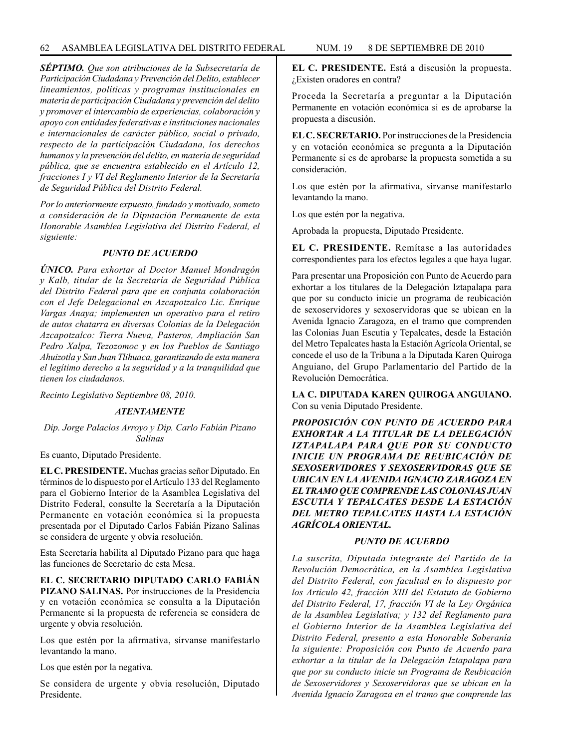***SÉPTIMO.*** *Que son atribuciones de la Subsecretaría de Participación Ciudadana y Prevención del Delito, establecer lineamientos, políticas y programas institucionales en materia de participación Ciudadana y prevención del delito y promover el intercambio de experiencias, colaboración y apoyo con entidades federativas e instituciones nacionales e internacionales de carácter público, social o privado, respecto de la participación Ciudadana, los derechos humanos y la prevención del delito, en materia de seguridad pública, que se encuentra establecido en el Artículo 12, fracciones I y VI del Reglamento Interior de la Secretaría de Seguridad Pública del Distrito Federal.*

*Por lo anteriormente expuesto, fundado y motivado, someto a consideración de la Diputación Permanente de esta Honorable Asamblea Legislativa del Distrito Federal, el siguiente:*

***PUNTO DE ACUERDO***

***ÚNICO.*** *Para exhortar al Doctor Manuel Mondragón y Kalb, titular de la Secretaría de Seguridad Pública del Distrito Federal para que en conjunta colaboración con el Jefe Delegacional en Azcapotzalco Lic. Enrique Vargas Anaya; implementen un operativo para el retiro de autos chatarra en diversas Colonias de la Delegación Azcapotzalco: Tierra Nueva, Pasteros, Ampliación San Pedro Xalpa, Tezozomoc y en los Pueblos de Santiago Ahuizotla y San Juan Tlihuaca, garantizando de esta manera el legítimo derecho a la seguridad y a la tranquilidad que tienen los ciudadanos.*

*Recinto Legislativo Septiembre 08, 2010.*

***ATENTAMENTE***

*Dip. Jorge Palacios Arroyo y Dip. Carlo Fabián Pizano Salinas*

Es cuanto, Diputado Presidente.

**EL C. PRESIDENTE.** Muchas gracias señor Diputado. En términos de lo dispuesto por el Artículo 133 del Reglamento para el Gobierno Interior de la Asamblea Legislativa del Distrito Federal, consulte la Secretaría a la Diputación Permanente en votación económica si la propuesta presentada por el Diputado Carlos Fabián Pizano Salinas se considera de urgente y obvia resolución.

Esta Secretaría habilita al Diputado Pizano para que haga las funciones de Secretario de esta Mesa.

**EL C. SECRETARIO DIPUTADO CARLO FABIÁN PIZANO SALINAS.** Por instrucciones de la Presidencia y en votación económica se consulta a la Diputación Permanente si la propuesta de referencia se considera de urgente y obvia resolución.

Los que estén por la afirmativa, sírvanse manifestarlo levantando la mano.

Los que estén por la negativa.

Se considera de urgente y obvia resolución, Diputado Presidente.

**EL C. PRESIDENTE.** Está a discusión la propuesta. ¿Existen oradores en contra?

Proceda la Secretaría a preguntar a la Diputación Permanente en votación económica si es de aprobarse la propuesta a discusión.

**EL C. SECRETARIO.** Por instrucciones de la Presidencia y en votación económica se pregunta a la Diputación Permanente si es de aprobarse la propuesta sometida a su consideración.

Los que estén por la afirmativa, sírvanse manifestarlo levantando la mano.

Los que estén por la negativa.

Aprobada la propuesta, Diputado Presidente.

**EL C. PRESIDENTE.** Remítase a las autoridades correspondientes para los efectos legales a que haya lugar.

Para presentar una Proposición con Punto de Acuerdo para exhortar a los titulares de la Delegación Iztapalapa para que por su conducto inicie un programa de reubicación de sexoservidores y sexoservidoras que se ubican en la Avenida Ignacio Zaragoza, en el tramo que comprenden las Colonias Juan Escutia y Tepalcates, desde la Estación del Metro Tepalcates hasta la Estación Agrícola Oriental, se concede el uso de la Tribuna a la Diputada Karen Quiroga Anguiano, del Grupo Parlamentario del Partido de la Revolución Democrática.

**LA C. DIPUTADA KAREN QUIROGA ANGUIANO.** Con su venia Diputado Presidente.

***PROPOSICIÓN CON PUNTO DE ACUERDO PARA EXHORTAR A LA TITULAR DE LA DELEGACIÓN IZTAPALAPA PARA QUE POR SU CONDUCTO INICIE UN PROGRAMA DE REUBICACIÓN DE SEXOSERVIDORES Y SEXOSERVIDORAS QUE SE UBICAN EN LA AVENIDA IGNACIO ZARAGOZA EN EL TRAMO QUE COMPRENDE LAS COLONIAS JUAN ESCUTIA Y TEPALCATES DESDE LA ESTACIÓN DEL METRO TEPALCATES HASTA LA ESTACIÓN AGRÍCOLA ORIENTAL.***

***PUNTO DE ACUERDO***

*La suscrita, Diputada integrante del Partido de la Revolución Democrática, en la Asamblea Legislativa del Distrito Federal, con facultad en lo dispuesto por los Artículo 42, fracción XIII del Estatuto de Gobierno del Distrito Federal, 17, fracción VI de la Ley Orgánica de la Asamblea Legislativa; y 132 del Reglamento para el Gobierno Interior de la Asamblea Legislativa del Distrito Federal, presento a esta Honorable Soberanía la siguiente: Proposición con Punto de Acuerdo para exhortar a la titular de la Delegación Iztapalapa para que por su conducto inicie un Programa de Reubicación de Sexoservidores y Sexoservidoras que se ubican en la Avenida Ignacio Zaragoza en el tramo que comprende las*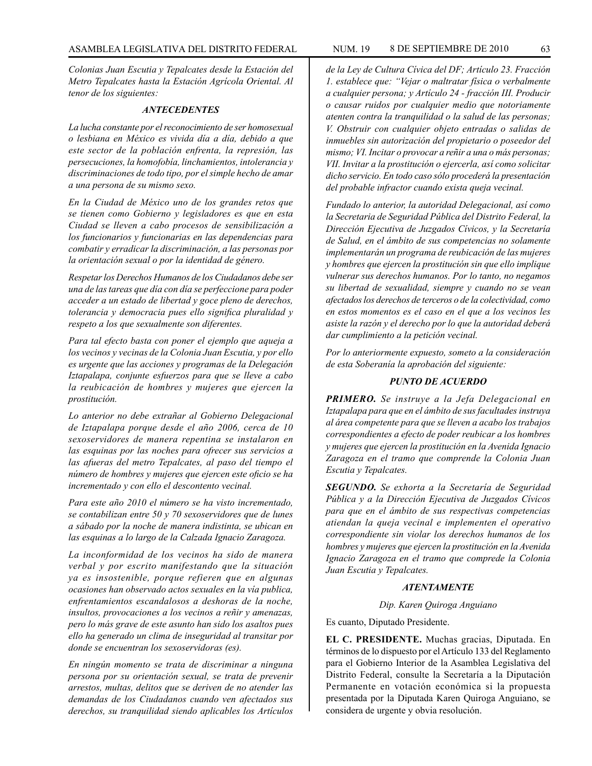*Colonias Juan Escutia y Tepalcates desde la Estación del Metro Tepalcates hasta la Estación Agrícola Oriental. Al tenor de los siguientes:*

***ANTECEDENTES***

*La lucha constante por el reconocimiento de ser homosexual o lesbiana en México es vivida día a día, debido a que este sector de la población enfrenta, la represión, las persecuciones, la homofobía, linchamientos, intolerancia y discriminaciones de todo tipo, por el simple hecho de amar a una persona de su mismo sexo.*

*En la Ciudad de México uno de los grandes retos que se tienen como Gobierno y legisladores es que en esta Ciudad se lleven a cabo procesos de sensibilización a los funcionarios y funcionarias en las dependencias para combatir y erradicar la discriminación, a las personas por la orientación sexual o por la identidad de género.*

*Respetar los Derechos Humanos de los Ciudadanos debe ser una de las tareas que día con día se perfeccione para poder acceder a un estado de libertad y goce pleno de derechos, tolerancia y democracia pues ello significa pluralidad y respeto a los que sexualmente son diferentes.*

*Para tal efecto basta con poner el ejemplo que aqueja a los vecinos y vecinas de la Colonia Juan Escutia, y por ello es urgente que las acciones y programas de la Delegación Iztapalapa, conjunte esfuerzos para que se lleve a cabo la reubicación de hombres y mujeres que ejercen la prostitución.*

*Lo anterior no debe extrañar al Gobierno Delegacional de Iztapalapa porque desde el año 2006, cerca de 10 sexoservidores de manera repentina se instalaron en las esquinas por las noches para ofrecer sus servicios a las afueras del metro Tepalcates, al paso del tiempo el número de hombres y mujeres que ejercen este oficio se ha incrementado y con ello el descontento vecinal.*

*Para este año 2010 el número se ha visto incrementado, se contabilizan entre 50 y 70 sexoservidores que de lunes a sábado por la noche de manera indistinta, se ubican en las esquinas a lo largo de la Calzada Ignacio Zaragoza.*

*La inconformidad de los vecinos ha sido de manera verbal y por escrito manifestando que la situación ya es insostenible, porque refieren que en algunas ocasiones han observado actos sexuales en la vía publica, enfrentamientos escandalosos a deshoras de la noche, insultos, provocaciones a los vecinos a reñir y amenazas, pero lo más grave de este asunto han sido los asaltos pues ello ha generado un clima de inseguridad al transitar por donde se encuentran los sexoservidoras (es).*

*En ningún momento se trata de discriminar a ninguna persona por su orientación sexual, se trata de prevenir arrestos, multas, delitos que se deriven de no atender las demandas de los Ciudadanos cuando ven afectados sus derechos, su tranquilidad siendo aplicables los Artículos de la Ley de Cultura Cívica del DF; Artículo 23. Fracción 1. establece que: "Vejar o maltratar física o verbalmente a cualquier persona; y Artículo 24 - fracción III. Producir o causar ruidos por cualquier medio que notoriamente atenten contra la tranquilidad o la salud de las personas; V. Obstruir con cualquier objeto entradas o salidas de inmuebles sin autorización del propietario o poseedor del mismo; VI. Incitar o provocar a reñir a una o más personas; VII. Invitar a la prostitución o ejercerla, así como solicitar dicho servicio. En todo caso sólo procederá la presentación del probable infractor cuando exista queja vecinal.*

*Fundado lo anterior, la autoridad Delegacional, así como la Secretaria de Seguridad Pública del Distrito Federal, la Dirección Ejecutiva de Juzgados Cívicos, y la Secretaría de Salud, en el ámbito de sus competencias no solamente implementarán un programa de reubicación de las mujeres y hombres que ejercen la prostitución sin que ello implique vulnerar sus derechos humanos. Por lo tanto, no negamos su libertad de sexualidad, siempre y cuando no se vean afectados los derechos de terceros o de la colectividad, como en estos momentos es el caso en el que a los vecinos les asiste la razón y el derecho por lo que la autoridad deberá dar cumplimiento a la petición vecinal.*

*Por lo anteriormente expuesto, someto a la consideración de esta Soberanía la aprobación del siguiente:*

***PUNTO DE ACUERDO***

***PRIMERO.*** *Se instruye a la Jefa Delegacional en Iztapalapa para que en el ámbito de sus facultades instruya al área competente para que se lleven a acabo los trabajos correspondientes a efecto de poder reubicar a los hombres y mujeres que ejercen la prostitución en la Avenida Ignacio Zaragoza en el tramo que comprende la Colonia Juan Escutia y Tepalcates.*

***SEGUNDO.*** *Se exhorta a la Secretaría de Seguridad Pública y a la Dirección Ejecutiva de Juzgados Cívicos para que en el ámbito de sus respectivas competencias atiendan la queja vecinal e implementen el operativo correspondiente sin violar los derechos humanos de los hombres y mujeres que ejercen la prostitución en la Avenida Ignacio Zaragoza en el tramo que comprede la Colonia Juan Escutia y Tepalcates.*

***ATENTAMENTE***

*Dip. Karen Quiroga Anguiano*

Es cuanto, Diputado Presidente.

**EL C. PRESIDENTE.** Muchas gracias, Diputada. En términos de lo dispuesto por el Artículo 133 del Reglamento para el Gobierno Interior de la Asamblea Legislativa del Distrito Federal, consulte la Secretaría a la Diputación Permanente en votación económica si la propuesta presentada por la Diputada Karen Quiroga Anguiano, se considera de urgente y obvia resolución.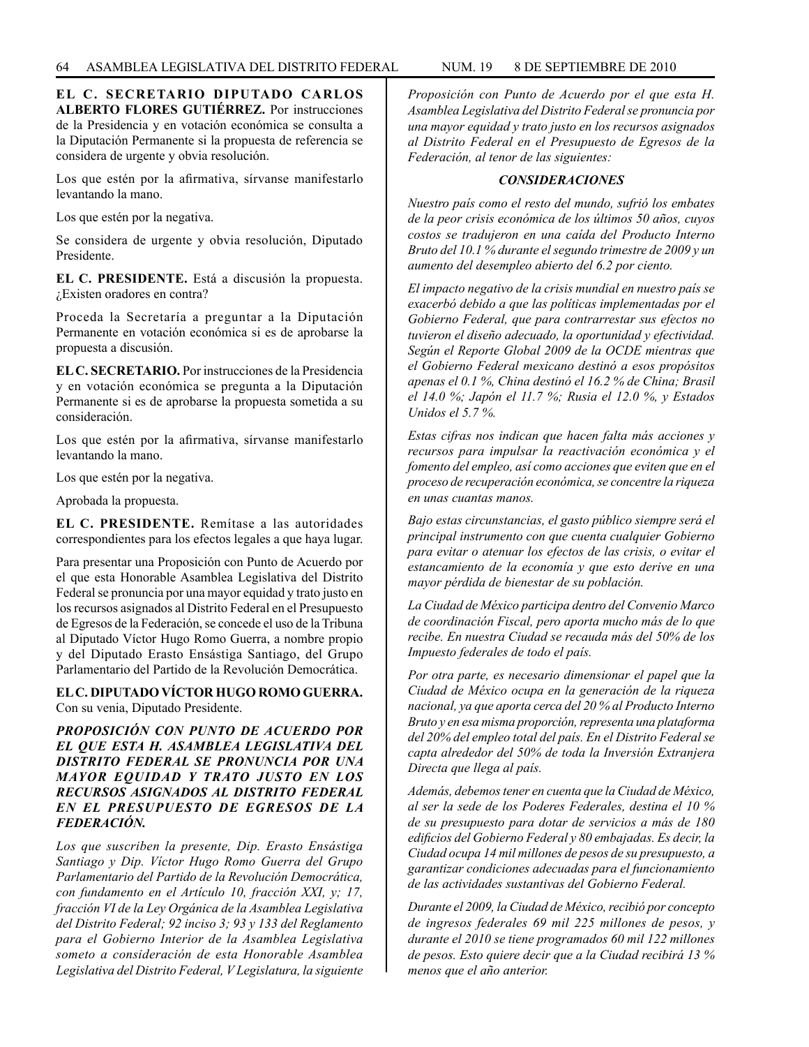**EL C. SECRETARIO DIPUTADO CARLOS ALBERTO FLORES GUTIÉRREZ.** Por instrucciones de la Presidencia y en votación económica se consulta a la Diputación Permanente si la propuesta de referencia se considera de urgente y obvia resolución.

Los que estén por la afirmativa, sírvanse manifestarlo levantando la mano.

Los que estén por la negativa.

Se considera de urgente y obvia resolución, Diputado Presidente.

**EL C. PRESIDENTE.** Está a discusión la propuesta. ¿Existen oradores en contra?

Proceda la Secretaría a preguntar a la Diputación Permanente en votación económica si es de aprobarse la propuesta a discusión.

**EL C. SECRETARIO.** Por instrucciones de la Presidencia y en votación económica se pregunta a la Diputación Permanente si es de aprobarse la propuesta sometida a su consideración.

Los que estén por la afirmativa, sírvanse manifestarlo levantando la mano.

Los que estén por la negativa.

Aprobada la propuesta.

**EL C. PRESIDENTE.** Remítase a las autoridades correspondientes para los efectos legales a que haya lugar.

Para presentar una Proposición con Punto de Acuerdo por el que esta Honorable Asamblea Legislativa del Distrito Federal se pronuncia por una mayor equidad y trato justo en los recursos asignados al Distrito Federal en el Presupuesto de Egresos de la Federación, se concede el uso de la Tribuna al Diputado Víctor Hugo Romo Guerra, a nombre propio y del Diputado Erasto Ensástiga Santiago, del Grupo Parlamentario del Partido de la Revolución Democrática.

**EL C. DIPUTADO VÍCTOR HUGO ROMO GUERRA.** Con su venia, Diputado Presidente.

***PROPOSICIÓN CON PUNTO DE ACUERDO POR EL QUE ESTA H. ASAMBLEA LEGISLATIVA DEL DISTRITO FEDERAL SE PRONUNCIA POR UNA MAYOR EQUIDAD Y TRATO JUSTO EN LOS RECURSOS ASIGNADOS AL DISTRITO FEDERAL EN EL PRESUPUESTO DE EGRESOS DE LA FEDERACIÓN.***

*Los que suscriben la presente, Dip. Erasto Ensástiga Santiago y Dip. Víctor Hugo Romo Guerra del Grupo Parlamentario del Partido de la Revolución Democrática, con fundamento en el Artículo 10, fracción XXI, y; 17, fracción VI de la Ley Orgánica de la Asamblea Legislativa del Distrito Federal; 92 inciso 3; 93 y 133 del Reglamento para el Gobierno Interior de la Asamblea Legislativa someto a consideración de esta Honorable Asamblea Legislativa del Distrito Federal, V Legislatura, la siguiente Proposición con Punto de Acuerdo por el que esta H. Asamblea Legislativa del Distrito Federal se pronuncia por una mayor equidad y trato justo en los recursos asignados al Distrito Federal en el Presupuesto de Egresos de la Federación, al tenor de las siguientes:*

***CONSIDERACIONES***

*Nuestro país como el resto del mundo, sufrió los embates de la peor crisis económica de los últimos 50 años, cuyos costos se tradujeron en una caída del Producto Interno Bruto del 10.1 % durante el segundo trimestre de 2009 y un aumento del desempleo abierto del 6.2 por ciento.*

*El impacto negativo de la crisis mundial en nuestro país se exacerbó debido a que las políticas implementadas por el Gobierno Federal, que para contrarrestar sus efectos no tuvieron el diseño adecuado, la oportunidad y efectividad. Según el Reporte Global 2009 de la OCDE mientras que el Gobierno Federal mexicano destinó a esos propósitos apenas el 0.1 %, China destinó el 16.2 % de China; Brasil el 14.0 %; Japón el 11.7 %; Rusia el 12.0 %, y Estados Unidos el 5.7 %.*

*Estas cifras nos indican que hacen falta más acciones y recursos para impulsar la reactivación económica y el fomento del empleo, así como acciones que eviten que en el proceso de recuperación económica, se concentre la riqueza en unas cuantas manos.*

*Bajo estas circunstancias, el gasto público siempre será el principal instrumento con que cuenta cualquier Gobierno para evitar o atenuar los efectos de las crisis, o evitar el estancamiento de la economía y que esto derive en una mayor pérdida de bienestar de su población.*

*La Ciudad de México participa dentro del Convenio Marco de coordinación Fiscal, pero aporta mucho más de lo que recibe. En nuestra Ciudad se recauda más del 50% de los Impuesto federales de todo el país.*

*Por otra parte, es necesario dimensionar el papel que la Ciudad de México ocupa en la generación de la riqueza nacional, ya que aporta cerca del 20 % al Producto Interno Bruto y en esa misma proporción, representa una plataforma del 20% del empleo total del país. En el Distrito Federal se capta alrededor del 50% de toda la Inversión Extranjera Directa que llega al país.*

*Además, debemos tener en cuenta que la Ciudad de México, al ser la sede de los Poderes Federales, destina el 10 % de su presupuesto para dotar de servicios a más de 180 edificios del Gobierno Federal y 80 embajadas. Es decir, la Ciudad ocupa 14 mil millones de pesos de su presupuesto, a garantizar condiciones adecuadas para el funcionamiento de las actividades sustantivas del Gobierno Federal.*

*Durante el 2009, la Ciudad de México, recibió por concepto de ingresos federales 69 mil 225 millones de pesos, y durante el 2010 se tiene programados 60 mil 122 millones de pesos. Esto quiere decir que a la Ciudad recibirá 13 % menos que el año anterior.*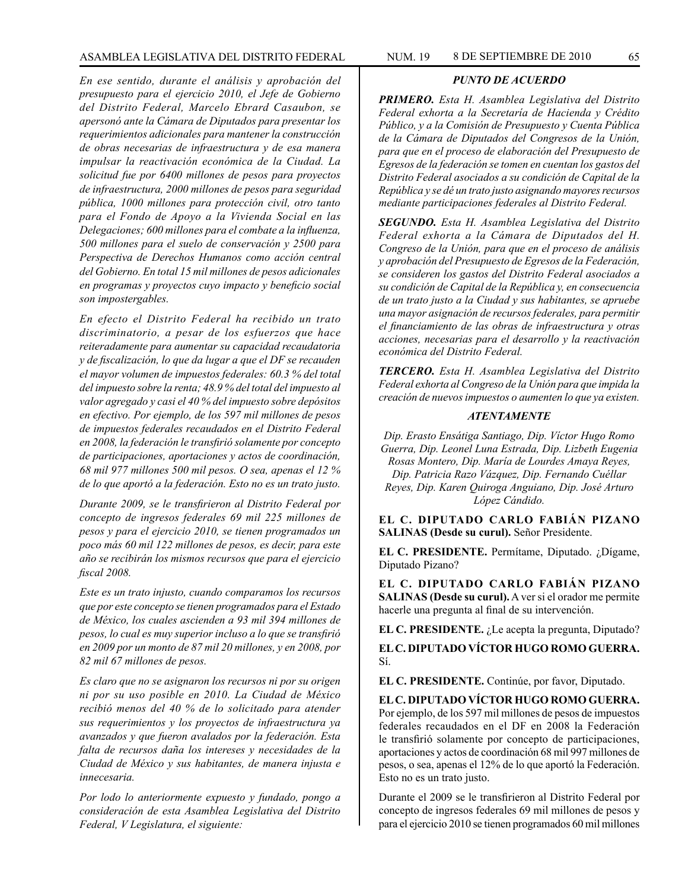*En ese sentido, durante el análisis y aprobación del presupuesto para el ejercicio 2010, el Jefe de Gobierno del Distrito Federal, Marcelo Ebrard Casaubon, se apersonó ante la Cámara de Diputados para presentar los requerimientos adicionales para mantener la construcción de obras necesarias de infraestructura y de esa manera impulsar la reactivación económica de la Ciudad. La solicitud fue por 6400 millones de pesos para proyectos de infraestructura, 2000 millones de pesos para seguridad pública, 1000 millones para protección civil, otro tanto para el Fondo de Apoyo a la Vivienda Social en las Delegaciones; 600 millones para el combate a la influenza, 500 millones para el suelo de conservación y 2500 para Perspectiva de Derechos Humanos como acción central del Gobierno. En total 15 mil millones de pesos adicionales en programas y proyectos cuyo impacto y beneficio social son impostergables.*

*En efecto el Distrito Federal ha recibido un trato discriminatorio, a pesar de los esfuerzos que hace reiteradamente para aumentar su capacidad recaudatoria y de fiscalización, lo que da lugar a que el DF se recauden el mayor volumen de impuestos federales: 60.3 % del total del impuesto sobre la renta; 48.9 % del total del impuesto al valor agregado y casi el 40 % del impuesto sobre depósitos en efectivo. Por ejemplo, de los 597 mil millones de pesos de impuestos federales recaudados en el Distrito Federal en 2008, la federación le transfirió solamente por concepto de participaciones, aportaciones y actos de coordinación, 68 mil 977 millones 500 mil pesos. O sea, apenas el 12 % de lo que aportó a la federación. Esto no es un trato justo.*

*Durante 2009, se le transfirieron al Distrito Federal por concepto de ingresos federales 69 mil 225 millones de pesos y para el ejercicio 2010, se tienen programados un poco más 60 mil 122 millones de pesos, es decir, para este año se recibirán los mismos recursos que para el ejercicio fiscal 2008.*

*Este es un trato injusto, cuando comparamos los recursos que por este concepto se tienen programados para el Estado de México, los cuales ascienden a 93 mil 394 millones de pesos, lo cual es muy superior incluso a lo que se transfirió en 2009 por un monto de 87 mil 20 millones, y en 2008, por 82 mil 67 millones de pesos.*

*Es claro que no se asignaron los recursos ni por su origen ni por su uso posible en 2010. La Ciudad de México recibió menos del 40 % de lo solicitado para atender sus requerimientos y los proyectos de infraestructura ya avanzados y que fueron avalados por la federación. Esta falta de recursos daña los intereses y necesidades de la Ciudad de México y sus habitantes, de manera injusta e innecesaria.*

*Por lodo lo anteriormente expuesto y fundado, pongo a consideración de esta Asamblea Legislativa del Distrito Federal, V Legislatura, el siguiente:*

***PUNTO DE ACUERDO***

***PRIMERO.*** *Esta H. Asamblea Legislativa del Distrito Federal exhorta a la Secretaría de Hacienda y Crédito Público, y a la Comisión de Presupuesto y Cuenta Pública de la Cámara de Diputados del Congresos de la Unión, para que en el proceso de elaboración del Presupuesto de Egresos de la federación se tomen en cuentan los gastos del Distrito Federal asociados a su condición de Capital de la República y se dé un trato justo asignando mayores recursos mediante participaciones federales al Distrito Federal.*

***SEGUNDO.*** *Esta H. Asamblea Legislativa del Distrito Federal exhorta a la Cámara de Diputados del H. Congreso de la Unión, para que en el proceso de análisis y aprobación del Presupuesto de Egresos de la Federación, se consideren los gastos del Distrito Federal asociados a su condición de Capital de la República y, en consecuencia de un trato justo a la Ciudad y sus habitantes, se apruebe una mayor asignación de recursos federales, para permitir el financiamiento de las obras de infraestructura y otras acciones, necesarias para el desarrollo y la reactivación económica del Distrito Federal.*

***TERCERO.*** *Esta H. Asamblea Legislativa del Distrito Federal exhorta al Congreso de la Unión para que impida la creación de nuevos impuestos o aumenten lo que ya existen.*

***ATENTAMENTE***

*Dip. Erasto Ensátiga Santiago, Dip. Víctor Hugo Romo Guerra, Dip. Leonel Luna Estrada, Dip. Lizbeth Eugenia Rosas Montero, Dip. María de Lourdes Amaya Reyes, Dip. Patricia Razo Vázquez, Dip. Fernando Cuéllar Reyes, Dip. Karen Quiroga Anguiano, Dip. José Arturo López Cándido.*

**EL C. DIPUTADO CARLO FABIÁN PIZANO SALINAS (Desde su curul).** Señor Presidente.

**EL C. PRESIDENTE.** Permítame, Diputado. ¿Dígame, Diputado Pizano?

**EL C. DIPUTADO CARLO FABIÁN PIZANO SALINAS (Desde su curul).** A ver si el orador me permite hacerle una pregunta al final de su intervención.

**EL C. PRESIDENTE.** ¿Le acepta la pregunta, Diputado?

**EL C. DIPUTADO VÍCTOR HUGO ROMO GUERRA.** Sí.

**EL C. PRESIDENTE.** Continúe, por favor, Diputado.

**EL C. DIPUTADO VÍCTOR HUGO ROMO GUERRA.** Por ejemplo, de los 597 mil millones de pesos de impuestos federales recaudados en el DF en 2008 la Federación le transfirió solamente por concepto de participaciones, aportaciones y actos de coordinación 68 mil 997 millones de pesos, o sea, apenas el 12% de lo que aportó la Federación. Esto no es un trato justo.

Durante el 2009 se le transfirieron al Distrito Federal por concepto de ingresos federales 69 mil millones de pesos y para el ejercicio 2010 se tienen programados 60 mil millones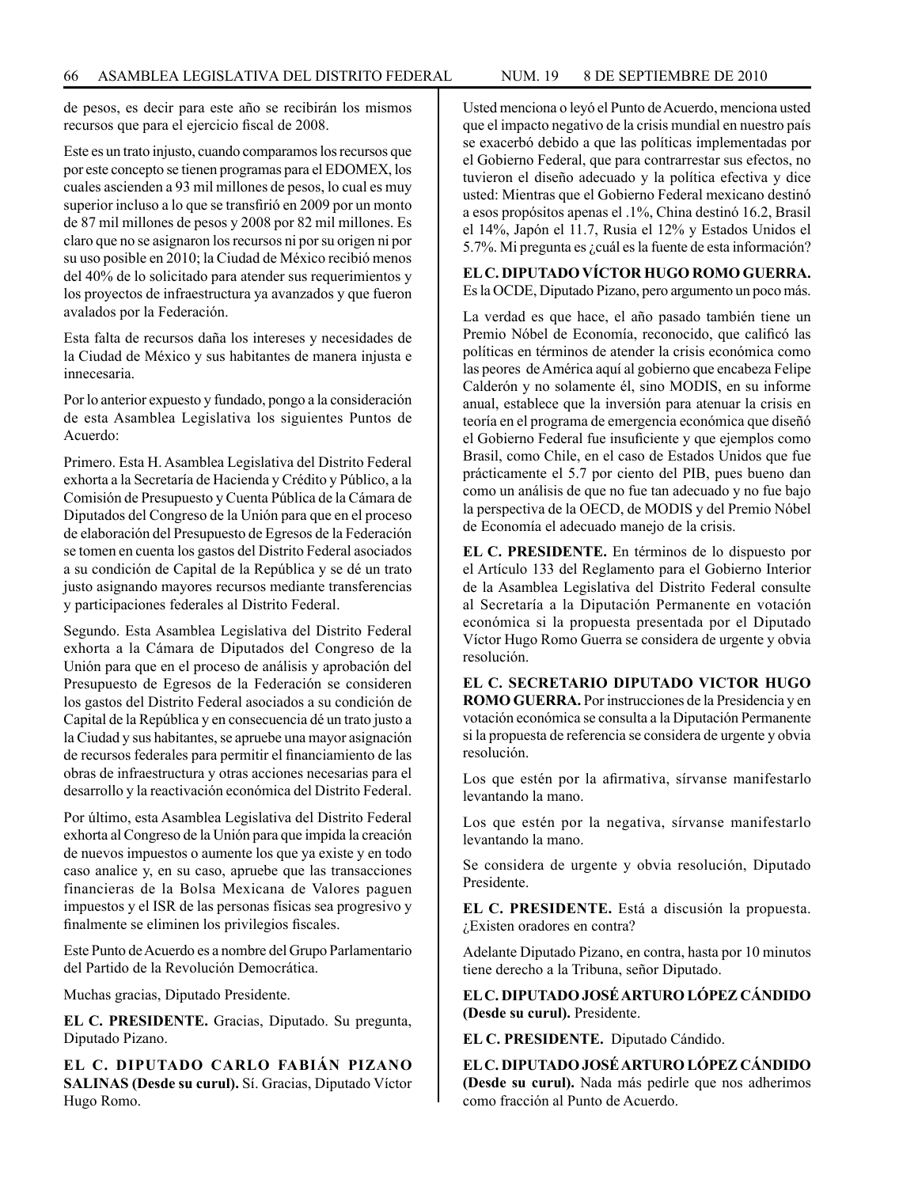de pesos, es decir para este año se recibirán los mismos recursos que para el ejercicio fiscal de 2008.

Este es un trato injusto, cuando comparamos los recursos que por este concepto se tienen programas para el EDOMEX, los cuales ascienden a 93 mil millones de pesos, lo cual es muy superior incluso a lo que se transfirió en 2009 por un monto de 87 mil millones de pesos y 2008 por 82 mil millones. Es claro que no se asignaron los recursos ni por su origen ni por su uso posible en 2010; la Ciudad de México recibió menos del 40% de lo solicitado para atender sus requerimientos y los proyectos de infraestructura ya avanzados y que fueron avalados por la Federación.

Esta falta de recursos daña los intereses y necesidades de la Ciudad de México y sus habitantes de manera injusta e innecesaria.

Por lo anterior expuesto y fundado, pongo a la consideración de esta Asamblea Legislativa los siguientes Puntos de Acuerdo:

Primero. Esta H. Asamblea Legislativa del Distrito Federal exhorta a la Secretaría de Hacienda y Crédito y Público, a la Comisión de Presupuesto y Cuenta Pública de la Cámara de Diputados del Congreso de la Unión para que en el proceso de elaboración del Presupuesto de Egresos de la Federación se tomen en cuenta los gastos del Distrito Federal asociados a su condición de Capital de la República y se dé un trato justo asignando mayores recursos mediante transferencias y participaciones federales al Distrito Federal.

Segundo. Esta Asamblea Legislativa del Distrito Federal exhorta a la Cámara de Diputados del Congreso de la Unión para que en el proceso de análisis y aprobación del Presupuesto de Egresos de la Federación se consideren los gastos del Distrito Federal asociados a su condición de Capital de la República y en consecuencia dé un trato justo a la Ciudad y sus habitantes, se apruebe una mayor asignación de recursos federales para permitir el financiamiento de las obras de infraestructura y otras acciones necesarias para el desarrollo y la reactivación económica del Distrito Federal.

Por último, esta Asamblea Legislativa del Distrito Federal exhorta al Congreso de la Unión para que impida la creación de nuevos impuestos o aumente los que ya existe y en todo caso analice y, en su caso, apruebe que las transacciones financieras de la Bolsa Mexicana de Valores paguen impuestos y el ISR de las personas físicas sea progresivo y finalmente se eliminen los privilegios fiscales.

Este Punto de Acuerdo es a nombre del Grupo Parlamentario del Partido de la Revolución Democrática.

Muchas gracias, Diputado Presidente.

**EL C. PRESIDENTE.** Gracias, Diputado. Su pregunta, Diputado Pizano.

**EL C. DIPUTADO CARLO FABIÁN PIZANO SALINAS (Desde su curul).** Sí. Gracias, Diputado Víctor Hugo Romo.

Usted menciona o leyó el Punto de Acuerdo, menciona usted que el impacto negativo de la crisis mundial en nuestro país se exacerbó debido a que las políticas implementadas por el Gobierno Federal, que para contrarrestar sus efectos, no tuvieron el diseño adecuado y la política efectiva y dice usted: Mientras que el Gobierno Federal mexicano destinó a esos propósitos apenas el .1%, China destinó 16.2, Brasil el 14%, Japón el 11.7, Rusia el 12% y Estados Unidos el 5.7%. Mi pregunta es ¿cuál es la fuente de esta información?

**EL C. DIPUTADO VÍCTOR HUGO ROMO GUERRA.** Es la OCDE, Diputado Pizano, pero argumento un poco más.

La verdad es que hace, el año pasado también tiene un Premio Nóbel de Economía, reconocido, que calificó las políticas en términos de atender la crisis económica como las peores de América aquí al gobierno que encabeza Felipe Calderón y no solamente él, sino MODIS, en su informe anual, establece que la inversión para atenuar la crisis en teoría en el programa de emergencia económica que diseñó el Gobierno Federal fue insuficiente y que ejemplos como Brasil, como Chile, en el caso de Estados Unidos que fue prácticamente el 5.7 por ciento del PIB, pues bueno dan como un análisis de que no fue tan adecuado y no fue bajo la perspectiva de la OECD, de MODIS y del Premio Nóbel de Economía el adecuado manejo de la crisis.

**EL C. PRESIDENTE.** En términos de lo dispuesto por el Artículo 133 del Reglamento para el Gobierno Interior de la Asamblea Legislativa del Distrito Federal consulte al Secretaría a la Diputación Permanente en votación económica si la propuesta presentada por el Diputado Víctor Hugo Romo Guerra se considera de urgente y obvia resolución.

**EL C. SECRETARIO DIPUTADO VICTOR HUGO ROMO GUERRA.** Por instrucciones de la Presidencia y en votación económica se consulta a la Diputación Permanente si la propuesta de referencia se considera de urgente y obvia resolución.

Los que estén por la afirmativa, sírvanse manifestarlo levantando la mano.

Los que estén por la negativa, sírvanse manifestarlo levantando la mano.

Se considera de urgente y obvia resolución, Diputado Presidente.

**EL C. PRESIDENTE.** Está a discusión la propuesta. ¿Existen oradores en contra?

Adelante Diputado Pizano, en contra, hasta por 10 minutos tiene derecho a la Tribuna, señor Diputado.

**EL C. DIPUTADO JOSÉ ARTURO LÓPEZ CÁNDIDO (Desde su curul).** Presidente.

**EL C. PRESIDENTE.** Diputado Cándido.

**EL C. DIPUTADO JOSÉ ARTURO LÓPEZ CÁNDIDO (Desde su curul).** Nada más pedirle que nos adherimos como fracción al Punto de Acuerdo.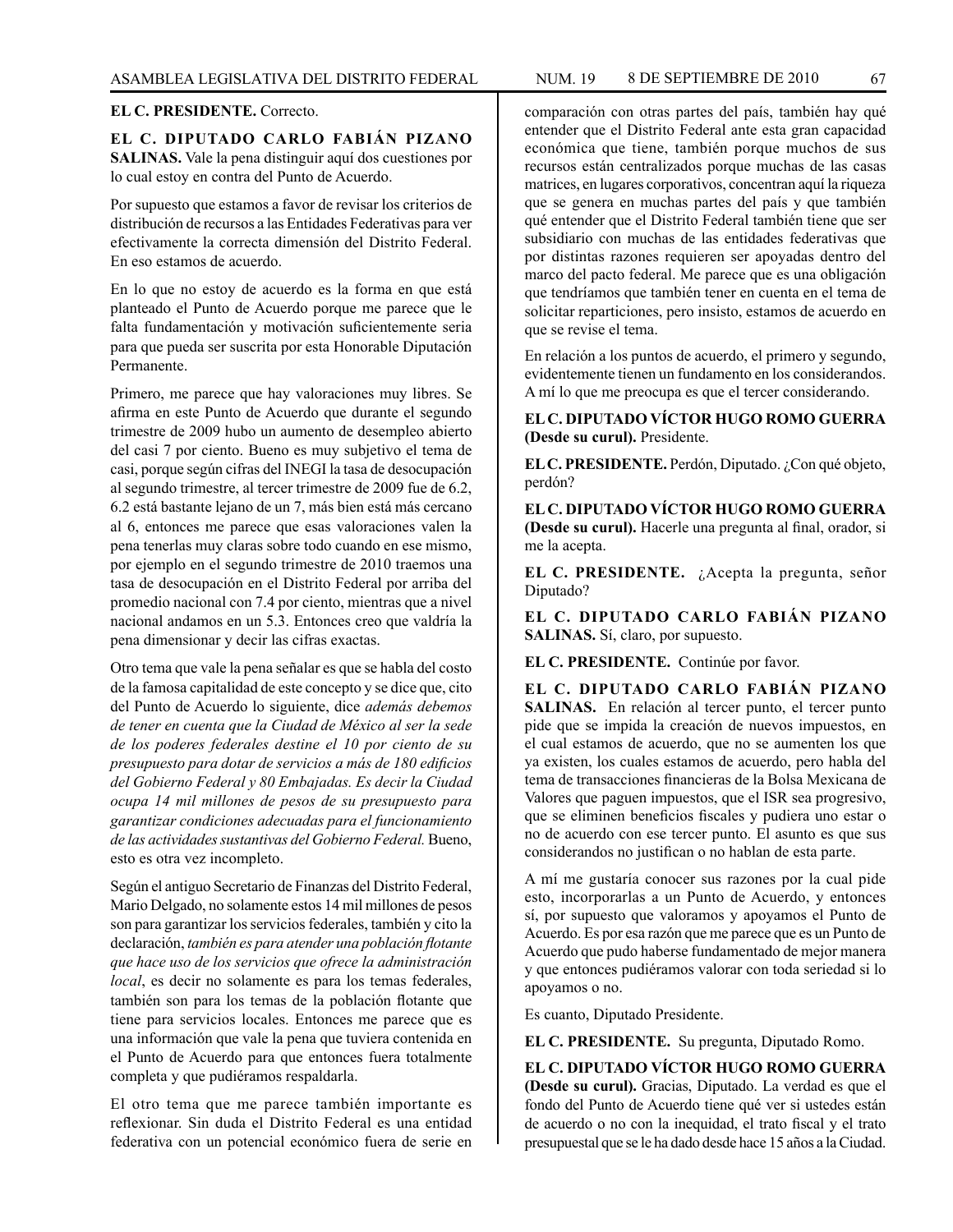**EL C. PRESIDENTE.** Correcto.

**EL C. DIPUTADO CARLO FABIÁN PIZANO SALINAS.** Vale la pena distinguir aquí dos cuestiones por lo cual estoy en contra del Punto de Acuerdo.

Por supuesto que estamos a favor de revisar los criterios de distribución de recursos a las Entidades Federativas para ver efectivamente la correcta dimensión del Distrito Federal. En eso estamos de acuerdo.

En lo que no estoy de acuerdo es la forma en que está planteado el Punto de Acuerdo porque me parece que le falta fundamentación y motivación suficientemente seria para que pueda ser suscrita por esta Honorable Diputación Permanente.

Primero, me parece que hay valoraciones muy libres. Se afirma en este Punto de Acuerdo que durante el segundo trimestre de 2009 hubo un aumento de desempleo abierto del casi 7 por ciento. Bueno es muy subjetivo el tema de casi, porque según cifras del INEGI la tasa de desocupación al segundo trimestre, al tercer trimestre de 2009 fue de 6.2, 6.2 está bastante lejano de un 7, más bien está más cercano al 6, entonces me parece que esas valoraciones valen la pena tenerlas muy claras sobre todo cuando en ese mismo, por ejemplo en el segundo trimestre de 2010 traemos una tasa de desocupación en el Distrito Federal por arriba del promedio nacional con 7.4 por ciento, mientras que a nivel nacional andamos en un 5.3. Entonces creo que valdría la pena dimensionar y decir las cifras exactas.

Otro tema que vale la pena señalar es que se habla del costo de la famosa capitalidad de este concepto y se dice que, cito del Punto de Acuerdo lo siguiente, dice *además debemos de tener en cuenta que la Ciudad de México al ser la sede de los poderes federales destine el 10 por ciento de su presupuesto para dotar de servicios a más de 180 edificios del Gobierno Federal y 80 Embajadas. Es decir la Ciudad ocupa 14 mil millones de pesos de su presupuesto para garantizar condiciones adecuadas para el funcionamiento de las actividades sustantivas del Gobierno Federal.* Bueno, esto es otra vez incompleto.

Según el antiguo Secretario de Finanzas del Distrito Federal, Mario Delgado, no solamente estos 14 mil millones de pesos son para garantizar los servicios federales, también y cito la declaración, *también es para atender una población flotante que hace uso de los servicios que ofrece la administración local*, es decir no solamente es para los temas federales, también son para los temas de la población flotante que tiene para servicios locales. Entonces me parece que es una información que vale la pena que tuviera contenida en el Punto de Acuerdo para que entonces fuera totalmente completa y que pudiéramos respaldarla.

El otro tema que me parece también importante es reflexionar. Sin duda el Distrito Federal es una entidad federativa con un potencial económico fuera de serie en comparación con otras partes del país, también hay qué entender que el Distrito Federal ante esta gran capacidad económica que tiene, también porque muchos de sus recursos están centralizados porque muchas de las casas matrices, en lugares corporativos, concentran aquí la riqueza que se genera en muchas partes del país y que también qué entender que el Distrito Federal también tiene que ser subsidiario con muchas de las entidades federativas que por distintas razones requieren ser apoyadas dentro del marco del pacto federal. Me parece que es una obligación que tendríamos que también tener en cuenta en el tema de solicitar reparticiones, pero insisto, estamos de acuerdo en que se revise el tema.

En relación a los puntos de acuerdo, el primero y segundo, evidentemente tienen un fundamento en los considerandos. A mí lo que me preocupa es que el tercer considerando.

**EL C. DIPUTADO VÍCTOR HUGO ROMO GUERRA (Desde su curul).** Presidente.

**EL C. PRESIDENTE.** Perdón, Diputado. ¿Con qué objeto, perdón?

**EL C. DIPUTADO VÍCTOR HUGO ROMO GUERRA (Desde su curul).** Hacerle una pregunta al final, orador, si me la acepta.

**EL C. PRESIDENTE.** ¿Acepta la pregunta, señor Diputado?

**EL C. DIPUTADO CARLO FABIÁN PIZANO SALINAS.** Sí, claro, por supuesto.

**EL C. PRESIDENTE.** Continúe por favor.

**EL C. DIPUTADO CARLO FABIÁN PIZANO SALINAS.** En relación al tercer punto, el tercer punto pide que se impida la creación de nuevos impuestos, en el cual estamos de acuerdo, que no se aumenten los que ya existen, los cuales estamos de acuerdo, pero habla del tema de transacciones financieras de la Bolsa Mexicana de Valores que paguen impuestos, que el ISR sea progresivo, que se eliminen beneficios fiscales y pudiera uno estar o no de acuerdo con ese tercer punto. El asunto es que sus considerandos no justifican o no hablan de esta parte.

A mí me gustaría conocer sus razones por la cual pide esto, incorporarlas a un Punto de Acuerdo, y entonces sí, por supuesto que valoramos y apoyamos el Punto de Acuerdo. Es por esa razón que me parece que es un Punto de Acuerdo que pudo haberse fundamentado de mejor manera y que entonces pudiéramos valorar con toda seriedad si lo apoyamos o no.

Es cuanto, Diputado Presidente.

**EL C. PRESIDENTE.** Su pregunta, Diputado Romo.

**EL C. DIPUTADO VÍCTOR HUGO ROMO GUERRA (Desde su curul).** Gracias, Diputado. La verdad es que el fondo del Punto de Acuerdo tiene qué ver si ustedes están de acuerdo o no con la inequidad, el trato fiscal y el trato presupuestal que se le ha dado desde hace 15 años a la Ciudad.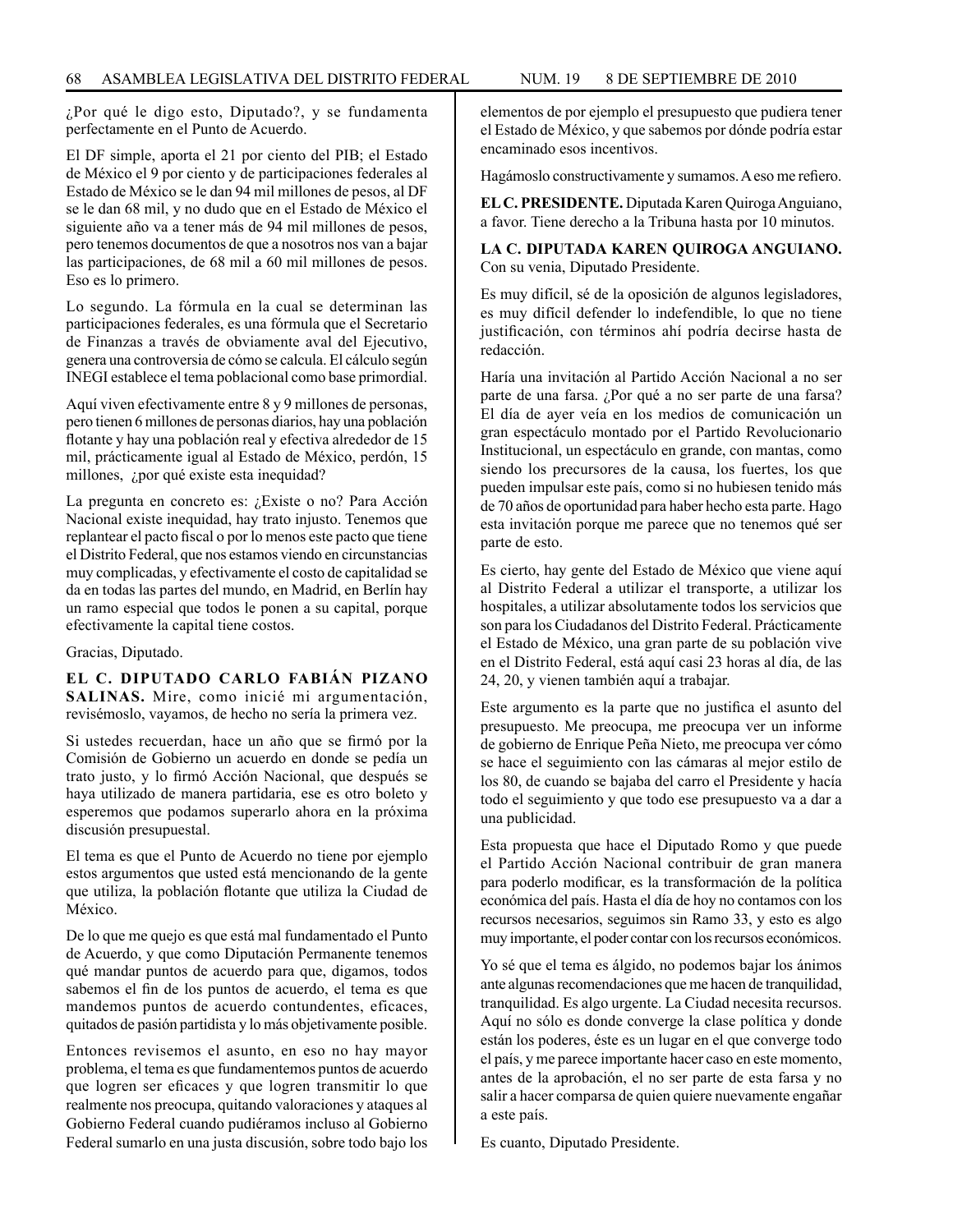¿Por qué le digo esto, Diputado?, y se fundamenta perfectamente en el Punto de Acuerdo.

El DF simple, aporta el 21 por ciento del PIB; el Estado de México el 9 por ciento y de participaciones federales al Estado de México se le dan 94 mil millones de pesos, al DF se le dan 68 mil, y no dudo que en el Estado de México el siguiente año va a tener más de 94 mil millones de pesos, pero tenemos documentos de que a nosotros nos van a bajar las participaciones, de 68 mil a 60 mil millones de pesos. Eso es lo primero.

Lo segundo. La fórmula en la cual se determinan las participaciones federales, es una fórmula que el Secretario de Finanzas a través de obviamente aval del Ejecutivo, genera una controversia de cómo se calcula. El cálculo según INEGI establece el tema poblacional como base primordial.

Aquí viven efectivamente entre 8 y 9 millones de personas, pero tienen 6 millones de personas diarios, hay una población flotante y hay una población real y efectiva alrededor de 15 mil, prácticamente igual al Estado de México, perdón, 15 millones, ¿por qué existe esta inequidad?

La pregunta en concreto es: ¿Existe o no? Para Acción Nacional existe inequidad, hay trato injusto. Tenemos que replantear el pacto fiscal o por lo menos este pacto que tiene el Distrito Federal, que nos estamos viendo en circunstancias muy complicadas, y efectivamente el costo de capitalidad se da en todas las partes del mundo, en Madrid, en Berlín hay un ramo especial que todos le ponen a su capital, porque efectivamente la capital tiene costos.

Gracias, Diputado.

**EL C. DIPUTADO CARLO FABIÁN PIZANO SALINAS.** Mire, como inicié mi argumentación, revisémoslo, vayamos, de hecho no sería la primera vez.

Si ustedes recuerdan, hace un año que se firmó por la Comisión de Gobierno un acuerdo en donde se pedía un trato justo, y lo firmó Acción Nacional, que después se haya utilizado de manera partidaria, ese es otro boleto y esperemos que podamos superarlo ahora en la próxima discusión presupuestal.

El tema es que el Punto de Acuerdo no tiene por ejemplo estos argumentos que usted está mencionando de la gente que utiliza, la población flotante que utiliza la Ciudad de México.

De lo que me quejo es que está mal fundamentado el Punto de Acuerdo, y que como Diputación Permanente tenemos qué mandar puntos de acuerdo para que, digamos, todos sabemos el fin de los puntos de acuerdo, el tema es que mandemos puntos de acuerdo contundentes, eficaces, quitados de pasión partidista y lo más objetivamente posible.

Entonces revisemos el asunto, en eso no hay mayor problema, el tema es que fundamentemos puntos de acuerdo que logren ser eficaces y que logren transmitir lo que realmente nos preocupa, quitando valoraciones y ataques al Gobierno Federal cuando pudiéramos incluso al Gobierno Federal sumarlo en una justa discusión, sobre todo bajo los elementos de por ejemplo el presupuesto que pudiera tener el Estado de México, y que sabemos por dónde podría estar encaminado esos incentivos.

Hagámoslo constructivamente y sumamos. A eso me refiero.

**EL C. PRESIDENTE.** Diputada Karen Quiroga Anguiano, a favor. Tiene derecho a la Tribuna hasta por 10 minutos.

**LA C. DIPUTADA KAREN QUIROGA ANGUIANO.** Con su venia, Diputado Presidente.

Es muy difícil, sé de la oposición de algunos legisladores, es muy difícil defender lo indefendible, lo que no tiene justificación, con términos ahí podría decirse hasta de redacción.

Haría una invitación al Partido Acción Nacional a no ser parte de una farsa. ¿Por qué a no ser parte de una farsa? El día de ayer veía en los medios de comunicación un gran espectáculo montado por el Partido Revolucionario Institucional, un espectáculo en grande, con mantas, como siendo los precursores de la causa, los fuertes, los que pueden impulsar este país, como si no hubiesen tenido más de 70 años de oportunidad para haber hecho esta parte. Hago esta invitación porque me parece que no tenemos qué ser parte de esto.

Es cierto, hay gente del Estado de México que viene aquí al Distrito Federal a utilizar el transporte, a utilizar los hospitales, a utilizar absolutamente todos los servicios que son para los Ciudadanos del Distrito Federal. Prácticamente el Estado de México, una gran parte de su población vive en el Distrito Federal, está aquí casi 23 horas al día, de las 24, 20, y vienen también aquí a trabajar.

Este argumento es la parte que no justifica el asunto del presupuesto. Me preocupa, me preocupa ver un informe de gobierno de Enrique Peña Nieto, me preocupa ver cómo se hace el seguimiento con las cámaras al mejor estilo de los 80, de cuando se bajaba del carro el Presidente y hacía todo el seguimiento y que todo ese presupuesto va a dar a una publicidad.

Esta propuesta que hace el Diputado Romo y que puede el Partido Acción Nacional contribuir de gran manera para poderlo modificar, es la transformación de la política económica del país. Hasta el día de hoy no contamos con los recursos necesarios, seguimos sin Ramo 33, y esto es algo muy importante, el poder contar con los recursos económicos.

Yo sé que el tema es álgido, no podemos bajar los ánimos ante algunas recomendaciones que me hacen de tranquilidad, tranquilidad. Es algo urgente. La Ciudad necesita recursos. Aquí no sólo es donde converge la clase política y donde están los poderes, éste es un lugar en el que converge todo el país, y me parece importante hacer caso en este momento, antes de la aprobación, el no ser parte de esta farsa y no salir a hacer comparsa de quien quiere nuevamente engañar a este país.

Es cuanto, Diputado Presidente.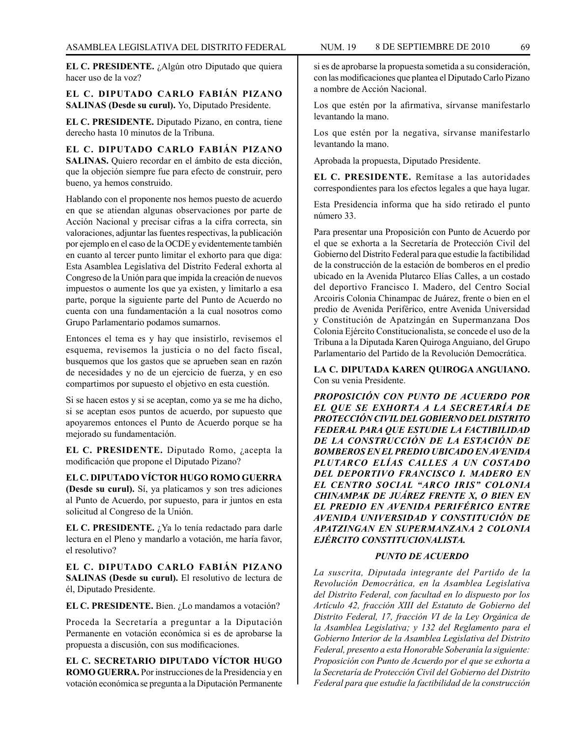**EL C. PRESIDENTE.** ¿Algún otro Diputado que quiera hacer uso de la voz?

**EL C. DIPUTADO CARLO FABIÁN PIZANO SALINAS (Desde su curul).** Yo, Diputado Presidente.

**EL C. PRESIDENTE.** Diputado Pizano, en contra, tiene derecho hasta 10 minutos de la Tribuna.

**EL C. DIPUTADO CARLO FABIÁN PIZANO SALINAS.** Quiero recordar en el ámbito de esta dicción, que la objeción siempre fue para efecto de construir, pero bueno, ya hemos construido.

Hablando con el proponente nos hemos puesto de acuerdo en que se atiendan algunas observaciones por parte de Acción Nacional y precisar cifras a la cifra correcta, sin valoraciones, adjuntar las fuentes respectivas, la publicación por ejemplo en el caso de la OCDE y evidentemente también en cuanto al tercer punto limitar el exhorto para que diga: Esta Asamblea Legislativa del Distrito Federal exhorta al Congreso de la Unión para que impida la creación de nuevos impuestos o aumente los que ya existen, y limitarlo a esa parte, porque la siguiente parte del Punto de Acuerdo no cuenta con una fundamentación a la cual nosotros como Grupo Parlamentario podamos sumarnos.

Entonces el tema es y hay que insistirlo, revisemos el esquema, revisemos la justicia o no del facto fiscal, busquemos que los gastos que se aprueben sean en razón de necesidades y no de un ejercicio de fuerza, y en eso compartimos por supuesto el objetivo en esta cuestión.

Si se hacen estos y si se aceptan, como ya se me ha dicho, si se aceptan esos puntos de acuerdo, por supuesto que apoyaremos entonces el Punto de Acuerdo porque se ha mejorado su fundamentación.

**EL C. PRESIDENTE.** Diputado Romo, ¿acepta la modificación que propone el Diputado Pizano?

**EL C. DIPUTADO VÍCTOR HUGO ROMO GUERRA (Desde su curul).** Sí, ya platicamos y son tres adiciones al Punto de Acuerdo, por supuesto, para ir juntos en esta solicitud al Congreso de la Unión.

**EL C. PRESIDENTE.** ¿Ya lo tenía redactado para darle lectura en el Pleno y mandarlo a votación, me haría favor, el resolutivo?

**EL C. DIPUTADO CARLO FABIÁN PIZANO SALINAS (Desde su curul).** El resolutivo de lectura de él, Diputado Presidente.

**EL C. PRESIDENTE.** Bien. ¿Lo mandamos a votación?

Proceda la Secretaría a preguntar a la Diputación Permanente en votación económica si es de aprobarse la propuesta a discusión, con sus modificaciones.

**EL C. SECRETARIO DIPUTADO VÍCTOR HUGO ROMO GUERRA.** Por instrucciones de la Presidencia y en votación económica se pregunta a la Diputación Permanente si es de aprobarse la propuesta sometida a su consideración, con las modificaciones que plantea el Diputado Carlo Pizano a nombre de Acción Nacional.

Los que estén por la afirmativa, sírvanse manifestarlo levantando la mano.

Los que estén por la negativa, sírvanse manifestarlo levantando la mano.

Aprobada la propuesta, Diputado Presidente.

**EL C. PRESIDENTE.** Remítase a las autoridades correspondientes para los efectos legales a que haya lugar.

Esta Presidencia informa que ha sido retirado el punto número 33.

Para presentar una Proposición con Punto de Acuerdo por el que se exhorta a la Secretaría de Protección Civil del Gobierno del Distrito Federal para que estudie la factibilidad de la construcción de la estación de bomberos en el predio ubicado en la Avenida Plutarco Elías Calles, a un costado del deportivo Francisco I. Madero, del Centro Social Arcoiris Colonia Chinampac de Juárez, frente o bien en el predio de Avenida Periférico, entre Avenida Universidad y Constitución de Apatzingán en Supermanzana Dos Colonia Ejército Constitucionalista, se concede el uso de la Tribuna a la Diputada Karen Quiroga Anguiano, del Grupo Parlamentario del Partido de la Revolución Democrática.

**LA C. DIPUTADA KAREN QUIROGA ANGUIANO.** Con su venia Presidente.

***PROPOSICIÓN CON PUNTO DE ACUERDO POR EL QUE SE EXHORTA A LA SECRETARÍA DE PROTECCIÓN CIVIL DEL GOBIERNO DEL DISTRITO FEDERAL PARA QUE ESTUDIE LA FACTIBILIDAD DE LA CONSTRUCCIÓN DE LA ESTACIÓN DE BOMBEROS EN EL PREDIO UBICADO EN AVENIDA PLUTARCO ELÍAS CALLES A UN COSTADO DEL DEPORTIVO FRANCISCO I. MADERO EN EL CENTRO SOCIAL "ARCO IRIS" COLONIA CHINAMPAK DE JUÁREZ FRENTE X, O BIEN EN EL PREDIO EN AVENIDA PERIFÉRICO ENTRE AVENIDA UNIVERSIDAD Y CONSTITUCIÓN DE APATZINGAN EN SUPERMANZANA 2 COLONIA EJÉRCITO CONSTITUCIONALISTA.***

***PUNTO DE ACUERDO***

*La suscrita, Diputada integrante del Partido de la Revolución Democrática, en la Asamblea Legislativa del Distrito Federal, con facultad en lo dispuesto por los Artículo 42, fracción XIII del Estatuto de Gobierno del Distrito Federal, 17, fracción VI de la Ley Orgánica de la Asamblea Legislativa; y 132 del Reglamento para el Gobierno Interior de la Asamblea Legislativa del Distrito Federal, presento a esta Honorable Soberanía la siguiente: Proposición con Punto de Acuerdo por el que se exhorta a la Secretaría de Protección Civil del Gobierno del Distrito Federal para que estudie la factibilidad de la construcción*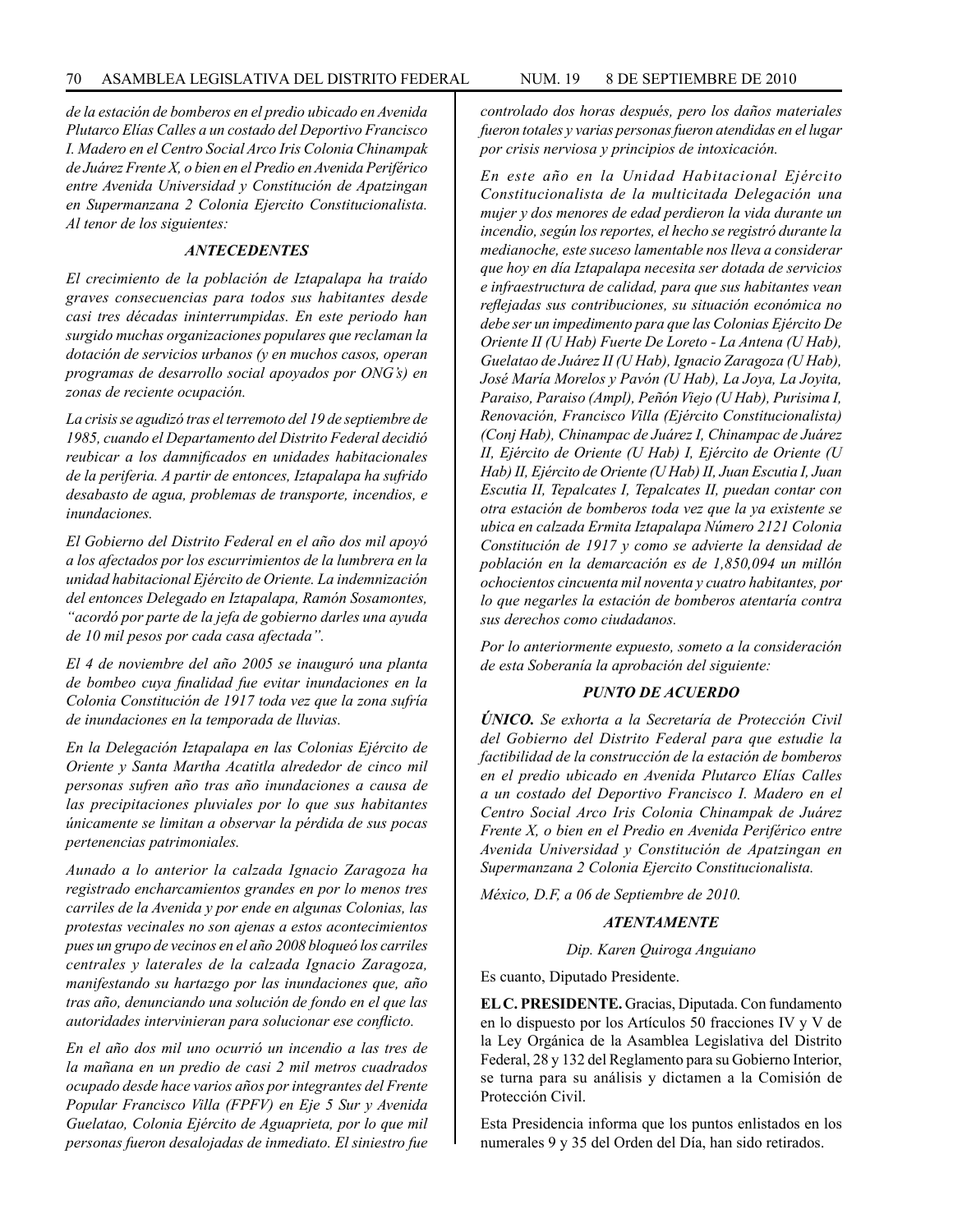*de la estación de bomberos en el predio ubicado en Avenida Plutarco Elías Calles a un costado del Deportivo Francisco I. Madero en el Centro Social Arco Iris Colonia Chinampak de Juárez Frente X, o bien en el Predio en Avenida Periférico entre Avenida Universidad y Constitución de Apatzingan en Supermanzana 2 Colonia Ejercito Constitucionalista. Al tenor de los siguientes:*

### *ANTECEDENTES*

*El crecimiento de la población de Iztapalapa ha traído graves consecuencias para todos sus habitantes desde casi tres décadas ininterrumpidas. En este periodo han surgido muchas organizaciones populares que reclaman la dotación de servicios urbanos (y en muchos casos, operan programas de desarrollo social apoyados por ONG's) en zonas de reciente ocupación.*

*La crisis se agudizó tras el terremoto del 19 de septiembre de 1985, cuando el Departamento del Distrito Federal decidió reubicar a los damnificados en unidades habitacionales de la periferia. A partir de entonces, Iztapalapa ha sufrido desabasto de agua, problemas de transporte, incendios, e inundaciones.*

*El Gobierno del Distrito Federal en el año dos mil apoyó a los afectados por los escurrimientos de la lumbrera en la unidad habitacional Ejército de Oriente. La indemnización del entonces Delegado en Iztapalapa, Ramón Sosamontes, "acordó por parte de la jefa de gobierno darles una ayuda de 10 mil pesos por cada casa afectada".*

*El 4 de noviembre del año 2005 se inauguró una planta de bombeo cuya finalidad fue evitar inundaciones en la Colonia Constitución de 1917 toda vez que la zona sufría de inundaciones en la temporada de lluvias.*

*En la Delegación Iztapalapa en las Colonias Ejército de Oriente y Santa Martha Acatitla alrededor de cinco mil personas sufren año tras año inundaciones a causa de las precipitaciones pluviales por lo que sus habitantes únicamente se limitan a observar la pérdida de sus pocas pertenencias patrimoniales.*

*Aunado a lo anterior la calzada Ignacio Zaragoza ha registrado encharcamientos grandes en por lo menos tres carriles de la Avenida y por ende en algunas Colonias, las protestas vecinales no son ajenas a estos acontecimientos pues un grupo de vecinos en el año 2008 bloqueó los carriles centrales y laterales de la calzada Ignacio Zaragoza, manifestando su hartazgo por las inundaciones que, año tras año, denunciando una solución de fondo en el que las autoridades intervinieran para solucionar ese conflicto.*

*En el año dos mil uno ocurrió un incendio a las tres de la mañana en un predio de casi 2 mil metros cuadrados ocupado desde hace varios años por integrantes del Frente Popular Francisco Villa (FPFV) en Eje 5 Sur y Avenida Guelatao, Colonia Ejército de Aguaprieta, por lo que mil personas fueron desalojadas de inmediato. El siniestro fue controlado dos horas después, pero los daños materiales fueron totales y varias personas fueron atendidas en el lugar por crisis nerviosa y principios de intoxicación.*

*En este año en la Unidad Habitacional Ejército Constitucionalista de la multicitada Delegación una mujer y dos menores de edad perdieron la vida durante un incendio, según los reportes, el hecho se registró durante la medianoche, este suceso lamentable nos lleva a considerar que hoy en día Iztapalapa necesita ser dotada de servicios e infraestructura de calidad, para que sus habitantes vean reflejadas sus contribuciones, su situación económica no debe ser un impedimento para que las Colonias Ejército De Oriente II (U Hab) Fuerte De Loreto - La Antena (U Hab), Guelatao de Juárez II (U Hab), Ignacio Zaragoza (U Hab), José María Morelos y Pavón (U Hab), La Joya, La Joyita, Paraiso, Paraiso (Ampl), Peñón Viejo (U Hab), Purisima I, Renovación, Francisco Villa (Ejército Constitucionalista) (Conj Hab), Chinampac de Juárez I, Chinampac de Juárez II, Ejército de Oriente (U Hab) I, Ejército de Oriente (U Hab) II, Ejército de Oriente (U Hab) II, Juan Escutia I, Juan Escutia II, Tepalcates I, Tepalcates II, puedan contar con otra estación de bomberos toda vez que la ya existente se ubica en calzada Ermita Iztapalapa Número 2121 Colonia Constitución de 1917 y como se advierte la densidad de población en la demarcación es de 1,850,094 un millón ochocientos cincuenta mil noventa y cuatro habitantes, por lo que negarles la estación de bomberos atentaría contra sus derechos como ciudadanos.*

*Por lo anteriormente expuesto, someto a la consideración de esta Soberanía la aprobación del siguiente:*

### *PUNTO DE ACUERDO*

***ÚNICO.*** *Se exhorta a la Secretaría de Protección Civil del Gobierno del Distrito Federal para que estudie la factibilidad de la construcción de la estación de bomberos en el predio ubicado en Avenida Plutarco Elías Calles a un costado del Deportivo Francisco I. Madero en el Centro Social Arco Iris Colonia Chinampak de Juárez Frente X, o bien en el Predio en Avenida Periférico entre Avenida Universidad y Constitución de Apatzingan en Supermanzana 2 Colonia Ejercito Constitucionalista.*

*México, D.F, a 06 de Septiembre de 2010.*

***ATENTAMENTE***

*Dip. Karen Quiroga Anguiano*

Es cuanto, Diputado Presidente.

**EL C. PRESIDENTE.** Gracias, Diputada. Con fundamento en lo dispuesto por los Artículos 50 fracciones IV y V de la Ley Orgánica de la Asamblea Legislativa del Distrito Federal, 28 y 132 del Reglamento para su Gobierno Interior, se turna para su análisis y dictamen a la Comisión de Protección Civil.

Esta Presidencia informa que los puntos enlistados en los numerales 9 y 35 del Orden del Día, han sido retirados.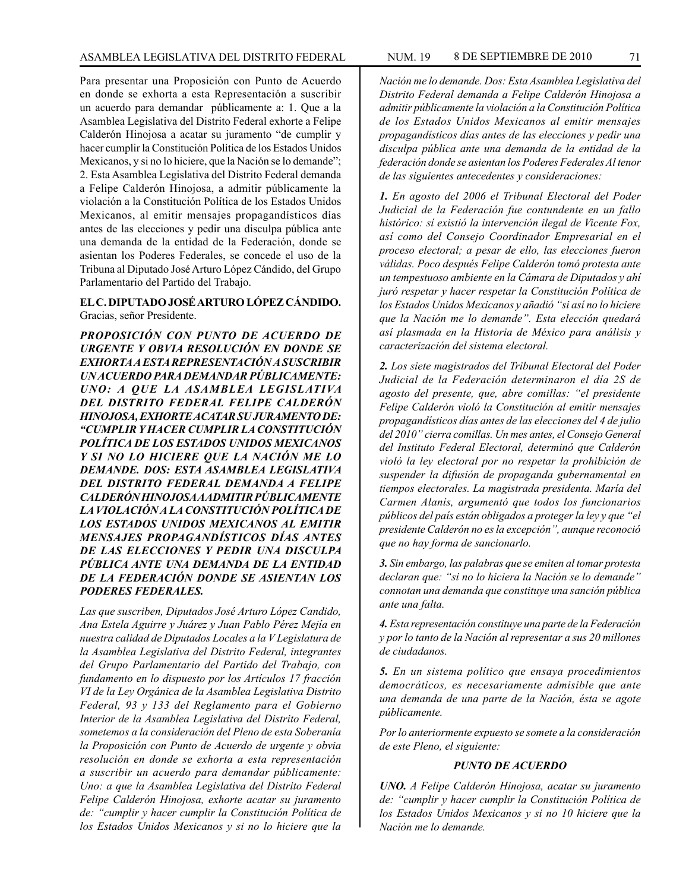Para presentar una Proposición con Punto de Acuerdo en donde se exhorta a esta Representación a suscribir un acuerdo para demandar públicamente a: 1. Que a la Asamblea Legislativa del Distrito Federal exhorte a Felipe Calderón Hinojosa a acatar su juramento "de cumplir y hacer cumplir la Constitución Política de los Estados Unidos Mexicanos, y si no lo hiciere, que la Nación se lo demande"; 2. Esta Asamblea Legislativa del Distrito Federal demanda a Felipe Calderón Hinojosa, a admitir públicamente la violación a la Constitución Política de los Estados Unidos Mexicanos, al emitir mensajes propagandísticos días antes de las elecciones y pedir una disculpa pública ante una demanda de la entidad de la Federación, donde se asientan los Poderes Federales, se concede el uso de la Tribuna al Diputado José Arturo López Cándido, del Grupo Parlamentario del Partido del Trabajo.

**EL C. DIPUTADO JOSÉ ARTURO LÓPEZ CÁNDIDO.** Gracias, señor Presidente.

***PROPOSICIÓN CON PUNTO DE ACUERDO DE URGENTE Y OBVIA RESOLUCIÓN EN DONDE SE EXHORTA A ESTA REPRESENTACIÓN A SUSCRIBIR UN ACUERDO PARA DEMANDAR PÚBLICAMENTE: UNO: A QUE LA ASAMBLEA LEGISLATIVA DEL DISTRITO FEDERAL FELIPE CALDERÓN HINOJOSA, EXHORTE ACATAR SU JURAMENTO DE: "CUMPLIR Y HACER CUMPLIR LA CONSTITUCIÓN POLÍTICA DE LOS ESTADOS UNIDOS MEXICANOS Y SI NO LO HICIERE QUE LA NACIÓN ME LO DEMANDE. DOS: ESTA ASAMBLEA LEGISLATIVA DEL DISTRITO FEDERAL DEMANDA A FELIPE CALDERÓN HINOJOSA A ADMITIR PÚBLICAMENTE LA VIOLACIÓN A LA CONSTITUCIÓN POLÍTICA DE LOS ESTADOS UNIDOS MEXICANOS AL EMITIR MENSAJES PROPAGANDÍSTICOS DÍAS ANTES DE LAS ELECCIONES Y PEDIR UNA DISCULPA PÚBLICA ANTE UNA DEMANDA DE LA ENTIDAD DE LA FEDERACIÓN DONDE SE ASIENTAN LOS PODERES FEDERALES.***

*Las que suscriben, Diputados José Arturo López Candido, Ana Estela Aguirre y Juárez y Juan Pablo Pérez Mejía en nuestra calidad de Diputados Locales a la V Legislatura de la Asamblea Legislativa del Distrito Federal, integrantes del Grupo Parlamentario del Partido del Trabajo, con fundamento en lo dispuesto por los Artículos 17 fracción VI de la Ley Orgánica de la Asamblea Legislativa Distrito Federal, 93 y 133 del Reglamento para el Gobierno Interior de la Asamblea Legislativa del Distrito Federal, sometemos a la consideración del Pleno de esta Soberanía la Proposición con Punto de Acuerdo de urgente y obvia resolución en donde se exhorta a esta representación a suscribir un acuerdo para demandar públicamente: Uno: a que la Asamblea Legislativa del Distrito Federal Felipe Calderón Hinojosa, exhorte acatar su juramento de: "cumplir y hacer cumplir la Constitución Política de los Estados Unidos Mexicanos y si no lo hiciere que la Nación me lo demande. Dos: Esta Asamblea Legislativa del Distrito Federal demanda a Felipe Calderón Hinojosa a admitir públicamente la violación a la Constitución Política de los Estados Unidos Mexicanos al emitir mensajes propagandísticos días antes de las elecciones y pedir una disculpa pública ante una demanda de la entidad de la federación donde se asientan los Poderes Federales Al tenor de las siguientes antecedentes y consideraciones:*

***1.*** *En agosto del 2006 el Tribunal Electoral del Poder Judicial de la Federación fue contundente en un fallo histórico: sí existió la intervención ilegal de Vicente Fox, así como del Consejo Coordinador Empresarial en el proceso electoral; a pesar de ello, las elecciones fueron válidas. Poco después Felipe Calderón tomó protesta ante un tempestuoso ambiente en la Cámara de Diputados y ahí juró respetar y hacer respetar la Constitución Política de los Estados Unidos Mexicanos y añadió "si así no lo hiciere que la Nación me lo demande". Esta elección quedará así plasmada en la Historia de México para análisis y caracterización del sistema electoral.*

***2.*** *Los siete magistrados del Tribunal Electoral del Poder Judicial de la Federación determinaron el día 2S de agosto del presente, que, abre comillas: "el presidente Felipe Calderón violó la Constitución al emitir mensajes propagandísticos días antes de las elecciones del 4 de julio del 2010" cierra comillas. Un mes antes, el Consejo General del Instituto Federal Electoral, determinó que Calderón violó la ley electoral por no respetar la prohibición de suspender la difusión de propaganda gubernamental en tiempos electorales. La magistrada presidenta. María del Carmen Alanís, argumentó que todos los funcionarios públicos del país están obligados a proteger la ley y que "el presidente Calderón no es la excepción", aunque reconoció que no hay forma de sancionarlo.*

***3.*** *Sin embargo, las palabras que se emiten al tomar protesta declaran que: "si no lo hiciera la Nación se lo demande" connotan una demanda que constituye una sanción pública ante una falta.*

***4.*** *Esta representación constituye una parte de la Federación y por lo tanto de la Nación al representar a sus 20 millones de ciudadanos.*

***5.*** *En un sistema político que ensaya procedimientos democráticos, es necesariamente admisible que ante una demanda de una parte de la Nación, ésta se agote públicamente.*

*Por lo anteriormente expuesto se somete a la consideración de este Pleno, el siguiente:*

***PUNTO DE ACUERDO***

***UNO.*** *A Felipe Calderón Hinojosa, acatar su juramento de: "cumplir y hacer cumplir la Constitución Política de los Estados Unidos Mexicanos y si no 10 hiciere que la Nación me lo demande.*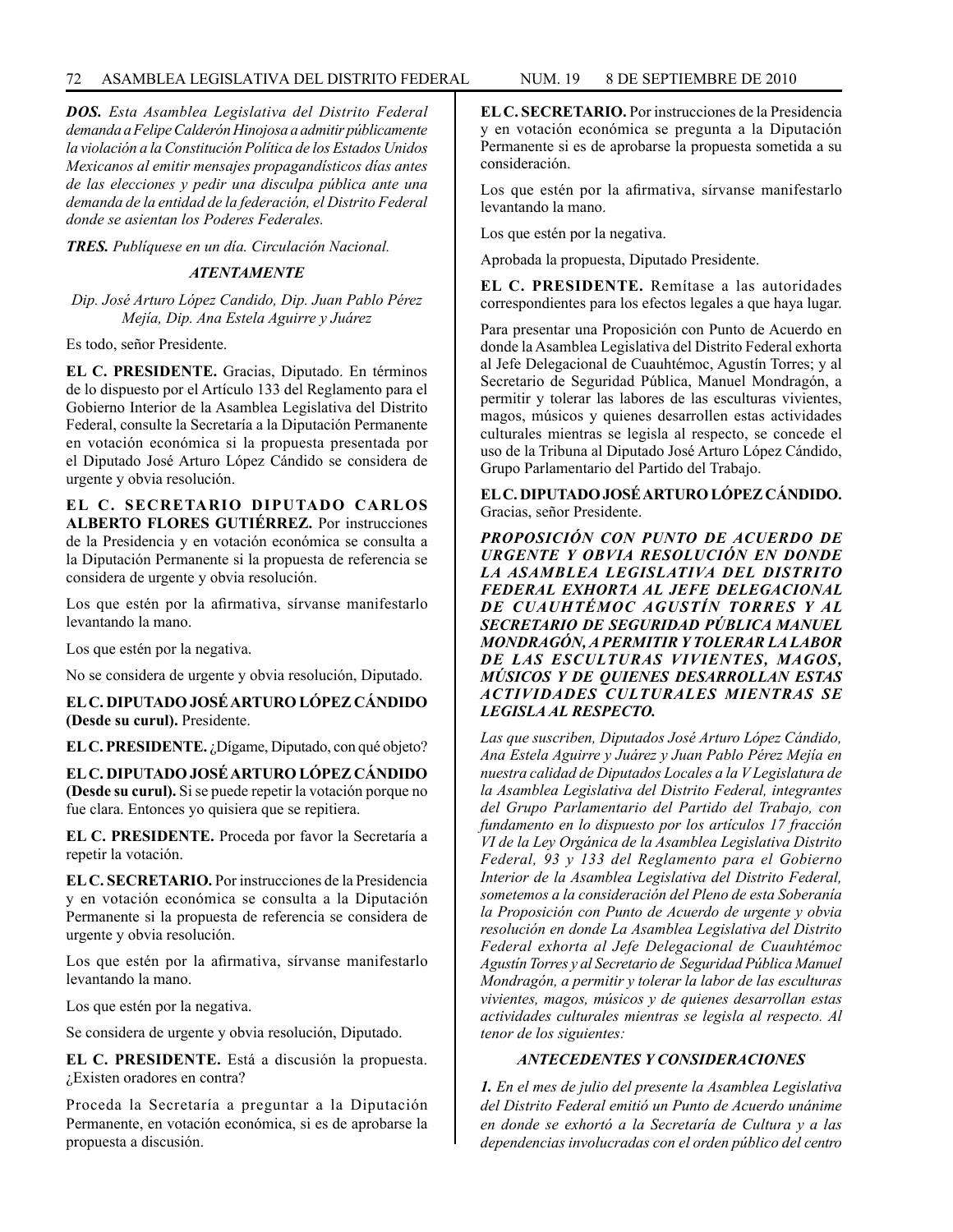***DOS.*** *Esta Asamblea Legislativa del Distrito Federal demanda a Felipe Calderón Hinojosa a admitir públicamente la violación a la Constitución Política de los Estados Unidos Mexicanos al emitir mensajes propagandísticos días antes de las elecciones y pedir una disculpa pública ante una demanda de la entidad de la federación, el Distrito Federal donde se asientan los Poderes Federales.*

***TRES.*** *Publíquese en un día. Circulación Nacional.*

***ATENTAMENTE***

*Dip. José Arturo López Candido, Dip. Juan Pablo Pérez Mejía, Dip. Ana Estela Aguirre y Juárez*

Es todo, señor Presidente.

**EL C. PRESIDENTE.** Gracias, Diputado. En términos de lo dispuesto por el Artículo 133 del Reglamento para el Gobierno Interior de la Asamblea Legislativa del Distrito Federal, consulte la Secretaría a la Diputación Permanente en votación económica si la propuesta presentada por el Diputado José Arturo López Cándido se considera de urgente y obvia resolución.

**EL C. SECRETARIO DIPUTADO CARLOS ALBERTO FLORES GUTIÉRREZ.** Por instrucciones de la Presidencia y en votación económica se consulta a la Diputación Permanente si la propuesta de referencia se considera de urgente y obvia resolución.

Los que estén por la afirmativa, sírvanse manifestarlo levantando la mano.

Los que estén por la negativa.

No se considera de urgente y obvia resolución, Diputado.

**EL C. DIPUTADO JOSÉ ARTURO LÓPEZ CÁNDIDO (Desde su curul).** Presidente.

**EL C. PRESIDENTE.** ¿Dígame, Diputado, con qué objeto?

**EL C. DIPUTADO JOSÉ ARTURO LÓPEZ CÁNDIDO (Desde su curul).** Si se puede repetir la votación porque no fue clara. Entonces yo quisiera que se repitiera.

**EL C. PRESIDENTE.** Proceda por favor la Secretaría a repetir la votación.

**EL C. SECRETARIO.** Por instrucciones de la Presidencia y en votación económica se consulta a la Diputación Permanente si la propuesta de referencia se considera de urgente y obvia resolución.

Los que estén por la afirmativa, sírvanse manifestarlo levantando la mano.

Los que estén por la negativa.

Se considera de urgente y obvia resolución, Diputado.

**EL C. PRESIDENTE.** Está a discusión la propuesta. ¿Existen oradores en contra?

Proceda la Secretaría a preguntar a la Diputación Permanente, en votación económica, si es de aprobarse la propuesta a discusión.

**EL C. SECRETARIO.** Por instrucciones de la Presidencia y en votación económica se pregunta a la Diputación Permanente si es de aprobarse la propuesta sometida a su consideración.

Los que estén por la afirmativa, sírvanse manifestarlo levantando la mano.

Los que estén por la negativa.

Aprobada la propuesta, Diputado Presidente.

**EL C. PRESIDENTE.** Remítase a las autoridades correspondientes para los efectos legales a que haya lugar.

Para presentar una Proposición con Punto de Acuerdo en donde la Asamblea Legislativa del Distrito Federal exhorta al Jefe Delegacional de Cuauhtémoc, Agustín Torres; y al Secretario de Seguridad Pública, Manuel Mondragón, a permitir y tolerar las labores de las esculturas vivientes, magos, músicos y quienes desarrollen estas actividades culturales mientras se legisla al respecto, se concede el uso de la Tribuna al Diputado José Arturo López Cándido, Grupo Parlamentario del Partido del Trabajo.

**EL C. DIPUTADO JOSÉ ARTURO LÓPEZ CÁNDIDO.** Gracias, señor Presidente.

***PROPOSICIÓN CON PUNTO DE ACUERDO DE URGENTE Y OBVIA RESOLUCIÓN EN DONDE LA ASAMBLEA LEGISLATIVA DEL DISTRITO FEDERAL EXHORTA AL JEFE DELEGACIONAL DE CUAUHTÉMOC AGUSTÍN TORRES Y AL SECRETARIO DE SEGURIDAD PÚBLICA MANUEL MONDRAGÓN, A PERMITIR Y TOLERAR LA LABOR DE LAS ESCULTURAS VIVIENTES, MAGOS, MÚSICOS Y DE QUIENES DESARROLLAN ESTAS ACTIVIDADES CULTURALES MIENTRAS SE LEGISLA AL RESPECTO.***

*Las que suscriben, Diputados José Arturo López Cándido, Ana Estela Aguirre y Juárez y Juan Pablo Pérez Mejía en nuestra calidad de Diputados Locales a la V Legislatura de la Asamblea Legislativa del Distrito Federal, integrantes del Grupo Parlamentario del Partido del Trabajo, con fundamento en lo dispuesto por los artículos 17 fracción VI de la Ley Orgánica de la Asamblea Legislativa Distrito Federal, 93 y 133 del Reglamento para el Gobierno Interior de la Asamblea Legislativa del Distrito Federal, sometemos a la consideración del Pleno de esta Soberanía la Proposición con Punto de Acuerdo de urgente y obvia resolución en donde La Asamblea Legislativa del Distrito Federal exhorta al Jefe Delegacional de Cuauhtémoc Agustín Torres y al Secretario de Seguridad Pública Manuel Mondragón, a permitir y tolerar la labor de las esculturas vivientes, magos, músicos y de quienes desarrollan estas actividades culturales mientras se legisla al respecto. Al tenor de los siguientes:*

***ANTECEDENTES Y CONSIDERACIONES***

***1.*** *En el mes de julio del presente la Asamblea Legislativa del Distrito Federal emitió un Punto de Acuerdo unánime en donde se exhortó a la Secretaría de Cultura y a las dependencias involucradas con el orden público del centro*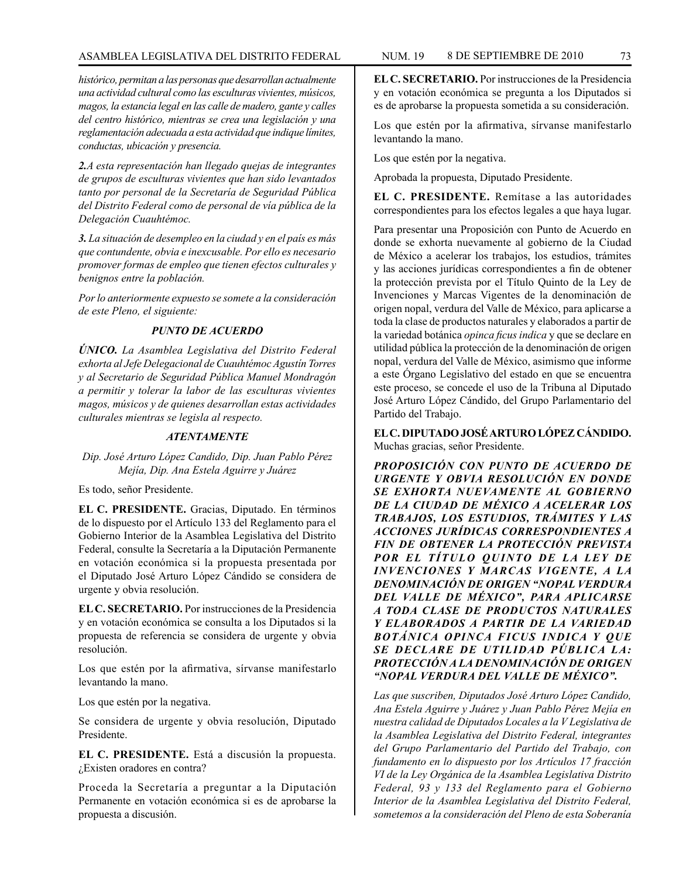*histórico, permitan a las personas que desarrollan actualmente una actividad cultural como las esculturas vivientes, músicos, magos, la estancia legal en las calle de madero, gante y calles del centro histórico, mientras se crea una legislación y una reglamentación adecuada a esta actividad que indique límites, conductas, ubicación y presencia.*

***2.****A esta representación han llegado quejas de integrantes de grupos de esculturas vivientes que han sido levantados tanto por personal de la Secretaría de Seguridad Pública del Distrito Federal como de personal de vía pública de la Delegación Cuauhtémoc.*

***3.*** *La situación de desempleo en la ciudad y en el país es más que contundente, obvia e inexcusable. Por ello es necesario promover formas de empleo que tienen efectos culturales y benignos entre la población.*

*Por lo anteriormente expuesto se somete a la consideración de este Pleno, el siguiente:*

***PUNTO DE ACUERDO***

***ÚNICO.*** *La Asamblea Legislativa del Distrito Federal exhorta al Jefe Delegacional de Cuauhtémoc Agustín Torres y al Secretario de Seguridad Pública Manuel Mondragón a permitir y tolerar la labor de las esculturas vivientes magos, músicos y de quienes desarrollan estas actividades culturales mientras se legisla al respecto.*

***ATENTAMENTE***

*Dip. José Arturo López Candido, Dip. Juan Pablo Pérez Mejía, Dip. Ana Estela Aguirre y Juárez*

Es todo, señor Presidente.

**EL C. PRESIDENTE.** Gracias, Diputado. En términos de lo dispuesto por el Artículo 133 del Reglamento para el Gobierno Interior de la Asamblea Legislativa del Distrito Federal, consulte la Secretaría a la Diputación Permanente en votación económica si la propuesta presentada por el Diputado José Arturo López Cándido se considera de urgente y obvia resolución.

**EL C. SECRETARIO.** Por instrucciones de la Presidencia y en votación económica se consulta a los Diputados si la propuesta de referencia se considera de urgente y obvia resolución.

Los que estén por la afirmativa, sírvanse manifestarlo levantando la mano.

Los que estén por la negativa.

Se considera de urgente y obvia resolución, Diputado Presidente.

**EL C. PRESIDENTE.** Está a discusión la propuesta. ¿Existen oradores en contra?

Proceda la Secretaría a preguntar a la Diputación Permanente en votación económica si es de aprobarse la propuesta a discusión.

**EL C. SECRETARIO.** Por instrucciones de la Presidencia y en votación económica se pregunta a los Diputados si es de aprobarse la propuesta sometida a su consideración.

Los que estén por la afirmativa, sírvanse manifestarlo levantando la mano.

Los que estén por la negativa.

Aprobada la propuesta, Diputado Presidente.

**EL C. PRESIDENTE.** Remítase a las autoridades correspondientes para los efectos legales a que haya lugar.

Para presentar una Proposición con Punto de Acuerdo en donde se exhorta nuevamente al gobierno de la Ciudad de México a acelerar los trabajos, los estudios, trámites y las acciones jurídicas correspondientes a fin de obtener la protección prevista por el Título Quinto de la Ley de Invenciones y Marcas Vigentes de la denominación de origen nopal, verdura del Valle de México, para aplicarse a toda la clase de productos naturales y elaborados a partir de la variedad botánica *opinca ficus indica* y que se declare en utilidad pública la protección de la denominación de origen nopal, verdura del Valle de México, asimismo que informe a este Órgano Legislativo del estado en que se encuentra este proceso, se concede el uso de la Tribuna al Diputado José Arturo López Cándido, del Grupo Parlamentario del Partido del Trabajo.

**EL C. DIPUTADO JOSÉ ARTURO LÓPEZ CÁNDIDO.** Muchas gracias, señor Presidente.

***PROPOSICIÓN CON PUNTO DE ACUERDO DE URGENTE Y OBVIA RESOLUCIÓN EN DONDE SE EXHORTA NUEVAMENTE AL GOBIERNO DE LA CIUDAD DE MÉXICO A ACELERAR LOS TRABAJOS, LOS ESTUDIOS, TRÁMITES Y LAS ACCIONES JURÍDICAS CORRESPONDIENTES A FIN DE OBTENER LA PROTECCIÓN PREVISTA POR EL TÍTULO QUINTO DE LA LEY DE INVENCIONES Y MARCAS VIGENTE, A LA DENOMINACIÓN DE ORIGEN “NOPAL VERDURA DEL VALLE DE MÉXICO”, PARA APLICARSE A TODA CLASE DE PRODUCTOS NATURALES Y ELABORADOS A PARTIR DE LA VARIEDAD BOTÁNICA OPINCA FICUS INDICA Y QUE SE DECLARE DE UTILIDAD PÚBLICA LA: PROTECCIÓN A LA DENOMINACIÓN DE ORIGEN “NOPAL VERDURA DEL VALLE DE MÉXICO”.***

*Las que suscriben, Diputados José Arturo López Candido, Ana Estela Aguirre y Juárez y Juan Pablo Pérez Mejía en nuestra calidad de Diputados Locales a la V Legislativa de la Asamblea Legislativa del Distrito Federal, integrantes del Grupo Parlamentario del Partido del Trabajo, con fundamento en lo dispuesto por los Artículos 17 fracción VI de la Ley Orgánica de la Asamblea Legislativa Distrito Federal, 93 y 133 del Reglamento para el Gobierno Interior de la Asamblea Legislativa del Distrito Federal, sometemos a la consideración del Pleno de esta Soberanía*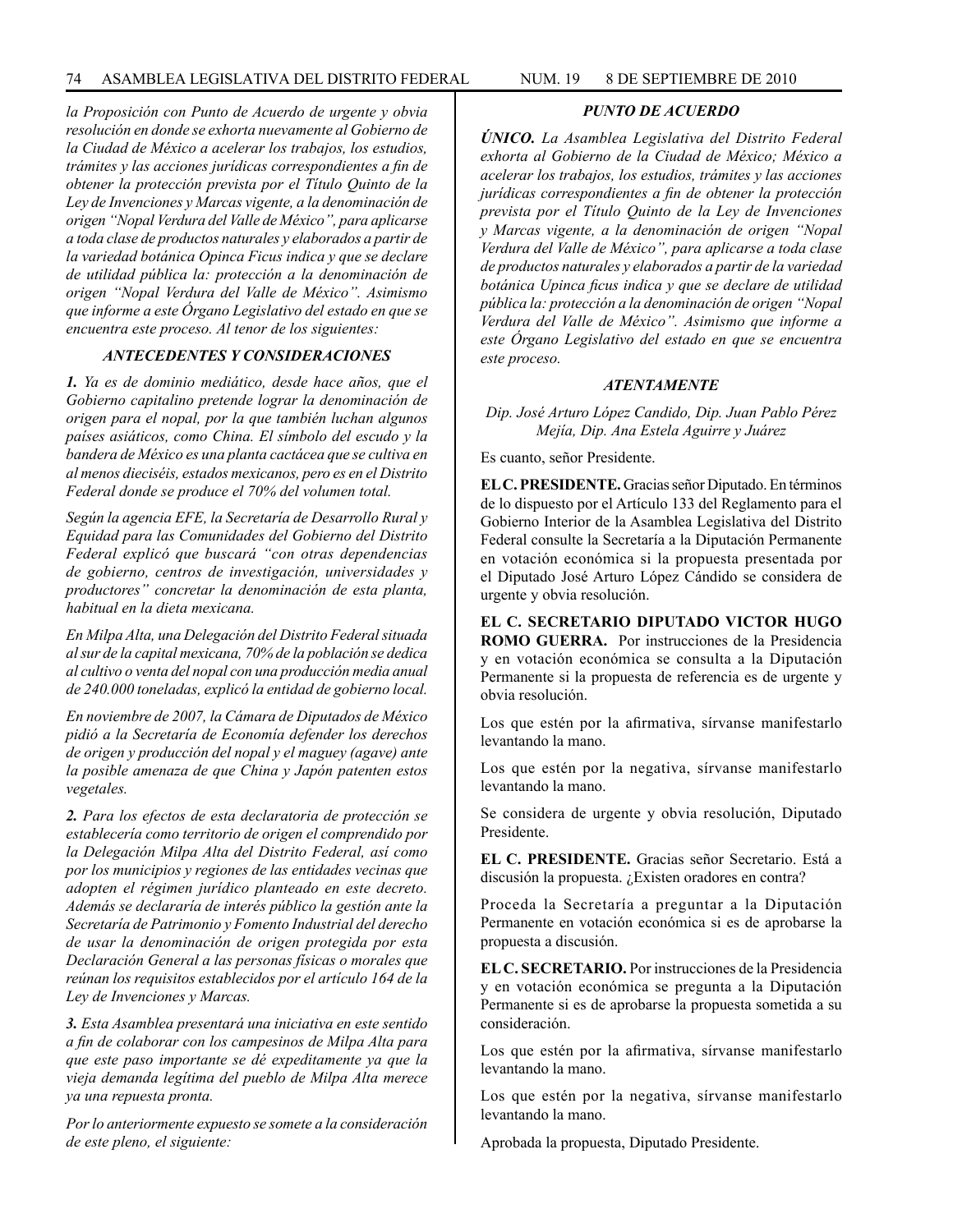*la Proposición con Punto de Acuerdo de urgente y obvia resolución en donde se exhorta nuevamente al Gobierno de la Ciudad de México a acelerar los trabajos, los estudios, trámites y las acciones jurídicas correspondientes a fin de obtener la protección prevista por el Título Quinto de la Ley de Invenciones y Marcas vigente, a la denominación de origen "Nopal Verdura del Valle de México", para aplicarse a toda clase de productos naturales y elaborados a partir de la variedad botánica Opinca Ficus indica y que se declare de utilidad pública la: protección a la denominación de origen "Nopal Verdura del Valle de México". Asimismo que informe a este Órgano Legislativo del estado en que se encuentra este proceso. Al tenor de los siguientes:*

### *ANTECEDENTES Y CONSIDERACIONES*

***1.** Ya es de dominio mediático, desde hace años, que el Gobierno capitalino pretende lograr la denominación de origen para el nopal, por la que también luchan algunos países asiáticos, como China. El símbolo del escudo y la bandera de México es una planta cactácea que se cultiva en al menos dieciséis, estados mexicanos, pero es en el Distrito Federal donde se produce el 70% del volumen total.*

*Según la agencia EFE, la Secretaría de Desarrollo Rural y Equidad para las Comunidades del Gobierno del Distrito Federal explicó que buscará "con otras dependencias de gobierno, centros de investigación, universidades y productores" concretar la denominación de esta planta, habitual en la dieta mexicana.*

*En Milpa Alta, una Delegación del Distrito Federal situada al sur de la capital mexicana, 70% de la población se dedica al cultivo o venta del nopal con una producción media anual de 240.000 toneladas, explicó la entidad de gobierno local.*

*En noviembre de 2007, la Cámara de Diputados de México pidió a la Secretaría de Economía defender los derechos de origen y producción del nopal y el maguey (agave) ante la posible amenaza de que China y Japón patenten estos vegetales.*

***2.** Para los efectos de esta declaratoria de protección se establecería como territorio de origen el comprendido por la Delegación Milpa Alta del Distrito Federal, así como por los municipios y regiones de las entidades vecinas que adopten el régimen jurídico planteado en este decreto. Además se declararía de interés público la gestión ante la Secretaría de Patrimonio y Fomento Industrial del derecho de usar la denominación de origen protegida por esta Declaración General a las personas físicas o morales que reúnan los requisitos establecidos por el artículo 164 de la Ley de Invenciones y Marcas.*

***3.** Esta Asamblea presentará una iniciativa en este sentido a fin de colaborar con los campesinos de Milpa Alta para que este paso importante se dé expeditamente ya que la vieja demanda legítima del pueblo de Milpa Alta merece ya una repuesta pronta.*

*Por lo anteriormente expuesto se somete a la consideración de este pleno, el siguiente:*

### *PUNTO DE ACUERDO*

***ÚNICO.** La Asamblea Legislativa del Distrito Federal exhorta al Gobierno de la Ciudad de México; México a acelerar los trabajos, los estudios, trámites y las acciones jurídicas correspondientes a fin de obtener la protección prevista por el Título Quinto de la Ley de Invenciones y Marcas vigente, a la denominación de origen "Nopal Verdura del Valle de México", para aplicarse a toda clase de productos naturales y elaborados a partir de la variedad botánica Upinca ficus indica y que se declare de utilidad pública la: protección a la denominación de origen "Nopal Verdura del Valle de México". Asimismo que informe a este Órgano Legislativo del estado en que se encuentra este proceso.*

### *ATENTAMENTE*

*Dip. José Arturo López Candido, Dip. Juan Pablo Pérez Mejía, Dip. Ana Estela Aguirre y Juárez*

Es cuanto, señor Presidente.

**EL C. PRESIDENTE.** Gracias señor Diputado. En términos de lo dispuesto por el Artículo 133 del Reglamento para el Gobierno Interior de la Asamblea Legislativa del Distrito Federal consulte la Secretaría a la Diputación Permanente en votación económica si la propuesta presentada por el Diputado José Arturo López Cándido se considera de urgente y obvia resolución.

**EL C. SECRETARIO DIPUTADO VICTOR HUGO ROMO GUERRA.** Por instrucciones de la Presidencia y en votación económica se consulta a la Diputación Permanente si la propuesta de referencia es de urgente y obvia resolución.

Los que estén por la afirmativa, sírvanse manifestarlo levantando la mano.

Los que estén por la negativa, sírvanse manifestarlo levantando la mano.

Se considera de urgente y obvia resolución, Diputado Presidente.

**EL C. PRESIDENTE.** Gracias señor Secretario. Está a discusión la propuesta. ¿Existen oradores en contra?

Proceda la Secretaría a preguntar a la Diputación Permanente en votación económica si es de aprobarse la propuesta a discusión.

**EL C. SECRETARIO.** Por instrucciones de la Presidencia y en votación económica se pregunta a la Diputación Permanente si es de aprobarse la propuesta sometida a su consideración.

Los que estén por la afirmativa, sírvanse manifestarlo levantando la mano.

Los que estén por la negativa, sírvanse manifestarlo levantando la mano.

Aprobada la propuesta, Diputado Presidente.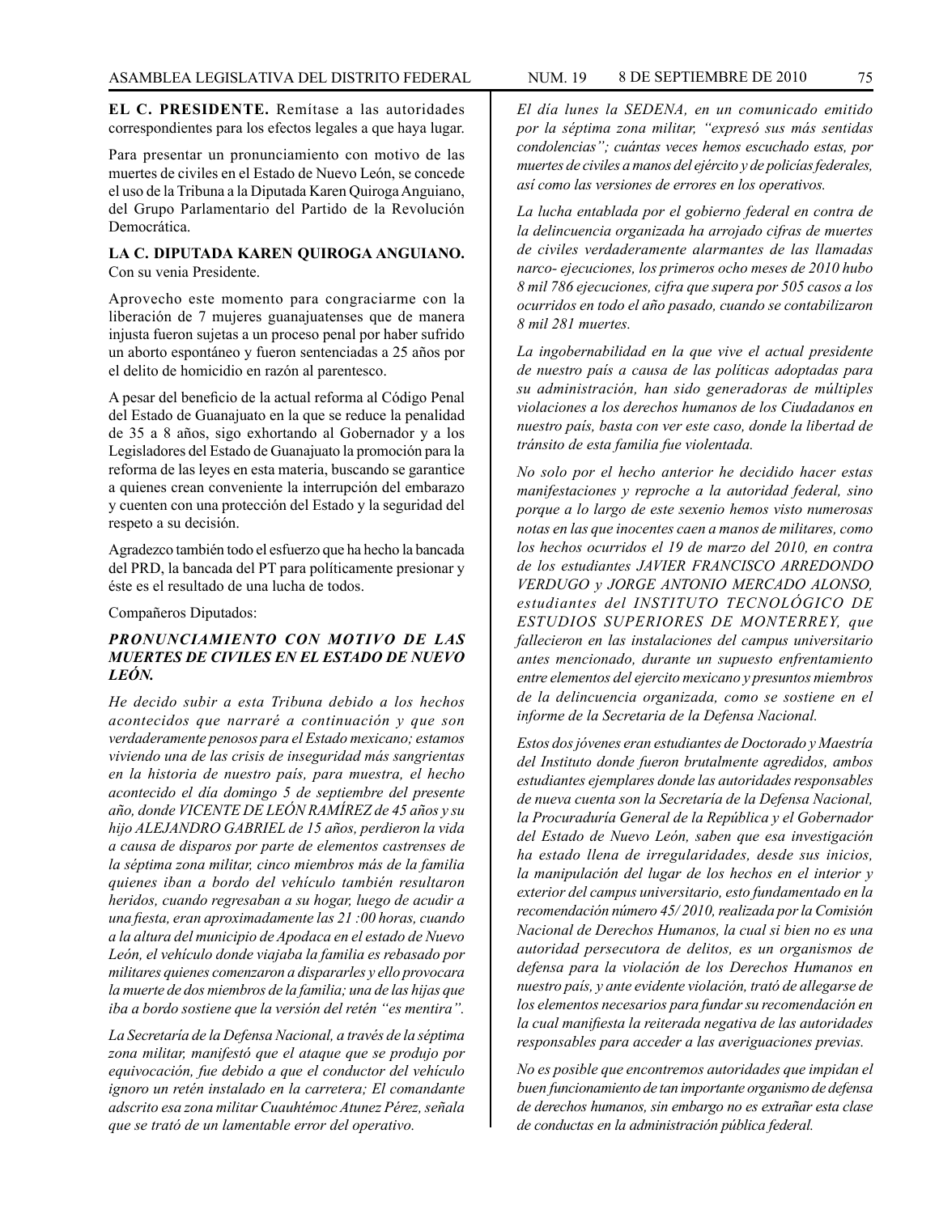**EL C. PRESIDENTE.** Remítase a las autoridades correspondientes para los efectos legales a que haya lugar.

Para presentar un pronunciamiento con motivo de las muertes de civiles en el Estado de Nuevo León, se concede el uso de la Tribuna a la Diputada Karen Quiroga Anguiano, del Grupo Parlamentario del Partido de la Revolución Democrática.

**LA C. DIPUTADA KAREN QUIROGA ANGUIANO.** Con su venia Presidente.

Aprovecho este momento para congraciarme con la liberación de 7 mujeres guanajuatenses que de manera injusta fueron sujetas a un proceso penal por haber sufrido un aborto espontáneo y fueron sentenciadas a 25 años por el delito de homicidio en razón al parentesco.

A pesar del beneficio de la actual reforma al Código Penal del Estado de Guanajuato en la que se reduce la penalidad de 35 a 8 años, sigo exhortando al Gobernador y a los Legisladores del Estado de Guanajuato la promoción para la reforma de las leyes en esta materia, buscando se garantice a quienes crean conveniente la interrupción del embarazo y cuenten con una protección del Estado y la seguridad del respeto a su decisión.

Agradezco también todo el esfuerzo que ha hecho la bancada del PRD, la bancada del PT para políticamente presionar y éste es el resultado de una lucha de todos.

Compañeros Diputados:

***PRONUNCIAMIENTO CON MOTIVO DE LAS MUERTES DE CIVILES EN EL ESTADO DE NUEVO LEÓN.***

*He decido subir a esta Tribuna debido a los hechos acontecidos que narraré a continuación y que son verdaderamente penosos para el Estado mexicano; estamos viviendo una de las crisis de inseguridad más sangrientas en la historia de nuestro país, para muestra, el hecho acontecido el día domingo 5 de septiembre del presente año, donde VICENTE DE LEÓN RAMÍREZ de 45 años y su hijo ALEJANDRO GABRIEL de 15 años, perdieron la vida a causa de disparos por parte de elementos castrenses de la séptima zona militar, cinco miembros más de la familia quienes iban a bordo del vehículo también resultaron heridos, cuando regresaban a su hogar, luego de acudir a una fiesta, eran aproximadamente las 21 :00 horas, cuando a la altura del municipio de Apodaca en el estado de Nuevo León, el vehículo donde viajaba la familia es rebasado por militares quienes comenzaron a dispararles y ello provocara la muerte de dos miembros de la familia; una de las hijas que iba a bordo sostiene que la versión del retén "es mentira".*

*La Secretaría de la Defensa Nacional, a través de la séptima zona militar, manifestó que el ataque que se produjo por equivocación, fue debido a que el conductor del vehículo ignoro un retén instalado en la carretera; El comandante adscrito esa zona militar Cuauhtémoc Atunez Pérez, señala que se trató de un lamentable error del operativo.*

*El día lunes la SEDENA, en un comunicado emitido por la séptima zona militar, "expresó sus más sentidas condolencias"; cuántas veces hemos escuchado estas, por muertes de civiles a manos del ejército y de policías federales, así como las versiones de errores en los operativos.*

*La lucha entablada por el gobierno federal en contra de la delincuencia organizada ha arrojado cifras de muertes de civiles verdaderamente alarmantes de las llamadas narco- ejecuciones, los primeros ocho meses de 2010 hubo 8 mil 786 ejecuciones, cifra que supera por 505 casos a los ocurridos en todo el año pasado, cuando se contabilizaron 8 mil 281 muertes.*

*La ingobernabilidad en la que vive el actual presidente de nuestro país a causa de las políticas adoptadas para su administración, han sido generadoras de múltiples violaciones a los derechos humanos de los Ciudadanos en nuestro país, basta con ver este caso, donde la libertad de tránsito de esta familia fue violentada.*

*No solo por el hecho anterior he decidido hacer estas manifestaciones y reproche a la autoridad federal, sino porque a lo largo de este sexenio hemos visto numerosas notas en las que inocentes caen a manos de militares, como los hechos ocurridos el 19 de marzo del 2010, en contra de los estudiantes JAVIER FRANCISCO ARREDONDO VERDUGO y JORGE ANTONIO MERCADO ALONSO, estudiantes del INSTITUTO TECNOLÓGICO DE ESTUDIOS SUPERIORES DE MONTERREY, que fallecieron en las instalaciones del campus universitario antes mencionado, durante un supuesto enfrentamiento entre elementos del ejercito mexicano y presuntos miembros de la delincuencia organizada, como se sostiene en el informe de la Secretaria de la Defensa Nacional.*

*Estos dos jóvenes eran estudiantes de Doctorado y Maestría del Instituto donde fueron brutalmente agredidos, ambos estudiantes ejemplares donde las autoridades responsables de nueva cuenta son la Secretaría de la Defensa Nacional, la Procuraduría General de la República y el Gobernador del Estado de Nuevo León, saben que esa investigación ha estado llena de irregularidades, desde sus inicios, la manipulación del lugar de los hechos en el interior y exterior del campus universitario, esto fundamentado en la recomendación número 45/ 2010, realizada por la Comisión Nacional de Derechos Humanos, la cual si bien no es una autoridad persecutora de delitos, es un organismos de defensa para la violación de los Derechos Humanos en nuestro país, y ante evidente violación, trató de allegarse de los elementos necesarios para fundar su recomendación en la cual manifiesta la reiterada negativa de las autoridades responsables para acceder a las averiguaciones previas.*

*No es posible que encontremos autoridades que impidan el buen funcionamiento de tan importante organismo de defensa de derechos humanos, sin embargo no es extrañar esta clase de conductas en la administración pública federal.*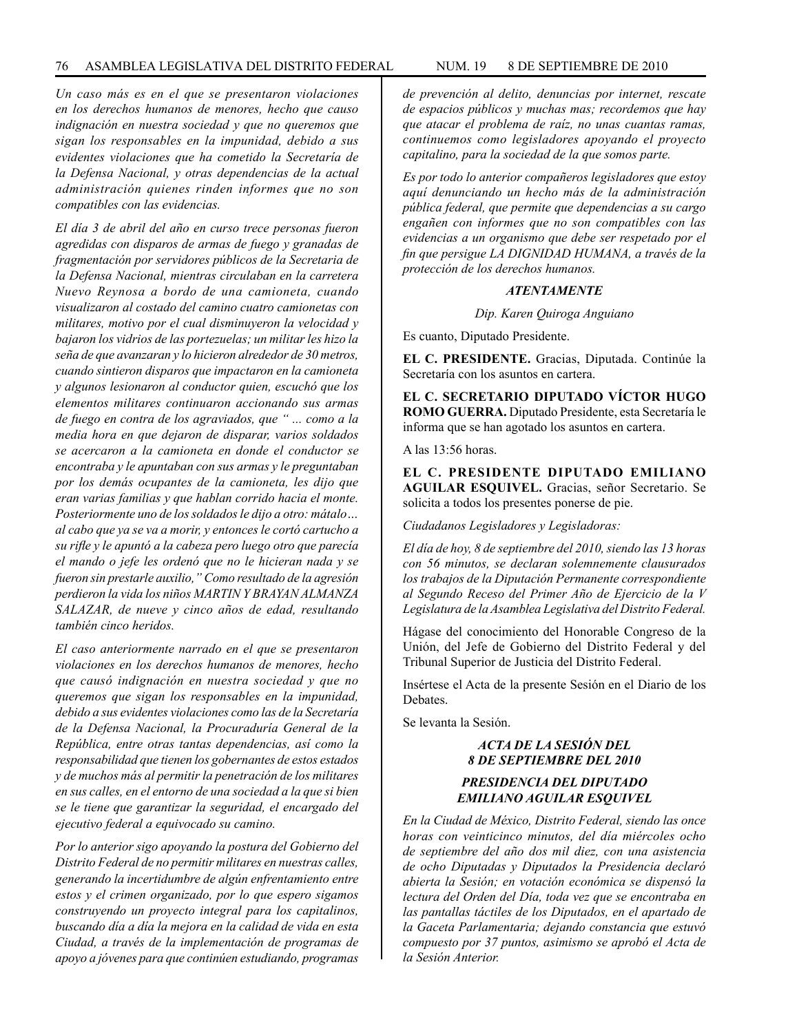*Un caso más es en el que se presentaron violaciones en los derechos humanos de menores, hecho que causo indignación en nuestra sociedad y que no queremos que sigan los responsables en la impunidad, debido a sus evidentes violaciones que ha cometido la Secretaría de la Defensa Nacional, y otras dependencias de la actual administración quienes rinden informes que no son compatibles con las evidencias.*

*El día 3 de abril del año en curso trece personas fueron agredidas con disparos de armas de fuego y granadas de fragmentación por servidores públicos de la Secretaria de la Defensa Nacional, mientras circulaban en la carretera Nuevo Reynosa a bordo de una camioneta, cuando visualizaron al costado del camino cuatro camionetas con militares, motivo por el cual disminuyeron la velocidad y bajaron los vidrios de las portezuelas; un militar les hizo la seña de que avanzaran y lo hicieron alrededor de 30 metros, cuando sintieron disparos que impactaron en la camioneta y algunos lesionaron al conductor quien, escuchó que los elementos militares continuaron accionando sus armas de fuego en contra de los agraviados, que " ... como a la media hora en que dejaron de disparar, varios soldados se acercaron a la camioneta en donde el conductor se encontraba y le apuntaban con sus armas y le preguntaban por los demás ocupantes de la camioneta, les dijo que eran varias familias y que hablan corrido hacia el monte. Posteriormente uno de los soldados le dijo a otro: mátalo… al cabo que ya se va a morir, y entonces le cortó cartucho a su rifle y le apuntó a la cabeza pero luego otro que parecía el mando o jefe les ordenó que no le hicieran nada y se fueron sin prestarle auxilio," Como resultado de la agresión perdieron la vida los niños MARTIN Y BRAYAN ALMANZA SALAZAR, de nueve y cinco años de edad, resultando también cinco heridos.*

*El caso anteriormente narrado en el que se presentaron violaciones en los derechos humanos de menores, hecho que causó indignación en nuestra sociedad y que no queremos que sigan los responsables en la impunidad, debido a sus evidentes violaciones como las de la Secretaría de la Defensa Nacional, la Procuraduría General de la República, entre otras tantas dependencias, así como la responsabilidad que tienen los gobernantes de estos estados y de muchos más al permitir la penetración de los militares en sus calles, en el entorno de una sociedad a la que si bien se le tiene que garantizar la seguridad, el encargado del ejecutivo federal a equivocado su camino.*

*Por lo anterior sigo apoyando la postura del Gobierno del Distrito Federal de no permitir militares en nuestras calles, generando la incertidumbre de algún enfrentamiento entre estos y el crimen organizado, por lo que espero sigamos construyendo un proyecto integral para los capitalinos, buscando día a día la mejora en la calidad de vida en esta Ciudad, a través de la implementación de programas de apoyo a jóvenes para que continúen estudiando, programas de prevención al delito, denuncias por internet, rescate de espacios públicos y muchas mas; recordemos que hay que atacar el problema de raíz, no unas cuantas ramas, continuemos como legisladores apoyando el proyecto capitalino, para la sociedad de la que somos parte.*

*Es por todo lo anterior compañeros legisladores que estoy aquí denunciando un hecho más de la administración pública federal, que permite que dependencias a su cargo engañen con informes que no son compatibles con las evidencias a un organismo que debe ser respetado por el fin que persigue LA DIGNIDAD HUMANA, a través de la protección de los derechos humanos.*

***ATENTAMENTE***

*Dip. Karen Quiroga Anguiano*

Es cuanto, Diputado Presidente.

**EL C. PRESIDENTE.** Gracias, Diputada. Continúe la Secretaría con los asuntos en cartera.

**EL C. SECRETARIO DIPUTADO VÍCTOR HUGO ROMO GUERRA.** Diputado Presidente, esta Secretaría le informa que se han agotado los asuntos en cartera.

A las 13:56 horas.

**EL C. PRESIDENTE DIPUTADO EMILIANO AGUILAR ESQUIVEL.** Gracias, señor Secretario. Se solicita a todos los presentes ponerse de pie.

*Ciudadanos Legisladores y Legisladoras:*

*El día de hoy, 8 de septiembre del 2010, siendo las 13 horas con 56 minutos, se declaran solemnemente clausurados los trabajos de la Diputación Permanente correspondiente al Segundo Receso del Primer Año de Ejercicio de la V Legislatura de la Asamblea Legislativa del Distrito Federal.*

Hágase del conocimiento del Honorable Congreso de la Unión, del Jefe de Gobierno del Distrito Federal y del Tribunal Superior de Justicia del Distrito Federal.

Insértese el Acta de la presente Sesión en el Diario de los Debates.

Se levanta la Sesión.

## *ACTA DE LA SESIÓN DEL 8 DE SEPTIEMBRE DEL 2010*

## *PRESIDENCIA DEL DIPUTADO EMILIANO AGUILAR ESQUIVEL*

*En la Ciudad de México, Distrito Federal, siendo las once horas con veinticinco minutos, del día miércoles ocho de septiembre del año dos mil diez, con una asistencia de ocho Diputadas y Diputados la Presidencia declaró abierta la Sesión; en votación económica se dispensó la lectura del Orden del Día, toda vez que se encontraba en las pantallas táctiles de los Diputados, en el apartado de la Gaceta Parlamentaria; dejando constancia que estuvó compuesto por 37 puntos, asimismo se aprobó el Acta de la Sesión Anterior.*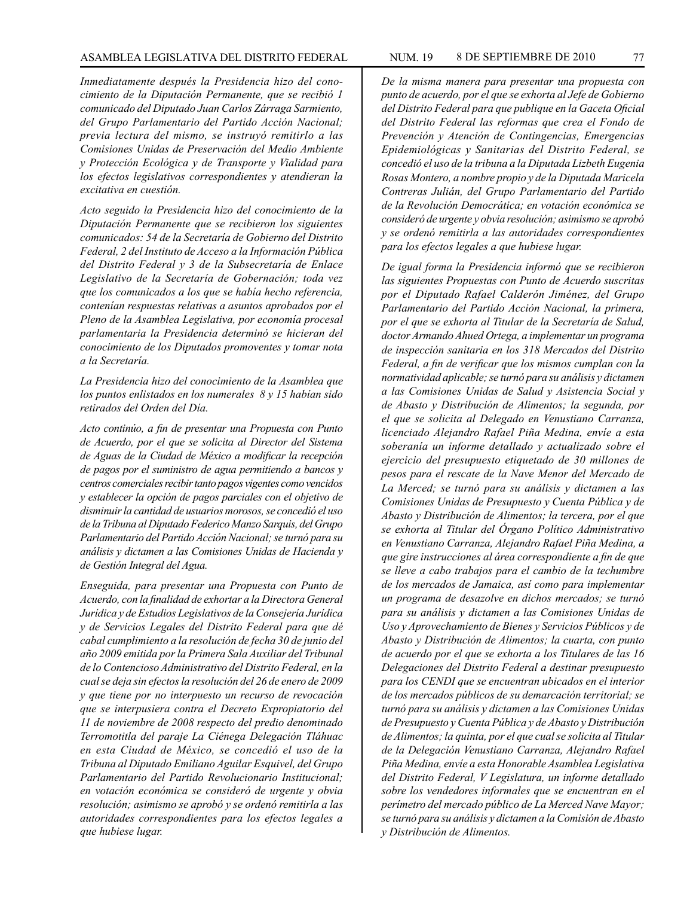*Inmediatamente después la Presidencia hizo del conocimiento de la Diputación Permanente, que se recibió 1 comunicado del Diputado Juan Carlos Zárraga Sarmiento, del Grupo Parlamentario del Partido Acción Nacional; previa lectura del mismo, se instruyó remitirlo a las Comisiones Unidas de Preservación del Medio Ambiente y Protección Ecológica y de Transporte y Vialidad para los efectos legislativos correspondientes y atendieran la excitativa en cuestión.*

*Acto seguido la Presidencia hizo del conocimiento de la Diputación Permanente que se recibieron los siguientes comunicados: 54 de la Secretaría de Gobierno del Distrito Federal, 2 del Instituto de Acceso a la Información Pública del Distrito Federal y 3 de la Subsecretaría de Enlace Legislativo de la Secretaría de Gobernación; toda vez que los comunicados a los que se había hecho referencia, contenían respuestas relativas a asuntos aprobados por el Pleno de la Asamblea Legislativa, por economía procesal parlamentaria la Presidencia determinó se hicieran del conocimiento de los Diputados promoventes y tomar nota a la Secretaría.*

*La Presidencia hizo del conocimiento de la Asamblea que los puntos enlistados en los numerales 8 y 15 habían sido retirados del Orden del Día.*

*Acto continúo, a fin de presentar una Propuesta con Punto de Acuerdo, por el que se solicita al Director del Sistema de Aguas de la Ciudad de México a modificar la recepción de pagos por el suministro de agua permitiendo a bancos y centros comerciales recibir tanto pagos vigentes como vencidos y establecer la opción de pagos parciales con el objetivo de disminuir la cantidad de usuarios morosos, se concedió el uso de la Tribuna al Diputado Federico Manzo Sarquis, del Grupo Parlamentario del Partido Acción Nacional; se turnó para su análisis y dictamen a las Comisiones Unidas de Hacienda y de Gestión Integral del Agua.*

*Enseguida, para presentar una Propuesta con Punto de Acuerdo, con la finalidad de exhortar a la Directora General Jurídica y de Estudios Legislativos de la Consejería Jurídica y de Servicios Legales del Distrito Federal para que dé cabal cumplimiento a la resolución de fecha 30 de junio del año 2009 emitida por la Primera Sala Auxiliar del Tribunal de lo Contencioso Administrativo del Distrito Federal, en la cual se deja sin efectos la resolución del 26 de enero de 2009 y que tiene por no interpuesto un recurso de revocación que se interpusiera contra el Decreto Expropiatorio del 11 de noviembre de 2008 respecto del predio denominado Terromotitla del paraje La Ciénega Delegación Tláhuac en esta Ciudad de México, se concedió el uso de la Tribuna al Diputado Emiliano Aguilar Esquivel, del Grupo Parlamentario del Partido Revolucionario Institucional; en votación económica se consideró de urgente y obvia resolución; asimismo se aprobó y se ordenó remitirla a las autoridades correspondientes para los efectos legales a que hubiese lugar.*

*De la misma manera para presentar una propuesta con punto de acuerdo, por el que se exhorta al Jefe de Gobierno del Distrito Federal para que publique en la Gaceta Oficial del Distrito Federal las reformas que crea el Fondo de Prevención y Atención de Contingencias, Emergencias Epidemiológicas y Sanitarias del Distrito Federal, se concedió el uso de la tribuna a la Diputada Lizbeth Eugenia Rosas Montero, a nombre propio y de la Diputada Maricela Contreras Julián, del Grupo Parlamentario del Partido de la Revolución Democrática; en votación económica se consideró de urgente y obvia resolución; asimismo se aprobó y se ordenó remitirla a las autoridades correspondientes para los efectos legales a que hubiese lugar.*

*De igual forma la Presidencia informó que se recibieron las siguientes Propuestas con Punto de Acuerdo suscritas por el Diputado Rafael Calderón Jiménez, del Grupo Parlamentario del Partido Acción Nacional, la primera, por el que se exhorta al Titular de la Secretaría de Salud, doctor Armando Ahued Ortega, a implementar un programa de inspección sanitaria en los 318 Mercados del Distrito Federal, a fin de verificar que los mismos cumplan con la normatividad aplicable; se turnó para su análisis y dictamen a las Comisiones Unidas de Salud y Asistencia Social y de Abasto y Distribución de Alimentos; la segunda, por el que se solicita al Delegado en Venustiano Carranza, licenciado Alejandro Rafael Piña Medina, envíe a esta soberanía un informe detallado y actualizado sobre el ejercicio del presupuesto etiquetado de 30 millones de pesos para el rescate de la Nave Menor del Mercado de La Merced; se turnó para su análisis y dictamen a las Comisiones Unidas de Presupuesto y Cuenta Pública y de Abasto y Distribución de Alimentos; la tercera, por el que se exhorta al Titular del Órgano Político Administrativo en Venustiano Carranza, Alejandro Rafael Piña Medina, a que gire instrucciones al área correspondiente a fin de que se lleve a cabo trabajos para el cambio de la techumbre de los mercados de Jamaica, así como para implementar un programa de desazolve en dichos mercados; se turnó para su análisis y dictamen a las Comisiones Unidas de Uso y Aprovechamiento de Bienes y Servicios Públicos y de Abasto y Distribución de Alimentos; la cuarta, con punto de acuerdo por el que se exhorta a los Titulares de las 16 Delegaciones del Distrito Federal a destinar presupuesto para los CENDI que se encuentran ubicados en el interior de los mercados públicos de su demarcación territorial; se turnó para su análisis y dictamen a las Comisiones Unidas de Presupuesto y Cuenta Pública y de Abasto y Distribución de Alimentos; la quinta, por el que cual se solicita al Titular de la Delegación Venustiano Carranza, Alejandro Rafael Piña Medina, envíe a esta Honorable Asamblea Legislativa del Distrito Federal, V Legislatura, un informe detallado sobre los vendedores informales que se encuentran en el perímetro del mercado público de La Merced Nave Mayor; se turnó para su análisis y dictamen a la Comisión de Abasto y Distribución de Alimentos.*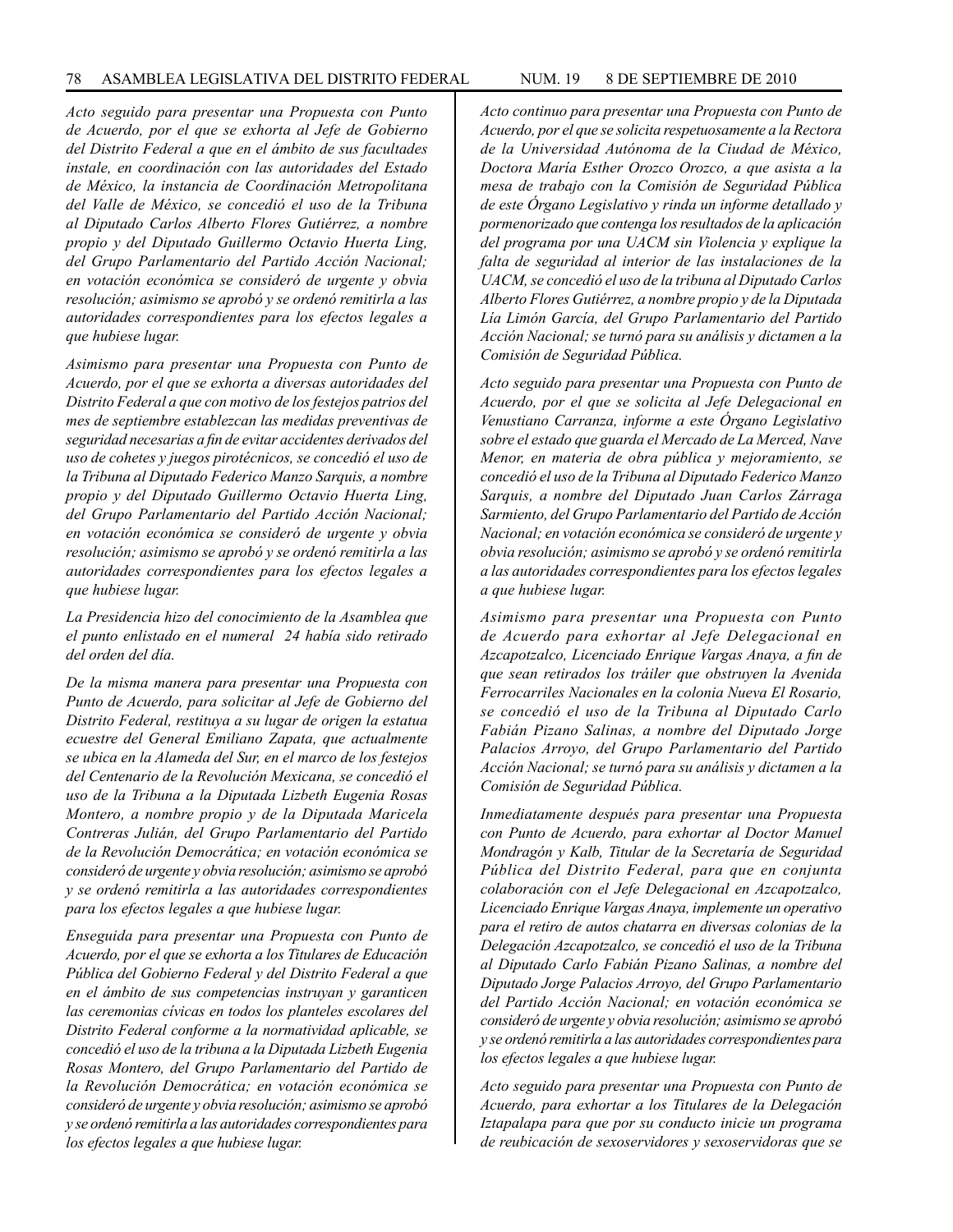*Acto seguido para presentar una Propuesta con Punto de Acuerdo, por el que se exhorta al Jefe de Gobierno del Distrito Federal a que en el ámbito de sus facultades instale, en coordinación con las autoridades del Estado de México, la instancia de Coordinación Metropolitana del Valle de México, se concedió el uso de la Tribuna al Diputado Carlos Alberto Flores Gutiérrez, a nombre propio y del Diputado Guillermo Octavio Huerta Ling, del Grupo Parlamentario del Partido Acción Nacional; en votación económica se consideró de urgente y obvia resolución; asimismo se aprobó y se ordenó remitirla a las autoridades correspondientes para los efectos legales a que hubiese lugar.*

*Asimismo para presentar una Propuesta con Punto de Acuerdo, por el que se exhorta a diversas autoridades del Distrito Federal a que con motivo de los festejos patrios del mes de septiembre establezcan las medidas preventivas de seguridad necesarias a fin de evitar accidentes derivados del uso de cohetes y juegos pirotécnicos, se concedió el uso de la Tribuna al Diputado Federico Manzo Sarquis, a nombre propio y del Diputado Guillermo Octavio Huerta Ling, del Grupo Parlamentario del Partido Acción Nacional; en votación económica se consideró de urgente y obvia resolución; asimismo se aprobó y se ordenó remitirla a las autoridades correspondientes para los efectos legales a que hubiese lugar.*

*La Presidencia hizo del conocimiento de la Asamblea que el punto enlistado en el numeral 24 había sido retirado del orden del día.*

*De la misma manera para presentar una Propuesta con Punto de Acuerdo, para solicitar al Jefe de Gobierno del Distrito Federal, restituya a su lugar de origen la estatua ecuestre del General Emiliano Zapata, que actualmente se ubica en la Alameda del Sur, en el marco de los festejos del Centenario de la Revolución Mexicana, se concedió el uso de la Tribuna a la Diputada Lizbeth Eugenia Rosas Montero, a nombre propio y de la Diputada Maricela Contreras Julián, del Grupo Parlamentario del Partido de la Revolución Democrática; en votación económica se consideró de urgente y obvia resolución; asimismo se aprobó y se ordenó remitirla a las autoridades correspondientes para los efectos legales a que hubiese lugar.*

*Enseguida para presentar una Propuesta con Punto de Acuerdo, por el que se exhorta a los Titulares de Educación Pública del Gobierno Federal y del Distrito Federal a que en el ámbito de sus competencias instruyan y garanticen las ceremonias cívicas en todos los planteles escolares del Distrito Federal conforme a la normatividad aplicable, se concedió el uso de la tribuna a la Diputada Lizbeth Eugenia Rosas Montero, del Grupo Parlamentario del Partido de la Revolución Democrática; en votación económica se consideró de urgente y obvia resolución; asimismo se aprobó y se ordenó remitirla a las autoridades correspondientes para los efectos legales a que hubiese lugar.*

*Acto continuo para presentar una Propuesta con Punto de Acuerdo, por el que se solicita respetuosamente a la Rectora de la Universidad Autónoma de la Ciudad de México, Doctora María Esther Orozco Orozco, a que asista a la mesa de trabajo con la Comisión de Seguridad Pública de este Órgano Legislativo y rinda un informe detallado y pormenorizado que contenga los resultados de la aplicación del programa por una UACM sin Violencia y explique la falta de seguridad al interior de las instalaciones de la UACM, se concedió el uso de la tribuna al Diputado Carlos Alberto Flores Gutiérrez, a nombre propio y de la Diputada Lía Limón García, del Grupo Parlamentario del Partido Acción Nacional; se turnó para su análisis y dictamen a la Comisión de Seguridad Pública.*

*Acto seguido para presentar una Propuesta con Punto de Acuerdo, por el que se solicita al Jefe Delegacional en Venustiano Carranza, informe a este Órgano Legislativo sobre el estado que guarda el Mercado de La Merced, Nave Menor, en materia de obra pública y mejoramiento, se concedió el uso de la Tribuna al Diputado Federico Manzo Sarquis, a nombre del Diputado Juan Carlos Zárraga Sarmiento, del Grupo Parlamentario del Partido de Acción Nacional; en votación económica se consideró de urgente y obvia resolución; asimismo se aprobó y se ordenó remitirla a las autoridades correspondientes para los efectos legales a que hubiese lugar.*

*Asimismo para presentar una Propuesta con Punto de Acuerdo para exhortar al Jefe Delegacional en Azcapotzalco, Licenciado Enrique Vargas Anaya, a fin de que sean retirados los tráiler que obstruyen la Avenida Ferrocarriles Nacionales en la colonia Nueva El Rosario, se concedió el uso de la Tribuna al Diputado Carlo Fabián Pizano Salinas, a nombre del Diputado Jorge Palacios Arroyo, del Grupo Parlamentario del Partido Acción Nacional; se turnó para su análisis y dictamen a la Comisión de Seguridad Pública.*

*Inmediatamente después para presentar una Propuesta con Punto de Acuerdo, para exhortar al Doctor Manuel Mondragón y Kalb, Titular de la Secretaría de Seguridad Pública del Distrito Federal, para que en conjunta colaboración con el Jefe Delegacional en Azcapotzalco, Licenciado Enrique Vargas Anaya, implemente un operativo para el retiro de autos chatarra en diversas colonias de la Delegación Azcapotzalco, se concedió el uso de la Tribuna al Diputado Carlo Fabián Pizano Salinas, a nombre del Diputado Jorge Palacios Arroyo, del Grupo Parlamentario del Partido Acción Nacional; en votación económica se consideró de urgente y obvia resolución; asimismo se aprobó y se ordenó remitirla a las autoridades correspondientes para los efectos legales a que hubiese lugar.*

*Acto seguido para presentar una Propuesta con Punto de Acuerdo, para exhortar a los Titulares de la Delegación Iztapalapa para que por su conducto inicie un programa de reubicación de sexoservidores y sexoservidoras que se*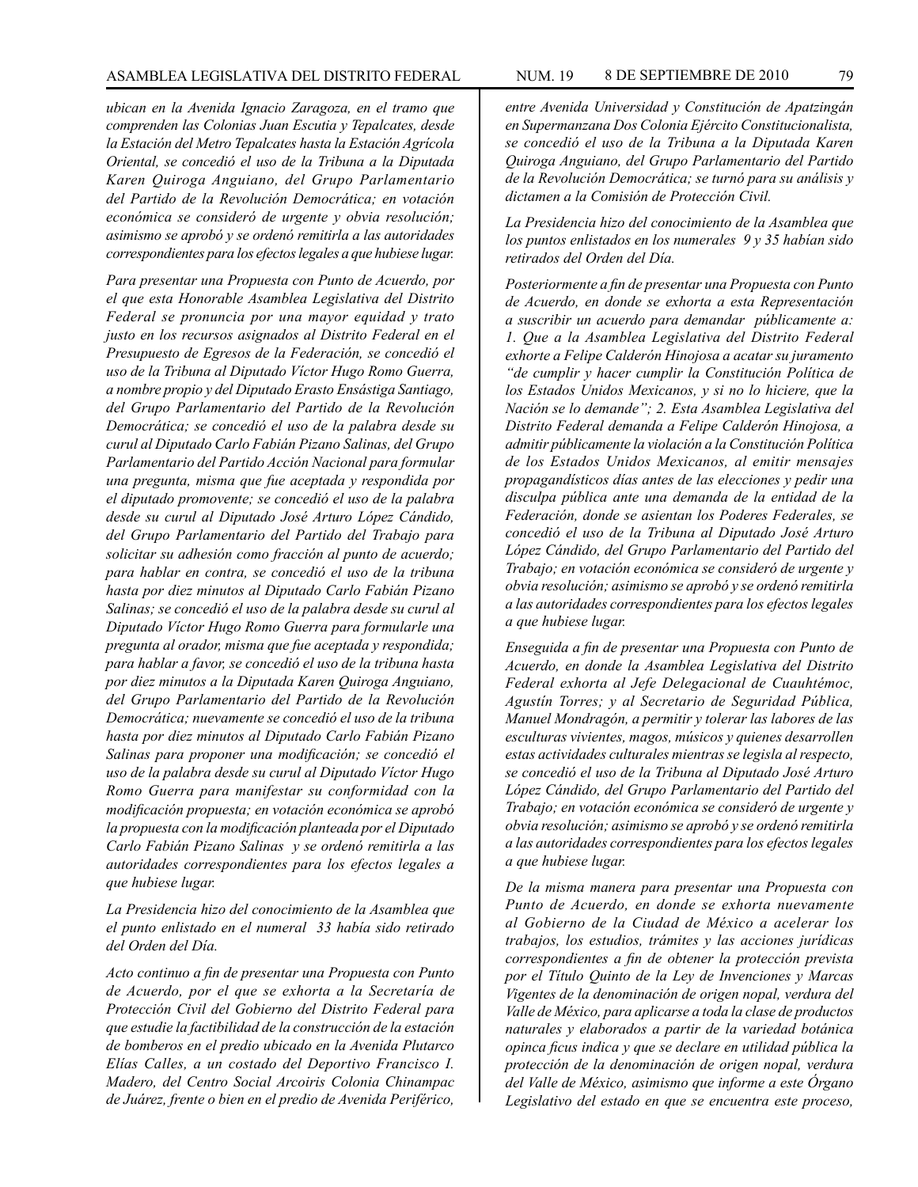*ubican en la Avenida Ignacio Zaragoza, en el tramo que comprenden las Colonias Juan Escutia y Tepalcates, desde la Estación del Metro Tepalcates hasta la Estación Agrícola Oriental, se concedió el uso de la Tribuna a la Diputada Karen Quiroga Anguiano, del Grupo Parlamentario del Partido de la Revolución Democrática; en votación económica se consideró de urgente y obvia resolución; asimismo se aprobó y se ordenó remitirla a las autoridades correspondientes para los efectos legales a que hubiese lugar.*

*Para presentar una Propuesta con Punto de Acuerdo, por el que esta Honorable Asamblea Legislativa del Distrito Federal se pronuncia por una mayor equidad y trato justo en los recursos asignados al Distrito Federal en el Presupuesto de Egresos de la Federación, se concedió el uso de la Tribuna al Diputado Víctor Hugo Romo Guerra, a nombre propio y del Diputado Erasto Ensástiga Santiago, del Grupo Parlamentario del Partido de la Revolución Democrática; se concedió el uso de la palabra desde su curul al Diputado Carlo Fabián Pizano Salinas, del Grupo Parlamentario del Partido Acción Nacional para formular una pregunta, misma que fue aceptada y respondida por el diputado promovente; se concedió el uso de la palabra desde su curul al Diputado José Arturo López Cándido, del Grupo Parlamentario del Partido del Trabajo para solicitar su adhesión como fracción al punto de acuerdo; para hablar en contra, se concedió el uso de la tribuna hasta por diez minutos al Diputado Carlo Fabián Pizano Salinas; se concedió el uso de la palabra desde su curul al Diputado Víctor Hugo Romo Guerra para formularle una pregunta al orador, misma que fue aceptada y respondida; para hablar a favor, se concedió el uso de la tribuna hasta por diez minutos a la Diputada Karen Quiroga Anguiano, del Grupo Parlamentario del Partido de la Revolución Democrática; nuevamente se concedió el uso de la tribuna hasta por diez minutos al Diputado Carlo Fabián Pizano Salinas para proponer una modificación; se concedió el uso de la palabra desde su curul al Diputado Víctor Hugo Romo Guerra para manifestar su conformidad con la modificación propuesta; en votación económica se aprobó la propuesta con la modificación planteada por el Diputado Carlo Fabián Pizano Salinas y se ordenó remitirla a las autoridades correspondientes para los efectos legales a que hubiese lugar.*

*La Presidencia hizo del conocimiento de la Asamblea que el punto enlistado en el numeral 33 había sido retirado del Orden del Día.*

*Acto continuo a fin de presentar una Propuesta con Punto de Acuerdo, por el que se exhorta a la Secretaría de Protección Civil del Gobierno del Distrito Federal para que estudie la factibilidad de la construcción de la estación de bomberos en el predio ubicado en la Avenida Plutarco Elías Calles, a un costado del Deportivo Francisco I. Madero, del Centro Social Arcoiris Colonia Chinampac de Juárez, frente o bien en el predio de Avenida Periférico, entre Avenida Universidad y Constitución de Apatzingán en Supermanzana Dos Colonia Ejército Constitucionalista, se concedió el uso de la Tribuna a la Diputada Karen Quiroga Anguiano, del Grupo Parlamentario del Partido de la Revolución Democrática; se turnó para su análisis y dictamen a la Comisión de Protección Civil.*

*La Presidencia hizo del conocimiento de la Asamblea que los puntos enlistados en los numerales 9 y 35 habían sido retirados del Orden del Día.*

*Posteriormente a fin de presentar una Propuesta con Punto de Acuerdo, en donde se exhorta a esta Representación a suscribir un acuerdo para demandar públicamente a: 1. Que a la Asamblea Legislativa del Distrito Federal exhorte a Felipe Calderón Hinojosa a acatar su juramento "de cumplir y hacer cumplir la Constitución Política de los Estados Unidos Mexicanos, y si no lo hiciere, que la Nación se lo demande"; 2. Esta Asamblea Legislativa del Distrito Federal demanda a Felipe Calderón Hinojosa, a admitir públicamente la violación a la Constitución Política de los Estados Unidos Mexicanos, al emitir mensajes propagandísticos días antes de las elecciones y pedir una disculpa pública ante una demanda de la entidad de la Federación, donde se asientan los Poderes Federales, se concedió el uso de la Tribuna al Diputado José Arturo López Cándido, del Grupo Parlamentario del Partido del Trabajo; en votación económica se consideró de urgente y obvia resolución; asimismo se aprobó y se ordenó remitirla a las autoridades correspondientes para los efectos legales a que hubiese lugar.*

*Enseguida a fin de presentar una Propuesta con Punto de Acuerdo, en donde la Asamblea Legislativa del Distrito Federal exhorta al Jefe Delegacional de Cuauhtémoc, Agustín Torres; y al Secretario de Seguridad Pública, Manuel Mondragón, a permitir y tolerar las labores de las esculturas vivientes, magos, músicos y quienes desarrollen estas actividades culturales mientras se legisla al respecto, se concedió el uso de la Tribuna al Diputado José Arturo López Cándido, del Grupo Parlamentario del Partido del Trabajo; en votación económica se consideró de urgente y obvia resolución; asimismo se aprobó y se ordenó remitirla a las autoridades correspondientes para los efectos legales a que hubiese lugar.*

*De la misma manera para presentar una Propuesta con Punto de Acuerdo, en donde se exhorta nuevamente al Gobierno de la Ciudad de México a acelerar los trabajos, los estudios, trámites y las acciones jurídicas correspondientes a fin de obtener la protección prevista por el Título Quinto de la Ley de Invenciones y Marcas Vigentes de la denominación de origen nopal, verdura del Valle de México, para aplicarse a toda la clase de productos naturales y elaborados a partir de la variedad botánica opinca ficus indica y que se declare en utilidad pública la protección de la denominación de origen nopal, verdura del Valle de México, asimismo que informe a este Órgano Legislativo del estado en que se encuentra este proceso,*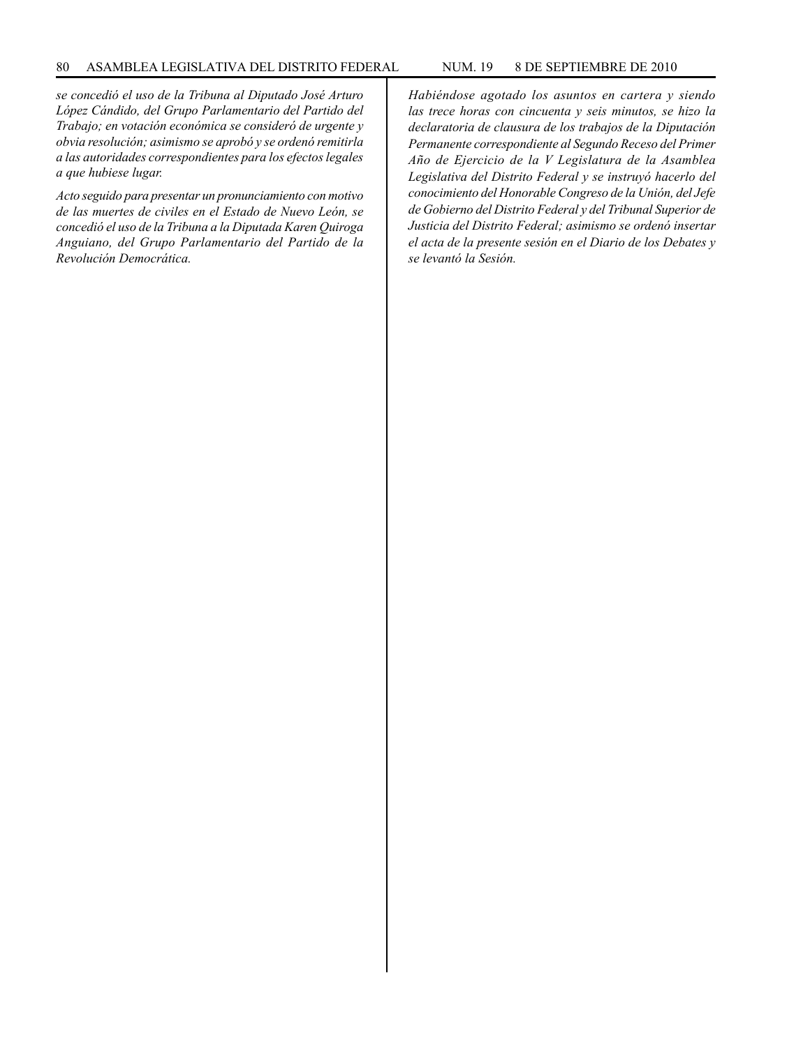*se concedió el uso de la Tribuna al Diputado José Arturo López Cándido, del Grupo Parlamentario del Partido del Trabajo; en votación económica se consideró de urgente y obvia resolución; asimismo se aprobó y se ordenó remitirla a las autoridades correspondientes para los efectos legales a que hubiese lugar.*

*Acto seguido para presentar un pronunciamiento con motivo de las muertes de civiles en el Estado de Nuevo León, se concedió el uso de la Tribuna a la Diputada Karen Quiroga Anguiano, del Grupo Parlamentario del Partido de la Revolución Democrática.*

*Habiéndose agotado los asuntos en cartera y siendo las trece horas con cincuenta y seis minutos, se hizo la declaratoria de clausura de los trabajos de la Diputación Permanente correspondiente al Segundo Receso del Primer Año de Ejercicio de la V Legislatura de la Asamblea Legislativa del Distrito Federal y se instruyó hacerlo del conocimiento del Honorable Congreso de la Unión, del Jefe de Gobierno del Distrito Federal y del Tribunal Superior de Justicia del Distrito Federal; asimismo se ordenó insertar el acta de la presente sesión en el Diario de los Debates y se levantó la Sesión.*